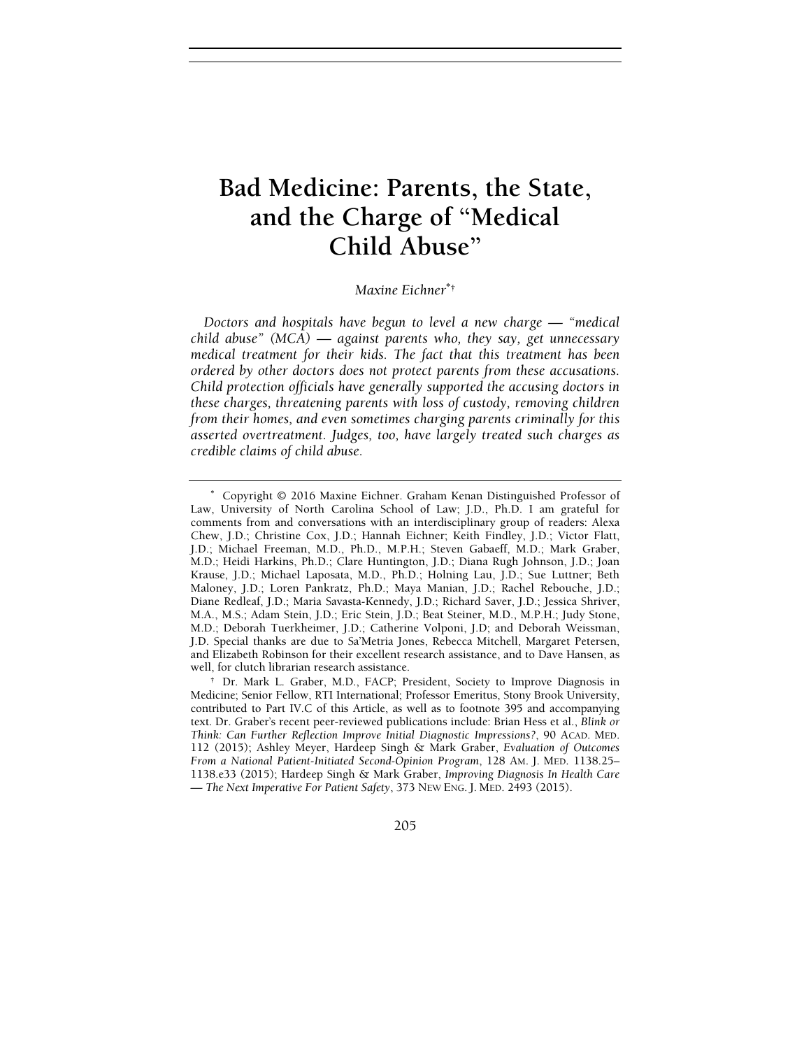# Bad Medicine: Parents, the State, and the Charge of "Medical Child Abuse"

*Maxine Eichner*[*][†]

*Doctors and hospitals have begun to level a new charge — "medical child abuse" (MCA) — against parents who, they say, get unnecessary medical treatment for their kids. The fact that this treatment has been ordered by other doctors does not protect parents from these accusations. Child protection officials have generally supported the accusing doctors in these charges, threatening parents with loss of custody, removing children from their homes, and even sometimes charging parents criminally for this asserted overtreatment. Judges, too, have largely treated such charges as credible claims of child abuse.*

---

[*] Copyright © 2016 Maxine Eichner. Graham Kenan Distinguished Professor of Law, University of North Carolina School of Law; J.D., Ph.D. I am grateful for comments from and conversations with an interdisciplinary group of readers: Alexa Chew, J.D.; Christine Cox, J.D.; Hannah Eichner; Keith Findley, J.D.; Victor Flatt, J.D.; Michael Freeman, M.D., Ph.D., M.P.H.; Steven Gabaeff, M.D.; Mark Graber, M.D.; Heidi Harkins, Ph.D.; Clare Huntington, J.D.; Diana Rugh Johnson, J.D.; Joan Krause, J.D.; Michael Laposata, M.D., Ph.D.; Holning Lau, J.D.; Sue Luttner; Beth Maloney, J.D.; Loren Pankratz, Ph.D.; Maya Manian, J.D.; Rachel Rebouche, J.D.; Diane Redleaf, J.D.; Maria Savasta-Kennedy, J.D.; Richard Saver, J.D.; Jessica Shriver, M.A., M.S.; Adam Stein, J.D.; Eric Stein, J.D.; Beat Steiner, M.D., M.P.H.; Judy Stone, M.D.; Deborah Tuerkheimer, J.D.; Catherine Volponi, J.D; and Deborah Weissman, J.D. Special thanks are due to Sa'Metria Jones, Rebecca Mitchell, Margaret Petersen, and Elizabeth Robinson for their excellent research assistance, and to Dave Hansen, as well, for clutch librarian research assistance.

[†] Dr. Mark L. Graber, M.D., FACP; President, Society to Improve Diagnosis in Medicine; Senior Fellow, RTI International; Professor Emeritus, Stony Brook University, contributed to Part IV.C of this Article, as well as to footnote 395 and accompanying text. Dr. Graber's recent peer-reviewed publications include: Brian Hess et al., *Blink or Think: Can Further Reflection Improve Initial Diagnostic Impressions?*, 90 ACAD. MED. 112 (2015); Ashley Meyer, Hardeep Singh & Mark Graber, *Evaluation of Outcomes From a National Patient-Initiated Second-Opinion Program*, 128 AM. J. MED. 1138.25–1138.e33 (2015); Hardeep Singh & Mark Graber, *Improving Diagnosis In Health Care — The Next Imperative For Patient Safety*, 373 NEW ENG. J. MED. 2493 (2015).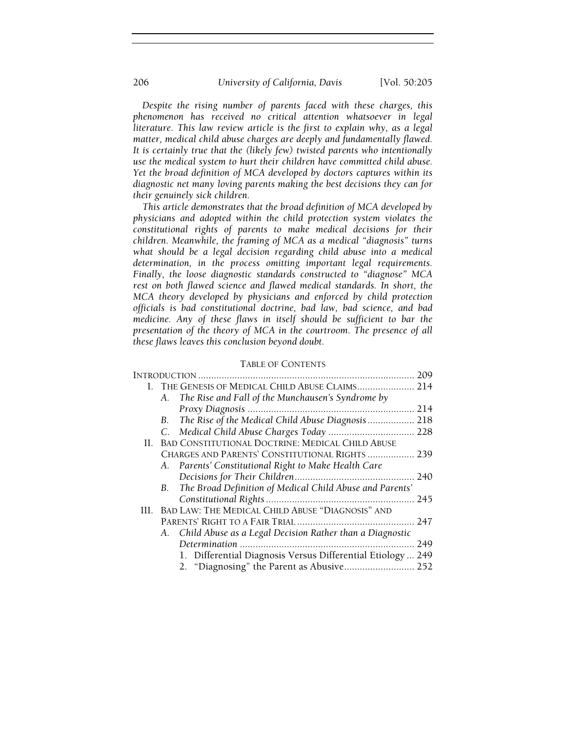*Despite the rising number of parents faced with these charges, this phenomenon has received no critical attention whatsoever in legal literature. This law review article is the first to explain why, as a legal matter, medical child abuse charges are deeply and fundamentally flawed. It is certainly true that the (likely few) twisted parents who intentionally use the medical system to hurt their children have committed child abuse. Yet the broad definition of MCA developed by doctors captures within its diagnostic net many loving parents making the best decisions they can for their genuinely sick children.*

*This article demonstrates that the broad definition of MCA developed by physicians and adopted within the child protection system violates the constitutional rights of parents to make medical decisions for their children. Meanwhile, the framing of MCA as a medical "diagnosis" turns what should be a legal decision regarding child abuse into a medical determination, in the process omitting important legal requirements. Finally, the loose diagnostic standards constructed to "diagnose" MCA rest on both flawed science and flawed medical standards. In short, the MCA theory developed by physicians and enforced by child protection officials is bad constitutional doctrine, bad law, bad science, and bad medicine. Any of these flaws in itself should be sufficient to bar the presentation of the theory of MCA in the courtroom. The presence of all these flaws leaves this conclusion beyond doubt.*

## TABLE OF CONTENTS

INTRODUCTION .......... 209

I. THE GENESIS OF MEDICAL CHILD ABUSE CLAIMS .......... 214
   - A. *The Rise and Fall of the Munchausen's Syndrome by Proxy Diagnosis* .......... 214
   - B. *The Rise of the Medical Child Abuse Diagnosis* .......... 218
   - C. *Medical Child Abuse Charges Today* .......... 228

II. BAD CONSTITUTIONAL DOCTRINE: MEDICAL CHILD ABUSE CHARGES AND PARENTS' CONSTITUTIONAL RIGHTS .......... 239
   - A. *Parents' Constitutional Right to Make Health Care Decisions for Their Children* .......... 240
   - B. *The Broad Definition of Medical Child Abuse and Parents' Constitutional Rights* .......... 245

III. BAD LAW: THE MEDICAL CHILD ABUSE "DIAGNOSIS" AND PARENTS' RIGHT TO A FAIR TRIAL .......... 247
   - A. *Child Abuse as a Legal Decision Rather than a Diagnostic Determination* .......... 249
     1. Differential Diagnosis Versus Differential Etiology .......... 249
     2. "Diagnosing" the Parent as Abusive .......... 252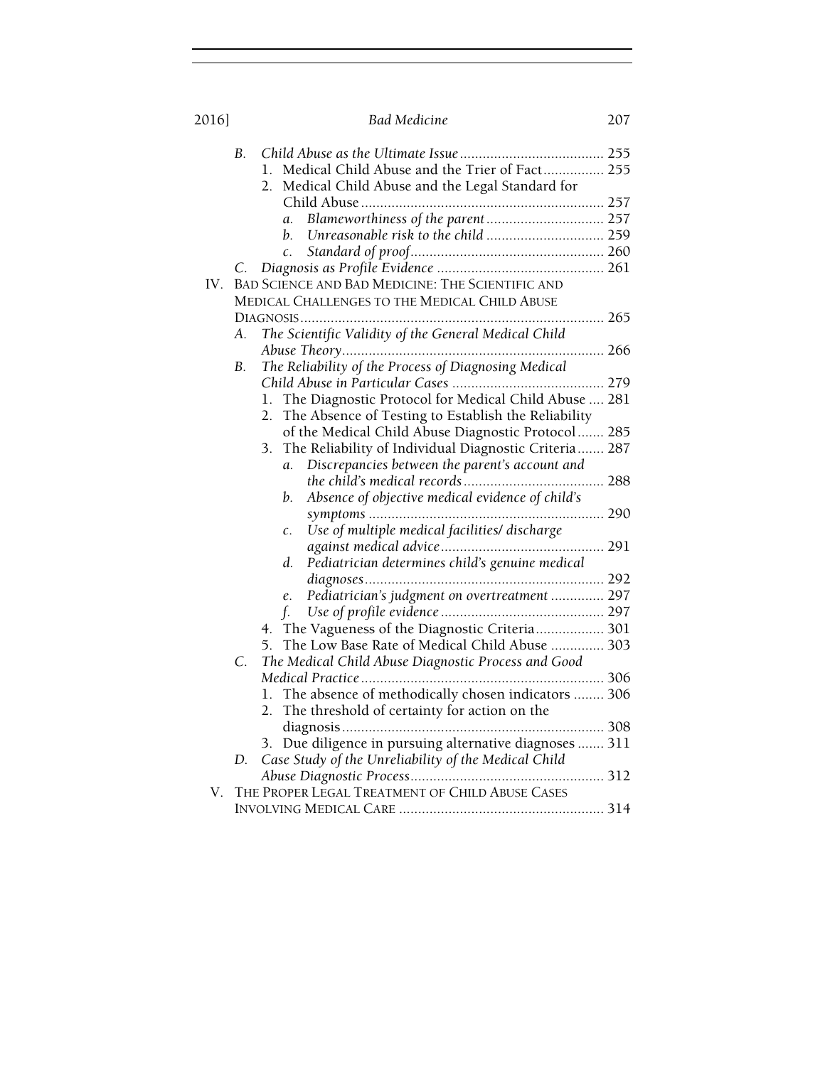- B. *Child Abuse as the Ultimate Issue* ...................................... 255
  1. Medical Child Abuse and the Trier of Fact ................ 255
  2. Medical Child Abuse and the Legal Standard for Child Abuse ................................................................ 257
     - a. *Blameworthiness of the parent* ............................... 257
     - b. *Unreasonable risk to the child* ............................... 259
     - c. *Standard of proof* .................................................. 260
- C. *Diagnosis as Profile Evidence* ........................................... 261

IV. BAD SCIENCE AND BAD MEDICINE: THE SCIENTIFIC AND MEDICAL CHALLENGES TO THE MEDICAL CHILD ABUSE DIAGNOSIS ................................................................................ 265

- A. *The Scientific Validity of the General Medical Child Abuse Theory* ...................................................................... 266
- B. *The Reliability of the Process of Diagnosing Medical Child Abuse in Particular Cases* ........................................ 279
  1. The Diagnostic Protocol for Medical Child Abuse .... 281
  2. The Absence of Testing to Establish the Reliability of the Medical Child Abuse Diagnostic Protocol ....... 285
  3. The Reliability of Individual Diagnostic Criteria ....... 287
     - a. *Discrepancies between the parent's account and the child's medical records* ..................................... 288
     - b. *Absence of objective medical evidence of child's symptoms* .............................................................. 290
     - c. *Use of multiple medical facilities/ discharge against medical advice* ........................................... 291
     - d. *Pediatrician determines child's genuine medical diagnoses* ............................................................... 292
     - e. *Pediatrician's judgment on overtreatment* .............. 297
     - f. *Use of profile evidence* ........................................... 297
  4. The Vagueness of the Diagnostic Criteria .................. 301
  5. The Low Base Rate of Medical Child Abuse .............. 303
- C. *The Medical Child Abuse Diagnostic Process and Good Medical Practice* ................................................................. 306
  1. The absence of methodically chosen indicators ........ 306
  2. The threshold of certainty for action on the diagnosis ..................................................................... 308
  3. Due diligence in pursuing alternative diagnoses ....... 311
- D. *Case Study of the Unreliability of the Medical Child Abuse Diagnostic Process* ................................................... 312

V. THE PROPER LEGAL TREATMENT OF CHILD ABUSE CASES INVOLVING MEDICAL CARE ...................................................... 314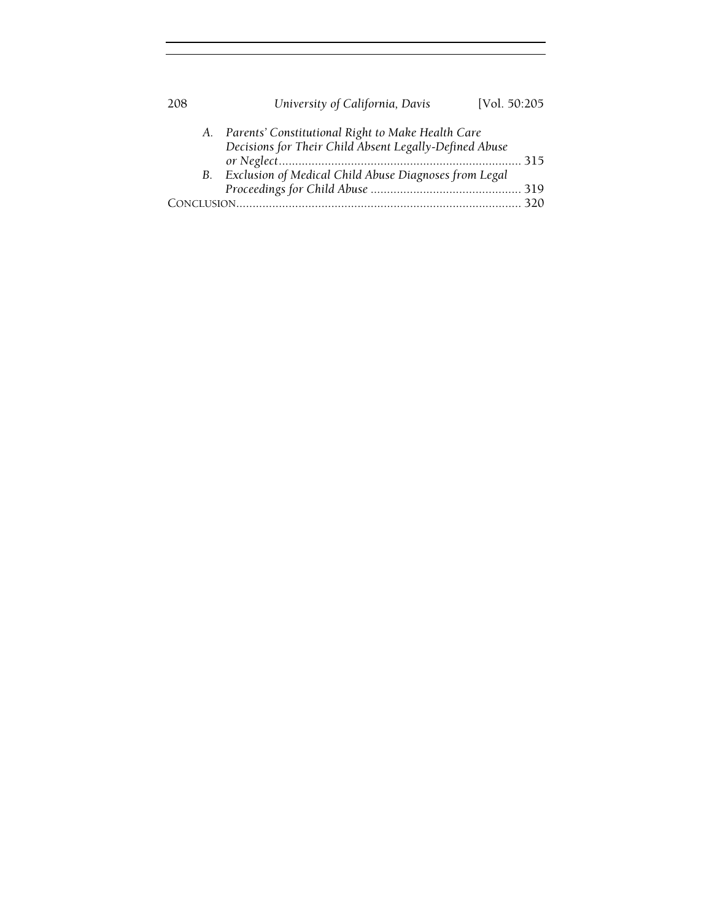A. *Parents' Constitutional Right to Make Health Care Decisions for Their Child Absent Legally-Defined Abuse or Neglect* ........................................................................ 315

B. *Exclusion of Medical Child Abuse Diagnoses from Legal Proceedings for Child Abuse* ............................................ 319

CONCLUSION ...................................................................................... 320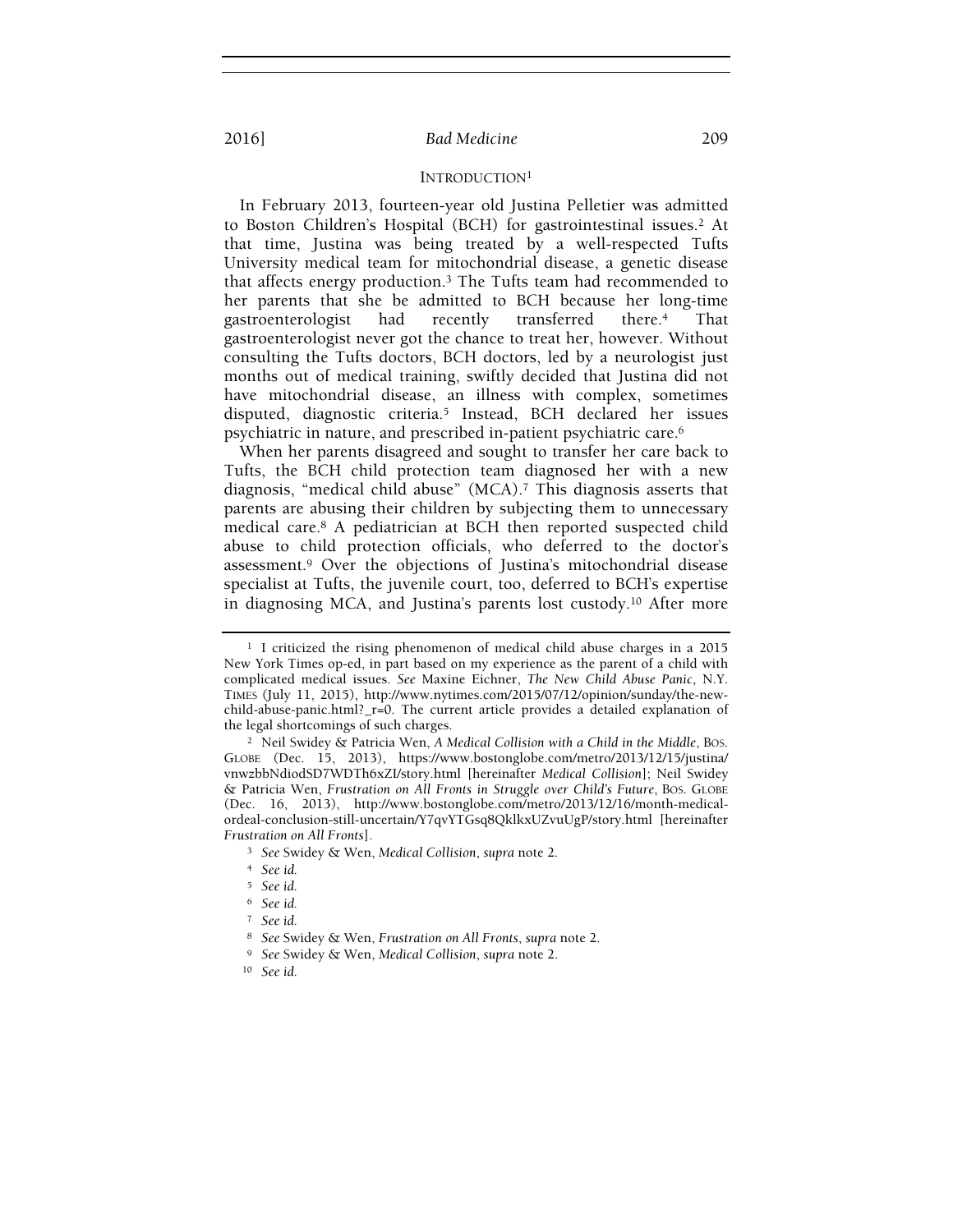## INTRODUCTION[1]

In February 2013, fourteen-year old Justina Pelletier was admitted to Boston Children's Hospital (BCH) for gastrointestinal issues.[2] At that time, Justina was being treated by a well-respected Tufts University medical team for mitochondrial disease, a genetic disease that affects energy production.[3] The Tufts team had recommended to her parents that she be admitted to BCH because her long-time gastroenterologist had recently transferred there.[4] That gastroenterologist never got the chance to treat her, however. Without consulting the Tufts doctors, BCH doctors, led by a neurologist just months out of medical training, swiftly decided that Justina did not have mitochondrial disease, an illness with complex, sometimes disputed, diagnostic criteria.[5] Instead, BCH declared her issues psychiatric in nature, and prescribed in-patient psychiatric care.[6]

When her parents disagreed and sought to transfer her care back to Tufts, the BCH child protection team diagnosed her with a new diagnosis, "medical child abuse" (MCA).[7] This diagnosis asserts that parents are abusing their children by subjecting them to unnecessary medical care.[8] A pediatrician at BCH then reported suspected child abuse to child protection officials, who deferred to the doctor's assessment.[9] Over the objections of Justina's mitochondrial disease specialist at Tufts, the juvenile court, too, deferred to BCH's expertise in diagnosing MCA, and Justina's parents lost custody.[10] After more

---

[1] I criticized the rising phenomenon of medical child abuse charges in a 2015 New York Times op-ed, in part based on my experience as the parent of a child with complicated medical issues. *See* Maxine Eichner, *The New Child Abuse Panic*, N.Y. TIMES (July 11, 2015), http://www.nytimes.com/2015/07/12/opinion/sunday/the-new-child-abuse-panic.html?_r=0. The current article provides a detailed explanation of the legal shortcomings of such charges.

[2] Neil Swidey & Patricia Wen, *A Medical Collision with a Child in the Middle*, BOS. GLOBE (Dec. 15, 2013), https://www.bostonglobe.com/metro/2013/12/15/justina/vnwzbbNdiodSD7WDTh6xZI/story.html [hereinafter *Medical Collision*]; Neil Swidey & Patricia Wen, *Frustration on All Fronts in Struggle over Child's Future*, BOS. GLOBE (Dec. 16, 2013), http://www.bostonglobe.com/metro/2013/12/16/month-medical-ordeal-conclusion-still-uncertain/Y7qvYTGsq8QklkxUZvuUgP/story.html [hereinafter *Frustration on All Fronts*].

[3] *See* Swidey & Wen, *Medical Collision*, *supra* note 2.

[4] *See id.*

[5] *See id.*

[6] *See id.*

[7] *See id.*

[8] *See* Swidey & Wen, *Frustration on All Fronts*, *supra* note 2.

[9] *See* Swidey & Wen, *Medical Collision*, *supra* note 2.

[10] *See id.*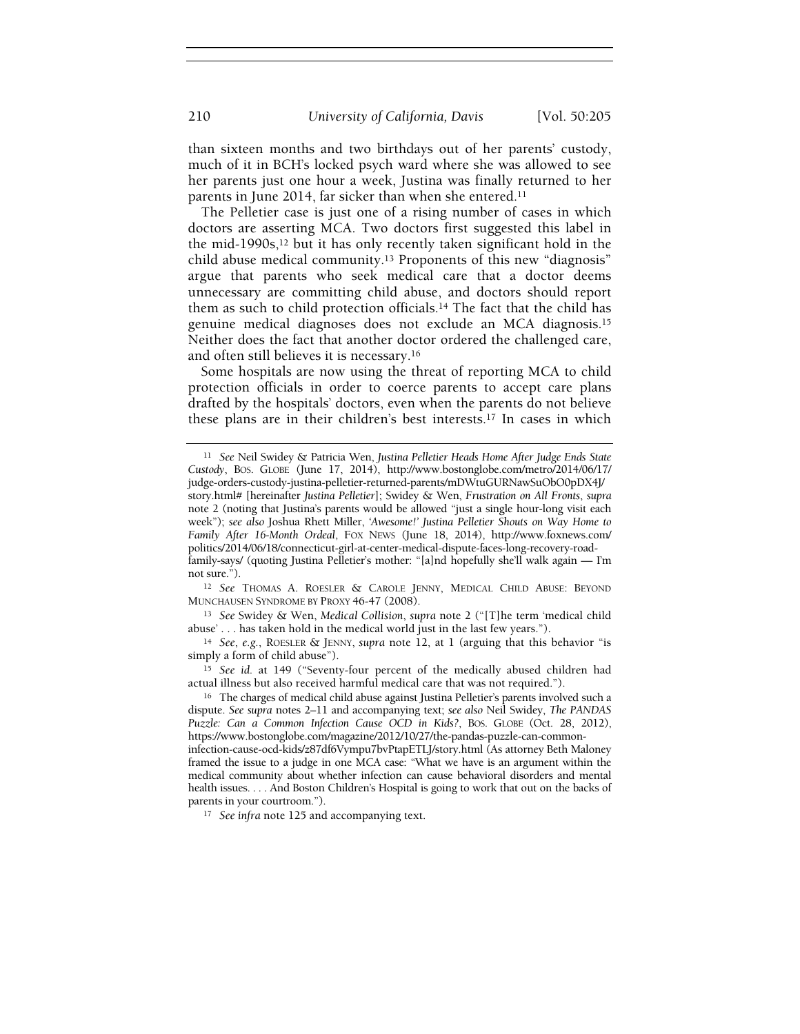than sixteen months and two birthdays out of her parents' custody, much of it in BCH's locked psych ward where she was allowed to see her parents just one hour a week, Justina was finally returned to her parents in June 2014, far sicker than when she entered.[11]

The Pelletier case is just one of a rising number of cases in which doctors are asserting MCA. Two doctors first suggested this label in the mid-1990s,[12] but it has only recently taken significant hold in the child abuse medical community.[13] Proponents of this new "diagnosis" argue that parents who seek medical care that a doctor deems unnecessary are committing child abuse, and doctors should report them as such to child protection officials.[14] The fact that the child has genuine medical diagnoses does not exclude an MCA diagnosis.[15] Neither does the fact that another doctor ordered the challenged care, and often still believes it is necessary.[16]

Some hospitals are now using the threat of reporting MCA to child protection officials in order to coerce parents to accept care plans drafted by the hospitals' doctors, even when the parents do not believe these plans are in their children's best interests.[17] In cases in which

---

[11] *See* Neil Swidey & Patricia Wen, *Justina Pelletier Heads Home After Judge Ends State Custody*, BOS. GLOBE (June 17, 2014), http://www.bostonglobe.com/metro/2014/06/17/judge-orders-custody-justina-pelletier-returned-parents/mDWtuGURNawSuObO0pDX4J/story.html# [hereinafter *Justina Pelletier*]; Swidey & Wen, *Frustration on All Fronts*, *supra* note 2 (noting that Justina's parents would be allowed "just a single hour-long visit each week"); *see also* Joshua Rhett Miller, *'Awesome!' Justina Pelletier Shouts on Way Home to Family After 16-Month Ordeal*, FOX NEWS (June 18, 2014), http://www.foxnews.com/politics/2014/06/18/connecticut-girl-at-center-medical-dispute-faces-long-recovery-road-family-says/ (quoting Justina Pelletier's mother: "[a]nd hopefully she'll walk again — I'm not sure.").

[12] *See* THOMAS A. ROESLER & CAROLE JENNY, MEDICAL CHILD ABUSE: BEYOND MUNCHAUSEN SYNDROME BY PROXY 46-47 (2008).

[13] *See* Swidey & Wen, *Medical Collision*, *supra* note 2 ("[T]he term 'medical child abuse' . . . has taken hold in the medical world just in the last few years.").

[14] *See, e.g.*, ROESLER & JENNY, *supra* note 12, at 1 (arguing that this behavior "is simply a form of child abuse").

[15] *See id.* at 149 ("Seventy-four percent of the medically abused children had actual illness but also received harmful medical care that was not required.").

[16] The charges of medical child abuse against Justina Pelletier's parents involved such a dispute. *See supra* notes 2–11 and accompanying text; *see also* Neil Swidey, *The PANDAS Puzzle: Can a Common Infection Cause OCD in Kids?*, BOS. GLOBE (Oct. 28, 2012), https://www.bostonglobe.com/magazine/2012/10/27/the-pandas-puzzle-can-common-infection-cause-ocd-kids/z87df6Vympu7bvPtapETLJ/story.html (As attorney Beth Maloney framed the issue to a judge in one MCA case: "What we have is an argument within the medical community about whether infection can cause behavioral disorders and mental health issues. . . . And Boston Children's Hospital is going to work that out on the backs of parents in your courtroom.").

[17] *See infra* note 125 and accompanying text.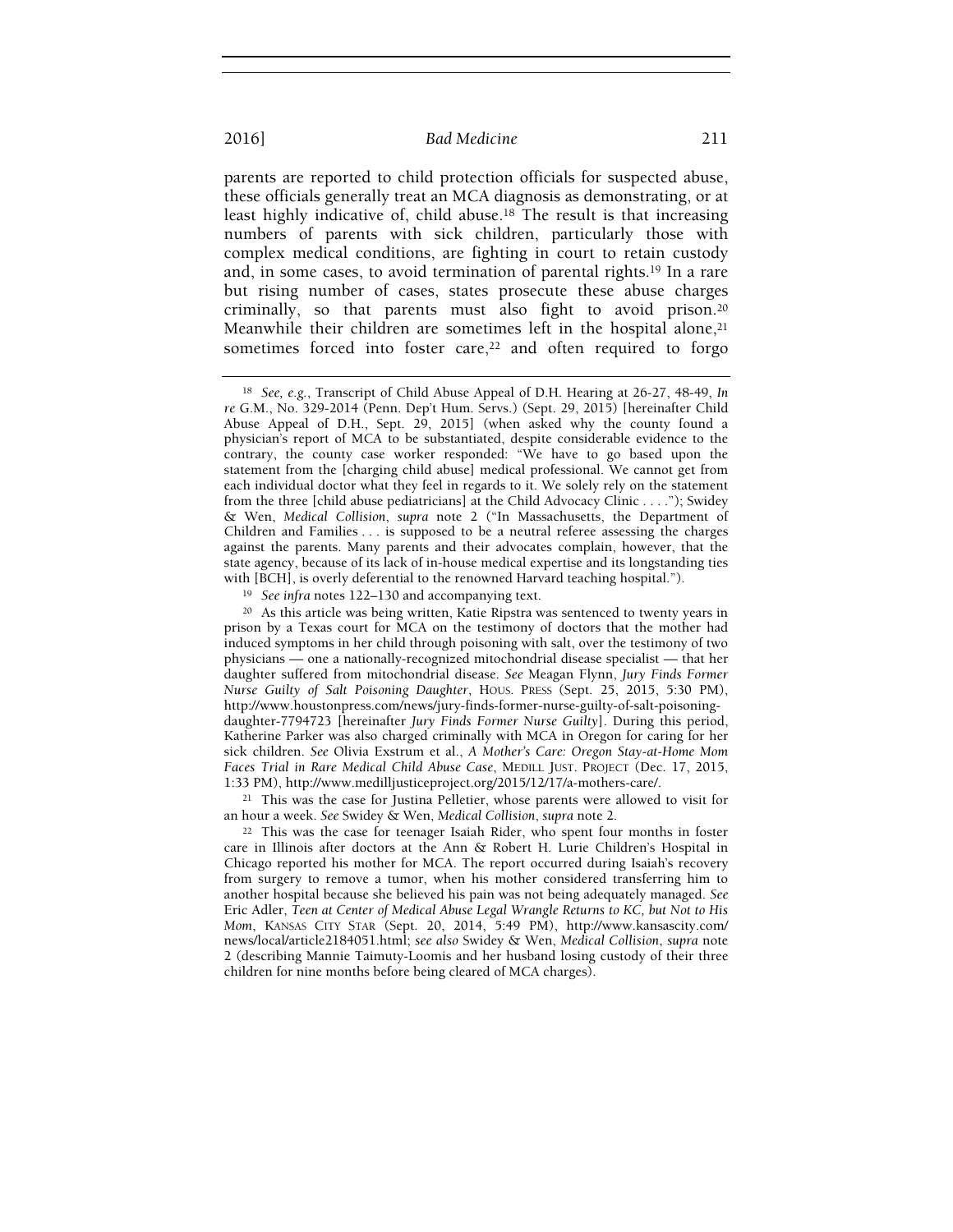parents are reported to child protection officials for suspected abuse, these officials generally treat an MCA diagnosis as demonstrating, or at least highly indicative of, child abuse.[18] The result is that increasing numbers of parents with sick children, particularly those with complex medical conditions, are fighting in court to retain custody and, in some cases, to avoid termination of parental rights.[19] In a rare but rising number of cases, states prosecute these abuse charges criminally, so that parents must also fight to avoid prison.[20] Meanwhile their children are sometimes left in the hospital alone,[21] sometimes forced into foster care,[22] and often required to forgo

---

[18] *See, e.g.*, Transcript of Child Abuse Appeal of D.H. Hearing at 26-27, 48-49, *In re* G.M., No. 329-2014 (Penn. Dep't Hum. Servs.) (Sept. 29, 2015) [hereinafter Child Abuse Appeal of D.H., Sept. 29, 2015] (when asked why the county found a physician's report of MCA to be substantiated, despite considerable evidence to the contrary, the county case worker responded: "We have to go based upon the statement from the [charging child abuse] medical professional. We cannot get from each individual doctor what they feel in regards to it. We solely rely on the statement from the three [child abuse pediatricians] at the Child Advocacy Clinic . . . ."); Swidey & Wen, *Medical Collision*, *supra* note 2 ("In Massachusetts, the Department of Children and Families . . . is supposed to be a neutral referee assessing the charges against the parents. Many parents and their advocates complain, however, that the state agency, because of its lack of in-house medical expertise and its longstanding ties with [BCH], is overly deferential to the renowned Harvard teaching hospital.").

[19] *See infra* notes 122–130 and accompanying text.

[20] As this article was being written, Katie Ripstra was sentenced to twenty years in prison by a Texas court for MCA on the testimony of doctors that the mother had induced symptoms in her child through poisoning with salt, over the testimony of two physicians — one a nationally-recognized mitochondrial disease specialist — that her daughter suffered from mitochondrial disease. *See* Meagan Flynn, *Jury Finds Former Nurse Guilty of Salt Poisoning Daughter*, HOUS. PRESS (Sept. 25, 2015, 5:30 PM), http://www.houstonpress.com/news/jury-finds-former-nurse-guilty-of-salt-poisoning-daughter-7794723 [hereinafter *Jury Finds Former Nurse Guilty*]. During this period, Katherine Parker was also charged criminally with MCA in Oregon for caring for her sick children. *See* Olivia Exstrum et al., *A Mother's Care: Oregon Stay-at-Home Mom Faces Trial in Rare Medical Child Abuse Case*, MEDILL JUST. PROJECT (Dec. 17, 2015, 1:33 PM), http://www.medilljusticeproject.org/2015/12/17/a-mothers-care/.

[21] This was the case for Justina Pelletier, whose parents were allowed to visit for an hour a week. *See* Swidey & Wen, *Medical Collision*, *supra* note 2.

[22] This was the case for teenager Isaiah Rider, who spent four months in foster care in Illinois after doctors at the Ann & Robert H. Lurie Children's Hospital in Chicago reported his mother for MCA. The report occurred during Isaiah's recovery from surgery to remove a tumor, when his mother considered transferring him to another hospital because she believed his pain was not being adequately managed. *See* Eric Adler, *Teen at Center of Medical Abuse Legal Wrangle Returns to KC, but Not to His Mom*, KANSAS CITY STAR (Sept. 20, 2014, 5:49 PM), http://www.kansascity.com/news/local/article2184051.html; *see also* Swidey & Wen, *Medical Collision*, *supra* note 2 (describing Mannie Taimuty-Loomis and her husband losing custody of their three children for nine months before being cleared of MCA charges).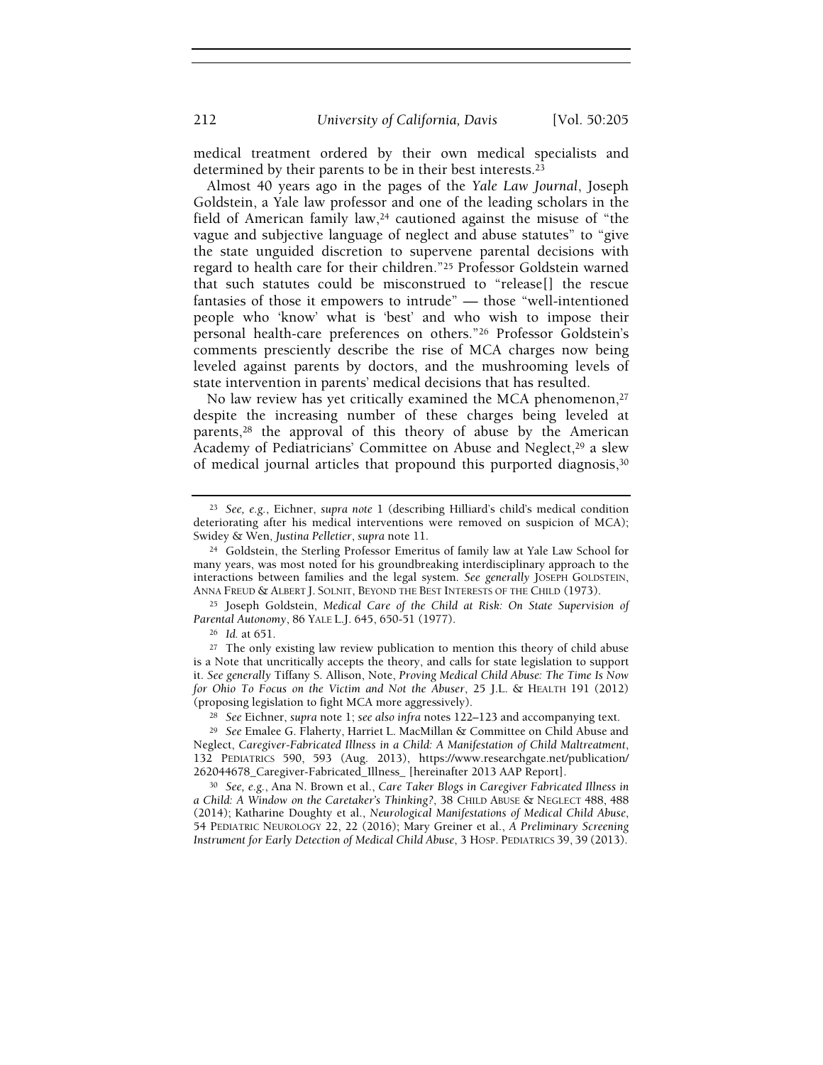medical treatment ordered by their own medical specialists and determined by their parents to be in their best interests.[23]

Almost 40 years ago in the pages of the *Yale Law Journal*, Joseph Goldstein, a Yale law professor and one of the leading scholars in the field of American family law,[24] cautioned against the misuse of "the vague and subjective language of neglect and abuse statutes" to "give the state unguided discretion to supervene parental decisions with regard to health care for their children."[25] Professor Goldstein warned that such statutes could be misconstrued to "release[] the rescue fantasies of those it empowers to intrude" — those "well-intentioned people who 'know' what is 'best' and who wish to impose their personal health-care preferences on others."[26] Professor Goldstein's comments presciently describe the rise of MCA charges now being leveled against parents by doctors, and the mushrooming levels of state intervention in parents' medical decisions that has resulted.

No law review has yet critically examined the MCA phenomenon,[27] despite the increasing number of these charges being leveled at parents,[28] the approval of this theory of abuse by the American Academy of Pediatricians' Committee on Abuse and Neglect,[29] a slew of medical journal articles that propound this purported diagnosis,[30]

---

[23] *See, e.g.*, Eichner, *supra note* 1 (describing Hilliard's child's medical condition deteriorating after his medical interventions were removed on suspicion of MCA); Swidey & Wen, *Justina Pelletier*, *supra* note 11.

[24] Goldstein, the Sterling Professor Emeritus of family law at Yale Law School for many years, was most noted for his groundbreaking interdisciplinary approach to the interactions between families and the legal system. *See generally* JOSEPH GOLDSTEIN, ANNA FREUD & ALBERT J. SOLNIT, BEYOND THE BEST INTERESTS OF THE CHILD (1973).

[25] Joseph Goldstein, *Medical Care of the Child at Risk: On State Supervision of Parental Autonomy*, 86 YALE L.J. 645, 650-51 (1977).

[26] *Id.* at 651.

[27] The only existing law review publication to mention this theory of child abuse is a Note that uncritically accepts the theory, and calls for state legislation to support it. *See generally* Tiffany S. Allison, Note, *Proving Medical Child Abuse: The Time Is Now for Ohio To Focus on the Victim and Not the Abuser*, 25 J.L. & HEALTH 191 (2012) (proposing legislation to fight MCA more aggressively).

[28] *See* Eichner, *supra* note 1; *see also infra* notes 122–123 and accompanying text.

[29] *See* Emalee G. Flaherty, Harriet L. MacMillan & Committee on Child Abuse and Neglect, *Caregiver-Fabricated Illness in a Child: A Manifestation of Child Maltreatment*, 132 PEDIATRICS 590, 593 (Aug. 2013), https://www.researchgate.net/publication/262044678_Caregiver-Fabricated_Illness_ [hereinafter 2013 AAP Report].

[30] *See, e.g.*, Ana N. Brown et al., *Care Taker Blogs in Caregiver Fabricated Illness in a Child: A Window on the Caretaker's Thinking?*, 38 CHILD ABUSE & NEGLECT 488, 488 (2014); Katharine Doughty et al., *Neurological Manifestations of Medical Child Abuse*, 54 PEDIATRIC NEUROLOGY 22, 22 (2016); Mary Greiner et al., *A Preliminary Screening Instrument for Early Detection of Medical Child Abuse*, 3 HOSP. PEDIATRICS 39, 39 (2013).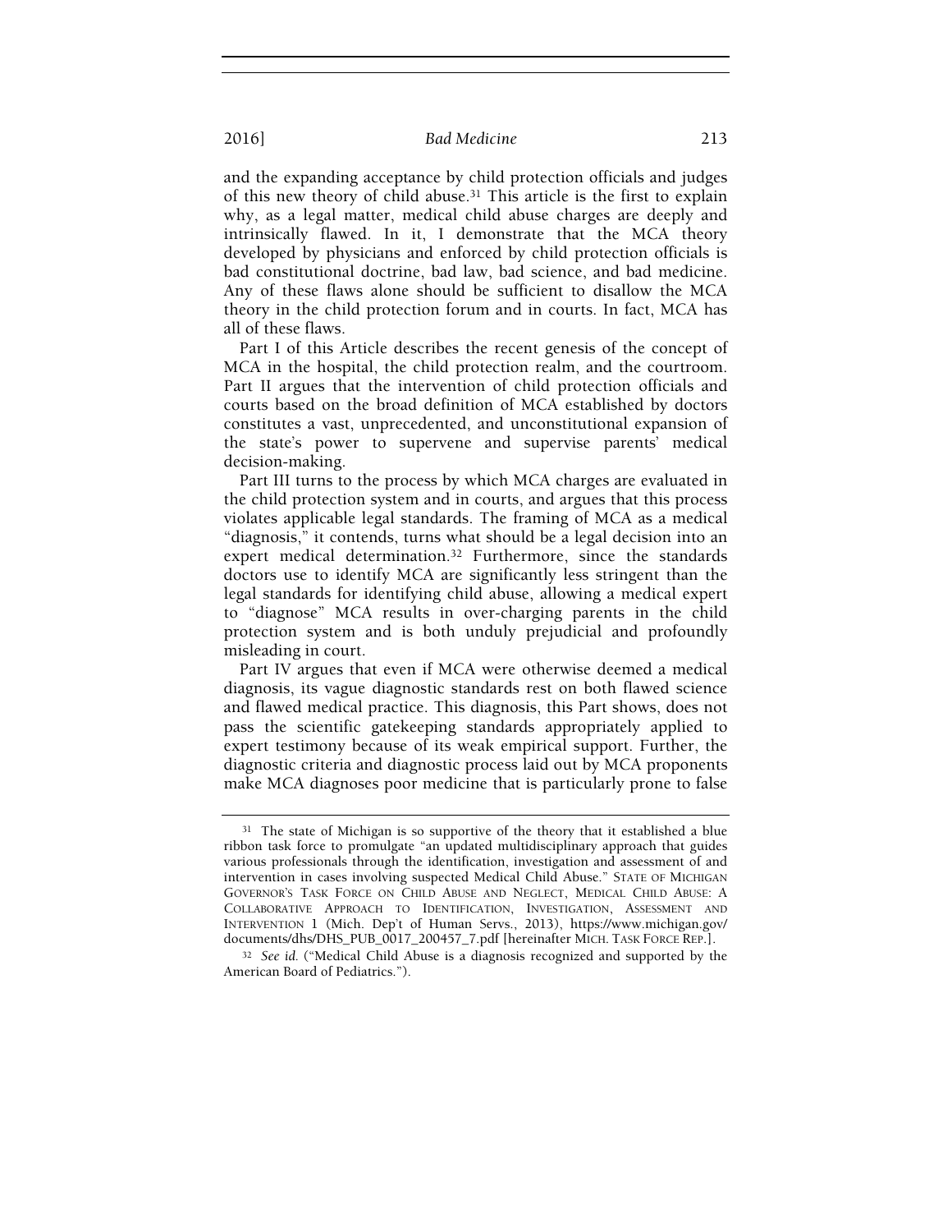and the expanding acceptance by child protection officials and judges of this new theory of child abuse.[31] This article is the first to explain why, as a legal matter, medical child abuse charges are deeply and intrinsically flawed. In it, I demonstrate that the MCA theory developed by physicians and enforced by child protection officials is bad constitutional doctrine, bad law, bad science, and bad medicine. Any of these flaws alone should be sufficient to disallow the MCA theory in the child protection forum and in courts. In fact, MCA has all of these flaws.

Part I of this Article describes the recent genesis of the concept of MCA in the hospital, the child protection realm, and the courtroom. Part II argues that the intervention of child protection officials and courts based on the broad definition of MCA established by doctors constitutes a vast, unprecedented, and unconstitutional expansion of the state's power to supervene and supervise parents' medical decision-making.

Part III turns to the process by which MCA charges are evaluated in the child protection system and in courts, and argues that this process violates applicable legal standards. The framing of MCA as a medical "diagnosis," it contends, turns what should be a legal decision into an expert medical determination.[32] Furthermore, since the standards doctors use to identify MCA are significantly less stringent than the legal standards for identifying child abuse, allowing a medical expert to "diagnose" MCA results in over-charging parents in the child protection system and is both unduly prejudicial and profoundly misleading in court.

Part IV argues that even if MCA were otherwise deemed a medical diagnosis, its vague diagnostic standards rest on both flawed science and flawed medical practice. This diagnosis, this Part shows, does not pass the scientific gatekeeping standards appropriately applied to expert testimony because of its weak empirical support. Further, the diagnostic criteria and diagnostic process laid out by MCA proponents make MCA diagnoses poor medicine that is particularly prone to false

---

[31] The state of Michigan is so supportive of the theory that it established a blue ribbon task force to promulgate "an updated multidisciplinary approach that guides various professionals through the identification, investigation and assessment of and intervention in cases involving suspected Medical Child Abuse." STATE OF MICHIGAN GOVERNOR'S TASK FORCE ON CHILD ABUSE AND NEGLECT, MEDICAL CHILD ABUSE: A COLLABORATIVE APPROACH TO IDENTIFICATION, INVESTIGATION, ASSESSMENT AND INTERVENTION 1 (Mich. Dep't of Human Servs., 2013), https://www.michigan.gov/documents/dhs/DHS_PUB_0017_200457_7.pdf [hereinafter MICH. TASK FORCE REP.].

[32] *See id.* ("Medical Child Abuse is a diagnosis recognized and supported by the American Board of Pediatrics.").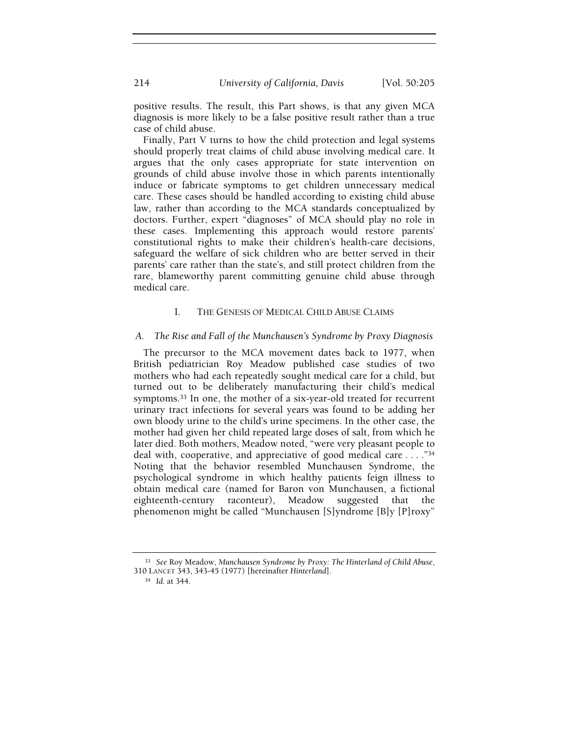positive results. The result, this Part shows, is that any given MCA diagnosis is more likely to be a false positive result rather than a true case of child abuse.

Finally, Part V turns to how the child protection and legal systems should properly treat claims of child abuse involving medical care. It argues that the only cases appropriate for state intervention on grounds of child abuse involve those in which parents intentionally induce or fabricate symptoms to get children unnecessary medical care. These cases should be handled according to existing child abuse law, rather than according to the MCA standards conceptualized by doctors. Further, expert "diagnoses" of MCA should play no role in these cases. Implementing this approach would restore parents' constitutional rights to make their children's health-care decisions, safeguard the welfare of sick children who are better served in their parents' care rather than the state's, and still protect children from the rare, blameworthy parent committing genuine child abuse through medical care.

## I. THE GENESIS OF MEDICAL CHILD ABUSE CLAIMS

### *A. The Rise and Fall of the Munchausen's Syndrome by Proxy Diagnosis*

The precursor to the MCA movement dates back to 1977, when British pediatrician Roy Meadow published case studies of two mothers who had each repeatedly sought medical care for a child, but turned out to be deliberately manufacturing their child's medical symptoms.[33] In one, the mother of a six-year-old treated for recurrent urinary tract infections for several years was found to be adding her own bloody urine to the child's urine specimens. In the other case, the mother had given her child repeated large doses of salt, from which he later died. Both mothers, Meadow noted, "were very pleasant people to deal with, cooperative, and appreciative of good medical care . . . ."[34] Noting that the behavior resembled Munchausen Syndrome, the psychological syndrome in which healthy patients feign illness to obtain medical care (named for Baron von Munchausen, a fictional eighteenth-century raconteur), Meadow suggested that the phenomenon might be called "Munchausen [S]yndrome [B]y [P]roxy"

---

[33] *See* Roy Meadow, *Munchausen Syndrome by Proxy: The Hinterland of Child Abuse*, 310 LANCET 343, 343-45 (1977) [hereinafter *Hinterland*].

[34] *Id.* at 344.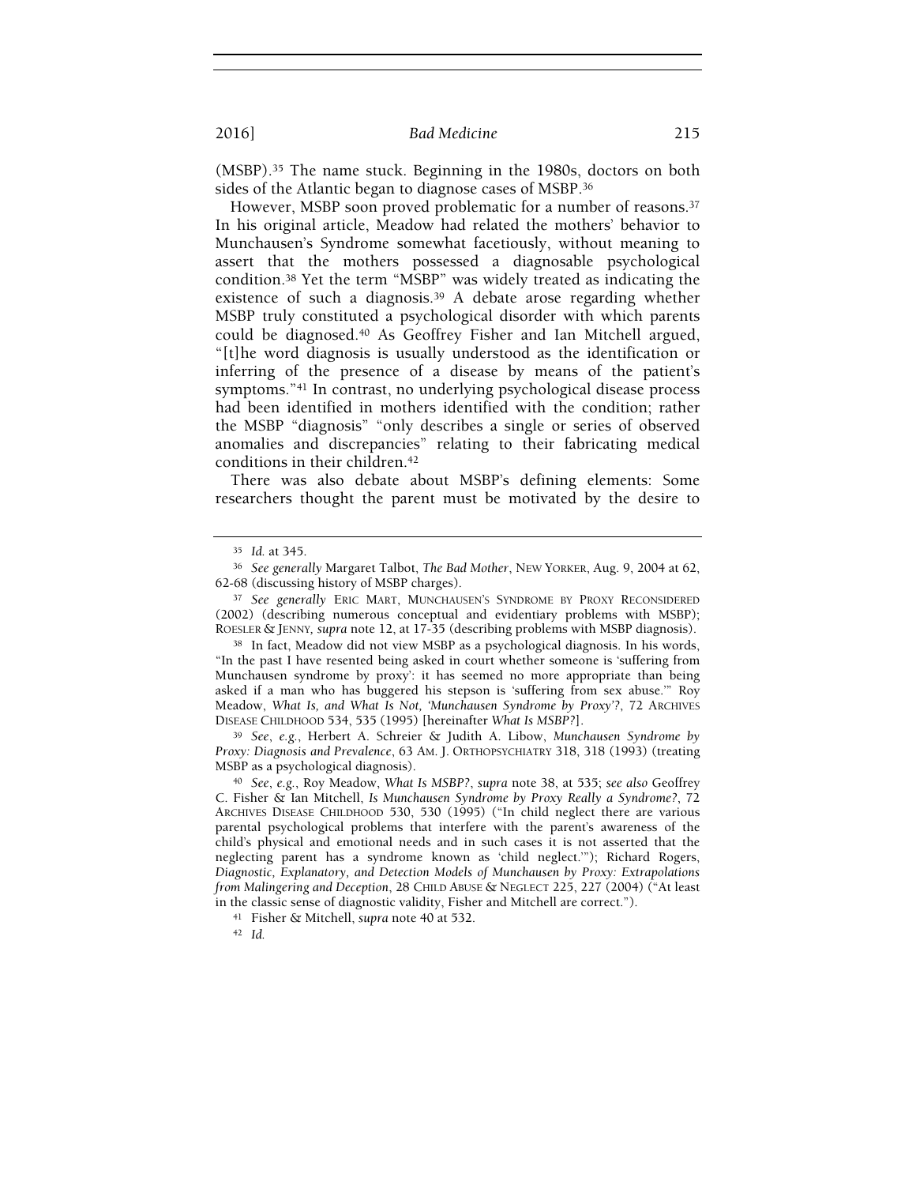(MSBP).[35] The name stuck. Beginning in the 1980s, doctors on both sides of the Atlantic began to diagnose cases of MSBP.[36]

However, MSBP soon proved problematic for a number of reasons.[37] In his original article, Meadow had related the mothers' behavior to Munchausen's Syndrome somewhat facetiously, without meaning to assert that the mothers possessed a diagnosable psychological condition.[38] Yet the term "MSBP" was widely treated as indicating the existence of such a diagnosis.[39] A debate arose regarding whether MSBP truly constituted a psychological disorder with which parents could be diagnosed.[40] As Geoffrey Fisher and Ian Mitchell argued, "[t]he word diagnosis is usually understood as the identification or inferring of the presence of a disease by means of the patient's symptoms."[41] In contrast, no underlying psychological disease process had been identified in mothers identified with the condition; rather the MSBP "diagnosis" "only describes a single or series of observed anomalies and discrepancies" relating to their fabricating medical conditions in their children.[42]

There was also debate about MSBP's defining elements: Some researchers thought the parent must be motivated by the desire to

---

[35] *Id.* at 345.

[36] *See generally* Margaret Talbot, *The Bad Mother*, NEW YORKER, Aug. 9, 2004 at 62, 62-68 (discussing history of MSBP charges).

[37] *See generally* ERIC MART, MUNCHAUSEN'S SYNDROME BY PROXY RECONSIDERED (2002) (describing numerous conceptual and evidentiary problems with MSBP); ROESLER & JENNY, *supra* note 12, at 17-35 (describing problems with MSBP diagnosis).

[38] In fact, Meadow did not view MSBP as a psychological diagnosis. In his words, "In the past I have resented being asked in court whether someone is 'suffering from Munchausen syndrome by proxy': it has seemed no more appropriate than being asked if a man who has buggered his stepson is 'suffering from sex abuse.'" Roy Meadow, *What Is, and What Is Not, 'Munchausen Syndrome by Proxy'?*, 72 ARCHIVES DISEASE CHILDHOOD 534, 535 (1995) [hereinafter *What Is MSBP?*].

[39] *See, e.g.*, Herbert A. Schreier & Judith A. Libow, *Munchausen Syndrome by Proxy: Diagnosis and Prevalence*, 63 AM. J. ORTHOPSYCHIATRY 318, 318 (1993) (treating MSBP as a psychological diagnosis).

[40] *See, e.g.*, Roy Meadow, *What Is MSBP?*, *supra* note 38, at 535; *see also* Geoffrey C. Fisher & Ian Mitchell, *Is Munchausen Syndrome by Proxy Really a Syndrome?*, 72 ARCHIVES DISEASE CHILDHOOD 530, 530 (1995) ("In child neglect there are various parental psychological problems that interfere with the parent's awareness of the child's physical and emotional needs and in such cases it is not asserted that the neglecting parent has a syndrome known as 'child neglect.'"); Richard Rogers, *Diagnostic, Explanatory, and Detection Models of Munchausen by Proxy: Extrapolations from Malingering and Deception*, 28 CHILD ABUSE & NEGLECT 225, 227 (2004) ("At least in the classic sense of diagnostic validity, Fisher and Mitchell are correct.").

[41] Fisher & Mitchell, *supra* note 40 at 532.

[42] *Id.*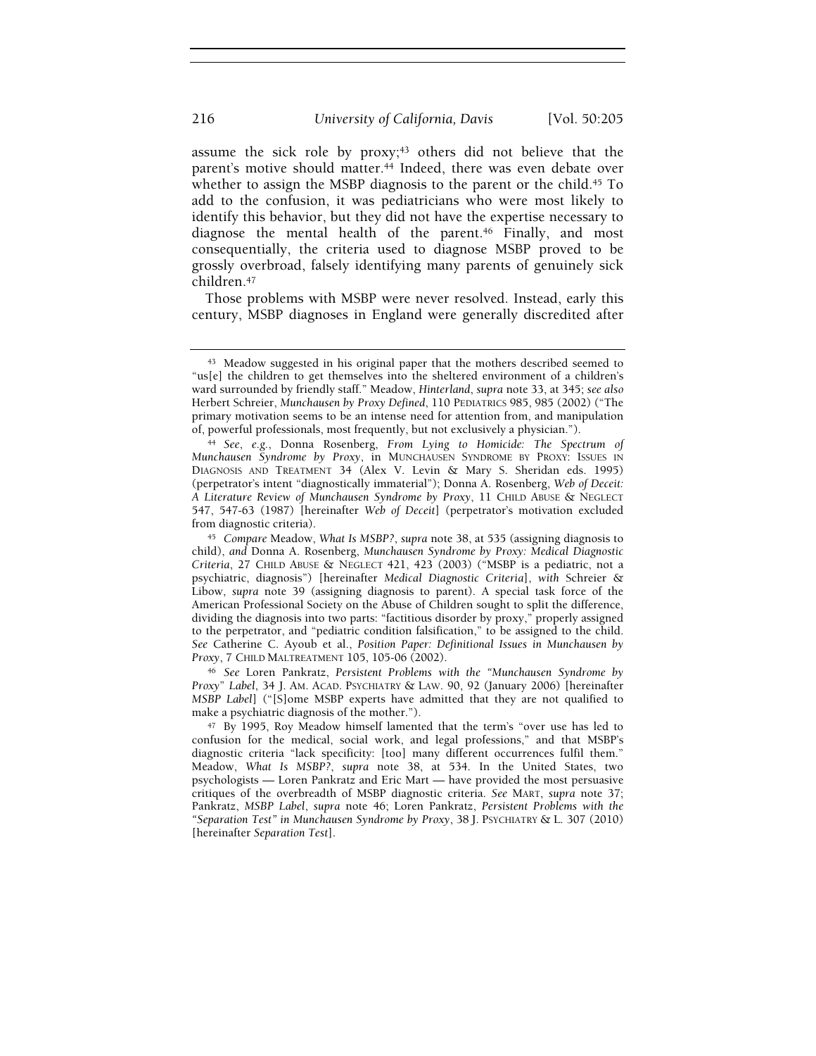assume the sick role by proxy;[43] others did not believe that the parent's motive should matter.[44] Indeed, there was even debate over whether to assign the MSBP diagnosis to the parent or the child.[45] To add to the confusion, it was pediatricians who were most likely to identify this behavior, but they did not have the expertise necessary to diagnose the mental health of the parent.[46] Finally, and most consequentially, the criteria used to diagnose MSBP proved to be grossly overbroad, falsely identifying many parents of genuinely sick children.[47]

Those problems with MSBP were never resolved. Instead, early this century, MSBP diagnoses in England were generally discredited after

---

[43] Meadow suggested in his original paper that the mothers described seemed to "us[e] the children to get themselves into the sheltered environment of a children's ward surrounded by friendly staff." Meadow, *Hinterland*, *supra* note 33, at 345; *see also* Herbert Schreier, *Munchausen by Proxy Defined*, 110 PEDIATRICS 985, 985 (2002) ("The primary motivation seems to be an intense need for attention from, and manipulation of, powerful professionals, most frequently, but not exclusively a physician.").

[44] *See, e.g.*, Donna Rosenberg, *From Lying to Homicide: The Spectrum of Munchausen Syndrome by Proxy*, in MUNCHAUSEN SYNDROME BY PROXY: ISSUES IN DIAGNOSIS AND TREATMENT 34 (Alex V. Levin & Mary S. Sheridan eds. 1995) (perpetrator's intent "diagnostically immaterial"); Donna A. Rosenberg, *Web of Deceit: A Literature Review of Munchausen Syndrome by Proxy*, 11 CHILD ABUSE & NEGLECT 547, 547-63 (1987) [hereinafter *Web of Deceit*] (perpetrator's motivation excluded from diagnostic criteria).

[45] *Compare* Meadow, *What Is MSBP?*, *supra* note 38, at 535 (assigning diagnosis to child), *and* Donna A. Rosenberg, *Munchausen Syndrome by Proxy: Medical Diagnostic Criteria*, 27 CHILD ABUSE & NEGLECT 421, 423 (2003) ("MSBP is a pediatric, not a psychiatric, diagnosis") [hereinafter *Medical Diagnostic Criteria*], *with* Schreier & Libow, *supra* note 39 (assigning diagnosis to parent). A special task force of the American Professional Society on the Abuse of Children sought to split the difference, dividing the diagnosis into two parts: "factitious disorder by proxy," properly assigned to the perpetrator, and "pediatric condition falsification," to be assigned to the child. *See* Catherine C. Ayoub et al., *Position Paper: Definitional Issues in Munchausen by Proxy*, 7 CHILD MALTREATMENT 105, 105-06 (2002).

[46] *See* Loren Pankratz, *Persistent Problems with the "Munchausen Syndrome by Proxy" Label*, 34 J. AM. ACAD. PSYCHIATRY & LAW. 90, 92 (January 2006) [hereinafter *MSBP Label*] ("[S]ome MSBP experts have admitted that they are not qualified to make a psychiatric diagnosis of the mother.").

[47] By 1995, Roy Meadow himself lamented that the term's "over use has led to confusion for the medical, social work, and legal professions," and that MSBP's diagnostic criteria "lack specificity: [too] many different occurrences fulfil them." Meadow, *What Is MSBP?*, *supra* note 38, at 534. In the United States, two psychologists — Loren Pankratz and Eric Mart — have provided the most persuasive critiques of the overbreadth of MSBP diagnostic criteria. *See* MART, *supra* note 37; Pankratz, *MSBP Label*, *supra* note 46; Loren Pankratz, *Persistent Problems with the "Separation Test" in Munchausen Syndrome by Proxy*, 38 J. PSYCHIATRY & L. 307 (2010) [hereinafter *Separation Test*].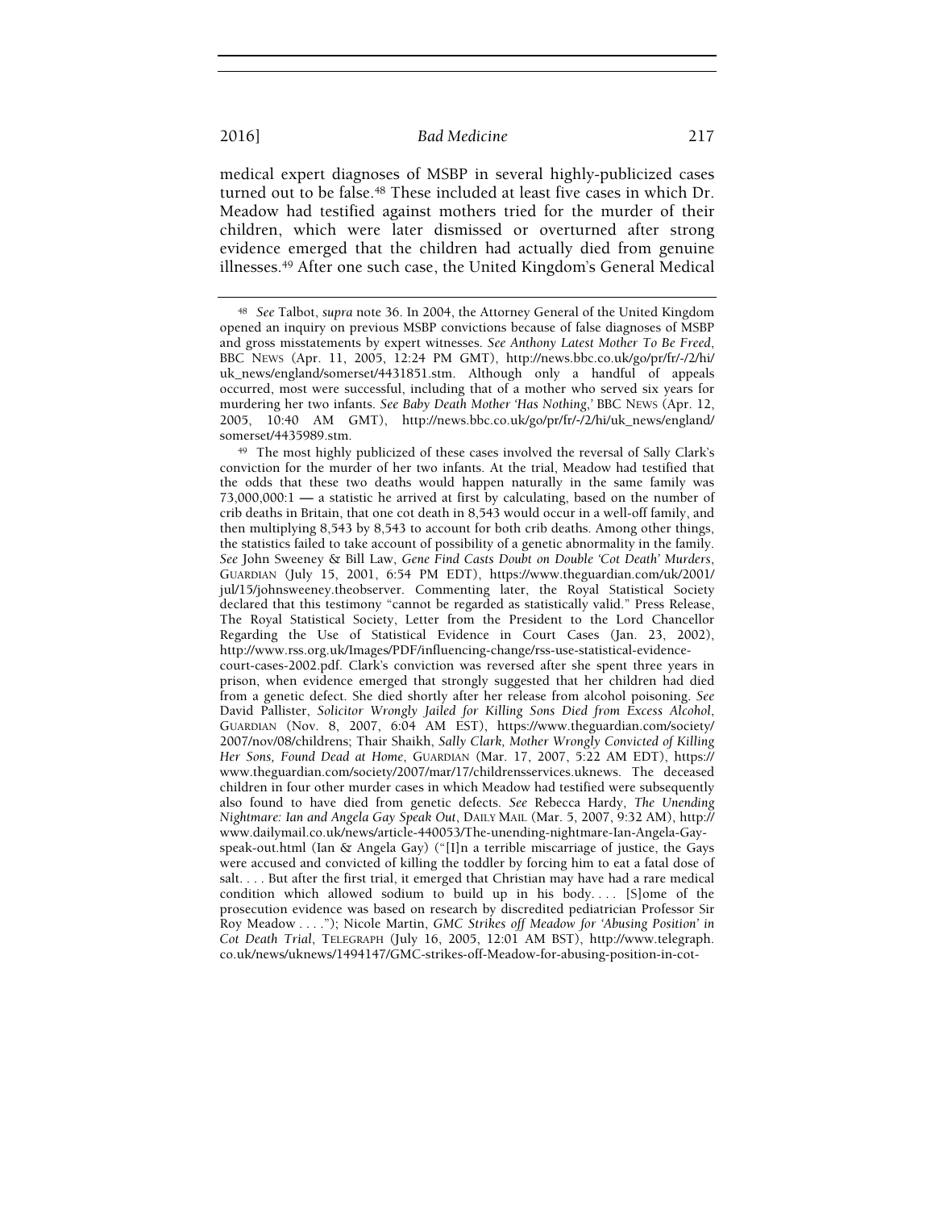medical expert diagnoses of MSBP in several highly-publicized cases turned out to be false.[48] These included at least five cases in which Dr. Meadow had testified against mothers tried for the murder of their children, which were later dismissed or overturned after strong evidence emerged that the children had actually died from genuine illnesses.[49] After one such case, the United Kingdom's General Medical

---

[48] *See* Talbot, *supra* note 36. In 2004, the Attorney General of the United Kingdom opened an inquiry on previous MSBP convictions because of false diagnoses of MSBP and gross misstatements by expert witnesses. *See Anthony Latest Mother To Be Freed*, BBC NEWS (Apr. 11, 2005, 12:24 PM GMT), http://news.bbc.co.uk/go/pr/fr/-/2/hi/uk_news/england/somerset/4431851.stm. Although only a handful of appeals occurred, most were successful, including that of a mother who served six years for murdering her two infants. *See Baby Death Mother 'Has Nothing,'* BBC NEWS (Apr. 12, 2005, 10:40 AM GMT), http://news.bbc.co.uk/go/pr/fr/-/2/hi/uk_news/england/somerset/4435989.stm.

[49] The most highly publicized of these cases involved the reversal of Sally Clark's conviction for the murder of her two infants. At the trial, Meadow had testified that the odds that these two deaths would happen naturally in the same family was 73,000,000:1 — a statistic he arrived at first by calculating, based on the number of crib deaths in Britain, that one cot death in 8,543 would occur in a well-off family, and then multiplying 8,543 by 8,543 to account for both crib deaths. Among other things, the statistics failed to take account of possibility of a genetic abnormality in the family. *See* John Sweeney & Bill Law, *Gene Find Casts Doubt on Double 'Cot Death' Murders*, GUARDIAN (July 15, 2001, 6:54 PM EDT), https://www.theguardian.com/uk/2001/jul/15/johnsweeney.theobserver. Commenting later, the Royal Statistical Society declared that this testimony "cannot be regarded as statistically valid." Press Release, The Royal Statistical Society, Letter from the President to the Lord Chancellor Regarding the Use of Statistical Evidence in Court Cases (Jan. 23, 2002), http://www.rss.org.uk/Images/PDF/influencing-change/rss-use-statistical-evidence-court-cases-2002.pdf. Clark's conviction was reversed after she spent three years in prison, when evidence emerged that strongly suggested that her children had died from a genetic defect. She died shortly after her release from alcohol poisoning. *See* David Pallister, *Solicitor Wrongly Jailed for Killing Sons Died from Excess Alcohol*, GUARDIAN (Nov. 8, 2007, 6:04 AM EST), https://www.theguardian.com/society/2007/nov/08/childrens; Thair Shaikh, *Sally Clark, Mother Wrongly Convicted of Killing Her Sons, Found Dead at Home*, GUARDIAN (Mar. 17, 2007, 5:22 AM EDT), https://www.theguardian.com/society/2007/mar/17/childrensservices.uknews. The deceased children in four other murder cases in which Meadow had testified were subsequently also found to have died from genetic defects. *See* Rebecca Hardy, *The Unending Nightmare: Ian and Angela Gay Speak Out*, DAILY MAIL (Mar. 5, 2007, 9:32 AM), http://www.dailymail.co.uk/news/article-440053/The-unending-nightmare-Ian-Angela-Gay-speak-out.html (Ian & Angela Gay) ("[I]n a terrible miscarriage of justice, the Gays were accused and convicted of killing the toddler by forcing him to eat a fatal dose of salt. . . . But after the first trial, it emerged that Christian may have had a rare medical condition which allowed sodium to build up in his body. . . . [S]ome of the prosecution evidence was based on research by discredited pediatrician Professor Sir Roy Meadow . . . ."); Nicole Martin, *GMC Strikes off Meadow for 'Abusing Position' in Cot Death Trial*, TELEGRAPH (July 16, 2005, 12:01 AM BST), http://www.telegraph.co.uk/news/uknews/1494147/GMC-strikes-off-Meadow-for-abusing-position-in-cot-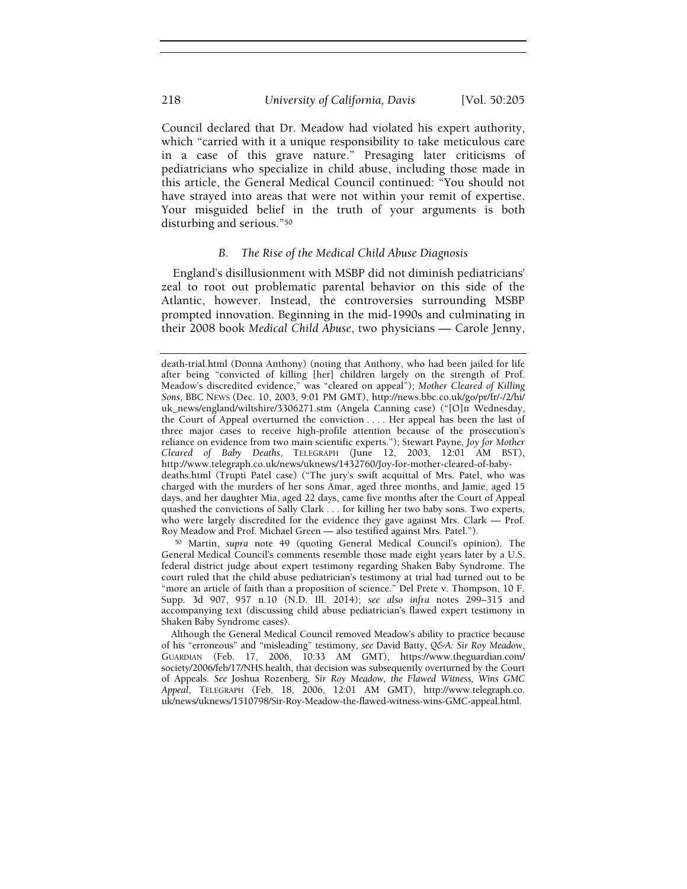Council declared that Dr. Meadow had violated his expert authority, which "carried with it a unique responsibility to take meticulous care in a case of this grave nature." Presaging later criticisms of pediatricians who specialize in child abuse, including those made in this article, the General Medical Council continued: "You should not have strayed into areas that were not within your remit of expertise. Your misguided belief in the truth of your arguments is both disturbing and serious."[50]

### *B. The Rise of the Medical Child Abuse Diagnosis*

England's disillusionment with MSBP did not diminish pediatricians' zeal to root out problematic parental behavior on this side of the Atlantic, however. Instead, the controversies surrounding MSBP prompted innovation. Beginning in the mid-1990s and culminating in their 2008 book *Medical Child Abuse*, two physicians — Carole Jenny,

---

death-trial.html (Donna Anthony) (noting that Anthony, who had been jailed for life after being "convicted of killing [her] children largely on the strength of Prof. Meadow's discredited evidence," was "cleared on appeal"); *Mother Cleared of Killing Sons*, BBC NEWS (Dec. 10, 2003, 9:01 PM GMT), http://news.bbc.co.uk/go/pr/fr/-/2/hi/uk_news/england/wiltshire/3306271.stm (Angela Canning case) ("[O]n Wednesday, the Court of Appeal overturned the conviction . . . . Her appeal has been the last of three major cases to receive high-profile attention because of the prosecution's reliance on evidence from two main scientific experts."); Stewart Payne, *Joy for Mother Cleared of Baby Deaths*, TELEGRAPH (June 12, 2003, 12:01 AM BST), http://www.telegraph.co.uk/news/uknews/1432760/Joy-for-mother-cleared-of-baby-deaths.html (Trupti Patel case) ("The jury's swift acquittal of Mrs. Patel, who was charged with the murders of her sons Amar, aged three months, and Jamie, aged 15 days, and her daughter Mia, aged 22 days, came five months after the Court of Appeal quashed the convictions of Sally Clark . . . for killing her two baby sons. Two experts, who were largely discredited for the evidence they gave against Mrs. Clark — Prof. Roy Meadow and Prof. Michael Green — also testified against Mrs. Patel.").

[50] Martin, *supra* note 49 (quoting General Medical Council's opinion). The General Medical Council's comments resemble those made eight years later by a U.S. federal district judge about expert testimony regarding Shaken Baby Syndrome. The court ruled that the child abuse pediatrician's testimony at trial had turned out to be "more an article of faith than a proposition of science." Del Prete v. Thompson, 10 F. Supp. 3d 907, 957 n.10 (N.D. Ill. 2014); *see also infra* notes 299–315 and accompanying text (discussing child abuse pediatrician's flawed expert testimony in Shaken Baby Syndrome cases).

Although the General Medical Council removed Meadow's ability to practice because of his "erroneous" and "misleading" testimony, *see* David Batty, *Q&A: Sir Roy Meadow*, GUARDIAN (Feb. 17, 2006, 10:33 AM GMT), https://www.theguardian.com/society/2006/feb/17/NHS.health, that decision was subsequently overturned by the Court of Appeals. *See* Joshua Rozenberg, *Sir Roy Meadow, the Flawed Witness, Wins GMC Appeal*, TELEGRAPH (Feb. 18, 2006, 12:01 AM GMT), http://www.telegraph.co.uk/news/uknews/1510798/Sir-Roy-Meadow-the-flawed-witness-wins-GMC-appeal.html.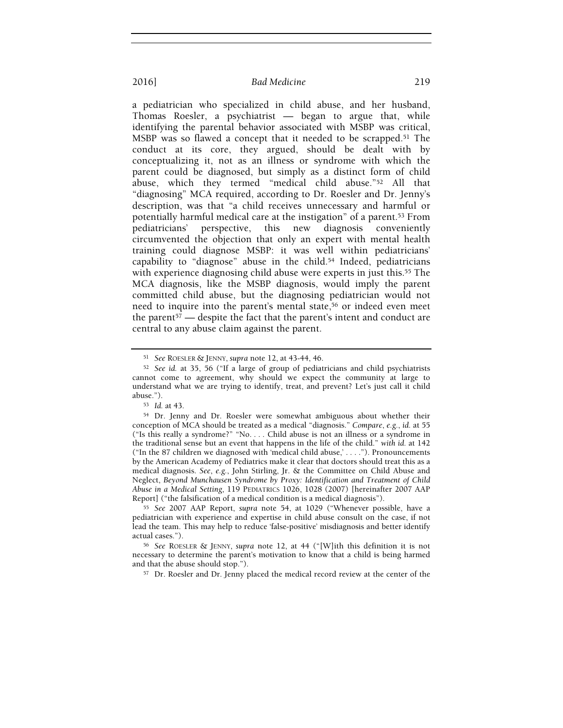a pediatrician who specialized in child abuse, and her husband, Thomas Roesler, a psychiatrist — began to argue that, while identifying the parental behavior associated with MSBP was critical, MSBP was so flawed a concept that it needed to be scrapped.[51] The conduct at its core, they argued, should be dealt with by conceptualizing it, not as an illness or syndrome with which the parent could be diagnosed, but simply as a distinct form of child abuse, which they termed "medical child abuse."[52] All that "diagnosing" MCA required, according to Dr. Roesler and Dr. Jenny's description, was that "a child receives unnecessary and harmful or potentially harmful medical care at the instigation" of a parent.[53] From pediatricians' perspective, this new diagnosis conveniently circumvented the objection that only an expert with mental health training could diagnose MSBP: it was well within pediatricians' capability to "diagnose" abuse in the child.[54] Indeed, pediatricians with experience diagnosing child abuse were experts in just this.[55] The MCA diagnosis, like the MSBP diagnosis, would imply the parent committed child abuse, but the diagnosing pediatrician would not need to inquire into the parent's mental state,[56] or indeed even meet the parent[57] — despite the fact that the parent's intent and conduct are central to any abuse claim against the parent.

[51] *See* ROESLER & JENNY, *supra* note 12, at 43-44, 46.

[52] *See id.* at 35, 56 ("If a large of group of pediatricians and child psychiatrists cannot come to agreement, why should we expect the community at large to understand what we are trying to identify, treat, and prevent? Let's just call it child abuse.").

[53] *Id.* at 43.

[54] Dr. Jenny and Dr. Roesler were somewhat ambiguous about whether their conception of MCA should be treated as a medical "diagnosis." *Compare, e.g.*, *id.* at 55 ("Is this really a syndrome?" "No. . . . Child abuse is not an illness or a syndrome in the traditional sense but an event that happens in the life of the child." *with id.* at 142 ("In the 87 children we diagnosed with 'medical child abuse,' . . . ."). Pronouncements by the American Academy of Pediatrics make it clear that doctors should treat this as a medical diagnosis. *See, e.g.*, John Stirling, Jr. & the Committee on Child Abuse and Neglect, *Beyond Munchausen Syndrome by Proxy: Identification and Treatment of Child Abuse in a Medical Setting*, 119 PEDIATRICS 1026, 1028 (2007) [hereinafter 2007 AAP Report] ("the falsification of a medical condition is a medical diagnosis").

[55] *See* 2007 AAP Report, *supra* note 54, at 1029 ("Whenever possible, have a pediatrician with experience and expertise in child abuse consult on the case, if not lead the team. This may help to reduce 'false-positive' misdiagnosis and better identify actual cases.").

[56] *See* ROESLER & JENNY, *supra* note 12, at 44 ("[W]ith this definition it is not necessary to determine the parent's motivation to know that a child is being harmed and that the abuse should stop.").

[57] Dr. Roesler and Dr. Jenny placed the medical record review at the center of the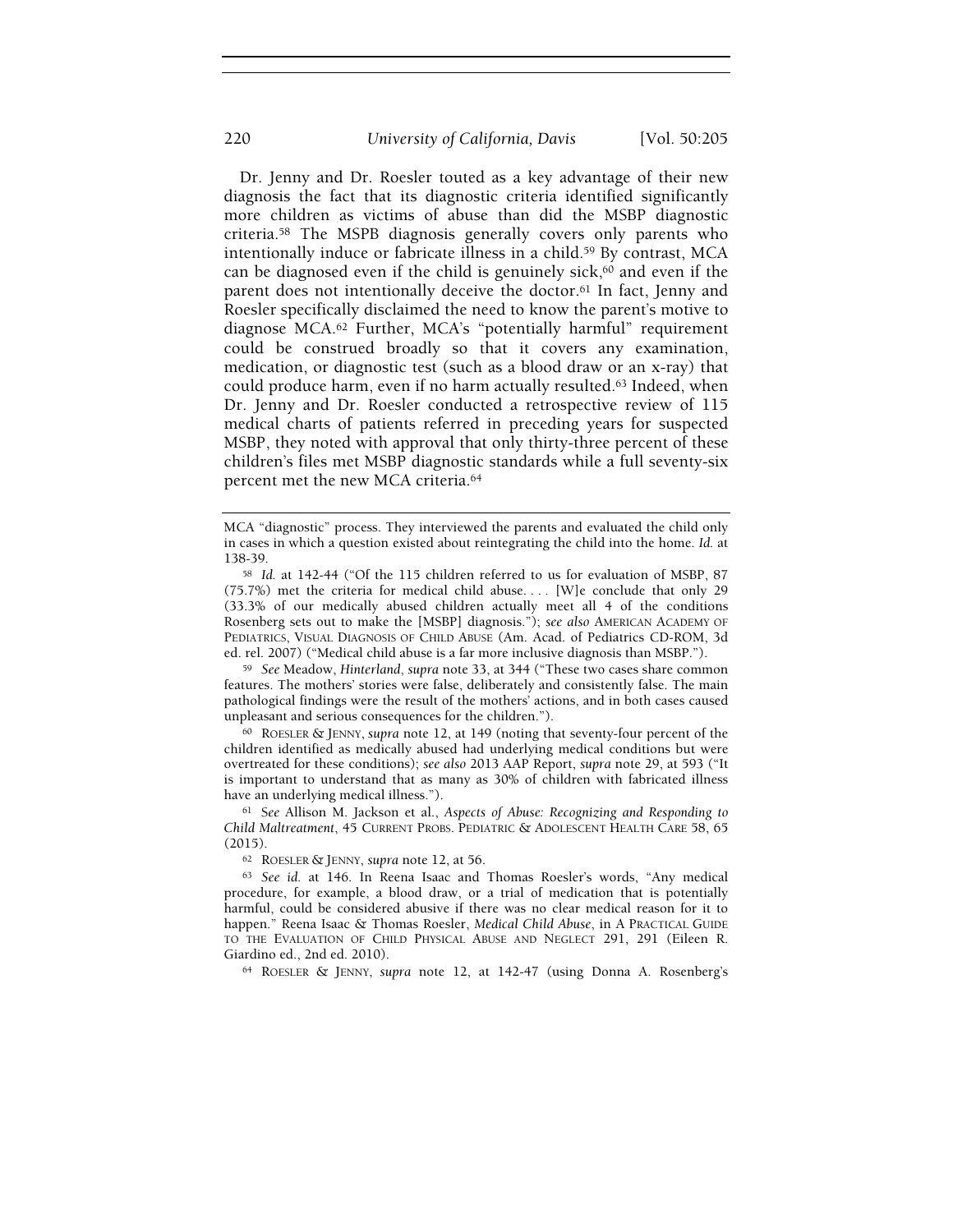Dr. Jenny and Dr. Roesler touted as a key advantage of their new diagnosis the fact that its diagnostic criteria identified significantly more children as victims of abuse than did the MSBP diagnostic criteria.[58] The MSPB diagnosis generally covers only parents who intentionally induce or fabricate illness in a child.[59] By contrast, MCA can be diagnosed even if the child is genuinely sick,[60] and even if the parent does not intentionally deceive the doctor.[61] In fact, Jenny and Roesler specifically disclaimed the need to know the parent's motive to diagnose MCA.[62] Further, MCA's "potentially harmful" requirement could be construed broadly so that it covers any examination, medication, or diagnostic test (such as a blood draw or an x-ray) that could produce harm, even if no harm actually resulted.[63] Indeed, when Dr. Jenny and Dr. Roesler conducted a retrospective review of 115 medical charts of patients referred in preceding years for suspected MSBP, they noted with approval that only thirty-three percent of these children's files met MSBP diagnostic standards while a full seventy-six percent met the new MCA criteria.[64]

---

MCA "diagnostic" process. They interviewed the parents and evaluated the child only in cases in which a question existed about reintegrating the child into the home. *Id.* at 138-39.

[58] *Id.* at 142-44 ("Of the 115 children referred to us for evaluation of MSBP, 87 (75.7%) met the criteria for medical child abuse. . . . [W]e conclude that only 29 (33.3% of our medically abused children actually meet all 4 of the conditions Rosenberg sets out to make the [MSBP] diagnosis."); *see also* AMERICAN ACADEMY OF PEDIATRICS, VISUAL DIAGNOSIS OF CHILD ABUSE (Am. Acad. of Pediatrics CD-ROM, 3d ed. rel. 2007) ("Medical child abuse is a far more inclusive diagnosis than MSBP.").

[59] *See* Meadow, *Hinterland*, *supra* note 33, at 344 ("These two cases share common features. The mothers' stories were false, deliberately and consistently false. The main pathological findings were the result of the mothers' actions, and in both cases caused unpleasant and serious consequences for the children.").

[60] ROESLER & JENNY, *supra* note 12, at 149 (noting that seventy-four percent of the children identified as medically abused had underlying medical conditions but were overtreated for these conditions); *see also* 2013 AAP Report, *supra* note 29, at 593 ("It is important to understand that as many as 30% of children with fabricated illness have an underlying medical illness.").

[61] *See* Allison M. Jackson et al., *Aspects of Abuse: Recognizing and Responding to Child Maltreatment*, 45 CURRENT PROBS. PEDIATRIC & ADOLESCENT HEALTH CARE 58, 65 (2015).

[62] ROESLER & JENNY, *supra* note 12, at 56.

[63] *See id.* at 146. In Reena Isaac and Thomas Roesler's words, "Any medical procedure, for example, a blood draw, or a trial of medication that is potentially harmful, could be considered abusive if there was no clear medical reason for it to happen." Reena Isaac & Thomas Roesler, *Medical Child Abuse*, in A PRACTICAL GUIDE TO THE EVALUATION OF CHILD PHYSICAL ABUSE AND NEGLECT 291, 291 (Eileen R. Giardino ed., 2nd ed. 2010).

[64] ROESLER & JENNY, *supra* note 12, at 142-47 (using Donna A. Rosenberg's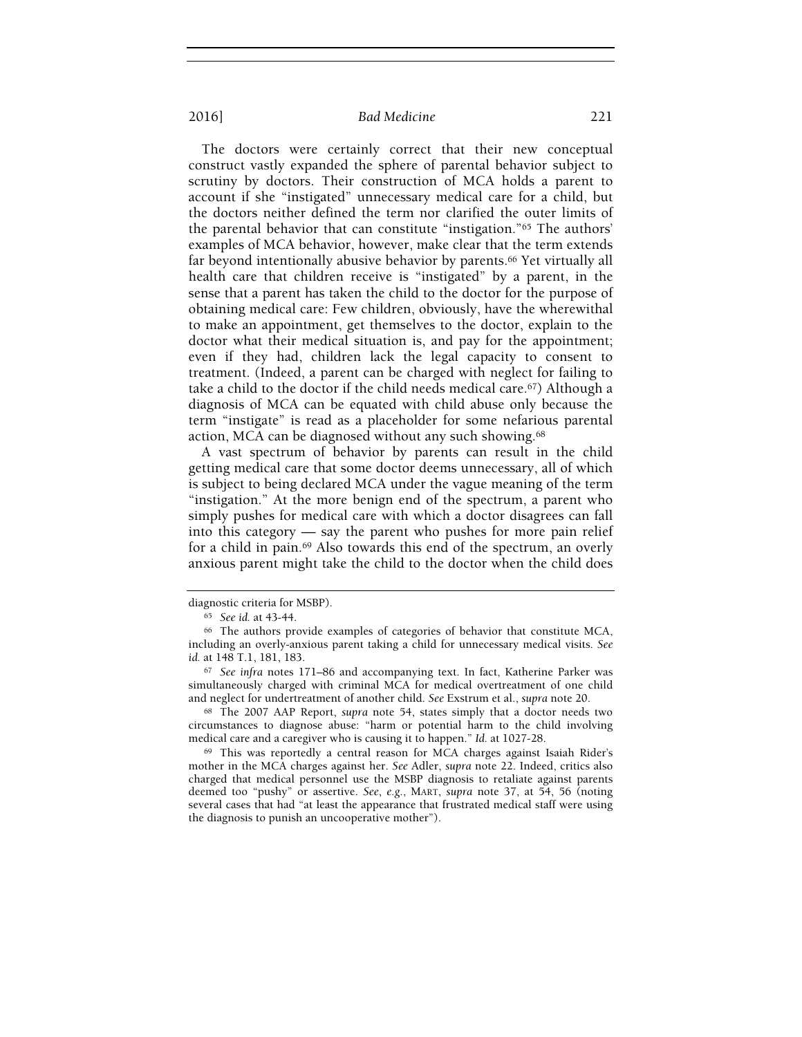The doctors were certainly correct that their new conceptual construct vastly expanded the sphere of parental behavior subject to scrutiny by doctors. Their construction of MCA holds a parent to account if she "instigated" unnecessary medical care for a child, but the doctors neither defined the term nor clarified the outer limits of the parental behavior that can constitute "instigation."[65] The authors' examples of MCA behavior, however, make clear that the term extends far beyond intentionally abusive behavior by parents.[66] Yet virtually all health care that children receive is "instigated" by a parent, in the sense that a parent has taken the child to the doctor for the purpose of obtaining medical care: Few children, obviously, have the wherewithal to make an appointment, get themselves to the doctor, explain to the doctor what their medical situation is, and pay for the appointment; even if they had, children lack the legal capacity to consent to treatment. (Indeed, a parent can be charged with neglect for failing to take a child to the doctor if the child needs medical care.[67]) Although a diagnosis of MCA can be equated with child abuse only because the term "instigate" is read as a placeholder for some nefarious parental action, MCA can be diagnosed without any such showing.[68]

A vast spectrum of behavior by parents can result in the child getting medical care that some doctor deems unnecessary, all of which is subject to being declared MCA under the vague meaning of the term "instigation." At the more benign end of the spectrum, a parent who simply pushes for medical care with which a doctor disagrees can fall into this category — say the parent who pushes for more pain relief for a child in pain.[69] Also towards this end of the spectrum, an overly anxious parent might take the child to the doctor when the child does

---

diagnostic criteria for MSBP).

[65] *See id.* at 43-44.

[66] The authors provide examples of categories of behavior that constitute MCA, including an overly-anxious parent taking a child for unnecessary medical visits. *See id.* at 148 T.1, 181, 183.

[67] *See infra* notes 171–86 and accompanying text. In fact, Katherine Parker was simultaneously charged with criminal MCA for medical overtreatment of one child and neglect for undertreatment of another child. *See* Exstrum et al., *supra* note 20.

[68] The 2007 AAP Report, *supra* note 54, states simply that a doctor needs two circumstances to diagnose abuse: "harm or potential harm to the child involving medical care and a caregiver who is causing it to happen." *Id.* at 1027-28.

[69] This was reportedly a central reason for MCA charges against Isaiah Rider's mother in the MCA charges against her. *See* Adler, *supra* note 22. Indeed, critics also charged that medical personnel use the MSBP diagnosis to retaliate against parents deemed too "pushy" or assertive. *See, e.g.*, MART, *supra* note 37, at 54, 56 (noting several cases that had "at least the appearance that frustrated medical staff were using the diagnosis to punish an uncooperative mother").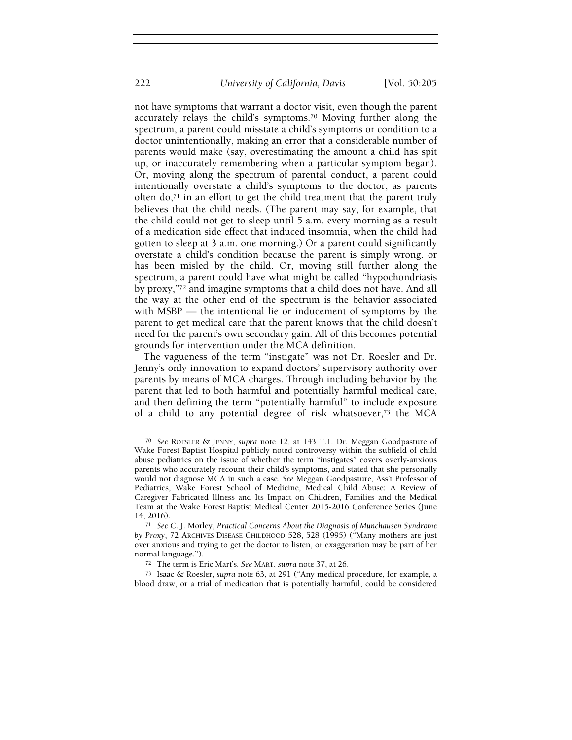not have symptoms that warrant a doctor visit, even though the parent accurately relays the child's symptoms.[70] Moving further along the spectrum, a parent could misstate a child's symptoms or condition to a doctor unintentionally, making an error that a considerable number of parents would make (say, overestimating the amount a child has spit up, or inaccurately remembering when a particular symptom began). Or, moving along the spectrum of parental conduct, a parent could intentionally overstate a child's symptoms to the doctor, as parents often do,[71] in an effort to get the child treatment that the parent truly believes that the child needs. (The parent may say, for example, that the child could not get to sleep until 5 a.m. every morning as a result of a medication side effect that induced insomnia, when the child had gotten to sleep at 3 a.m. one morning.) Or a parent could significantly overstate a child's condition because the parent is simply wrong, or has been misled by the child. Or, moving still further along the spectrum, a parent could have what might be called "hypochondriasis by proxy,"[72] and imagine symptoms that a child does not have. And all the way at the other end of the spectrum is the behavior associated with MSBP — the intentional lie or inducement of symptoms by the parent to get medical care that the parent knows that the child doesn't need for the parent's own secondary gain. All of this becomes potential grounds for intervention under the MCA definition.

The vagueness of the term "instigate" was not Dr. Roesler and Dr. Jenny's only innovation to expand doctors' supervisory authority over parents by means of MCA charges. Through including behavior by the parent that led to both harmful and potentially harmful medical care, and then defining the term "potentially harmful" to include exposure of a child to any potential degree of risk whatsoever,[73] the MCA

---

[70] *See* ROESLER & JENNY, *supra* note 12, at 143 T.1. Dr. Meggan Goodpasture of Wake Forest Baptist Hospital publicly noted controversy within the subfield of child abuse pediatrics on the issue of whether the term "instigates" covers overly-anxious parents who accurately recount their child's symptoms, and stated that she personally would not diagnose MCA in such a case. *See* Meggan Goodpasture, Ass't Professor of Pediatrics, Wake Forest School of Medicine, Medical Child Abuse: A Review of Caregiver Fabricated Illness and Its Impact on Children, Families and the Medical Team at the Wake Forest Baptist Medical Center 2015-2016 Conference Series (June 14, 2016).

[71] *See* C. J. Morley, *Practical Concerns About the Diagnosis of Munchausen Syndrome by Proxy*, 72 ARCHIVES DISEASE CHILDHOOD 528, 528 (1995) ("Many mothers are just over anxious and trying to get the doctor to listen, or exaggeration may be part of her normal language.").

[72] The term is Eric Mart's. *See* MART, *supra* note 37, at 26.

[73] Isaac & Roesler, *supra* note 63, at 291 ("Any medical procedure, for example, a blood draw, or a trial of medication that is potentially harmful, could be considered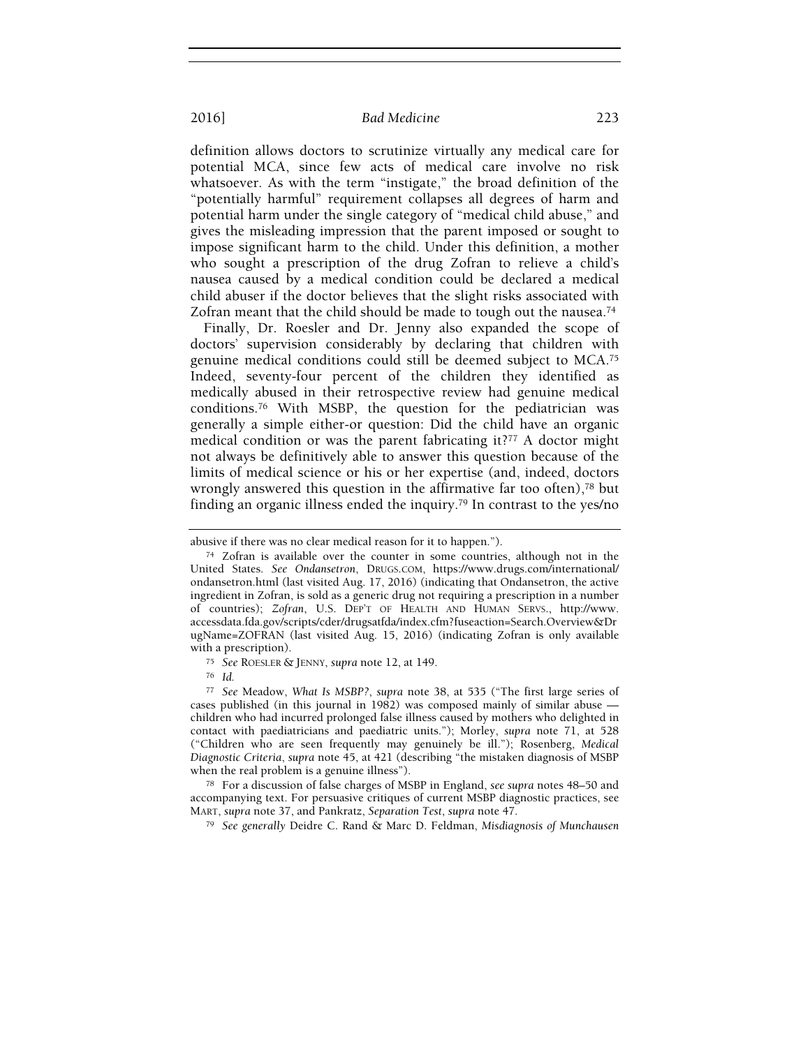definition allows doctors to scrutinize virtually any medical care for potential MCA, since few acts of medical care involve no risk whatsoever. As with the term "instigate," the broad definition of the "potentially harmful" requirement collapses all degrees of harm and potential harm under the single category of "medical child abuse," and gives the misleading impression that the parent imposed or sought to impose significant harm to the child. Under this definition, a mother who sought a prescription of the drug Zofran to relieve a child's nausea caused by a medical condition could be declared a medical child abuser if the doctor believes that the slight risks associated with Zofran meant that the child should be made to tough out the nausea.[74]

Finally, Dr. Roesler and Dr. Jenny also expanded the scope of doctors' supervision considerably by declaring that children with genuine medical conditions could still be deemed subject to MCA.[75] Indeed, seventy-four percent of the children they identified as medically abused in their retrospective review had genuine medical conditions.[76] With MSBP, the question for the pediatrician was generally a simple either-or question: Did the child have an organic medical condition or was the parent fabricating it?[77] A doctor might not always be definitively able to answer this question because of the limits of medical science or his or her expertise (and, indeed, doctors wrongly answered this question in the affirmative far too often),[78] but finding an organic illness ended the inquiry.[79] In contrast to the yes/no

---

abusive if there was no clear medical reason for it to happen.").

[74] Zofran is available over the counter in some countries, although not in the United States. *See Ondansetron*, DRUGS.COM, https://www.drugs.com/international/ondansetron.html (last visited Aug. 17, 2016) (indicating that Ondansetron, the active ingredient in Zofran, is sold as a generic drug not requiring a prescription in a number of countries); *Zofran*, U.S. DEP'T OF HEALTH AND HUMAN SERVS., http://www.accessdata.fda.gov/scripts/cder/drugsatfda/index.cfm?fuseaction=Search.Overview&DrugName=ZOFRAN (last visited Aug. 15, 2016) (indicating Zofran is only available with a prescription).

[75] *See* ROESLER & JENNY, *supra* note 12, at 149.

[76] *Id.*

[77] *See* Meadow, *What Is MSBP?*, *supra* note 38, at 535 ("The first large series of cases published (in this journal in 1982) was composed mainly of similar abuse — children who had incurred prolonged false illness caused by mothers who delighted in contact with paediatricians and paediatric units."); Morley, *supra* note 71, at 528 ("Children who are seen frequently may genuinely be ill."); Rosenberg, *Medical Diagnostic Criteria*, *supra* note 45, at 421 (describing "the mistaken diagnosis of MSBP when the real problem is a genuine illness").

[78] For a discussion of false charges of MSBP in England, *see supra* notes 48–50 and accompanying text. For persuasive critiques of current MSBP diagnostic practices, see MART, *supra* note 37, and Pankratz, *Separation Test*, *supra* note 47.

[79] *See generally* Deidre C. Rand & Marc D. Feldman, *Misdiagnosis of Munchausen*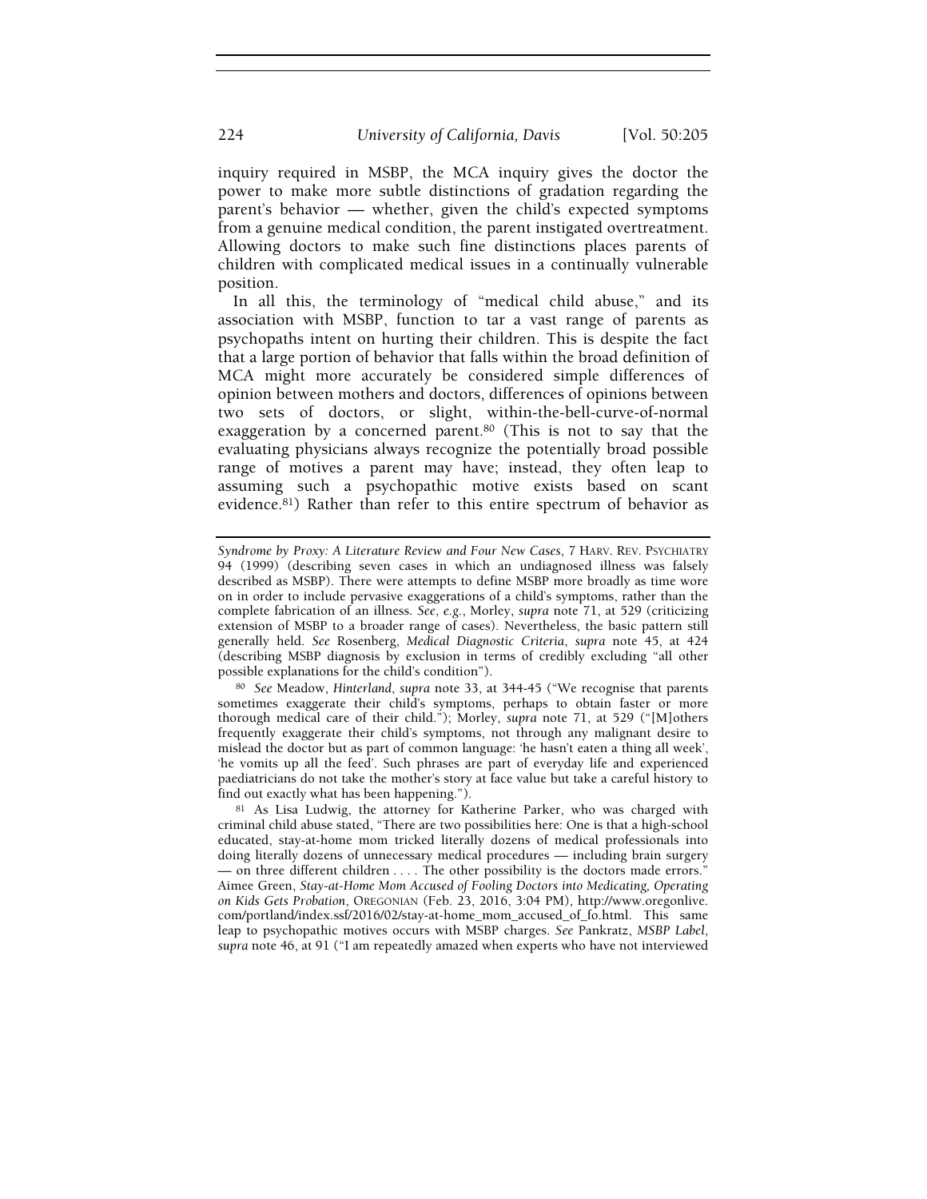inquiry required in MSBP, the MCA inquiry gives the doctor the power to make more subtle distinctions of gradation regarding the parent's behavior — whether, given the child's expected symptoms from a genuine medical condition, the parent instigated overtreatment. Allowing doctors to make such fine distinctions places parents of children with complicated medical issues in a continually vulnerable position.

In all this, the terminology of "medical child abuse," and its association with MSBP, function to tar a vast range of parents as psychopaths intent on hurting their children. This is despite the fact that a large portion of behavior that falls within the broad definition of MCA might more accurately be considered simple differences of opinion between mothers and doctors, differences of opinions between two sets of doctors, or slight, within-the-bell-curve-of-normal exaggeration by a concerned parent.[80] (This is not to say that the evaluating physicians always recognize the potentially broad possible range of motives a parent may have; instead, they often leap to assuming such a psychopathic motive exists based on scant evidence.[81]) Rather than refer to this entire spectrum of behavior as

---

*Syndrome by Proxy: A Literature Review and Four New Cases*, 7 HARV. REV. PSYCHIATRY 94 (1999) (describing seven cases in which an undiagnosed illness was falsely described as MSBP). There were attempts to define MSBP more broadly as time wore on in order to include pervasive exaggerations of a child's symptoms, rather than the complete fabrication of an illness. *See, e.g.*, Morley, *supra* note 71, at 529 (criticizing extension of MSBP to a broader range of cases). Nevertheless, the basic pattern still generally held. *See* Rosenberg, *Medical Diagnostic Criteria*, *supra* note 45, at 424 (describing MSBP diagnosis by exclusion in terms of credibly excluding "all other possible explanations for the child's condition").

[80] *See* Meadow, *Hinterland*, *supra* note 33, at 344-45 ("We recognise that parents sometimes exaggerate their child's symptoms, perhaps to obtain faster or more thorough medical care of their child."); Morley, *supra* note 71, at 529 ("[M]others frequently exaggerate their child's symptoms, not through any malignant desire to mislead the doctor but as part of common language: 'he hasn't eaten a thing all week', 'he vomits up all the feed'. Such phrases are part of everyday life and experienced paediatricians do not take the mother's story at face value but take a careful history to find out exactly what has been happening.").

[81] As Lisa Ludwig, the attorney for Katherine Parker, who was charged with criminal child abuse stated, "There are two possibilities here: One is that a high-school educated, stay-at-home mom tricked literally dozens of medical professionals into doing literally dozens of unnecessary medical procedures — including brain surgery — on three different children . . . . The other possibility is the doctors made errors." Aimee Green, *Stay-at-Home Mom Accused of Fooling Doctors into Medicating, Operating on Kids Gets Probation*, OREGONIAN (Feb. 23, 2016, 3:04 PM), http://www.oregonlive.com/portland/index.ssf/2016/02/stay-at-home_mom_accused_of_fo.html. This same leap to psychopathic motives occurs with MSBP charges. *See* Pankratz, *MSBP Label*, *supra* note 46, at 91 ("I am repeatedly amazed when experts who have not interviewed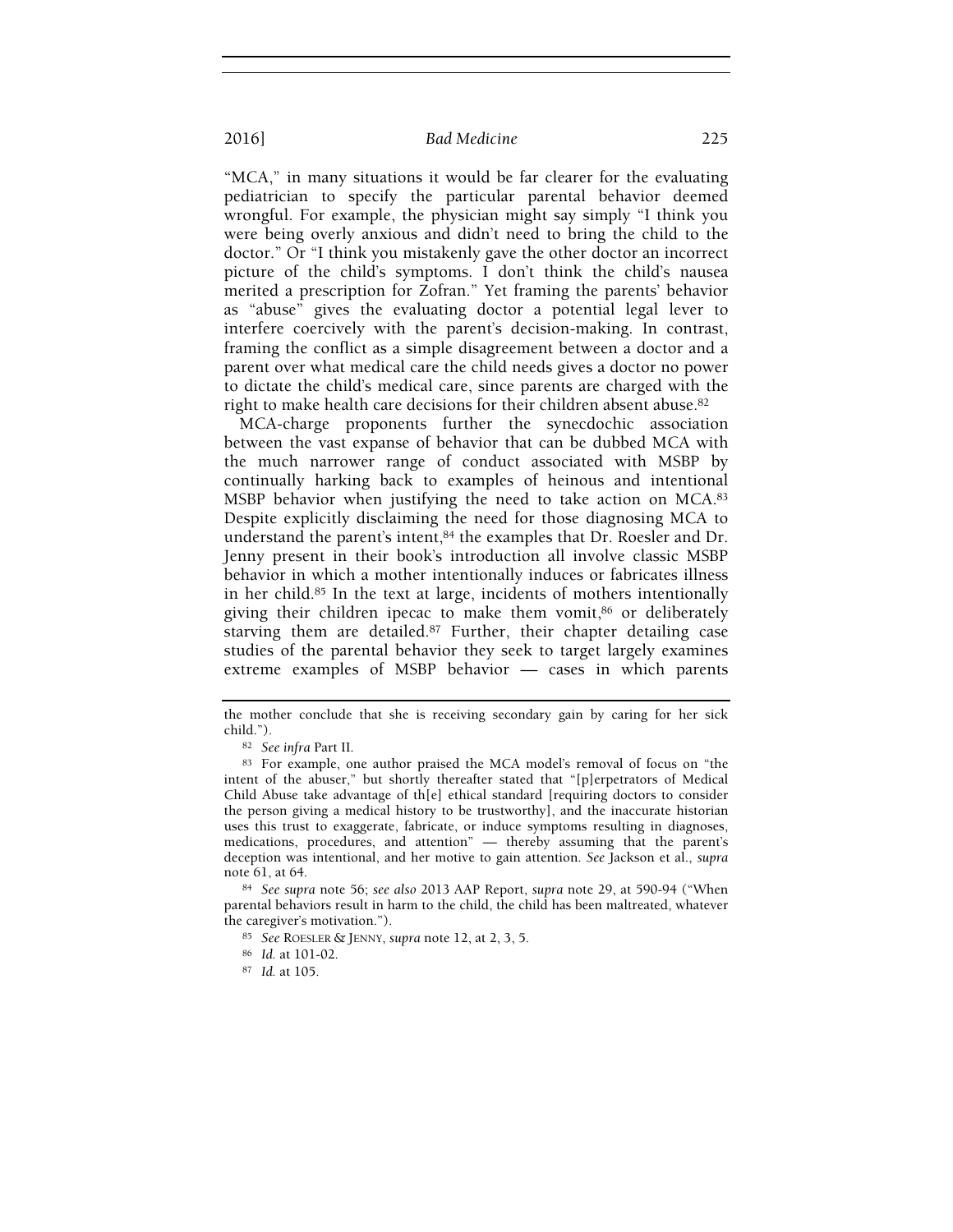"MCA," in many situations it would be far clearer for the evaluating pediatrician to specify the particular parental behavior deemed wrongful. For example, the physician might say simply "I think you were being overly anxious and didn't need to bring the child to the doctor." Or "I think you mistakenly gave the other doctor an incorrect picture of the child's symptoms. I don't think the child's nausea merited a prescription for Zofran." Yet framing the parents' behavior as "abuse" gives the evaluating doctor a potential legal lever to interfere coercively with the parent's decision-making. In contrast, framing the conflict as a simple disagreement between a doctor and a parent over what medical care the child needs gives a doctor no power to dictate the child's medical care, since parents are charged with the right to make health care decisions for their children absent abuse.[82]

MCA-charge proponents further the synecdochic association between the vast expanse of behavior that can be dubbed MCA with the much narrower range of conduct associated with MSBP by continually harking back to examples of heinous and intentional MSBP behavior when justifying the need to take action on MCA.[83] Despite explicitly disclaiming the need for those diagnosing MCA to understand the parent's intent,[84] the examples that Dr. Roesler and Dr. Jenny present in their book's introduction all involve classic MSBP behavior in which a mother intentionally induces or fabricates illness in her child.[85] In the text at large, incidents of mothers intentionally giving their children ipecac to make them vomit,[86] or deliberately starving them are detailed.[87] Further, their chapter detailing case studies of the parental behavior they seek to target largely examines extreme examples of MSBP behavior — cases in which parents

---

the mother conclude that she is receiving secondary gain by caring for her sick child.").

[82] *See infra* Part II.

[83] For example, one author praised the MCA model's removal of focus on "the intent of the abuser," but shortly thereafter stated that "[p]erpetrators of Medical Child Abuse take advantage of th[e] ethical standard [requiring doctors to consider the person giving a medical history to be trustworthy], and the inaccurate historian uses this trust to exaggerate, fabricate, or induce symptoms resulting in diagnoses, medications, procedures, and attention" — thereby assuming that the parent's deception was intentional, and her motive to gain attention. *See* Jackson et al., *supra* note 61, at 64.

[84] *See supra* note 56; *see also* 2013 AAP Report, *supra* note 29, at 590-94 ("When parental behaviors result in harm to the child, the child has been maltreated, whatever the caregiver's motivation.").

[85] *See* ROESLER & JENNY, *supra* note 12, at 2, 3, 5.

[86] *Id.* at 101-02.

[87] *Id.* at 105.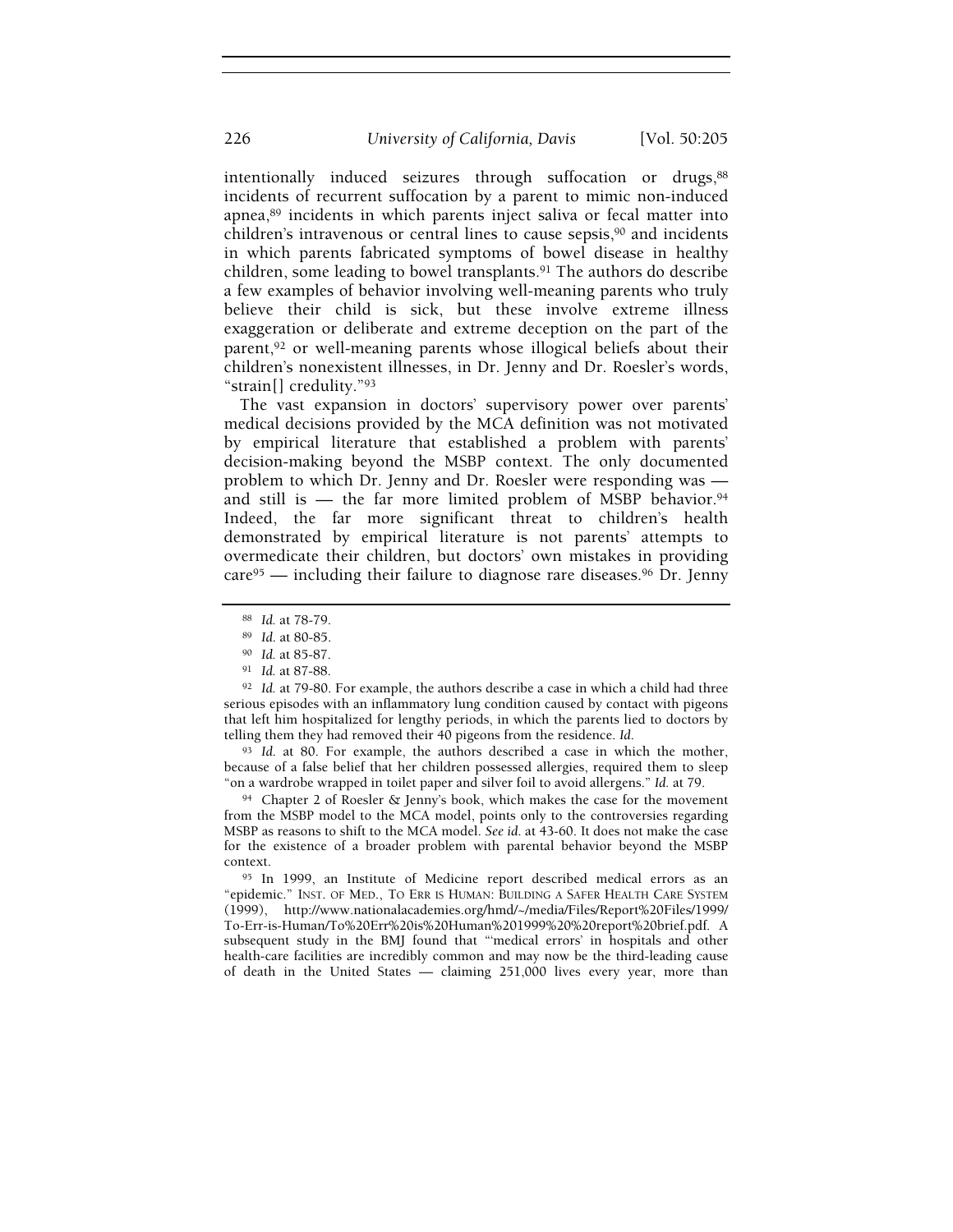intentionally induced seizures through suffocation or drugs,[88] incidents of recurrent suffocation by a parent to mimic non-induced apnea,[89] incidents in which parents inject saliva or fecal matter into children's intravenous or central lines to cause sepsis,[90] and incidents in which parents fabricated symptoms of bowel disease in healthy children, some leading to bowel transplants.[91] The authors do describe a few examples of behavior involving well-meaning parents who truly believe their child is sick, but these involve extreme illness exaggeration or deliberate and extreme deception on the part of the parent,[92] or well-meaning parents whose illogical beliefs about their children's nonexistent illnesses, in Dr. Jenny and Dr. Roesler's words, "strain[] credulity."[93]

The vast expansion in doctors' supervisory power over parents' medical decisions provided by the MCA definition was not motivated by empirical literature that established a problem with parents' decision-making beyond the MSBP context. The only documented problem to which Dr. Jenny and Dr. Roesler were responding was — and still is — the far more limited problem of MSBP behavior.[94] Indeed, the far more significant threat to children's health demonstrated by empirical literature is not parents' attempts to overmedicate their children, but doctors' own mistakes in providing care[95] — including their failure to diagnose rare diseases.[96] Dr. Jenny

---

[88] *Id.* at 78-79.

[89] *Id.* at 80-85.

[90] *Id.* at 85-87.

[91] *Id.* at 87-88.

[92] *Id.* at 79-80. For example, the authors describe a case in which a child had three serious episodes with an inflammatory lung condition caused by contact with pigeons that left him hospitalized for lengthy periods, in which the parents lied to doctors by telling them they had removed their 40 pigeons from the residence. *Id.*

[93] *Id.* at 80. For example, the authors described a case in which the mother, because of a false belief that her children possessed allergies, required them to sleep "on a wardrobe wrapped in toilet paper and silver foil to avoid allergens." *Id.* at 79.

[94] Chapter 2 of Roesler & Jenny's book, which makes the case for the movement from the MSBP model to the MCA model, points only to the controversies regarding MSBP as reasons to shift to the MCA model. *See id.* at 43-60. It does not make the case for the existence of a broader problem with parental behavior beyond the MSBP context.

[95] In 1999, an Institute of Medicine report described medical errors as an "epidemic." INST. OF MED., TO ERR IS HUMAN: BUILDING A SAFER HEALTH CARE SYSTEM (1999), http://www.nationalacademies.org/hmd/~/media/Files/Report%20Files/1999/To-Err-is-Human/To%20Err%20is%20Human%201999%20%20report%20brief.pdf. A subsequent study in the BMJ found that "'medical errors' in hospitals and other health-care facilities are incredibly common and may now be the third-leading cause of death in the United States — claiming 251,000 lives every year, more than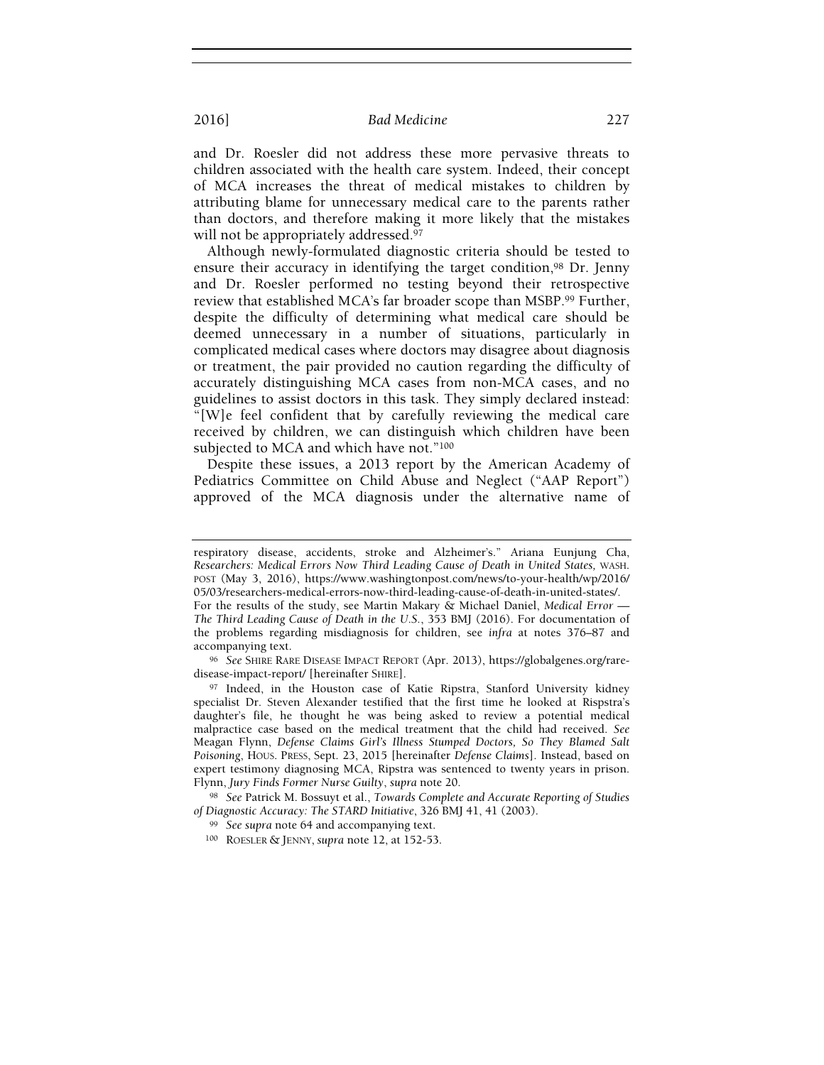and Dr. Roesler did not address these more pervasive threats to children associated with the health care system. Indeed, their concept of MCA increases the threat of medical mistakes to children by attributing blame for unnecessary medical care to the parents rather than doctors, and therefore making it more likely that the mistakes will not be appropriately addressed.[97]

Although newly-formulated diagnostic criteria should be tested to ensure their accuracy in identifying the target condition,[98] Dr. Jenny and Dr. Roesler performed no testing beyond their retrospective review that established MCA's far broader scope than MSBP.[99] Further, despite the difficulty of determining what medical care should be deemed unnecessary in a number of situations, particularly in complicated medical cases where doctors may disagree about diagnosis or treatment, the pair provided no caution regarding the difficulty of accurately distinguishing MCA cases from non-MCA cases, and no guidelines to assist doctors in this task. They simply declared instead: "[W]e feel confident that by carefully reviewing the medical care received by children, we can distinguish which children have been subjected to MCA and which have not."[100]

Despite these issues, a 2013 report by the American Academy of Pediatrics Committee on Child Abuse and Neglect ("AAP Report") approved of the MCA diagnosis under the alternative name of

---

respiratory disease, accidents, stroke and Alzheimer's." Ariana Eunjung Cha, *Researchers: Medical Errors Now Third Leading Cause of Death in United States,* WASH. POST (May 3, 2016), https://www.washingtonpost.com/news/to-your-health/wp/2016/05/03/researchers-medical-errors-now-third-leading-cause-of-death-in-united-states/. For the results of the study, see Martin Makary & Michael Daniel, *Medical Error — The Third Leading Cause of Death in the U.S.*, 353 BMJ (2016). For documentation of the problems regarding misdiagnosis for children, see *infra* at notes 376–87 and accompanying text.

[96] *See* SHIRE RARE DISEASE IMPACT REPORT (Apr. 2013), https://globalgenes.org/rare-disease-impact-report/ [hereinafter SHIRE].

[97] Indeed, in the Houston case of Katie Ripstra, Stanford University kidney specialist Dr. Steven Alexander testified that the first time he looked at Rispstra's daughter's file, he thought he was being asked to review a potential medical malpractice case based on the medical treatment that the child had received. *See* Meagan Flynn, *Defense Claims Girl's Illness Stumped Doctors, So They Blamed Salt Poisoning*, HOUS. PRESS, Sept. 23, 2015 [hereinafter *Defense Claims*]. Instead, based on expert testimony diagnosing MCA, Ripstra was sentenced to twenty years in prison. Flynn, *Jury Finds Former Nurse Guilty*, *supra* note 20.

[98] *See* Patrick M. Bossuyt et al., *Towards Complete and Accurate Reporting of Studies of Diagnostic Accuracy: The STARD Initiative*, 326 BMJ 41, 41 (2003).

[99] *See supra* note 64 and accompanying text.

[100] ROESLER & JENNY, *supra* note 12, at 152-53.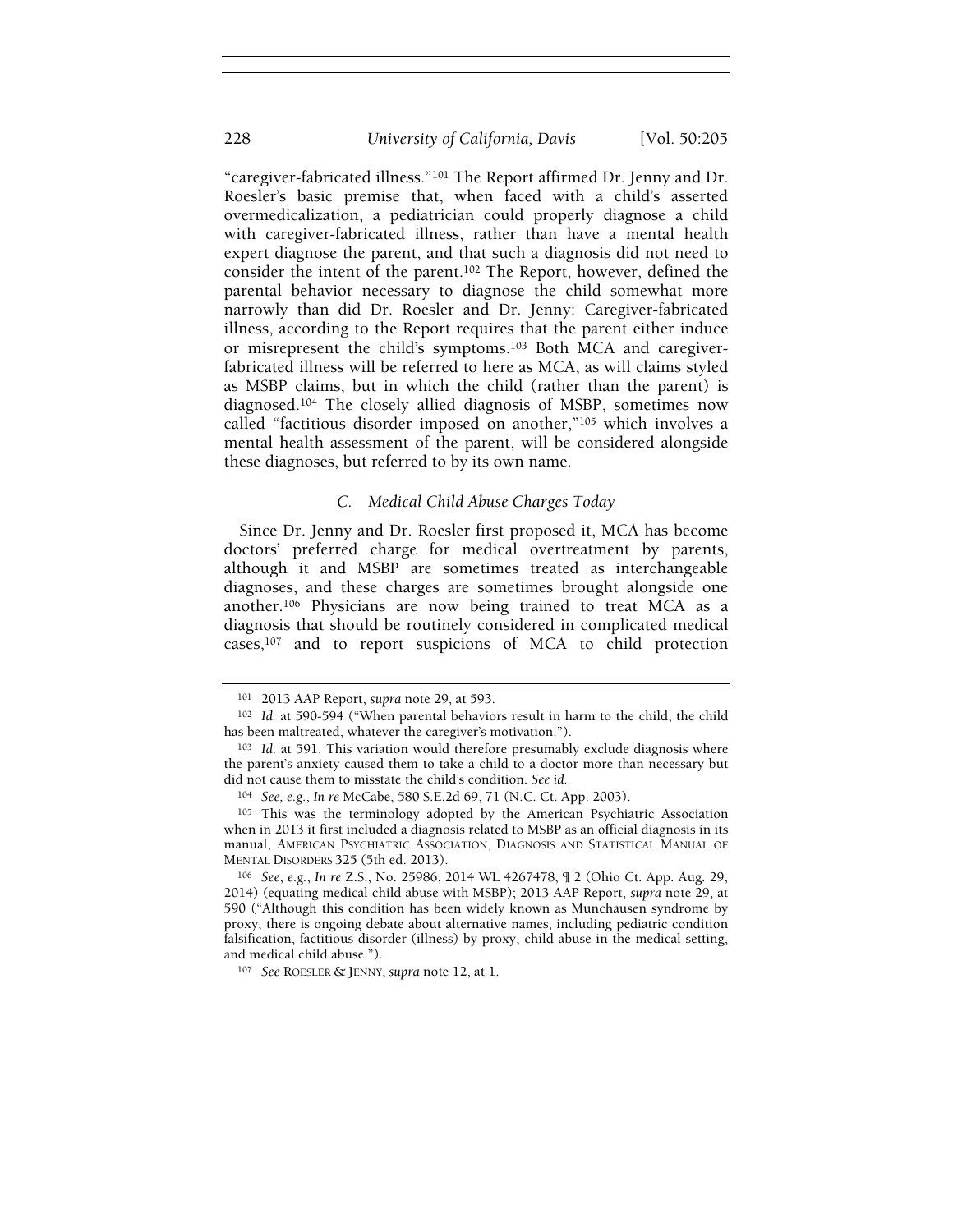"caregiver-fabricated illness."[101] The Report affirmed Dr. Jenny and Dr. Roesler's basic premise that, when faced with a child's asserted overmedicalization, a pediatrician could properly diagnose a child with caregiver-fabricated illness, rather than have a mental health expert diagnose the parent, and that such a diagnosis did not need to consider the intent of the parent.[102] The Report, however, defined the parental behavior necessary to diagnose the child somewhat more narrowly than did Dr. Roesler and Dr. Jenny: Caregiver-fabricated illness, according to the Report requires that the parent either induce or misrepresent the child's symptoms.[103] Both MCA and caregiver-fabricated illness will be referred to here as MCA, as will claims styled as MSBP claims, but in which the child (rather than the parent) is diagnosed.[104] The closely allied diagnosis of MSBP, sometimes now called "factitious disorder imposed on another,"[105] which involves a mental health assessment of the parent, will be considered alongside these diagnoses, but referred to by its own name.

### *C. Medical Child Abuse Charges Today*

Since Dr. Jenny and Dr. Roesler first proposed it, MCA has become doctors' preferred charge for medical overtreatment by parents, although it and MSBP are sometimes treated as interchangeable diagnoses, and these charges are sometimes brought alongside one another.[106] Physicians are now being trained to treat MCA as a diagnosis that should be routinely considered in complicated medical cases,[107] and to report suspicions of MCA to child protection

---

[101] 2013 AAP Report, *supra* note 29, at 593.

[102] *Id.* at 590-594 ("When parental behaviors result in harm to the child, the child has been maltreated, whatever the caregiver's motivation.").

[103] *Id.* at 591. This variation would therefore presumably exclude diagnosis where the parent's anxiety caused them to take a child to a doctor more than necessary but did not cause them to misstate the child's condition. *See id.*

[104] *See, e.g.*, *In re* McCabe, 580 S.E.2d 69, 71 (N.C. Ct. App. 2003).

[105] This was the terminology adopted by the American Psychiatric Association when in 2013 it first included a diagnosis related to MSBP as an official diagnosis in its manual, AMERICAN PSYCHIATRIC ASSOCIATION, DIAGNOSIS AND STATISTICAL MANUAL OF MENTAL DISORDERS 325 (5th ed. 2013).

[106] *See*, *e.g.*, *In re* Z.S., No. 25986, 2014 WL 4267478, ¶ 2 (Ohio Ct. App. Aug. 29, 2014) (equating medical child abuse with MSBP); 2013 AAP Report, *supra* note 29, at 590 ("Although this condition has been widely known as Munchausen syndrome by proxy, there is ongoing debate about alternative names, including pediatric condition falsification, factitious disorder (illness) by proxy, child abuse in the medical setting, and medical child abuse.").

[107] *See* ROESLER & JENNY, *supra* note 12, at 1.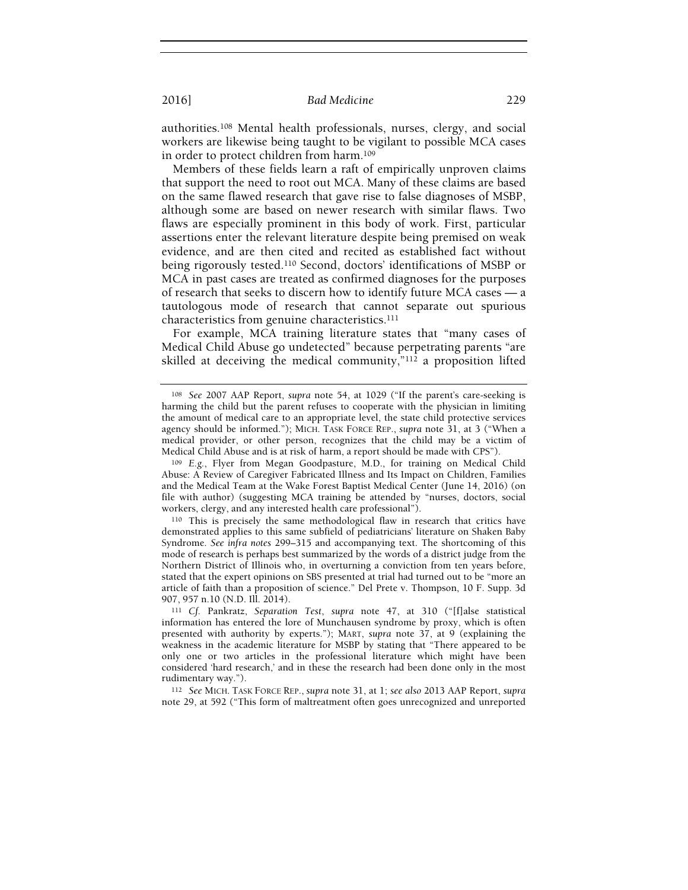authorities.[108] Mental health professionals, nurses, clergy, and social workers are likewise being taught to be vigilant to possible MCA cases in order to protect children from harm.[109]

Members of these fields learn a raft of empirically unproven claims that support the need to root out MCA. Many of these claims are based on the same flawed research that gave rise to false diagnoses of MSBP, although some are based on newer research with similar flaws. Two flaws are especially prominent in this body of work. First, particular assertions enter the relevant literature despite being premised on weak evidence, and are then cited and recited as established fact without being rigorously tested.[110] Second, doctors' identifications of MSBP or MCA in past cases are treated as confirmed diagnoses for the purposes of research that seeks to discern how to identify future MCA cases — a tautologous mode of research that cannot separate out spurious characteristics from genuine characteristics.[111]

For example, MCA training literature states that "many cases of Medical Child Abuse go undetected" because perpetrating parents "are skilled at deceiving the medical community,"[112] a proposition lifted

---

[108] *See* 2007 AAP Report, *supra* note 54, at 1029 ("If the parent's care-seeking is harming the child but the parent refuses to cooperate with the physician in limiting the amount of medical care to an appropriate level, the state child protective services agency should be informed."); MICH. TASK FORCE REP., *supra* note 31, at 3 ("When a medical provider, or other person, recognizes that the child may be a victim of Medical Child Abuse and is at risk of harm, a report should be made with CPS").

[109] *E.g.*, Flyer from Megan Goodpasture, M.D., for training on Medical Child Abuse: A Review of Caregiver Fabricated Illness and Its Impact on Children, Families and the Medical Team at the Wake Forest Baptist Medical Center (June 14, 2016) (on file with author) (suggesting MCA training be attended by "nurses, doctors, social workers, clergy, and any interested health care professional").

[110] This is precisely the same methodological flaw in research that critics have demonstrated applies to this same subfield of pediatricians' literature on Shaken Baby Syndrome. *See infra notes* 299–315 and accompanying text. The shortcoming of this mode of research is perhaps best summarized by the words of a district judge from the Northern District of Illinois who, in overturning a conviction from ten years before, stated that the expert opinions on SBS presented at trial had turned out to be "more an article of faith than a proposition of science." Del Prete v. Thompson, 10 F. Supp. 3d 907, 957 n.10 (N.D. Ill. 2014).

[111] *Cf.* Pankratz, *Separation Test*, *supra* note 47, at 310 ("[f]alse statistical information has entered the lore of Munchausen syndrome by proxy, which is often presented with authority by experts."); MART, *supra* note 37, at 9 (explaining the weakness in the academic literature for MSBP by stating that "There appeared to be only one or two articles in the professional literature which might have been considered 'hard research,' and in these the research had been done only in the most rudimentary way.").

[112] *See* MICH. TASK FORCE REP., *supra* note 31, at 1; *see also* 2013 AAP Report, *supra* note 29, at 592 ("This form of maltreatment often goes unrecognized and unreported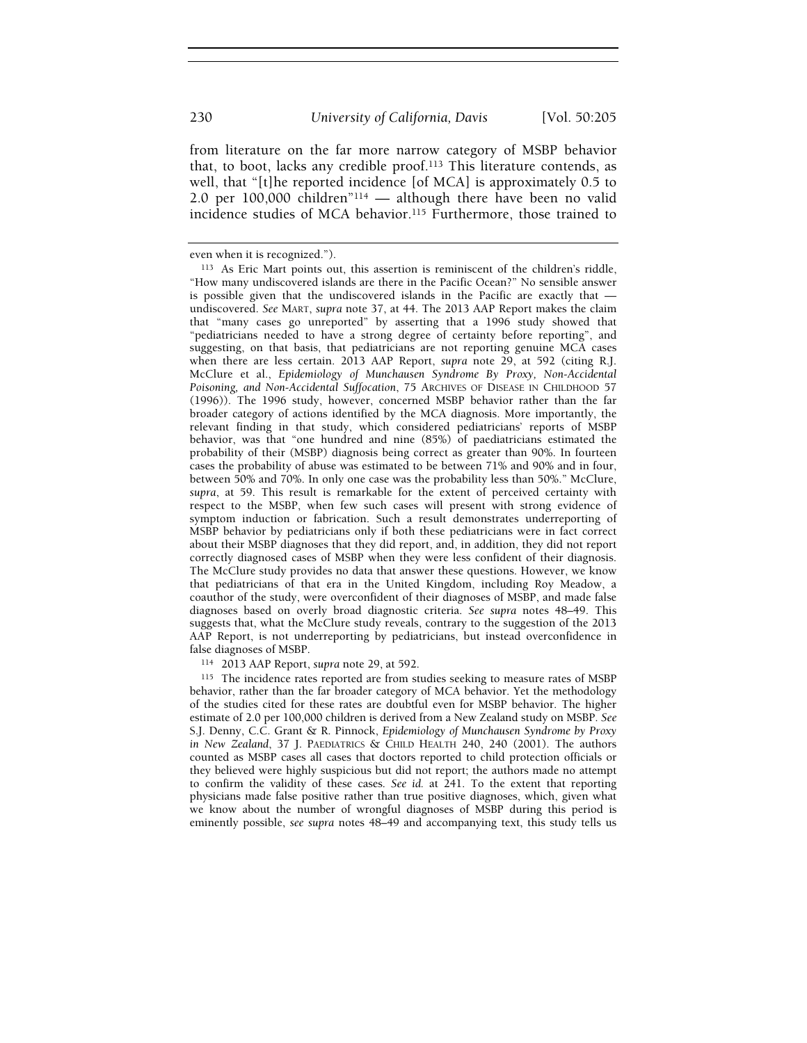from literature on the far more narrow category of MSBP behavior that, to boot, lacks any credible proof.[113] This literature contends, as well, that "[t]he reported incidence [of MCA] is approximately 0.5 to 2.0 per 100,000 children"[114] — although there have been no valid incidence studies of MCA behavior.[115] Furthermore, those trained to

---

even when it is recognized.").

[113] As Eric Mart points out, this assertion is reminiscent of the children's riddle, "How many undiscovered islands are there in the Pacific Ocean?" No sensible answer is possible given that the undiscovered islands in the Pacific are exactly that — undiscovered. *See* MART, *supra* note 37, at 44. The 2013 AAP Report makes the claim that "many cases go unreported" by asserting that a 1996 study showed that "pediatricians needed to have a strong degree of certainty before reporting", and suggesting, on that basis, that pediatricians are not reporting genuine MCA cases when there are less certain. 2013 AAP Report, *supra* note 29, at 592 (citing R.J. McClure et al., *Epidemiology of Munchausen Syndrome By Proxy, Non-Accidental Poisoning, and Non-Accidental Suffocation*, 75 ARCHIVES OF DISEASE IN CHILDHOOD 57 (1996)). The 1996 study, however, concerned MSBP behavior rather than the far broader category of actions identified by the MCA diagnosis. More importantly, the relevant finding in that study, which considered pediatricians' reports of MSBP behavior, was that "one hundred and nine (85%) of paediatricians estimated the probability of their (MSBP) diagnosis being correct as greater than 90%. In fourteen cases the probability of abuse was estimated to be between 71% and 90% and in four, between 50% and 70%. In only one case was the probability less than 50%." McClure, *supra*, at 59. This result is remarkable for the extent of perceived certainty with respect to the MSBP, when few such cases will present with strong evidence of symptom induction or fabrication. Such a result demonstrates underreporting of MSBP behavior by pediatricians only if both these pediatricians were in fact correct about their MSBP diagnoses that they did report, and, in addition, they did not report correctly diagnosed cases of MSBP when they were less confident of their diagnosis. The McClure study provides no data that answer these questions. However, we know that pediatricians of that era in the United Kingdom, including Roy Meadow, a coauthor of the study, were overconfident of their diagnoses of MSBP, and made false diagnoses based on overly broad diagnostic criteria. *See supra* notes 48–49. This suggests that, what the McClure study reveals, contrary to the suggestion of the 2013 AAP Report, is not underreporting by pediatricians, but instead overconfidence in false diagnoses of MSBP.

[114] 2013 AAP Report, *supra* note 29, at 592.

[115] The incidence rates reported are from studies seeking to measure rates of MSBP behavior, rather than the far broader category of MCA behavior. Yet the methodology of the studies cited for these rates are doubtful even for MSBP behavior. The higher estimate of 2.0 per 100,000 children is derived from a New Zealand study on MSBP. *See* S.J. Denny, C.C. Grant & R. Pinnock, *Epidemiology of Munchausen Syndrome by Proxy in New Zealand*, 37 J. PAEDIATRICS & CHILD HEALTH 240, 240 (2001). The authors counted as MSBP cases all cases that doctors reported to child protection officials or they believed were highly suspicious but did not report; the authors made no attempt to confirm the validity of these cases. *See id.* at 241. To the extent that reporting physicians made false positive rather than true positive diagnoses, which, given what we know about the number of wrongful diagnoses of MSBP during this period is eminently possible, *see supra* notes 48–49 and accompanying text, this study tells us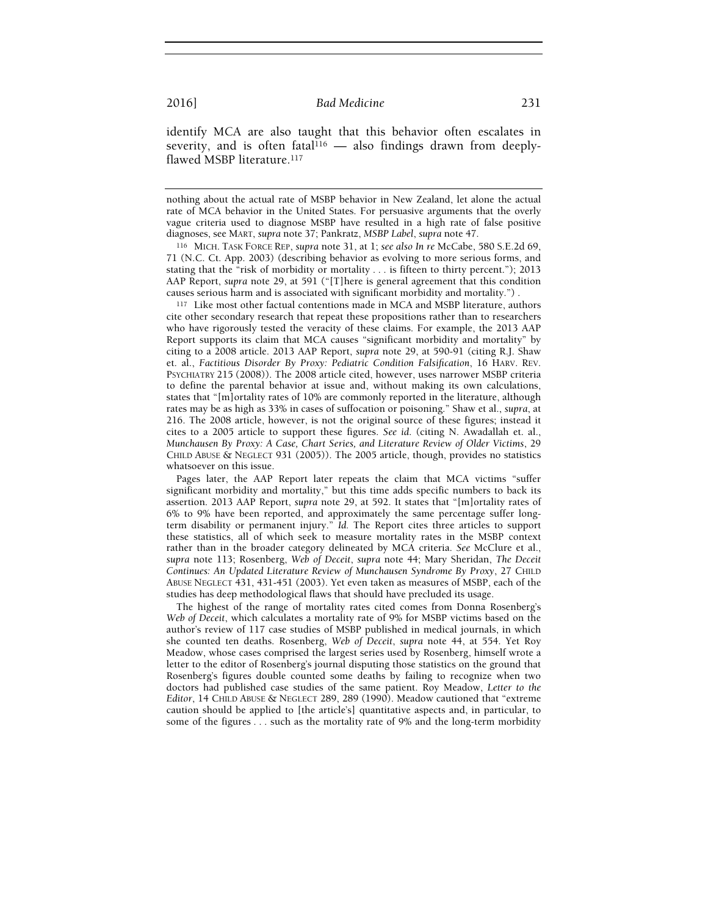identify MCA are also taught that this behavior often escalates in severity, and is often fatal[116] — also findings drawn from deeply-flawed MSBP literature.[117]

---

nothing about the actual rate of MSBP behavior in New Zealand, let alone the actual rate of MCA behavior in the United States. For persuasive arguments that the overly vague criteria used to diagnose MSBP have resulted in a high rate of false positive diagnoses, see MART, *supra* note 37; Pankratz, *MSBP Label*, *supra* note 47.

[116] MICH. TASK FORCE REP, *supra* note 31, at 1; *see also In re* McCabe, 580 S.E.2d 69, 71 (N.C. Ct. App. 2003) (describing behavior as evolving to more serious forms, and stating that the "risk of morbidity or mortality . . . is fifteen to thirty percent."); 2013 AAP Report, *supra* note 29, at 591 ("[T]here is general agreement that this condition causes serious harm and is associated with significant morbidity and mortality.") .

[117] Like most other factual contentions made in MCA and MSBP literature, authors cite other secondary research that repeat these propositions rather than to researchers who have rigorously tested the veracity of these claims. For example, the 2013 AAP Report supports its claim that MCA causes "significant morbidity and mortality" by citing to a 2008 article. 2013 AAP Report, *supra* note 29, at 590-91 (citing R.J. Shaw et. al., *Factitious Disorder By Proxy: Pediatric Condition Falsification*, 16 HARV. REV. PSYCHIATRY 215 (2008)). The 2008 article cited, however, uses narrower MSBP criteria to define the parental behavior at issue and, without making its own calculations, states that "[m]ortality rates of 10% are commonly reported in the literature, although rates may be as high as 33% in cases of suffocation or poisoning." Shaw et al., *supra*, at 216. The 2008 article, however, is not the original source of these figures; instead it cites to a 2005 article to support these figures. *See id.* (citing N. Awadallah et. al., *Munchausen By Proxy: A Case, Chart Series, and Literature Review of Older Victims*, 29 CHILD ABUSE & NEGLECT 931 (2005)). The 2005 article, though, provides no statistics whatsoever on this issue.

Pages later, the AAP Report later repeats the claim that MCA victims "suffer significant morbidity and mortality," but this time adds specific numbers to back its assertion. 2013 AAP Report, *supra* note 29, at 592. It states that "[m]ortality rates of 6% to 9% have been reported, and approximately the same percentage suffer long-term disability or permanent injury." *Id.* The Report cites three articles to support these statistics, all of which seek to measure mortality rates in the MSBP context rather than in the broader category delineated by MCA criteria. *See* McClure et al., *supra* note 113; Rosenberg, *Web of Deceit*, *supra* note 44; Mary Sheridan, *The Deceit Continues: An Updated Literature Review of Munchausen Syndrome By Proxy*, 27 CHILD ABUSE NEGLECT 431, 431-451 (2003). Yet even taken as measures of MSBP, each of the studies has deep methodological flaws that should have precluded its usage.

The highest of the range of mortality rates cited comes from Donna Rosenberg's *Web of Deceit*, which calculates a mortality rate of 9% for MSBP victims based on the author's review of 117 case studies of MSBP published in medical journals, in which she counted ten deaths. Rosenberg, *Web of Deceit*, *supra* note 44, at 554. Yet Roy Meadow, whose cases comprised the largest series used by Rosenberg, himself wrote a letter to the editor of Rosenberg's journal disputing those statistics on the ground that Rosenberg's figures double counted some deaths by failing to recognize when two doctors had published case studies of the same patient. Roy Meadow, *Letter to the Editor*, 14 CHILD ABUSE & NEGLECT 289, 289 (1990). Meadow cautioned that "extreme caution should be applied to [the article's] quantitative aspects and, in particular, to some of the figures . . . such as the mortality rate of 9% and the long-term morbidity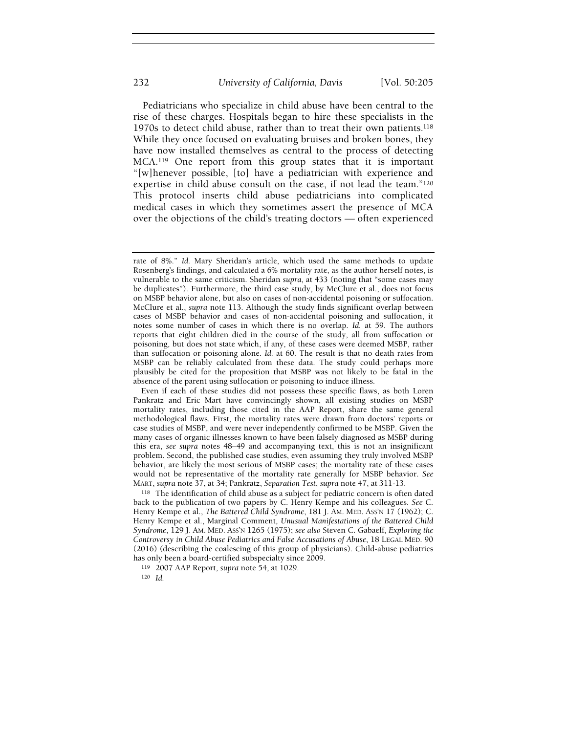Pediatricians who specialize in child abuse have been central to the rise of these charges. Hospitals began to hire these specialists in the 1970s to detect child abuse, rather than to treat their own patients.[118] While they once focused on evaluating bruises and broken bones, they have now installed themselves as central to the process of detecting MCA.[119] One report from this group states that it is important "[w]henever possible, [to] have a pediatrician with experience and expertise in child abuse consult on the case, if not lead the team."[120] This protocol inserts child abuse pediatricians into complicated medical cases in which they sometimes assert the presence of MCA over the objections of the child's treating doctors — often experienced

---

rate of 8%." *Id.* Mary Sheridan's article, which used the same methods to update Rosenberg's findings, and calculated a 6% mortality rate, as the author herself notes, is vulnerable to the same criticism. Sheridan *supra*, at 433 (noting that "some cases may be duplicates"). Furthermore, the third case study, by McClure et al., does not focus on MSBP behavior alone, but also on cases of non-accidental poisoning or suffocation. McClure et al., *supra* note 113. Although the study finds significant overlap between cases of MSBP behavior and cases of non-accidental poisoning and suffocation, it notes some number of cases in which there is no overlap. *Id.* at 59. The authors reports that eight children died in the course of the study, all from suffocation or poisoning, but does not state which, if any, of these cases were deemed MSBP, rather than suffocation or poisoning alone. *Id.* at 60. The result is that no death rates from MSBP can be reliably calculated from these data. The study could perhaps more plausibly be cited for the proposition that MSBP was not likely to be fatal in the absence of the parent using suffocation or poisoning to induce illness.

Even if each of these studies did not possess these specific flaws, as both Loren Pankratz and Eric Mart have convincingly shown, all existing studies on MSBP mortality rates, including those cited in the AAP Report, share the same general methodological flaws. First, the mortality rates were drawn from doctors' reports or case studies of MSBP, and were never independently confirmed to be MSBP. Given the many cases of organic illnesses known to have been falsely diagnosed as MSBP during this era, *see supra* notes 48–49 and accompanying text, this is not an insignificant problem. Second, the published case studies, even assuming they truly involved MSBP behavior, are likely the most serious of MSBP cases; the mortality rate of these cases would not be representative of the mortality rate generally for MSBP behavior. *See* MART, *supra* note 37, at 34; Pankratz, *Separation Test*, *supra* note 47, at 311-13.

[118] The identification of child abuse as a subject for pediatric concern is often dated back to the publication of two papers by C. Henry Kempe and his colleagues. *See* C. Henry Kempe et al., *The Battered Child Syndrome*, 181 J. AM. MED. ASS'N 17 (1962); C. Henry Kempe et al., Marginal Comment, *Unusual Manifestations of the Battered Child Syndrome*, 129 J. AM. MED. ASS'N 1265 (1975); *see also* Steven C. Gabaeff, *Exploring the Controversy in Child Abuse Pediatrics and False Accusations of Abuse*, 18 LEGAL MED. 90 (2016) (describing the coalescing of this group of physicians). Child-abuse pediatrics has only been a board-certified subspecialty since 2009.

[119] 2007 AAP Report, *supra* note 54, at 1029.

[120] *Id.*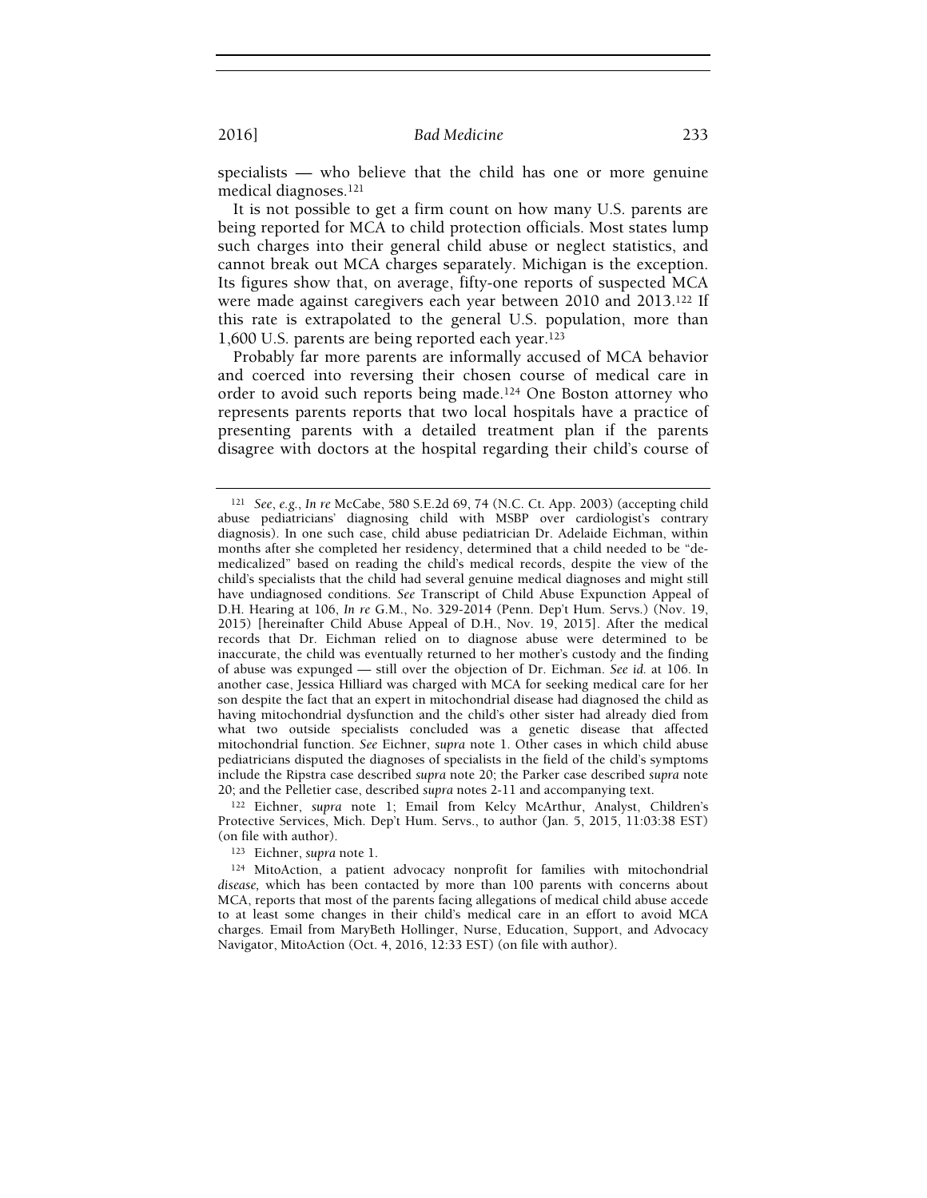specialists — who believe that the child has one or more genuine medical diagnoses.[121]

It is not possible to get a firm count on how many U.S. parents are being reported for MCA to child protection officials. Most states lump such charges into their general child abuse or neglect statistics, and cannot break out MCA charges separately. Michigan is the exception. Its figures show that, on average, fifty-one reports of suspected MCA were made against caregivers each year between 2010 and 2013.[122] If this rate is extrapolated to the general U.S. population, more than 1,600 U.S. parents are being reported each year.[123]

Probably far more parents are informally accused of MCA behavior and coerced into reversing their chosen course of medical care in order to avoid such reports being made.[124] One Boston attorney who represents parents reports that two local hospitals have a practice of presenting parents with a detailed treatment plan if the parents disagree with doctors at the hospital regarding their child's course of

---

[121] *See, e.g.*, *In re* McCabe, 580 S.E.2d 69, 74 (N.C. Ct. App. 2003) (accepting child abuse pediatricians' diagnosing child with MSBP over cardiologist's contrary diagnosis). In one such case, child abuse pediatrician Dr. Adelaide Eichman, within months after she completed her residency, determined that a child needed to be "de-medicalized" based on reading the child's medical records, despite the view of the child's specialists that the child had several genuine medical diagnoses and might still have undiagnosed conditions. *See* Transcript of Child Abuse Expunction Appeal of D.H. Hearing at 106, *In re* G.M., No. 329-2014 (Penn. Dep't Hum. Servs.) (Nov. 19, 2015) [hereinafter Child Abuse Appeal of D.H., Nov. 19, 2015]. After the medical records that Dr. Eichman relied on to diagnose abuse were determined to be inaccurate, the child was eventually returned to her mother's custody and the finding of abuse was expunged — still over the objection of Dr. Eichman. *See id.* at 106. In another case, Jessica Hilliard was charged with MCA for seeking medical care for her son despite the fact that an expert in mitochondrial disease had diagnosed the child as having mitochondrial dysfunction and the child's other sister had already died from what two outside specialists concluded was a genetic disease that affected mitochondrial function. *See* Eichner, *supra* note 1. Other cases in which child abuse pediatricians disputed the diagnoses of specialists in the field of the child's symptoms include the Ripstra case described *supra* note 20; the Parker case described *supra* note 20; and the Pelletier case, described *supra* notes 2-11 and accompanying text.

[122] Eichner, *supra* note 1; Email from Kelcy McArthur, Analyst, Children's Protective Services, Mich. Dep't Hum. Servs., to author (Jan. 5, 2015, 11:03:38 EST) (on file with author).

[123] Eichner, *supra* note 1.

[124] MitoAction, a patient advocacy nonprofit for families with mitochondrial *disease*, which has been contacted by more than 100 parents with concerns about MCA, reports that most of the parents facing allegations of medical child abuse accede to at least some changes in their child's medical care in an effort to avoid MCA charges. Email from MaryBeth Hollinger, Nurse, Education, Support, and Advocacy Navigator, MitoAction (Oct. 4, 2016, 12:33 EST) (on file with author).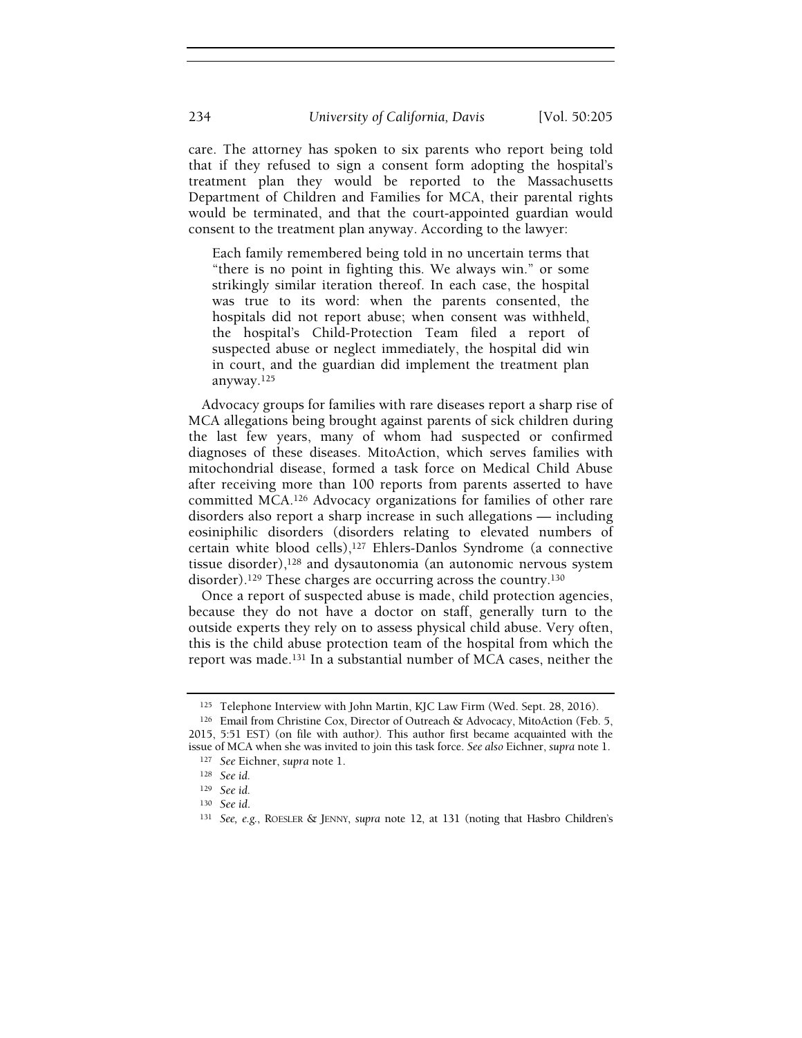care. The attorney has spoken to six parents who report being told that if they refused to sign a consent form adopting the hospital's treatment plan they would be reported to the Massachusetts Department of Children and Families for MCA, their parental rights would be terminated, and that the court-appointed guardian would consent to the treatment plan anyway. According to the lawyer:

> Each family remembered being told in no uncertain terms that "there is no point in fighting this. We always win." or some strikingly similar iteration thereof. In each case, the hospital was true to its word: when the parents consented, the hospitals did not report abuse; when consent was withheld, the hospital's Child-Protection Team filed a report of suspected abuse or neglect immediately, the hospital did win in court, and the guardian did implement the treatment plan anyway.[125]

Advocacy groups for families with rare diseases report a sharp rise of MCA allegations being brought against parents of sick children during the last few years, many of whom had suspected or confirmed diagnoses of these diseases. MitoAction, which serves families with mitochondrial disease, formed a task force on Medical Child Abuse after receiving more than 100 reports from parents asserted to have committed MCA.[126] Advocacy organizations for families of other rare disorders also report a sharp increase in such allegations — including eosiniphilic disorders (disorders relating to elevated numbers of certain white blood cells),[127] Ehlers-Danlos Syndrome (a connective tissue disorder),[128] and dysautonomia (an autonomic nervous system disorder).[129] These charges are occurring across the country.[130]

Once a report of suspected abuse is made, child protection agencies, because they do not have a doctor on staff, generally turn to the outside experts they rely on to assess physical child abuse. Very often, this is the child abuse protection team of the hospital from which the report was made.[131] In a substantial number of MCA cases, neither the

---

[125] Telephone Interview with John Martin, KJC Law Firm (Wed. Sept. 28, 2016).

[126] Email from Christine Cox, Director of Outreach & Advocacy, MitoAction (Feb. 5, 2015, 5:51 EST) (on file with author). This author first became acquainted with the issue of MCA when she was invited to join this task force. *See also* Eichner, *supra* note 1.

[127] *See* Eichner, *supra* note 1.

[128] *See id.*

[129] *See id.*

[130] *See id.*

[131] *See, e.g.*, ROESLER & JENNY, *supra* note 12, at 131 (noting that Hasbro Children's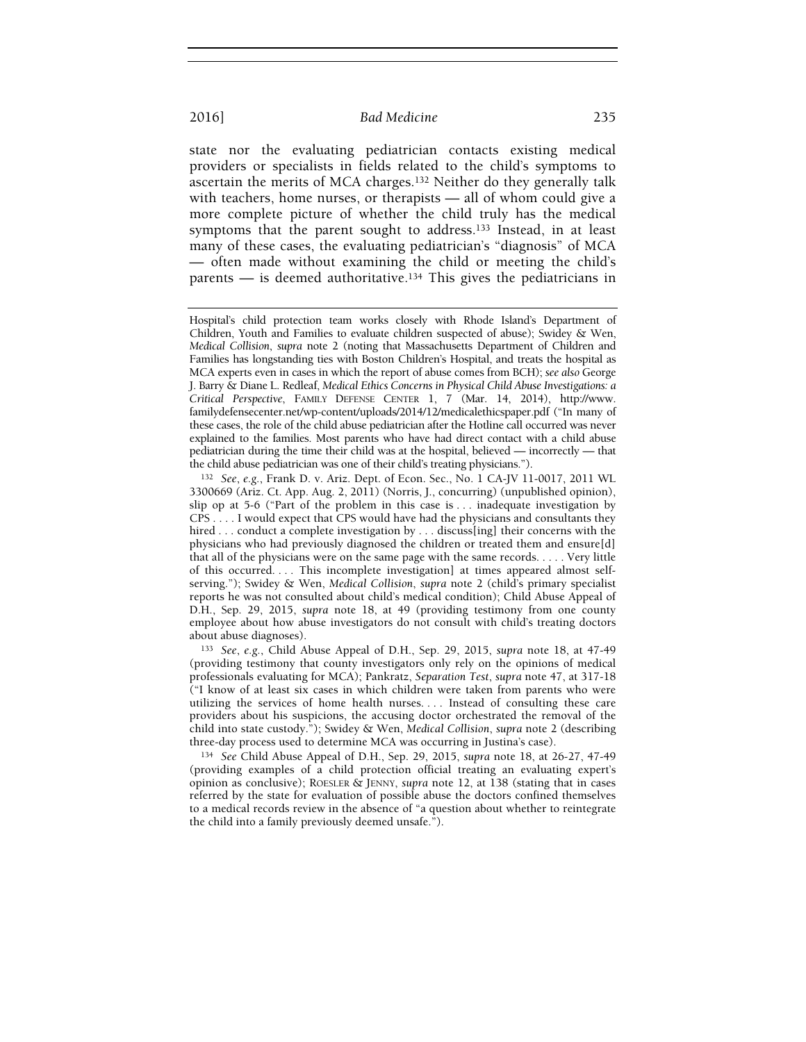state nor the evaluating pediatrician contacts existing medical providers or specialists in fields related to the child's symptoms to ascertain the merits of MCA charges.[132] Neither do they generally talk with teachers, home nurses, or therapists — all of whom could give a more complete picture of whether the child truly has the medical symptoms that the parent sought to address.[133] Instead, in at least many of these cases, the evaluating pediatrician's "diagnosis" of MCA — often made without examining the child or meeting the child's parents — is deemed authoritative.[134] This gives the pediatricians in

---

Hospital's child protection team works closely with Rhode Island's Department of Children, Youth and Families to evaluate children suspected of abuse); Swidey & Wen, *Medical Collision*, *supra* note 2 (noting that Massachusetts Department of Children and Families has longstanding ties with Boston Children's Hospital, and treats the hospital as MCA experts even in cases in which the report of abuse comes from BCH); *see also* George J. Barry & Diane L. Redleaf, *Medical Ethics Concerns in Physical Child Abuse Investigations: a Critical Perspective*, FAMILY DEFENSE CENTER 1, 7 (Mar. 14, 2014), http://www.familydefensecenter.net/wp-content/uploads/2014/12/medicalethicspaper.pdf ("In many of these cases, the role of the child abuse pediatrician after the Hotline call occurred was never explained to the families. Most parents who have had direct contact with a child abuse pediatrician during the time their child was at the hospital, believed — incorrectly — that the child abuse pediatrician was one of their child's treating physicians.").

[132] *See, e.g.*, Frank D. v. Ariz. Dept. of Econ. Sec., No. 1 CA-JV 11-0017, 2011 WL 3300669 (Ariz. Ct. App. Aug. 2, 2011) (Norris, J., concurring) (unpublished opinion), slip op at 5-6 ("Part of the problem in this case is . . . inadequate investigation by CPS . . . . I would expect that CPS would have had the physicians and consultants they hired . . . conduct a complete investigation by . . . discuss[ing] their concerns with the physicians who had previously diagnosed the children or treated them and ensure[d] that all of the physicians were on the same page with the same records. . . . . Very little of this occurred. . . . This incomplete investigation] at times appeared almost self-serving."); Swidey & Wen, *Medical Collision*, *supra* note 2 (child's primary specialist reports he was not consulted about child's medical condition); Child Abuse Appeal of D.H., Sep. 29, 2015, *supra* note 18, at 49 (providing testimony from one county employee about how abuse investigators do not consult with child's treating doctors about abuse diagnoses).

[133] *See, e.g.*, Child Abuse Appeal of D.H., Sep. 29, 2015, *supra* note 18, at 47-49 (providing testimony that county investigators only rely on the opinions of medical professionals evaluating for MCA); Pankratz, *Separation Test*, *supra* note 47, at 317-18 ("I know of at least six cases in which children were taken from parents who were utilizing the services of home health nurses. . . . Instead of consulting these care providers about his suspicions, the accusing doctor orchestrated the removal of the child into state custody."); Swidey & Wen, *Medical Collision*, *supra* note 2 (describing three-day process used to determine MCA was occurring in Justina's case).

[134] *See* Child Abuse Appeal of D.H., Sep. 29, 2015, *supra* note 18, at 26-27, 47-49 (providing examples of a child protection official treating an evaluating expert's opinion as conclusive); ROESLER & JENNY, *supra* note 12, at 138 (stating that in cases referred by the state for evaluation of possible abuse the doctors confined themselves to a medical records review in the absence of "a question about whether to reintegrate the child into a family previously deemed unsafe.").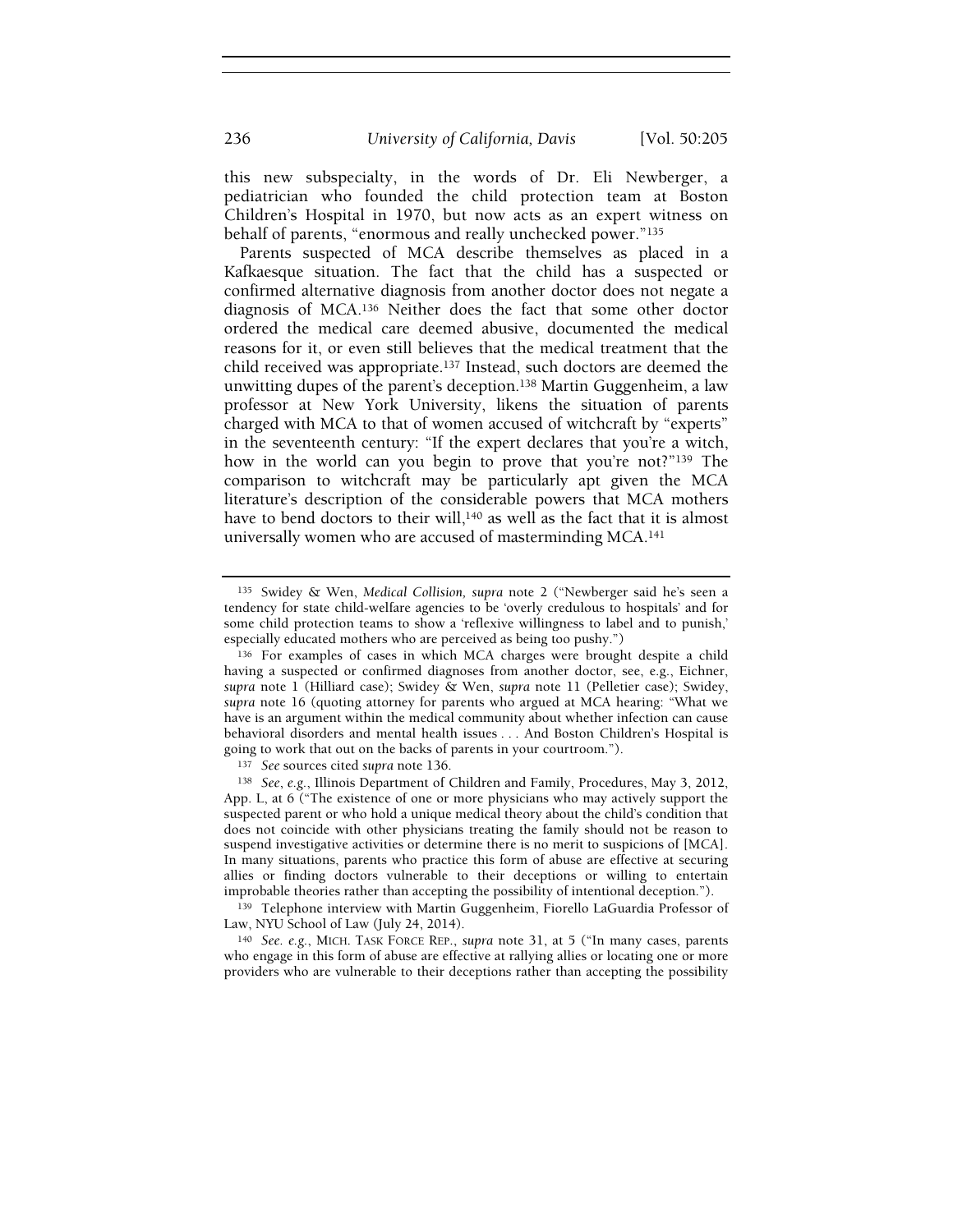this new subspecialty, in the words of Dr. Eli Newberger, a pediatrician who founded the child protection team at Boston Children's Hospital in 1970, but now acts as an expert witness on behalf of parents, "enormous and really unchecked power."[135]

Parents suspected of MCA describe themselves as placed in a Kafkaesque situation. The fact that the child has a suspected or confirmed alternative diagnosis from another doctor does not negate a diagnosis of MCA.[136] Neither does the fact that some other doctor ordered the medical care deemed abusive, documented the medical reasons for it, or even still believes that the medical treatment that the child received was appropriate.[137] Instead, such doctors are deemed the unwitting dupes of the parent's deception.[138] Martin Guggenheim, a law professor at New York University, likens the situation of parents charged with MCA to that of women accused of witchcraft by "experts" in the seventeenth century: "If the expert declares that you're a witch, how in the world can you begin to prove that you're not?"[139] The comparison to witchcraft may be particularly apt given the MCA literature's description of the considerable powers that MCA mothers have to bend doctors to their will,[140] as well as the fact that it is almost universally women who are accused of masterminding MCA.[141]

---

[135] Swidey & Wen, *Medical Collision, supra* note 2 ("Newberger said he's seen a tendency for state child-welfare agencies to be 'overly credulous to hospitals' and for some child protection teams to show a 'reflexive willingness to label and to punish,' especially educated mothers who are perceived as being too pushy.")

[136] For examples of cases in which MCA charges were brought despite a child having a suspected or confirmed diagnoses from another doctor, see, e.g., Eichner, *supra* note 1 (Hilliard case); Swidey & Wen, *supra* note 11 (Pelletier case); Swidey, *supra* note 16 (quoting attorney for parents who argued at MCA hearing: "What we have is an argument within the medical community about whether infection can cause behavioral disorders and mental health issues . . . And Boston Children's Hospital is going to work that out on the backs of parents in your courtroom.").

[137] *See* sources cited *supra* note 136.

[138] *See*, *e.g.*, Illinois Department of Children and Family, Procedures, May 3, 2012, App. L, at 6 ("The existence of one or more physicians who may actively support the suspected parent or who hold a unique medical theory about the child's condition that does not coincide with other physicians treating the family should not be reason to suspend investigative activities or determine there is no merit to suspicions of [MCA]. In many situations, parents who practice this form of abuse are effective at securing allies or finding doctors vulnerable to their deceptions or willing to entertain improbable theories rather than accepting the possibility of intentional deception.").

[139] Telephone interview with Martin Guggenheim, Fiorello LaGuardia Professor of Law, NYU School of Law (July 24, 2014).

[140] *See. e.g.*, MICH. TASK FORCE REP., *supra* note 31, at 5 ("In many cases, parents who engage in this form of abuse are effective at rallying allies or locating one or more providers who are vulnerable to their deceptions rather than accepting the possibility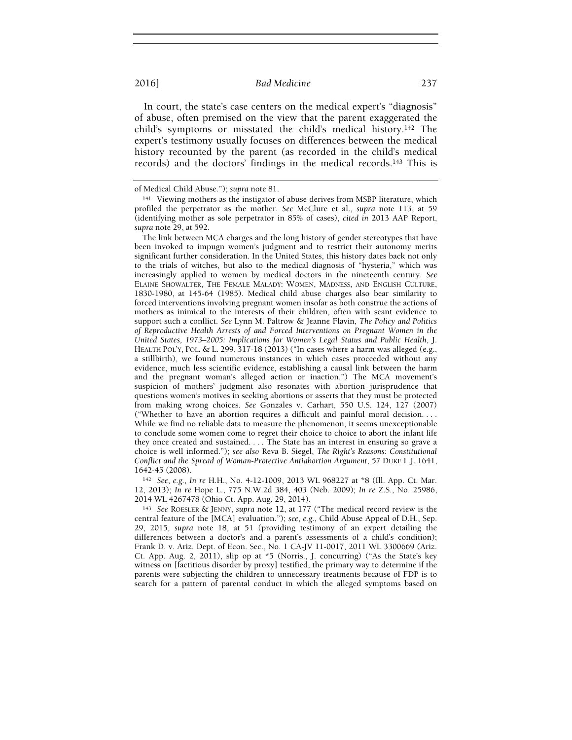In court, the state's case centers on the medical expert's "diagnosis" of abuse, often premised on the view that the parent exaggerated the child's symptoms or misstated the child's medical history.[142] The expert's testimony usually focuses on differences between the medical history recounted by the parent (as recorded in the child's medical records) and the doctors' findings in the medical records.[143] This is

---

of Medical Child Abuse."); *supra* note 81.

[141] Viewing mothers as the instigator of abuse derives from MSBP literature, which profiled the perpetrator as the mother. *See* McClure et al., *supra* note 113, at 59 (identifying mother as sole perpetrator in 85% of cases), *cited in* 2013 AAP Report, *supra* note 29, at 592.

The link between MCA charges and the long history of gender stereotypes that have been invoked to impugn women's judgment and to restrict their autonomy merits significant further consideration. In the United States, this history dates back not only to the trials of witches, but also to the medical diagnosis of "hysteria," which was increasingly applied to women by medical doctors in the nineteenth century. *See* ELAINE SHOWALTER, THE FEMALE MALADY: WOMEN, MADNESS, AND ENGLISH CULTURE, 1830-1980, at 145-64 (1985). Medical child abuse charges also bear similarity to forced interventions involving pregnant women insofar as both construe the actions of mothers as inimical to the interests of their children, often with scant evidence to support such a conflict. *See* Lynn M. Paltrow & Jeanne Flavin, *The Policy and Politics of Reproductive Health Arrests of and Forced Interventions on Pregnant Women in the United States, 1973–2005: Implications for Women's Legal Status and Public Health*, J. HEALTH POL'Y, POL. & L. 299, 317-18 (2013) ("In cases where a harm was alleged (e.g., a stillbirth), we found numerous instances in which cases proceeded without any evidence, much less scientific evidence, establishing a causal link between the harm and the pregnant woman's alleged action or inaction.") The MCA movement's suspicion of mothers' judgment also resonates with abortion jurisprudence that questions women's motives in seeking abortions or asserts that they must be protected from making wrong choices. *See* Gonzales v. Carhart, 550 U.S. 124, 127 (2007) ("Whether to have an abortion requires a difficult and painful moral decision. . . . While we find no reliable data to measure the phenomenon, it seems unexceptionable to conclude some women come to regret their choice to choice to abort the infant life they once created and sustained. . . . The State has an interest in ensuring so grave a choice is well informed."); *see also* Reva B. Siegel, *The Right's Reasons: Constitutional Conflict and the Spread of Woman-Protective Antiabortion Argument*, 57 DUKE L.J. 1641, 1642-45 (2008).

[142] *See, e.g.*, *In re* H.H., No. 4-12-1009, 2013 WL 968227 at *8 (Ill. App. Ct. Mar. 12, 2013); *In re* Hope L., 775 N.W.2d 384, 403 (Neb. 2009); *In re* Z.S., No. 25986, 2014 WL 4267478 (Ohio Ct. App. Aug. 29, 2014).

[143] *See* ROESLER & JENNY, *supra* note 12, at 177 ("The medical record review is the central feature of the [MCA] evaluation."); *see, e.g.*, Child Abuse Appeal of D.H., Sep. 29, 2015, *supra* note 18, at 51 (providing testimony of an expert detailing the differences between a doctor's and a parent's assessments of a child's condition); Frank D. v. Ariz. Dept. of Econ. Sec., No. 1 CA-JV 11-0017, 2011 WL 3300669 (Ariz. Ct. App. Aug. 2, 2011), slip op at *5 (Norris., J. concurring) ("As the State's key witness on [factitious disorder by proxy] testified, the primary way to determine if the parents were subjecting the children to unnecessary treatments because of FDP is to search for a pattern of parental conduct in which the alleged symptoms based on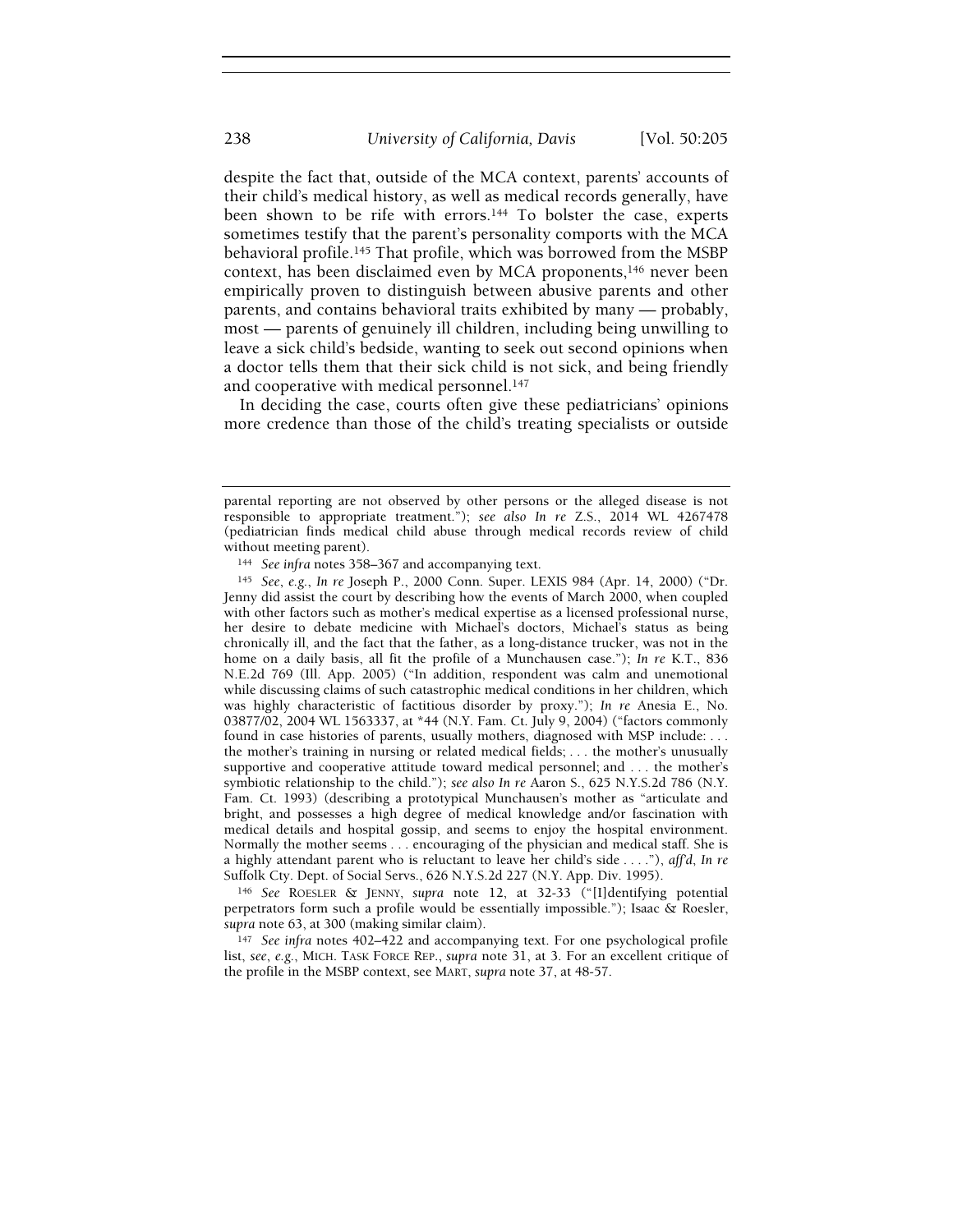despite the fact that, outside of the MCA context, parents' accounts of their child's medical history, as well as medical records generally, have been shown to be rife with errors.[144] To bolster the case, experts sometimes testify that the parent's personality comports with the MCA behavioral profile.[145] That profile, which was borrowed from the MSBP context, has been disclaimed even by MCA proponents,[146] never been empirically proven to distinguish between abusive parents and other parents, and contains behavioral traits exhibited by many — probably, most — parents of genuinely ill children, including being unwilling to leave a sick child's bedside, wanting to seek out second opinions when a doctor tells them that their sick child is not sick, and being friendly and cooperative with medical personnel.[147]

In deciding the case, courts often give these pediatricians' opinions more credence than those of the child's treating specialists or outside

---

parental reporting are not observed by other persons or the alleged disease is not responsible to appropriate treatment."); *see also In re* Z.S., 2014 WL 4267478 (pediatrician finds medical child abuse through medical records review of child without meeting parent).

[144] *See infra* notes 358–367 and accompanying text.

[145] *See, e.g.*, *In re* Joseph P., 2000 Conn. Super. LEXIS 984 (Apr. 14, 2000) ("Dr. Jenny did assist the court by describing how the events of March 2000, when coupled with other factors such as mother's medical expertise as a licensed professional nurse, her desire to debate medicine with Michael's doctors, Michael's status as being chronically ill, and the fact that the father, as a long-distance trucker, was not in the home on a daily basis, all fit the profile of a Munchausen case."); *In re* K.T., 836 N.E.2d 769 (Ill. App. 2005) ("In addition, respondent was calm and unemotional while discussing claims of such catastrophic medical conditions in her children, which was highly characteristic of factitious disorder by proxy."); *In re* Anesia E., No. 03877/02, 2004 WL 1563337, at *44 (N.Y. Fam. Ct. July 9, 2004) ("factors commonly found in case histories of parents, usually mothers, diagnosed with MSP include: . . . the mother's training in nursing or related medical fields; . . . the mother's unusually supportive and cooperative attitude toward medical personnel; and . . . the mother's symbiotic relationship to the child."); *see also In re* Aaron S., 625 N.Y.S.2d 786 (N.Y. Fam. Ct. 1993) (describing a prototypical Munchausen's mother as "articulate and bright, and possesses a high degree of medical knowledge and/or fascination with medical details and hospital gossip, and seems to enjoy the hospital environment. Normally the mother seems . . . encouraging of the physician and medical staff. She is a highly attendant parent who is reluctant to leave her child's side . . . ."), *aff'd*, *In re* Suffolk Cty. Dept. of Social Servs., 626 N.Y.S.2d 227 (N.Y. App. Div. 1995).

[146] *See* ROESLER & JENNY, *supra* note 12, at 32-33 ("[I]dentifying potential perpetrators form such a profile would be essentially impossible."); Isaac & Roesler, *supra* note 63, at 300 (making similar claim).

[147] *See infra* notes 402–422 and accompanying text. For one psychological profile list, *see, e.g.*, MICH. TASK FORCE REP., *supra* note 31, at 3. For an excellent critique of the profile in the MSBP context, see MART, *supra* note 37, at 48-57.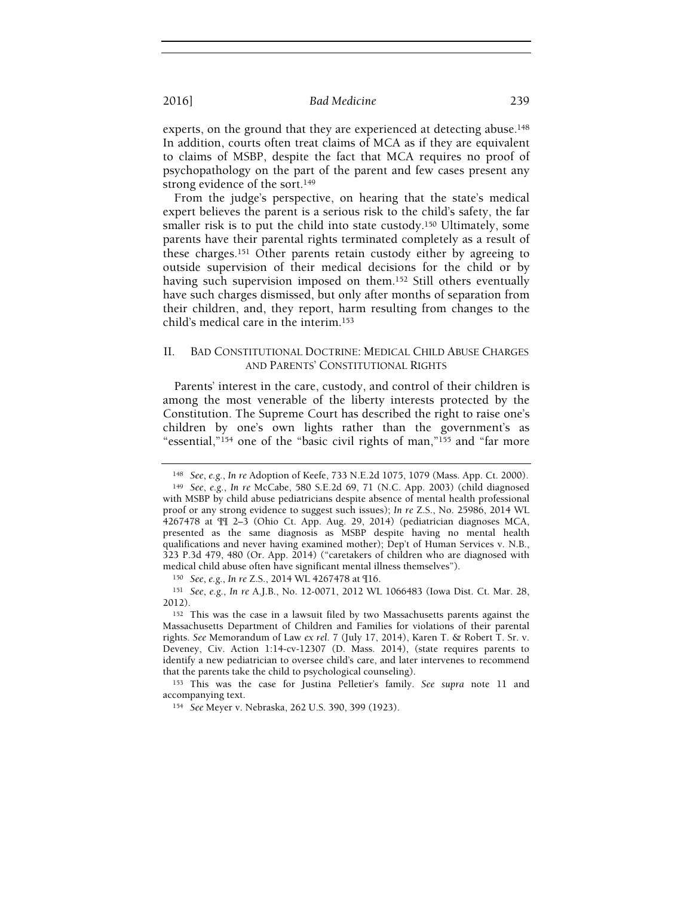experts, on the ground that they are experienced at detecting abuse.[148] In addition, courts often treat claims of MCA as if they are equivalent to claims of MSBP, despite the fact that MCA requires no proof of psychopathology on the part of the parent and few cases present any strong evidence of the sort.[149]

From the judge's perspective, on hearing that the state's medical expert believes the parent is a serious risk to the child's safety, the far smaller risk is to put the child into state custody.[150] Ultimately, some parents have their parental rights terminated completely as a result of these charges.[151] Other parents retain custody either by agreeing to outside supervision of their medical decisions for the child or by having such supervision imposed on them.[152] Still others eventually have such charges dismissed, but only after months of separation from their children, and, they report, harm resulting from changes to the child's medical care in the interim.[153]

## II. Bad Constitutional Doctrine: Medical Child Abuse Charges and Parents' Constitutional Rights

Parents' interest in the care, custody, and control of their children is among the most venerable of the liberty interests protected by the Constitution. The Supreme Court has described the right to raise one's children by one's own lights rather than the government's as "essential,"[154] one of the "basic civil rights of man,"[155] and "far more

---

[148] *See, e.g.*, *In re* Adoption of Keefe, 733 N.E.2d 1075, 1079 (Mass. App. Ct. 2000).

[149] *See, e.g.*, *In re* McCabe, 580 S.E.2d 69, 71 (N.C. App. 2003) (child diagnosed with MSBP by child abuse pediatricians despite absence of mental health professional proof or any strong evidence to suggest such issues); *In re* Z.S., No. 25986, 2014 WL 4267478 at ¶¶ 2–3 (Ohio Ct. App. Aug. 29, 2014) (pediatrician diagnoses MCA, presented as the same diagnosis as MSBP despite having no mental health qualifications and never having examined mother); Dep't of Human Services v. N.B., 323 P.3d 479, 480 (Or. App. 2014) ("caretakers of children who are diagnosed with medical child abuse often have significant mental illness themselves").

[150] *See, e.g.*, *In re* Z.S., 2014 WL 4267478 at ¶16.

[151] *See, e.g.*, *In re* A.J.B., No. 12-0071, 2012 WL 1066483 (Iowa Dist. Ct. Mar. 28, 2012).

[152] This was the case in a lawsuit filed by two Massachusetts parents against the Massachusetts Department of Children and Families for violations of their parental rights. *See* Memorandum of Law *ex rel.* 7 (July 17, 2014), Karen T. & Robert T. Sr. v. Deveney, Civ. Action 1:14-cv-12307 (D. Mass. 2014), (state requires parents to identify a new pediatrician to oversee child's care, and later intervenes to recommend that the parents take the child to psychological counseling).

[153] This was the case for Justina Pelletier's family. *See supra* note 11 and accompanying text.

[154] *See* Meyer v. Nebraska, 262 U.S. 390, 399 (1923).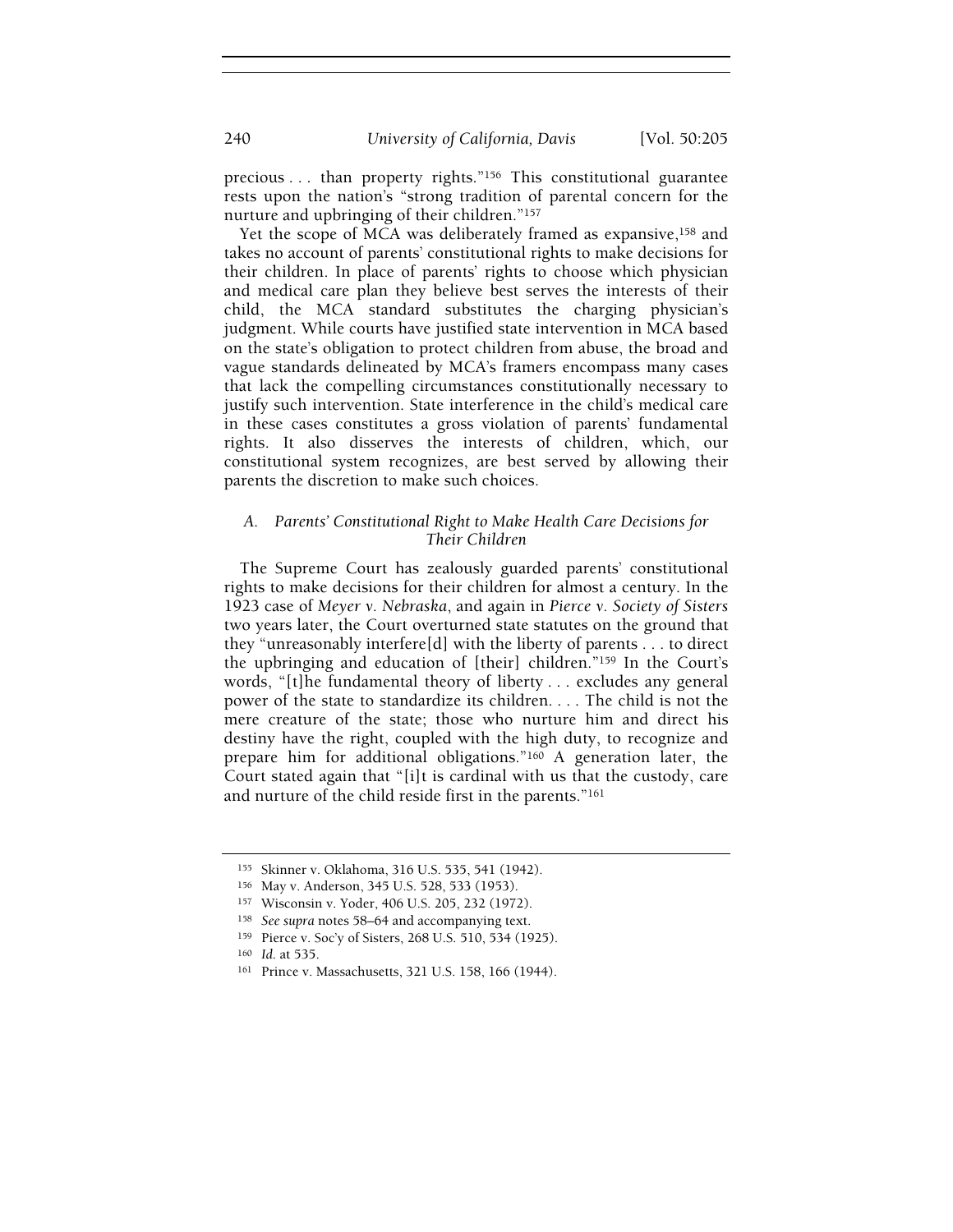precious . . . than property rights."[156] This constitutional guarantee rests upon the nation's "strong tradition of parental concern for the nurture and upbringing of their children."[157]

Yet the scope of MCA was deliberately framed as expansive,[158] and takes no account of parents' constitutional rights to make decisions for their children. In place of parents' rights to choose which physician and medical care plan they believe best serves the interests of their child, the MCA standard substitutes the charging physician's judgment. While courts have justified state intervention in MCA based on the state's obligation to protect children from abuse, the broad and vague standards delineated by MCA's framers encompass many cases that lack the compelling circumstances constitutionally necessary to justify such intervention. State interference in the child's medical care in these cases constitutes a gross violation of parents' fundamental rights. It also disserves the interests of children, which, our constitutional system recognizes, are best served by allowing their parents the discretion to make such choices.

### *A. Parents' Constitutional Right to Make Health Care Decisions for Their Children*

The Supreme Court has zealously guarded parents' constitutional rights to make decisions for their children for almost a century. In the 1923 case of *Meyer v. Nebraska*, and again in *Pierce v. Society of Sisters* two years later, the Court overturned state statutes on the ground that they "unreasonably interfere[d] with the liberty of parents . . . to direct the upbringing and education of [their] children."[159] In the Court's words, "[t]he fundamental theory of liberty . . . excludes any general power of the state to standardize its children. . . . The child is not the mere creature of the state; those who nurture him and direct his destiny have the right, coupled with the high duty, to recognize and prepare him for additional obligations."[160] A generation later, the Court stated again that "[i]t is cardinal with us that the custody, care and nurture of the child reside first in the parents."[161]

---

[155] Skinner v. Oklahoma, 316 U.S. 535, 541 (1942).

[156] May v. Anderson, 345 U.S. 528, 533 (1953).

[157] Wisconsin v. Yoder, 406 U.S. 205, 232 (1972).

[158] *See supra* notes 58–64 and accompanying text.

[159] Pierce v. Soc'y of Sisters, 268 U.S. 510, 534 (1925).

[160] *Id.* at 535.

[161] Prince v. Massachusetts, 321 U.S. 158, 166 (1944).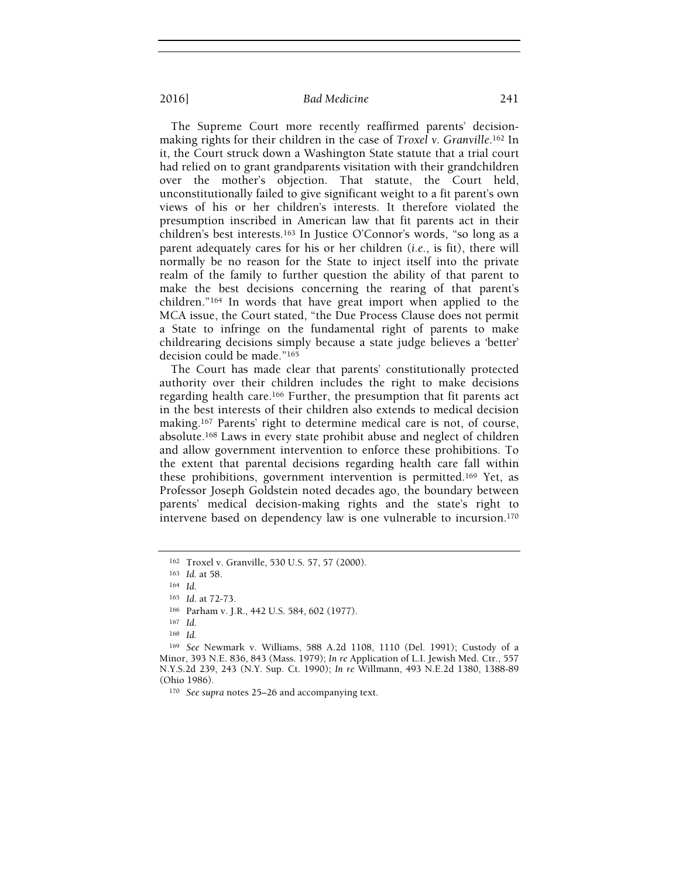The Supreme Court more recently reaffirmed parents' decision-making rights for their children in the case of *Troxel v. Granville*.[162] In it, the Court struck down a Washington State statute that a trial court had relied on to grant grandparents visitation with their grandchildren over the mother's objection. That statute, the Court held, unconstitutionally failed to give significant weight to a fit parent's own views of his or her children's interests. It therefore violated the presumption inscribed in American law that fit parents act in their children's best interests.[163] In Justice O'Connor's words, "so long as a parent adequately cares for his or her children (*i.e.*, is fit), there will normally be no reason for the State to inject itself into the private realm of the family to further question the ability of that parent to make the best decisions concerning the rearing of that parent's children."[164] In words that have great import when applied to the MCA issue, the Court stated, "the Due Process Clause does not permit a State to infringe on the fundamental right of parents to make childrearing decisions simply because a state judge believes a 'better' decision could be made."[165]

The Court has made clear that parents' constitutionally protected authority over their children includes the right to make decisions regarding health care.[166] Further, the presumption that fit parents act in the best interests of their children also extends to medical decision making.[167] Parents' right to determine medical care is not, of course, absolute.[168] Laws in every state prohibit abuse and neglect of children and allow government intervention to enforce these prohibitions. To the extent that parental decisions regarding health care fall within these prohibitions, government intervention is permitted.[169] Yet, as Professor Joseph Goldstein noted decades ago, the boundary between parents' medical decision-making rights and the state's right to intervene based on dependency law is one vulnerable to incursion.[170]

---

[162] Troxel v. Granville, 530 U.S. 57, 57 (2000).

[163] *Id.* at 58.

[164] *Id.*

[165] *Id.* at 72-73.

[166] Parham v. J.R., 442 U.S. 584, 602 (1977).

[167] *Id.*

[168] *Id.*

[169] *See* Newmark v. Williams, 588 A.2d 1108, 1110 (Del. 1991); Custody of a Minor, 393 N.E. 836, 843 (Mass. 1979); *In re* Application of L.I. Jewish Med. Ctr., 557 N.Y.S.2d 239, 243 (N.Y. Sup. Ct. 1990); *In re* Willmann, 493 N.E.2d 1380, 1388-89 (Ohio 1986).

[170] *See supra* notes 25–26 and accompanying text.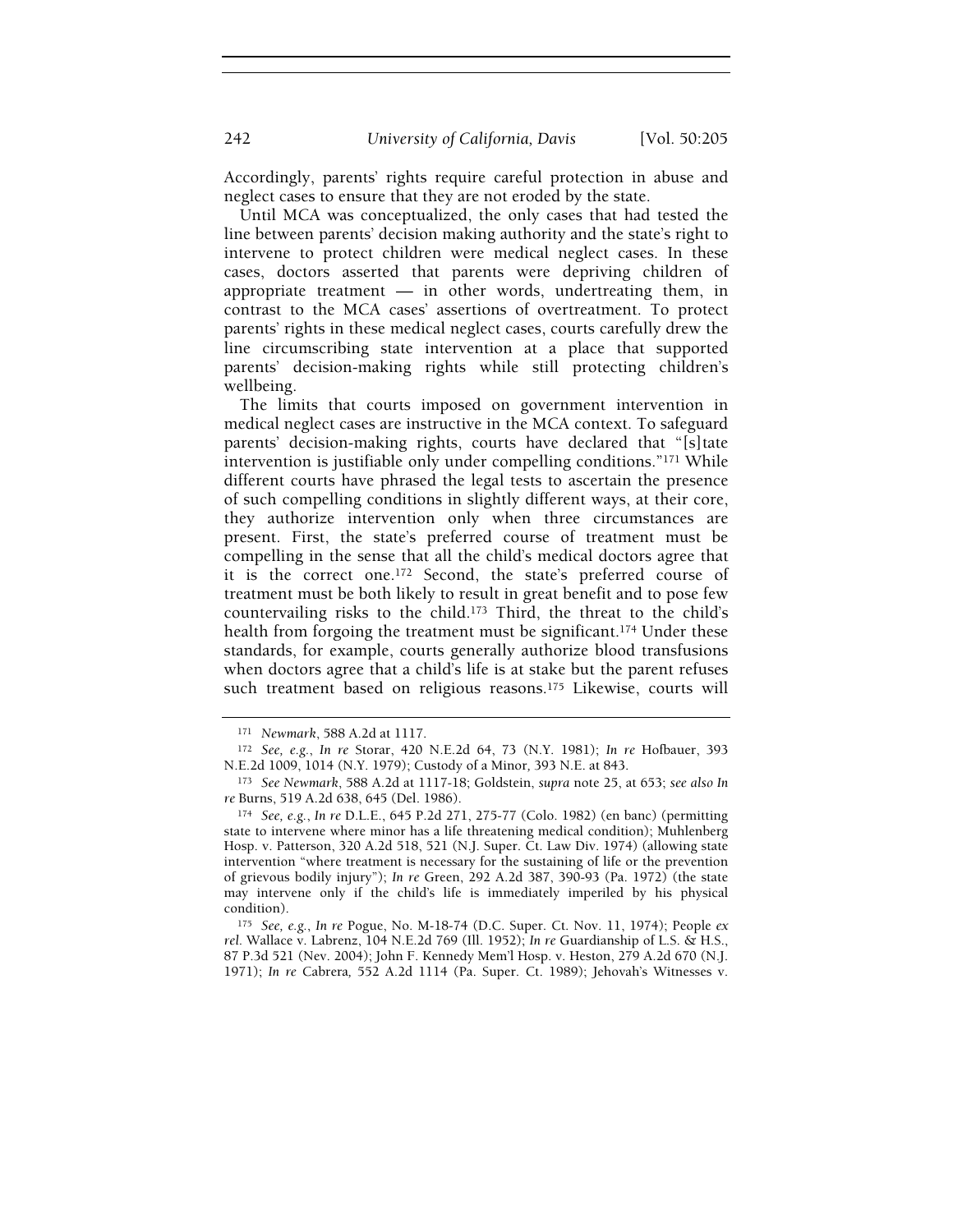Accordingly, parents' rights require careful protection in abuse and neglect cases to ensure that they are not eroded by the state.

Until MCA was conceptualized, the only cases that had tested the line between parents' decision making authority and the state's right to intervene to protect children were medical neglect cases. In these cases, doctors asserted that parents were depriving children of appropriate treatment — in other words, undertreating them, in contrast to the MCA cases' assertions of overtreatment. To protect parents' rights in these medical neglect cases, courts carefully drew the line circumscribing state intervention at a place that supported parents' decision-making rights while still protecting children's wellbeing.

The limits that courts imposed on government intervention in medical neglect cases are instructive in the MCA context. To safeguard parents' decision-making rights, courts have declared that "[s]tate intervention is justifiable only under compelling conditions."[171] While different courts have phrased the legal tests to ascertain the presence of such compelling conditions in slightly different ways, at their core, they authorize intervention only when three circumstances are present. First, the state's preferred course of treatment must be compelling in the sense that all the child's medical doctors agree that it is the correct one.[172] Second, the state's preferred course of treatment must be both likely to result in great benefit and to pose few countervailing risks to the child.[173] Third, the threat to the child's health from forgoing the treatment must be significant.[174] Under these standards, for example, courts generally authorize blood transfusions when doctors agree that a child's life is at stake but the parent refuses such treatment based on religious reasons.[175] Likewise, courts will

---

[171] *Newmark*, 588 A.2d at 1117.

[172] *See, e.g.*, *In re* Storar, 420 N.E.2d 64, 73 (N.Y. 1981); *In re* Hofbauer, 393 N.E.2d 1009, 1014 (N.Y. 1979); Custody of a Minor, 393 N.E. at 843.

[173] *See Newmark*, 588 A.2d at 1117-18; Goldstein, *supra* note 25, at 653; *see also In re* Burns, 519 A.2d 638, 645 (Del. 1986).

[174] *See, e.g.*, *In re* D.L.E., 645 P.2d 271, 275-77 (Colo. 1982) (en banc) (permitting state to intervene where minor has a life threatening medical condition); Muhlenberg Hosp. v. Patterson, 320 A.2d 518, 521 (N.J. Super. Ct. Law Div. 1974) (allowing state intervention "where treatment is necessary for the sustaining of life or the prevention of grievous bodily injury"); *In re* Green, 292 A.2d 387, 390-93 (Pa. 1972) (the state may intervene only if the child's life is immediately imperiled by his physical condition).

[175] *See, e.g.*, *In re* Pogue, No. M-18-74 (D.C. Super. Ct. Nov. 11, 1974); People *ex rel.* Wallace v. Labrenz, 104 N.E.2d 769 (Ill. 1952); *In re* Guardianship of L.S. & H.S., 87 P.3d 521 (Nev. 2004); John F. Kennedy Mem'l Hosp. v. Heston, 279 A.2d 670 (N.J. 1971); *In re* Cabrera, 552 A.2d 1114 (Pa. Super. Ct. 1989); Jehovah's Witnesses v.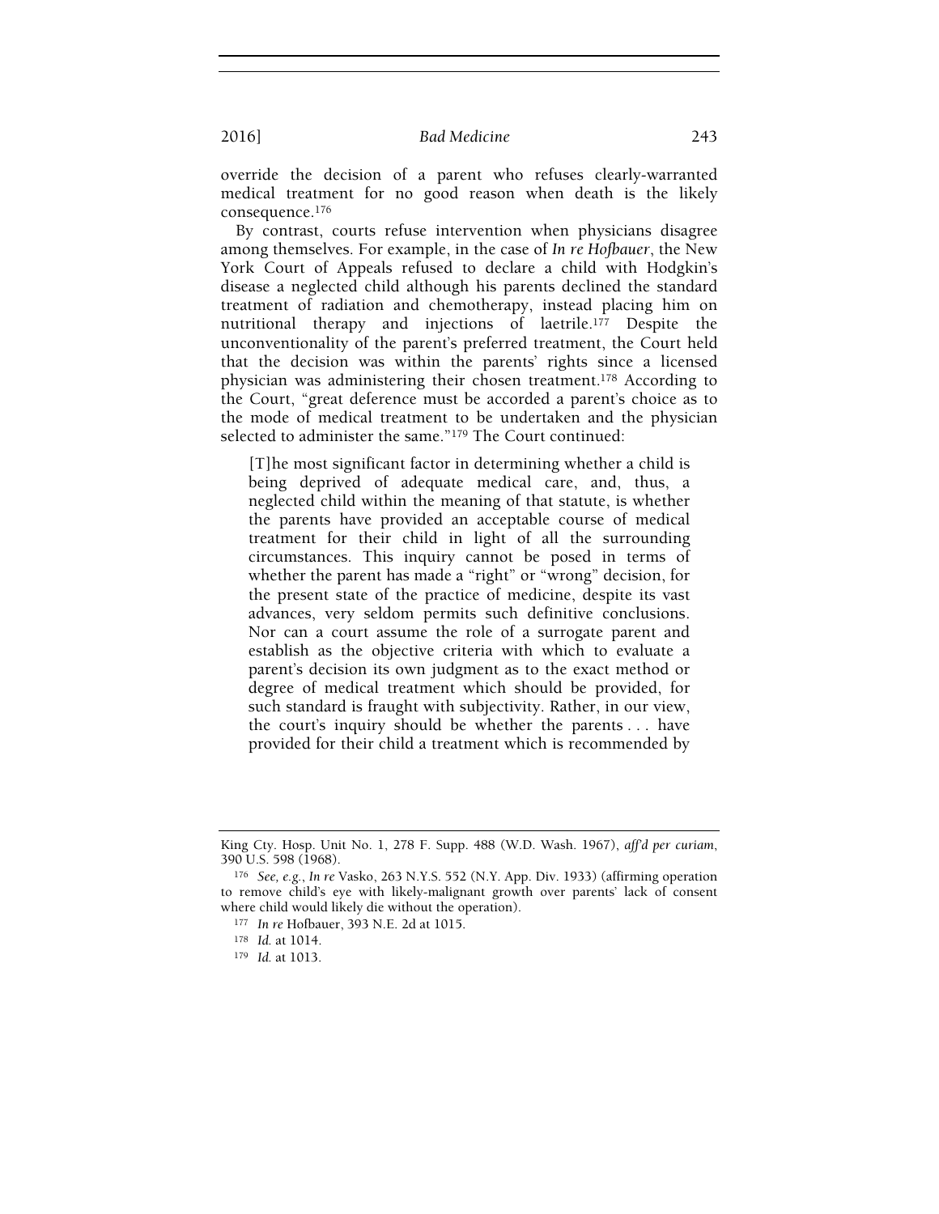override the decision of a parent who refuses clearly-warranted medical treatment for no good reason when death is the likely consequence.[176]

By contrast, courts refuse intervention when physicians disagree among themselves. For example, in the case of *In re Hofbauer*, the New York Court of Appeals refused to declare a child with Hodgkin's disease a neglected child although his parents declined the standard treatment of radiation and chemotherapy, instead placing him on nutritional therapy and injections of laetrile.[177] Despite the unconventionality of the parent's preferred treatment, the Court held that the decision was within the parents' rights since a licensed physician was administering their chosen treatment.[178] According to the Court, "great deference must be accorded a parent's choice as to the mode of medical treatment to be undertaken and the physician selected to administer the same."[179] The Court continued:

> [T]he most significant factor in determining whether a child is being deprived of adequate medical care, and, thus, a neglected child within the meaning of that statute, is whether the parents have provided an acceptable course of medical treatment for their child in light of all the surrounding circumstances. This inquiry cannot be posed in terms of whether the parent has made a "right" or "wrong" decision, for the present state of the practice of medicine, despite its vast advances, very seldom permits such definitive conclusions. Nor can a court assume the role of a surrogate parent and establish as the objective criteria with which to evaluate a parent's decision its own judgment as to the exact method or degree of medical treatment which should be provided, for such standard is fraught with subjectivity. Rather, in our view, the court's inquiry should be whether the parents . . . have provided for their child a treatment which is recommended by

---

King Cty. Hosp. Unit No. 1, 278 F. Supp. 488 (W.D. Wash. 1967), *aff'd per curiam*, 390 U.S. 598 (1968).

[176] *See, e.g.*, *In re* Vasko, 263 N.Y.S. 552 (N.Y. App. Div. 1933) (affirming operation to remove child's eye with likely-malignant growth over parents' lack of consent where child would likely die without the operation).

[177] *In re* Hofbauer, 393 N.E. 2d at 1015.

[178] *Id.* at 1014.

[179] *Id.* at 1013.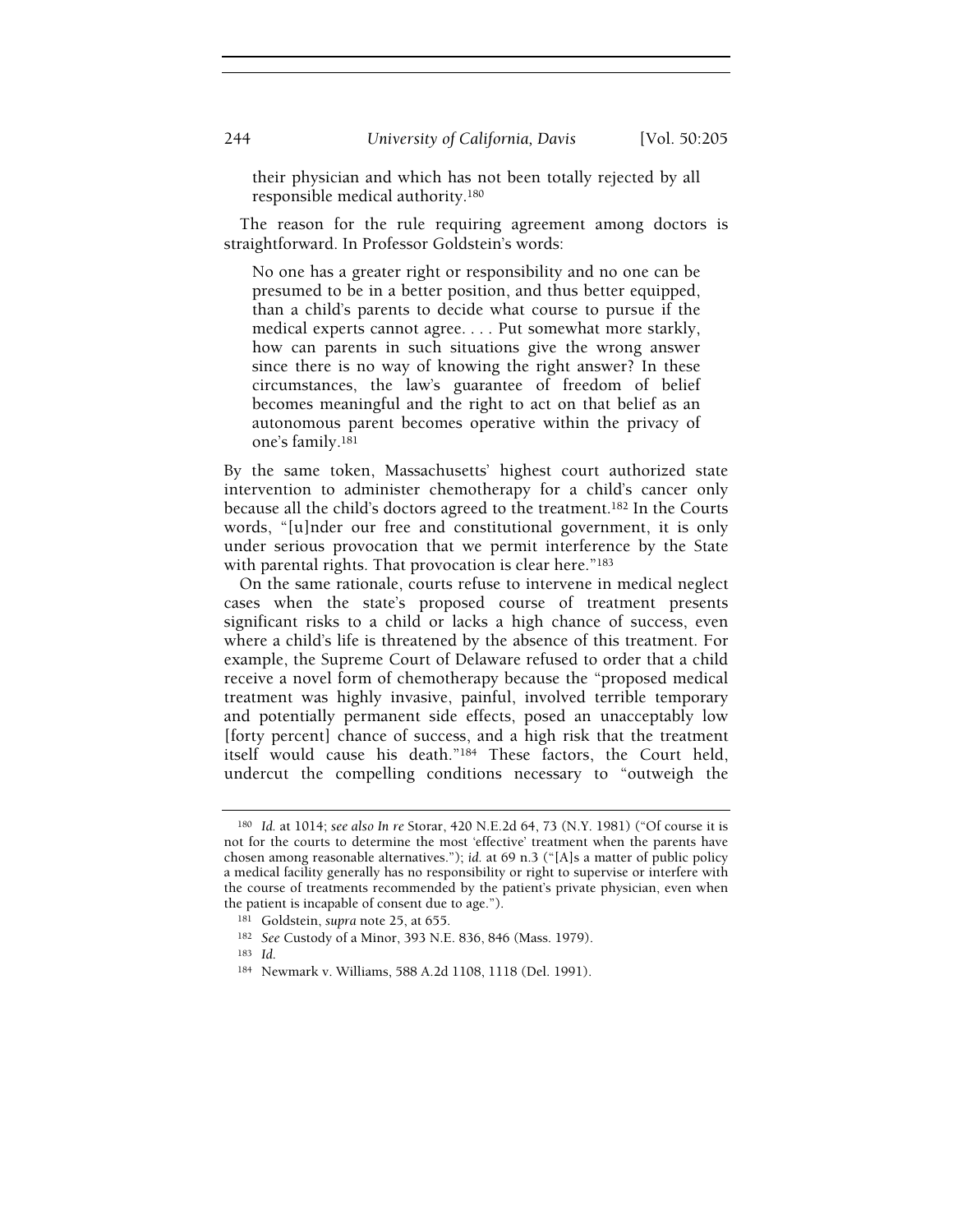> their physician and which has not been totally rejected by all responsible medical authority.[180]

The reason for the rule requiring agreement among doctors is straightforward. In Professor Goldstein's words:

> No one has a greater right or responsibility and no one can be presumed to be in a better position, and thus better equipped, than a child's parents to decide what course to pursue if the medical experts cannot agree. . . . Put somewhat more starkly, how can parents in such situations give the wrong answer since there is no way of knowing the right answer? In these circumstances, the law's guarantee of freedom of belief becomes meaningful and the right to act on that belief as an autonomous parent becomes operative within the privacy of one's family.[181]

By the same token, Massachusetts' highest court authorized state intervention to administer chemotherapy for a child's cancer only because all the child's doctors agreed to the treatment.[182] In the Courts words, "[u]nder our free and constitutional government, it is only under serious provocation that we permit interference by the State with parental rights. That provocation is clear here."[183]

On the same rationale, courts refuse to intervene in medical neglect cases when the state's proposed course of treatment presents significant risks to a child or lacks a high chance of success, even where a child's life is threatened by the absence of this treatment. For example, the Supreme Court of Delaware refused to order that a child receive a novel form of chemotherapy because the "proposed medical treatment was highly invasive, painful, involved terrible temporary and potentially permanent side effects, posed an unacceptably low [forty percent] chance of success, and a high risk that the treatment itself would cause his death."[184] These factors, the Court held, undercut the compelling conditions necessary to "outweigh the

---

[180] *Id.* at 1014; *see also In re* Storar, 420 N.E.2d 64, 73 (N.Y. 1981) ("Of course it is not for the courts to determine the most 'effective' treatment when the parents have chosen among reasonable alternatives."); *id.* at 69 n.3 ("[A]s a matter of public policy a medical facility generally has no responsibility or right to supervise or interfere with the course of treatments recommended by the patient's private physician, even when the patient is incapable of consent due to age.").

[181] Goldstein, *supra* note 25, at 655.

[182] *See* Custody of a Minor, 393 N.E. 836, 846 (Mass. 1979).

[183] *Id.*

[184] Newmark v. Williams, 588 A.2d 1108, 1118 (Del. 1991).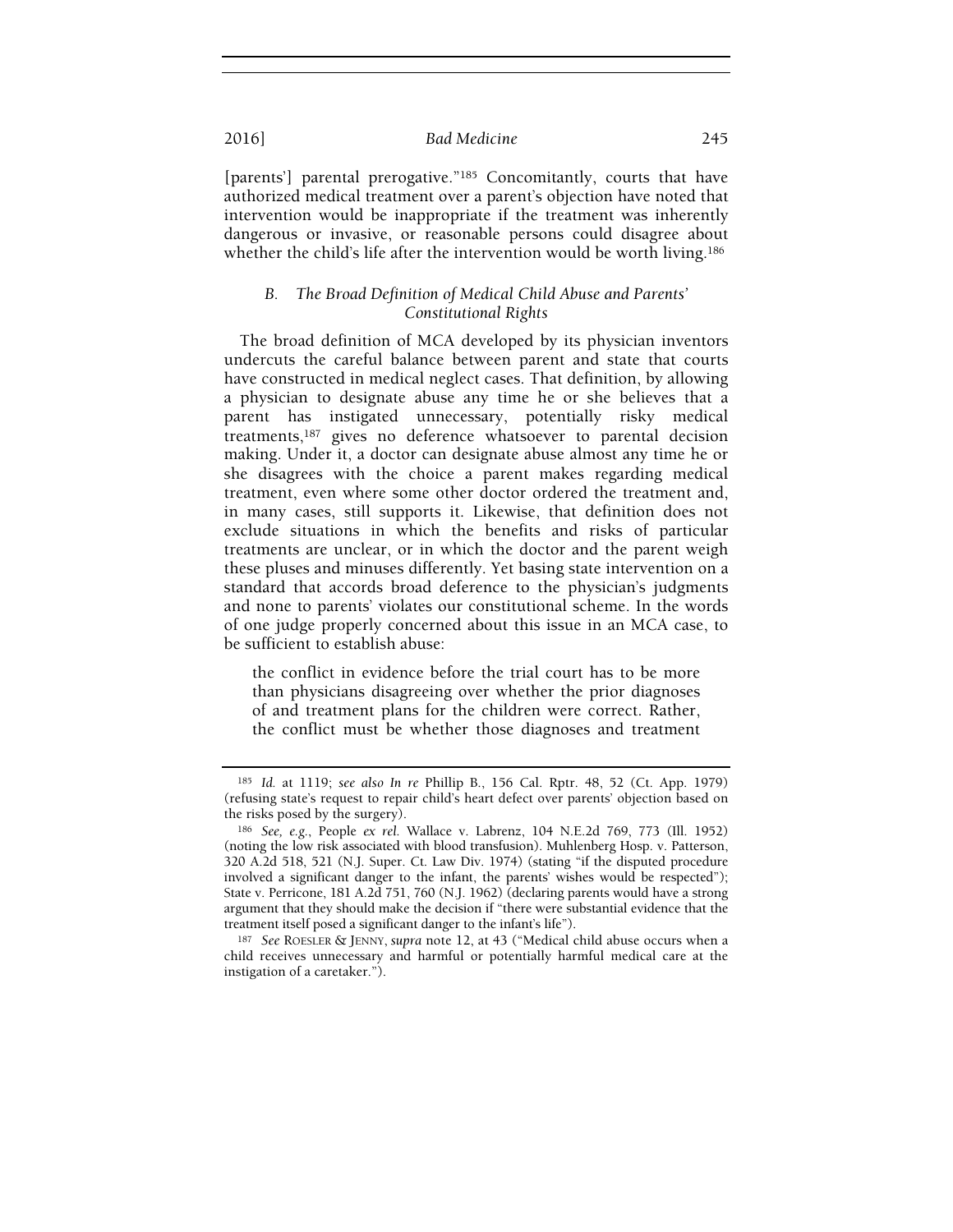[parents'] parental prerogative."[185] Concomitantly, courts that have authorized medical treatment over a parent's objection have noted that intervention would be inappropriate if the treatment was inherently dangerous or invasive, or reasonable persons could disagree about whether the child's life after the intervention would be worth living.[186]

### B. The Broad Definition of Medical Child Abuse and Parents' Constitutional Rights

The broad definition of MCA developed by its physician inventors undercuts the careful balance between parent and state that courts have constructed in medical neglect cases. That definition, by allowing a physician to designate abuse any time he or she believes that a parent has instigated unnecessary, potentially risky medical treatments,[187] gives no deference whatsoever to parental decision making. Under it, a doctor can designate abuse almost any time he or she disagrees with the choice a parent makes regarding medical treatment, even where some other doctor ordered the treatment and, in many cases, still supports it. Likewise, that definition does not exclude situations in which the benefits and risks of particular treatments are unclear, or in which the doctor and the parent weigh these pluses and minuses differently. Yet basing state intervention on a standard that accords broad deference to the physician's judgments and none to parents' violates our constitutional scheme. In the words of one judge properly concerned about this issue in an MCA case, to be sufficient to establish abuse:

> the conflict in evidence before the trial court has to be more than physicians disagreeing over whether the prior diagnoses of and treatment plans for the children were correct. Rather, the conflict must be whether those diagnoses and treatment

---

[185] *Id.* at 1119; *see also In re* Phillip B., 156 Cal. Rptr. 48, 52 (Ct. App. 1979) (refusing state's request to repair child's heart defect over parents' objection based on the risks posed by the surgery).

[186] *See, e.g.*, People *ex rel.* Wallace v. Labrenz, 104 N.E.2d 769, 773 (Ill. 1952) (noting the low risk associated with blood transfusion). Muhlenberg Hosp. v. Patterson, 320 A.2d 518, 521 (N.J. Super. Ct. Law Div. 1974) (stating "if the disputed procedure involved a significant danger to the infant, the parents' wishes would be respected"); State v. Perricone, 181 A.2d 751, 760 (N.J. 1962) (declaring parents would have a strong argument that they should make the decision if "there were substantial evidence that the treatment itself posed a significant danger to the infant's life").

[187] *See* ROESLER & JENNY, *supra* note 12, at 43 ("Medical child abuse occurs when a child receives unnecessary and harmful or potentially harmful medical care at the instigation of a caretaker.").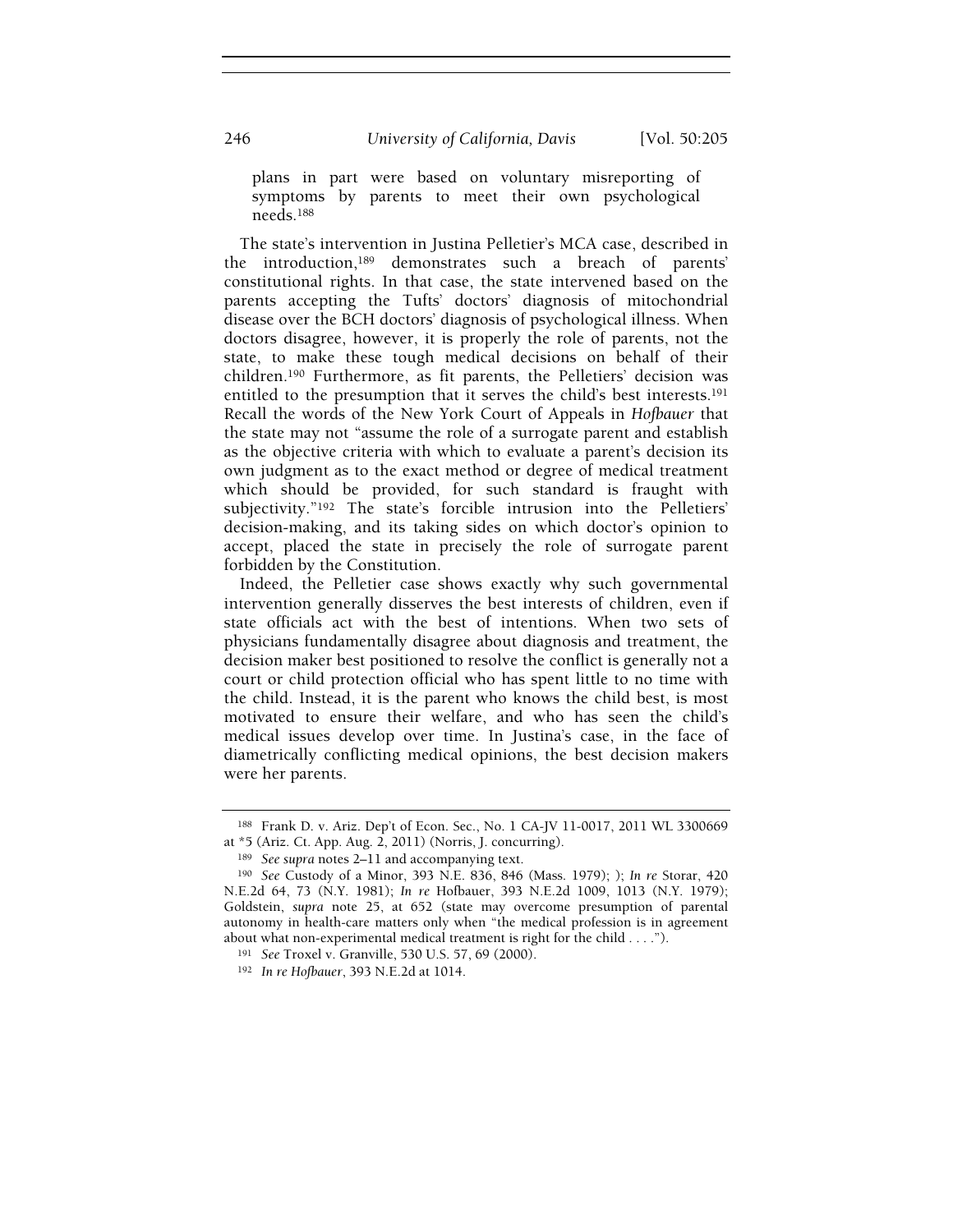> plans in part were based on voluntary misreporting of symptoms by parents to meet their own psychological needs.[188]

The state's intervention in Justina Pelletier's MCA case, described in the introduction,[189] demonstrates such a breach of parents' constitutional rights. In that case, the state intervened based on the parents accepting the Tufts' doctors' diagnosis of mitochondrial disease over the BCH doctors' diagnosis of psychological illness. When doctors disagree, however, it is properly the role of parents, not the state, to make these tough medical decisions on behalf of their children.[190] Furthermore, as fit parents, the Pelletiers' decision was entitled to the presumption that it serves the child's best interests.[191] Recall the words of the New York Court of Appeals in *Hofbauer* that the state may not "assume the role of a surrogate parent and establish as the objective criteria with which to evaluate a parent's decision its own judgment as to the exact method or degree of medical treatment which should be provided, for such standard is fraught with subjectivity."[192] The state's forcible intrusion into the Pelletiers' decision-making, and its taking sides on which doctor's opinion to accept, placed the state in precisely the role of surrogate parent forbidden by the Constitution.

Indeed, the Pelletier case shows exactly why such governmental intervention generally disserves the best interests of children, even if state officials act with the best of intentions. When two sets of physicians fundamentally disagree about diagnosis and treatment, the decision maker best positioned to resolve the conflict is generally not a court or child protection official who has spent little to no time with the child. Instead, it is the parent who knows the child best, is most motivated to ensure their welfare, and who has seen the child's medical issues develop over time. In Justina's case, in the face of diametrically conflicting medical opinions, the best decision makers were her parents.

---

[188] Frank D. v. Ariz. Dep't of Econ. Sec., No. 1 CA-JV 11-0017, 2011 WL 3300669 at *5 (Ariz. Ct. App. Aug. 2, 2011) (Norris, J. concurring).

[189] *See supra* notes 2–11 and accompanying text.

[190] *See* Custody of a Minor, 393 N.E. 836, 846 (Mass. 1979); ); *In re* Storar, 420 N.E.2d 64, 73 (N.Y. 1981); *In re* Hofbauer, 393 N.E.2d 1009, 1013 (N.Y. 1979); Goldstein, *supra* note 25, at 652 (state may overcome presumption of parental autonomy in health-care matters only when "the medical profession is in agreement about what non-experimental medical treatment is right for the child . . . .").

[191] *See* Troxel v. Granville, 530 U.S. 57, 69 (2000).

[192] *In re Hofbauer*, 393 N.E.2d at 1014.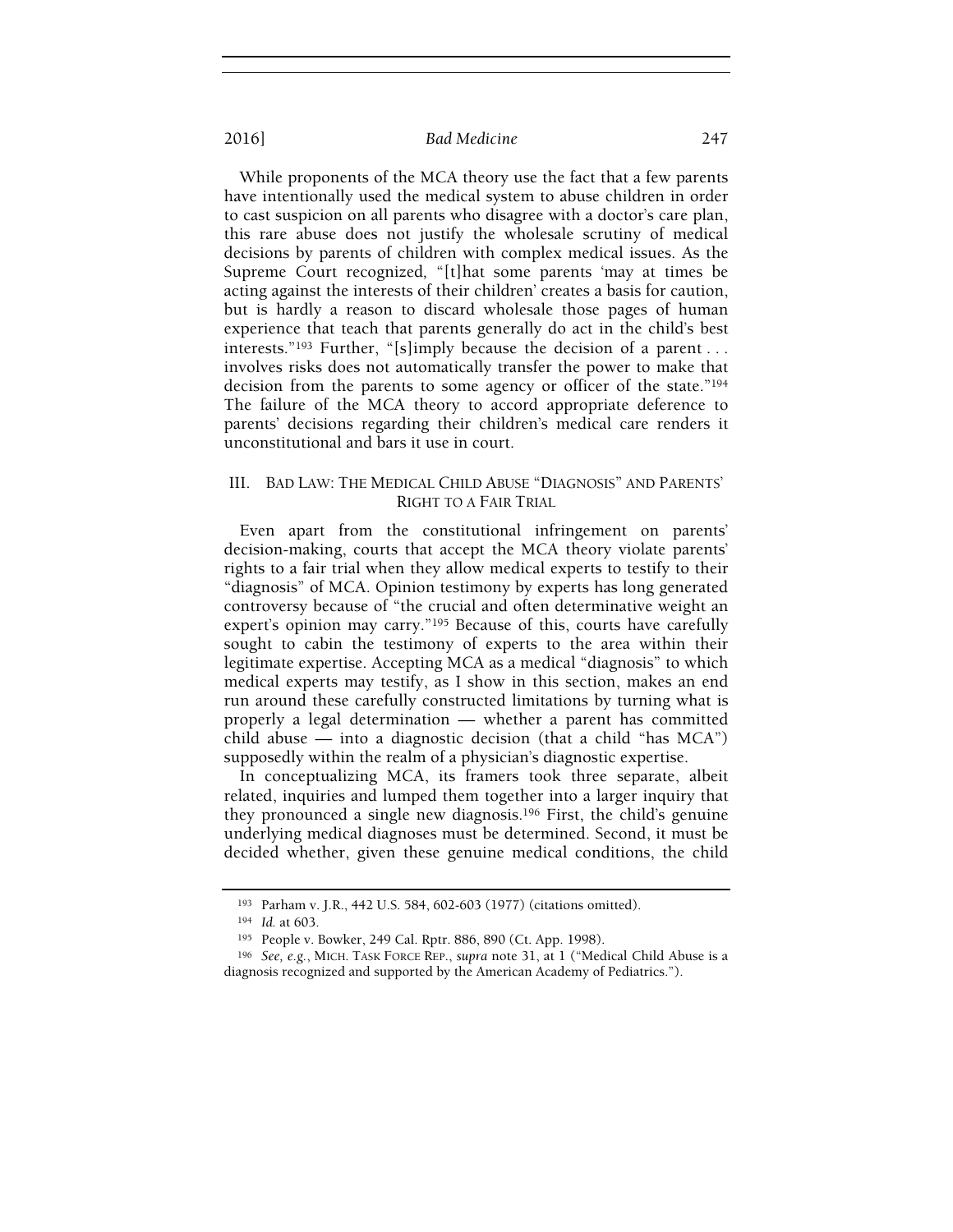While proponents of the MCA theory use the fact that a few parents have intentionally used the medical system to abuse children in order to cast suspicion on all parents who disagree with a doctor's care plan, this rare abuse does not justify the wholesale scrutiny of medical decisions by parents of children with complex medical issues. As the Supreme Court recognized, "[t]hat some parents 'may at times be acting against the interests of their children' creates a basis for caution, but is hardly a reason to discard wholesale those pages of human experience that teach that parents generally do act in the child's best interests."[193] Further, "[s]imply because the decision of a parent . . . involves risks does not automatically transfer the power to make that decision from the parents to some agency or officer of the state."[194] The failure of the MCA theory to accord appropriate deference to parents' decisions regarding their children's medical care renders it unconstitutional and bars it use in court.

## III. BAD LAW: THE MEDICAL CHILD ABUSE "DIAGNOSIS" AND PARENTS' RIGHT TO A FAIR TRIAL

Even apart from the constitutional infringement on parents' decision-making, courts that accept the MCA theory violate parents' rights to a fair trial when they allow medical experts to testify to their "diagnosis" of MCA. Opinion testimony by experts has long generated controversy because of "the crucial and often determinative weight an expert's opinion may carry."[195] Because of this, courts have carefully sought to cabin the testimony of experts to the area within their legitimate expertise. Accepting MCA as a medical "diagnosis" to which medical experts may testify, as I show in this section, makes an end run around these carefully constructed limitations by turning what is properly a legal determination — whether a parent has committed child abuse — into a diagnostic decision (that a child "has MCA") supposedly within the realm of a physician's diagnostic expertise.

In conceptualizing MCA, its framers took three separate, albeit related, inquiries and lumped them together into a larger inquiry that they pronounced a single new diagnosis.[196] First, the child's genuine underlying medical diagnoses must be determined. Second, it must be decided whether, given these genuine medical conditions, the child

---

[193] Parham v. J.R., 442 U.S. 584, 602-603 (1977) (citations omitted).

[194] *Id.* at 603.

[195] People v. Bowker, 249 Cal. Rptr. 886, 890 (Ct. App. 1998).

[196] *See, e.g.*, MICH. TASK FORCE REP., *supra* note 31, at 1 ("Medical Child Abuse is a diagnosis recognized and supported by the American Academy of Pediatrics.").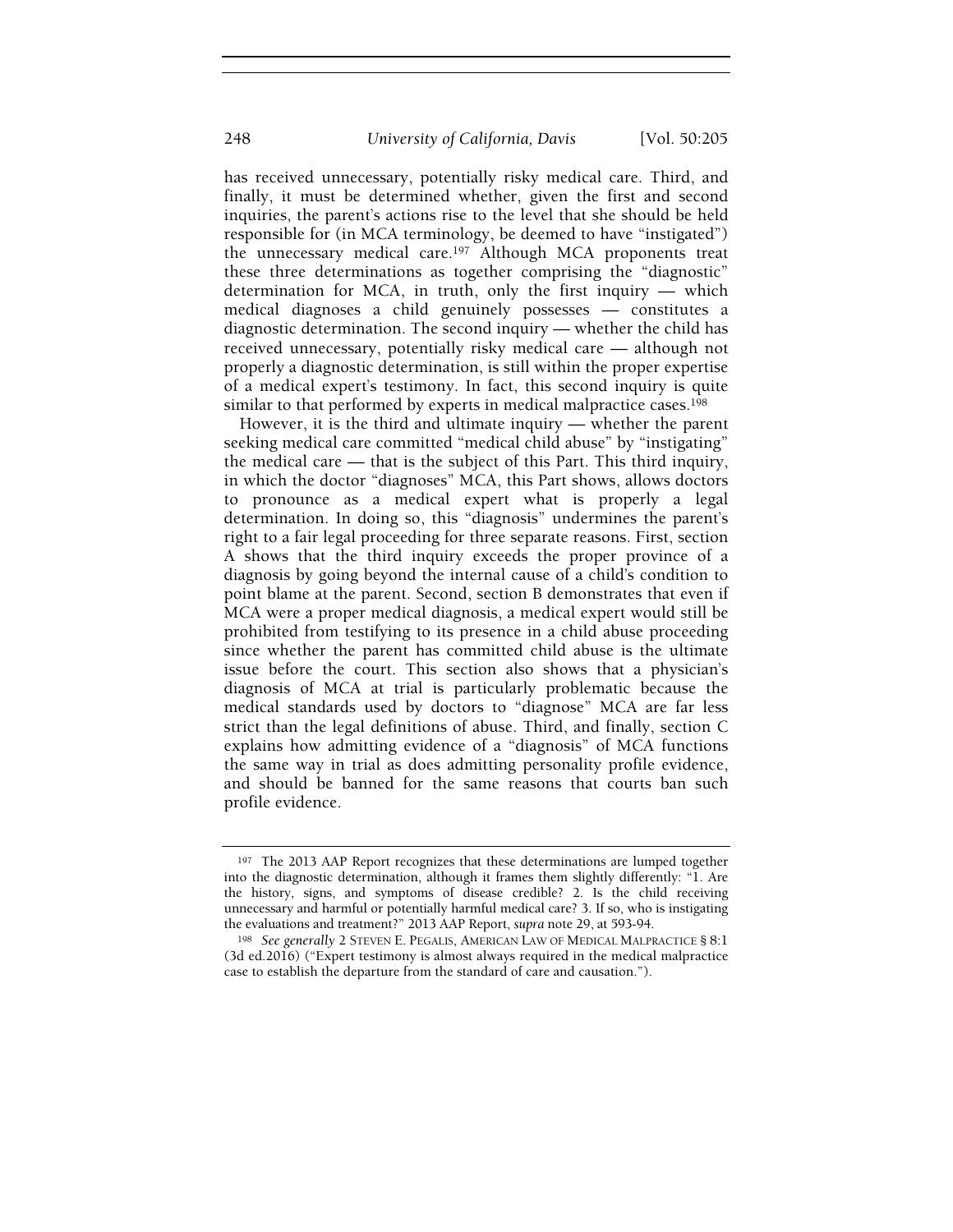has received unnecessary, potentially risky medical care. Third, and finally, it must be determined whether, given the first and second inquiries, the parent's actions rise to the level that she should be held responsible for (in MCA terminology, be deemed to have "instigated") the unnecessary medical care.[197] Although MCA proponents treat these three determinations as together comprising the "diagnostic" determination for MCA, in truth, only the first inquiry — which medical diagnoses a child genuinely possesses — constitutes a diagnostic determination. The second inquiry — whether the child has received unnecessary, potentially risky medical care — although not properly a diagnostic determination, is still within the proper expertise of a medical expert's testimony. In fact, this second inquiry is quite similar to that performed by experts in medical malpractice cases.[198]

However, it is the third and ultimate inquiry — whether the parent seeking medical care committed "medical child abuse" by "instigating" the medical care — that is the subject of this Part. This third inquiry, in which the doctor "diagnoses" MCA, this Part shows, allows doctors to pronounce as a medical expert what is properly a legal determination. In doing so, this "diagnosis" undermines the parent's right to a fair legal proceeding for three separate reasons. First, section A shows that the third inquiry exceeds the proper province of a diagnosis by going beyond the internal cause of a child's condition to point blame at the parent. Second, section B demonstrates that even if MCA were a proper medical diagnosis, a medical expert would still be prohibited from testifying to its presence in a child abuse proceeding since whether the parent has committed child abuse is the ultimate issue before the court. This section also shows that a physician's diagnosis of MCA at trial is particularly problematic because the medical standards used by doctors to "diagnose" MCA are far less strict than the legal definitions of abuse. Third, and finally, section C explains how admitting evidence of a "diagnosis" of MCA functions the same way in trial as does admitting personality profile evidence, and should be banned for the same reasons that courts ban such profile evidence.

---

[197] The 2013 AAP Report recognizes that these determinations are lumped together into the diagnostic determination, although it frames them slightly differently: "1. Are the history, signs, and symptoms of disease credible? 2. Is the child receiving unnecessary and harmful or potentially harmful medical care? 3. If so, who is instigating the evaluations and treatment?" 2013 AAP Report, *supra* note 29, at 593-94.

[198] *See generally* 2 STEVEN E. PEGALIS, AMERICAN LAW OF MEDICAL MALPRACTICE § 8:1 (3d ed.2016) ("Expert testimony is almost always required in the medical malpractice case to establish the departure from the standard of care and causation.").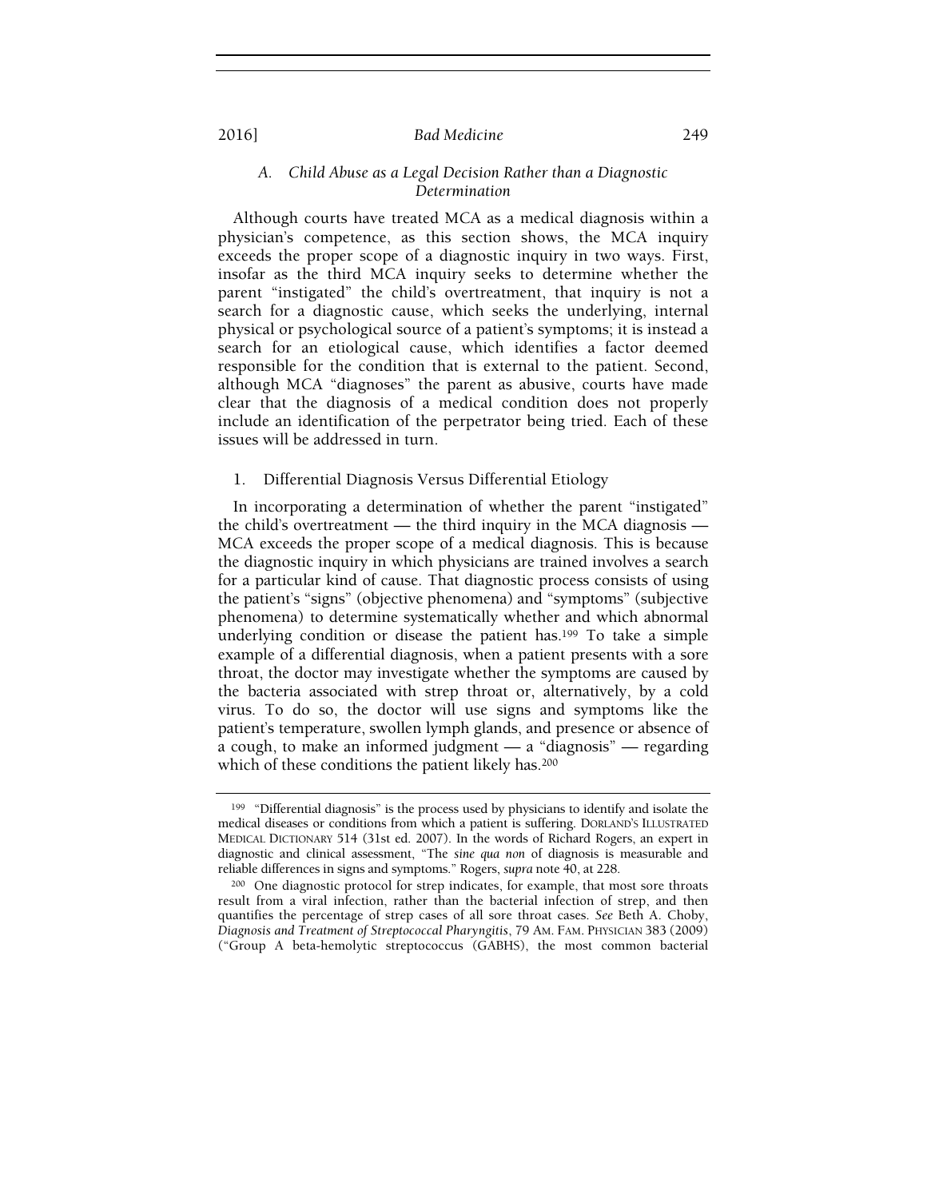### *A. Child Abuse as a Legal Decision Rather than a Diagnostic Determination*

Although courts have treated MCA as a medical diagnosis within a physician's competence, as this section shows, the MCA inquiry exceeds the proper scope of a diagnostic inquiry in two ways. First, insofar as the third MCA inquiry seeks to determine whether the parent "instigated" the child's overtreatment, that inquiry is not a search for a diagnostic cause, which seeks the underlying, internal physical or psychological source of a patient's symptoms; it is instead a search for an etiological cause, which identifies a factor deemed responsible for the condition that is external to the patient. Second, although MCA "diagnoses" the parent as abusive, courts have made clear that the diagnosis of a medical condition does not properly include an identification of the perpetrator being tried. Each of these issues will be addressed in turn.

#### 1. Differential Diagnosis Versus Differential Etiology

In incorporating a determination of whether the parent "instigated" the child's overtreatment — the third inquiry in the MCA diagnosis — MCA exceeds the proper scope of a medical diagnosis. This is because the diagnostic inquiry in which physicians are trained involves a search for a particular kind of cause. That diagnostic process consists of using the patient's "signs" (objective phenomena) and "symptoms" (subjective phenomena) to determine systematically whether and which abnormal underlying condition or disease the patient has.[199] To take a simple example of a differential diagnosis, when a patient presents with a sore throat, the doctor may investigate whether the symptoms are caused by the bacteria associated with strep throat or, alternatively, by a cold virus. To do so, the doctor will use signs and symptoms like the patient's temperature, swollen lymph glands, and presence or absence of a cough, to make an informed judgment — a "diagnosis" — regarding which of these conditions the patient likely has.[200]

---

[199] "Differential diagnosis" is the process used by physicians to identify and isolate the medical diseases or conditions from which a patient is suffering. DORLAND'S ILLUSTRATED MEDICAL DICTIONARY 514 (31st ed. 2007). In the words of Richard Rogers, an expert in diagnostic and clinical assessment, "The *sine qua non* of diagnosis is measurable and reliable differences in signs and symptoms." Rogers, *supra* note 40, at 228.

[200] One diagnostic protocol for strep indicates, for example, that most sore throats result from a viral infection, rather than the bacterial infection of strep, and then quantifies the percentage of strep cases of all sore throat cases. *See* Beth A. Choby, *Diagnosis and Treatment of Streptococcal Pharyngitis*, 79 AM. FAM. PHYSICIAN 383 (2009) ("Group A beta-hemolytic streptococcus (GABHS), the most common bacterial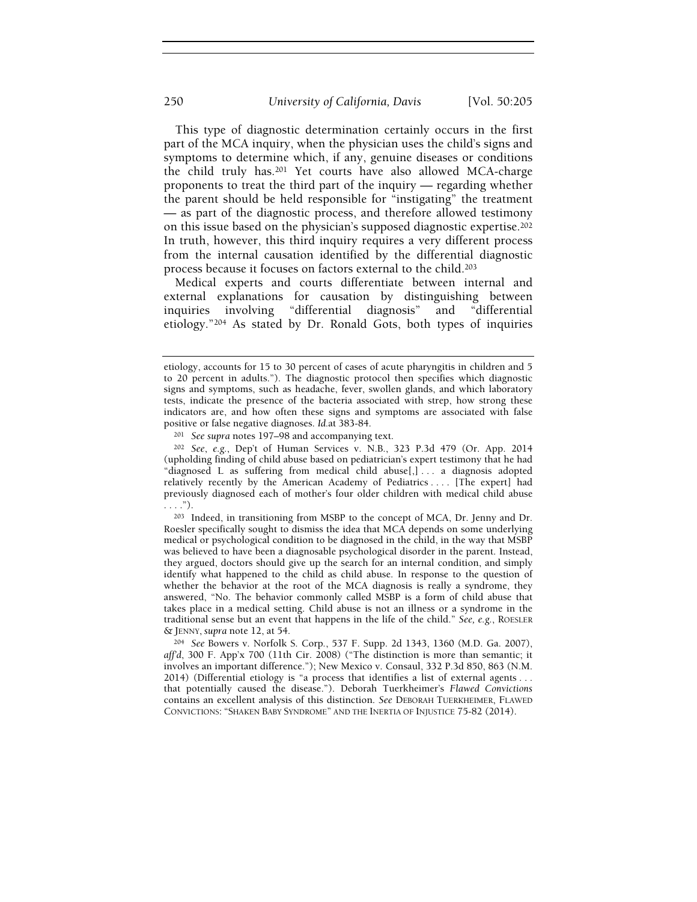This type of diagnostic determination certainly occurs in the first part of the MCA inquiry, when the physician uses the child's signs and symptoms to determine which, if any, genuine diseases or conditions the child truly has.[201] Yet courts have also allowed MCA-charge proponents to treat the third part of the inquiry — regarding whether the parent should be held responsible for "instigating" the treatment — as part of the diagnostic process, and therefore allowed testimony on this issue based on the physician's supposed diagnostic expertise.[202] In truth, however, this third inquiry requires a very different process from the internal causation identified by the differential diagnostic process because it focuses on factors external to the child.[203]

Medical experts and courts differentiate between internal and external explanations for causation by distinguishing between inquiries involving "differential diagnosis" and "differential etiology."[204] As stated by Dr. Ronald Gots, both types of inquiries

---

etiology, accounts for 15 to 30 percent of cases of acute pharyngitis in children and 5 to 20 percent in adults."). The diagnostic protocol then specifies which diagnostic signs and symptoms, such as headache, fever, swollen glands, and which laboratory tests, indicate the presence of the bacteria associated with strep, how strong these indicators are, and how often these signs and symptoms are associated with false positive or false negative diagnoses. *Id.*at 383-84.

[201] *See supra* notes 197–98 and accompanying text.

[202] *See, e.g.*, Dep't of Human Services v. N.B., 323 P.3d 479 (Or. App. 2014) (upholding finding of child abuse based on pediatrician's expert testimony that he had "diagnosed L as suffering from medical child abuse[,] . . . a diagnosis adopted relatively recently by the American Academy of Pediatrics . . . . [The expert] had previously diagnosed each of mother's four older children with medical child abuse . . . .").

[203] Indeed, in transitioning from MSBP to the concept of MCA, Dr. Jenny and Dr. Roesler specifically sought to dismiss the idea that MCA depends on some underlying medical or psychological condition to be diagnosed in the child, in the way that MSBP was believed to have been a diagnosable psychological disorder in the parent. Instead, they argued, doctors should give up the search for an internal condition, and simply identify what happened to the child as child abuse. In response to the question of whether the behavior at the root of the MCA diagnosis is really a syndrome, they answered, "No. The behavior commonly called MSBP is a form of child abuse that takes place in a medical setting. Child abuse is not an illness or a syndrome in the traditional sense but an event that happens in the life of the child." *See, e.g.*, ROESLER & JENNY, *supra* note 12, at 54.

[204] *See* Bowers v. Norfolk S. Corp., 537 F. Supp. 2d 1343, 1360 (M.D. Ga. 2007), *aff'd*, 300 F. App'x 700 (11th Cir. 2008) ("The distinction is more than semantic; it involves an important difference."); New Mexico v. Consaul, 332 P.3d 850, 863 (N.M. 2014) (Differential etiology is "a process that identifies a list of external agents . . . that potentially caused the disease."). Deborah Tuerkheimer's *Flawed Convictions* contains an excellent analysis of this distinction. *See* DEBORAH TUERKHEIMER, FLAWED CONVICTIONS: "SHAKEN BABY SYNDROME" AND THE INERTIA OF INJUSTICE 75-82 (2014).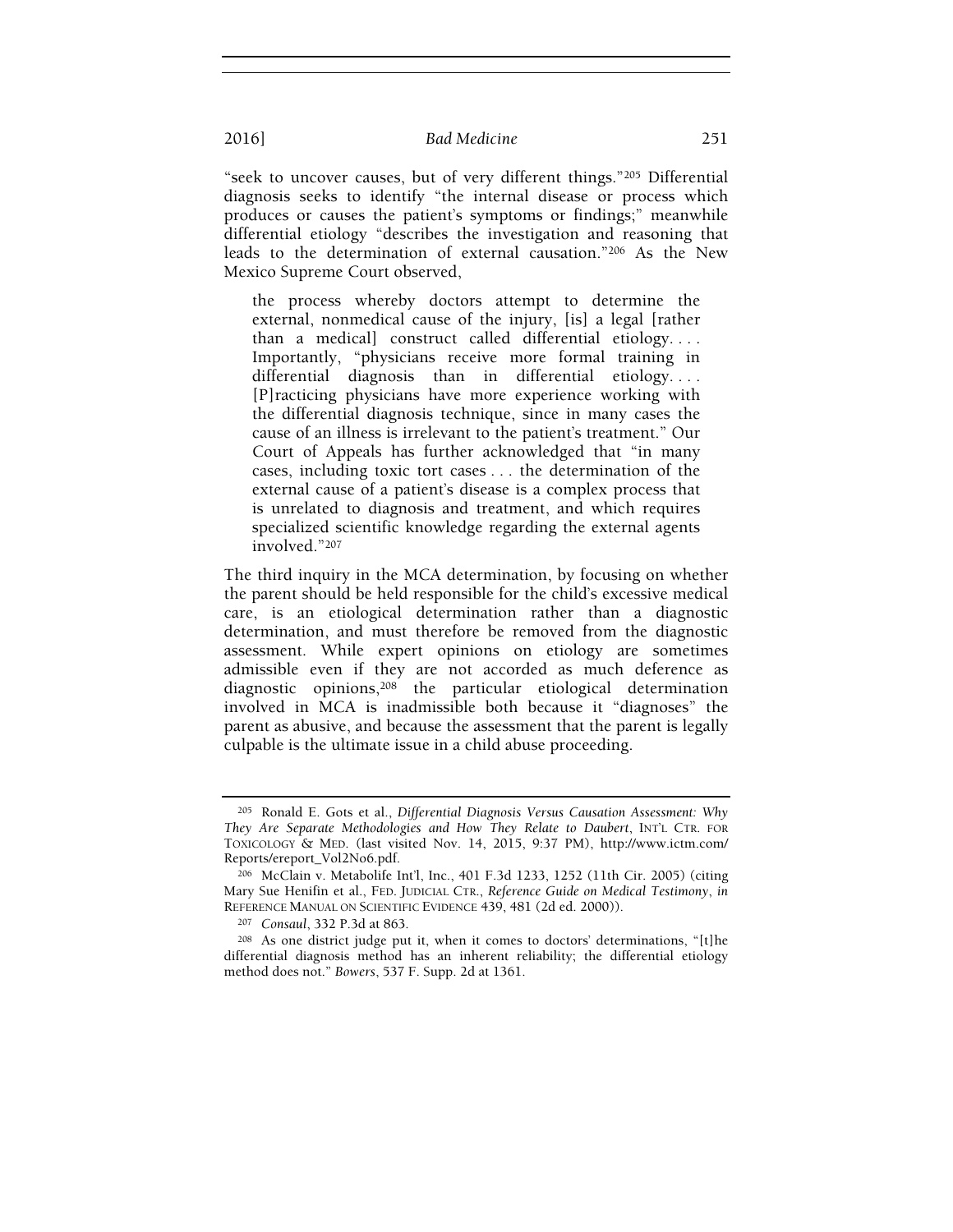"seek to uncover causes, but of very different things."[205] Differential diagnosis seeks to identify "the internal disease or process which produces or causes the patient's symptoms or findings;" meanwhile differential etiology "describes the investigation and reasoning that leads to the determination of external causation."[206] As the New Mexico Supreme Court observed,

> the process whereby doctors attempt to determine the external, nonmedical cause of the injury, [is] a legal [rather than a medical] construct called differential etiology. . . . Importantly, "physicians receive more formal training in differential diagnosis than in differential etiology. . . . [P]racticing physicians have more experience working with the differential diagnosis technique, since in many cases the cause of an illness is irrelevant to the patient's treatment." Our Court of Appeals has further acknowledged that "in many cases, including toxic tort cases . . . the determination of the external cause of a patient's disease is a complex process that is unrelated to diagnosis and treatment, and which requires specialized scientific knowledge regarding the external agents involved."[207]

The third inquiry in the MCA determination, by focusing on whether the parent should be held responsible for the child's excessive medical care, is an etiological determination rather than a diagnostic determination, and must therefore be removed from the diagnostic assessment. While expert opinions on etiology are sometimes admissible even if they are not accorded as much deference as diagnostic opinions,[208] the particular etiological determination involved in MCA is inadmissible both because it "diagnoses" the parent as abusive, and because the assessment that the parent is legally culpable is the ultimate issue in a child abuse proceeding.

---

[205] Ronald E. Gots et al., *Differential Diagnosis Versus Causation Assessment: Why They Are Separate Methodologies and How They Relate to Daubert*, INT'L CTR. FOR TOXICOLOGY & MED. (last visited Nov. 14, 2015, 9:37 PM), http://www.ictm.com/Reports/ereport_Vol2No6.pdf.

[206] McClain v. Metabolife Int'l, Inc., 401 F.3d 1233, 1252 (11th Cir. 2005) (citing Mary Sue Henifin et al., FED. JUDICIAL CTR., *Reference Guide on Medical Testimony*, *in* REFERENCE MANUAL ON SCIENTIFIC EVIDENCE 439, 481 (2d ed. 2000)).

[207] *Consaul*, 332 P.3d at 863.

[208] As one district judge put it, when it comes to doctors' determinations, "[t]he differential diagnosis method has an inherent reliability; the differential etiology method does not." *Bowers*, 537 F. Supp. 2d at 1361.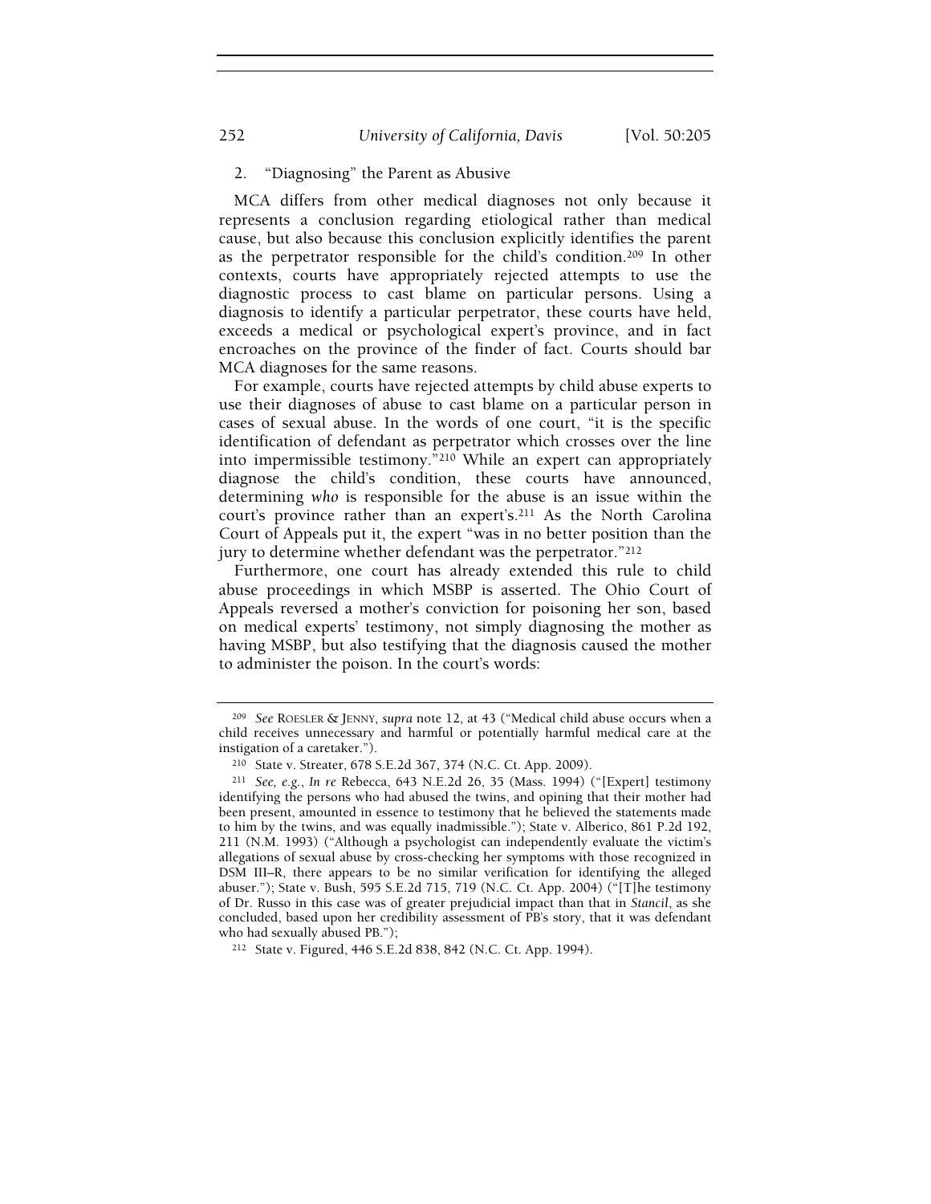### 2. "Diagnosing" the Parent as Abusive

MCA differs from other medical diagnoses not only because it represents a conclusion regarding etiological rather than medical cause, but also because this conclusion explicitly identifies the parent as the perpetrator responsible for the child's condition.[209] In other contexts, courts have appropriately rejected attempts to use the diagnostic process to cast blame on particular persons. Using a diagnosis to identify a particular perpetrator, these courts have held, exceeds a medical or psychological expert's province, and in fact encroaches on the province of the finder of fact. Courts should bar MCA diagnoses for the same reasons.

For example, courts have rejected attempts by child abuse experts to use their diagnoses of abuse to cast blame on a particular person in cases of sexual abuse. In the words of one court, "it is the specific identification of defendant as perpetrator which crosses over the line into impermissible testimony."[210] While an expert can appropriately diagnose the child's condition, these courts have announced, determining *who* is responsible for the abuse is an issue within the court's province rather than an expert's.[211] As the North Carolina Court of Appeals put it, the expert "was in no better position than the jury to determine whether defendant was the perpetrator."[212]

Furthermore, one court has already extended this rule to child abuse proceedings in which MSBP is asserted. The Ohio Court of Appeals reversed a mother's conviction for poisoning her son, based on medical experts' testimony, not simply diagnosing the mother as having MSBP, but also testifying that the diagnosis caused the mother to administer the poison. In the court's words:

---

[209] *See* ROESLER & JENNY, *supra* note 12, at 43 ("Medical child abuse occurs when a child receives unnecessary and harmful or potentially harmful medical care at the instigation of a caretaker.").

[210] State v. Streater, 678 S.E.2d 367, 374 (N.C. Ct. App. 2009).

[211] *See, e.g.*, *In re* Rebecca, 643 N.E.2d 26, 35 (Mass. 1994) ("[Expert] testimony identifying the persons who had abused the twins, and opining that their mother had been present, amounted in essence to testimony that he believed the statements made to him by the twins, and was equally inadmissible."); State v. Alberico, 861 P.2d 192, 211 (N.M. 1993) ("Although a psychologist can independently evaluate the victim's allegations of sexual abuse by cross-checking her symptoms with those recognized in DSM III–R, there appears to be no similar verification for identifying the alleged abuser."); State v. Bush, 595 S.E.2d 715, 719 (N.C. Ct. App. 2004) ("[T]he testimony of Dr. Russo in this case was of greater prejudicial impact than that in *Stancil*, as she concluded, based upon her credibility assessment of PB's story, that it was defendant who had sexually abused PB.");

[212] State v. Figured, 446 S.E.2d 838, 842 (N.C. Ct. App. 1994).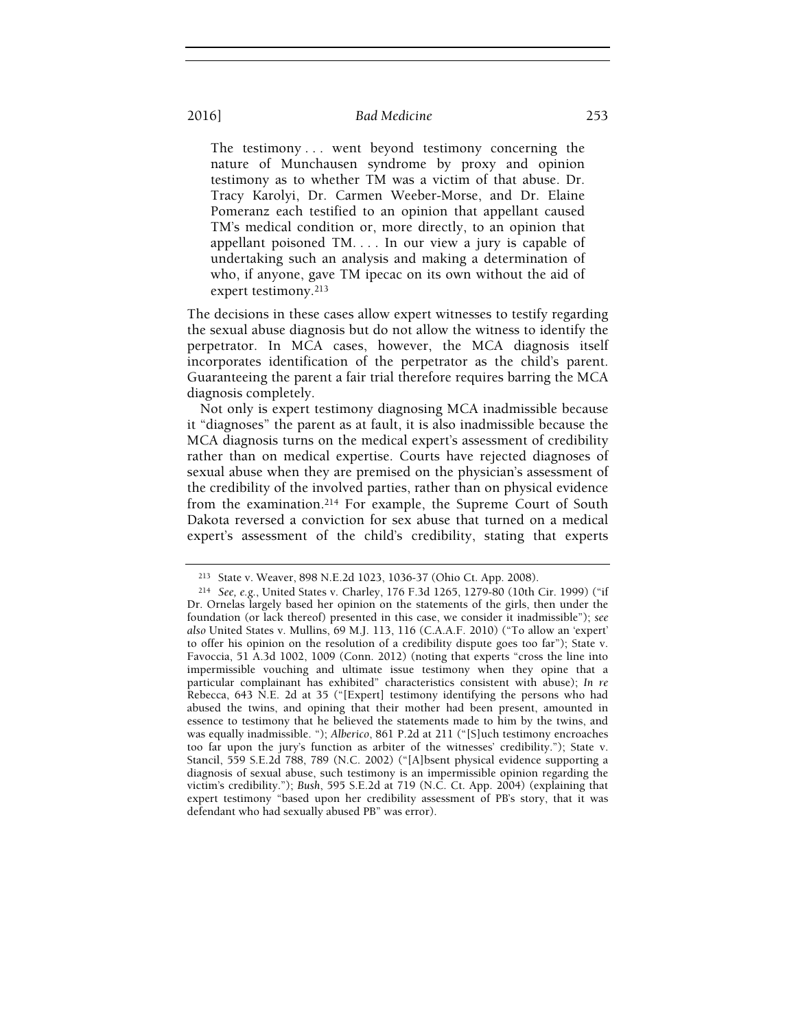> The testimony . . . went beyond testimony concerning the nature of Munchausen syndrome by proxy and opinion testimony as to whether TM was a victim of that abuse. Dr. Tracy Karolyi, Dr. Carmen Weeber-Morse, and Dr. Elaine Pomeranz each testified to an opinion that appellant caused TM's medical condition or, more directly, to an opinion that appellant poisoned TM. . . . In our view a jury is capable of undertaking such an analysis and making a determination of who, if anyone, gave TM ipecac on its own without the aid of expert testimony.[213]

The decisions in these cases allow expert witnesses to testify regarding the sexual abuse diagnosis but do not allow the witness to identify the perpetrator. In MCA cases, however, the MCA diagnosis itself incorporates identification of the perpetrator as the child's parent. Guaranteeing the parent a fair trial therefore requires barring the MCA diagnosis completely.

Not only is expert testimony diagnosing MCA inadmissible because it "diagnoses" the parent as at fault, it is also inadmissible because the MCA diagnosis turns on the medical expert's assessment of credibility rather than on medical expertise. Courts have rejected diagnoses of sexual abuse when they are premised on the physician's assessment of the credibility of the involved parties, rather than on physical evidence from the examination.[214] For example, the Supreme Court of South Dakota reversed a conviction for sex abuse that turned on a medical expert's assessment of the child's credibility, stating that experts

---

[213] State v. Weaver, 898 N.E.2d 1023, 1036-37 (Ohio Ct. App. 2008).

[214] *See, e.g.*, United States v. Charley, 176 F.3d 1265, 1279-80 (10th Cir. 1999) ("if Dr. Ornelas largely based her opinion on the statements of the girls, then under the foundation (or lack thereof) presented in this case, we consider it inadmissible"); *see also* United States v. Mullins, 69 M.J. 113, 116 (C.A.A.F. 2010) ("To allow an 'expert' to offer his opinion on the resolution of a credibility dispute goes too far"); State v. Favoccia, 51 A.3d 1002, 1009 (Conn. 2012) (noting that experts "cross the line into impermissible vouching and ultimate issue testimony when they opine that a particular complainant has exhibited" characteristics consistent with abuse); *In re* Rebecca, 643 N.E. 2d at 35 ("[Expert] testimony identifying the persons who had abused the twins, and opining that their mother had been present, amounted in essence to testimony that he believed the statements made to him by the twins, and was equally inadmissible. "); *Alberico*, 861 P.2d at 211 ("[S]uch testimony encroaches too far upon the jury's function as arbiter of the witnesses' credibility."); State v. Stancil, 559 S.E.2d 788, 789 (N.C. 2002) ("[A]bsent physical evidence supporting a diagnosis of sexual abuse, such testimony is an impermissible opinion regarding the victim's credibility."); *Bush*, 595 S.E.2d at 719 (N.C. Ct. App. 2004) (explaining that expert testimony "based upon her credibility assessment of PB's story, that it was defendant who had sexually abused PB" was error).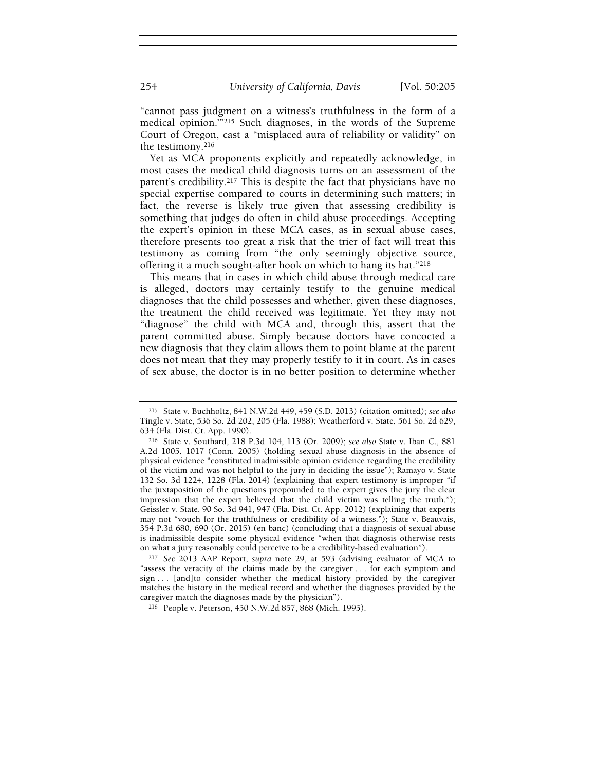"cannot pass judgment on a witness's truthfulness in the form of a medical opinion.'"[215] Such diagnoses, in the words of the Supreme Court of Oregon, cast a "misplaced aura of reliability or validity" on the testimony.[216]

Yet as MCA proponents explicitly and repeatedly acknowledge, in most cases the medical child diagnosis turns on an assessment of the parent's credibility.[217] This is despite the fact that physicians have no special expertise compared to courts in determining such matters; in fact, the reverse is likely true given that assessing credibility is something that judges do often in child abuse proceedings. Accepting the expert's opinion in these MCA cases, as in sexual abuse cases, therefore presents too great a risk that the trier of fact will treat this testimony as coming from "the only seemingly objective source, offering it a much sought-after hook on which to hang its hat."[218]

This means that in cases in which child abuse through medical care is alleged, doctors may certainly testify to the genuine medical diagnoses that the child possesses and whether, given these diagnoses, the treatment the child received was legitimate. Yet they may not "diagnose" the child with MCA and, through this, assert that the parent committed abuse. Simply because doctors have concocted a new diagnosis that they claim allows them to point blame at the parent does not mean that they may properly testify to it in court. As in cases of sex abuse, the doctor is in no better position to determine whether

---

[215] State v. Buchholtz, 841 N.W.2d 449, 459 (S.D. 2013) (citation omitted); *see also* Tingle v. State, 536 So. 2d 202, 205 (Fla. 1988); Weatherford v. State, 561 So. 2d 629, 634 (Fla. Dist. Ct. App. 1990).

[216] State v. Southard, 218 P.3d 104, 113 (Or. 2009); *see also* State v. Iban C., 881 A.2d 1005, 1017 (Conn. 2005) (holding sexual abuse diagnosis in the absence of physical evidence "constituted inadmissible opinion evidence regarding the credibility of the victim and was not helpful to the jury in deciding the issue"); Ramayo v. State 132 So. 3d 1224, 1228 (Fla. 2014) (explaining that expert testimony is improper "if the juxtaposition of the questions propounded to the expert gives the jury the clear impression that the expert believed that the child victim was telling the truth."); Geissler v. State, 90 So. 3d 941, 947 (Fla. Dist. Ct. App. 2012) (explaining that experts may not "vouch for the truthfulness or credibility of a witness."); State v. Beauvais, 354 P.3d 680, 690 (Or. 2015) (en banc) (concluding that a diagnosis of sexual abuse is inadmissible despite some physical evidence "when that diagnosis otherwise rests on what a jury reasonably could perceive to be a credibility-based evaluation").

[217] *See* 2013 AAP Report, *supra* note 29, at 593 (advising evaluator of MCA to "assess the veracity of the claims made by the caregiver . . . for each symptom and sign . . . [and]to consider whether the medical history provided by the caregiver matches the history in the medical record and whether the diagnoses provided by the caregiver match the diagnoses made by the physician").

[218] People v. Peterson, 450 N.W.2d 857, 868 (Mich. 1995).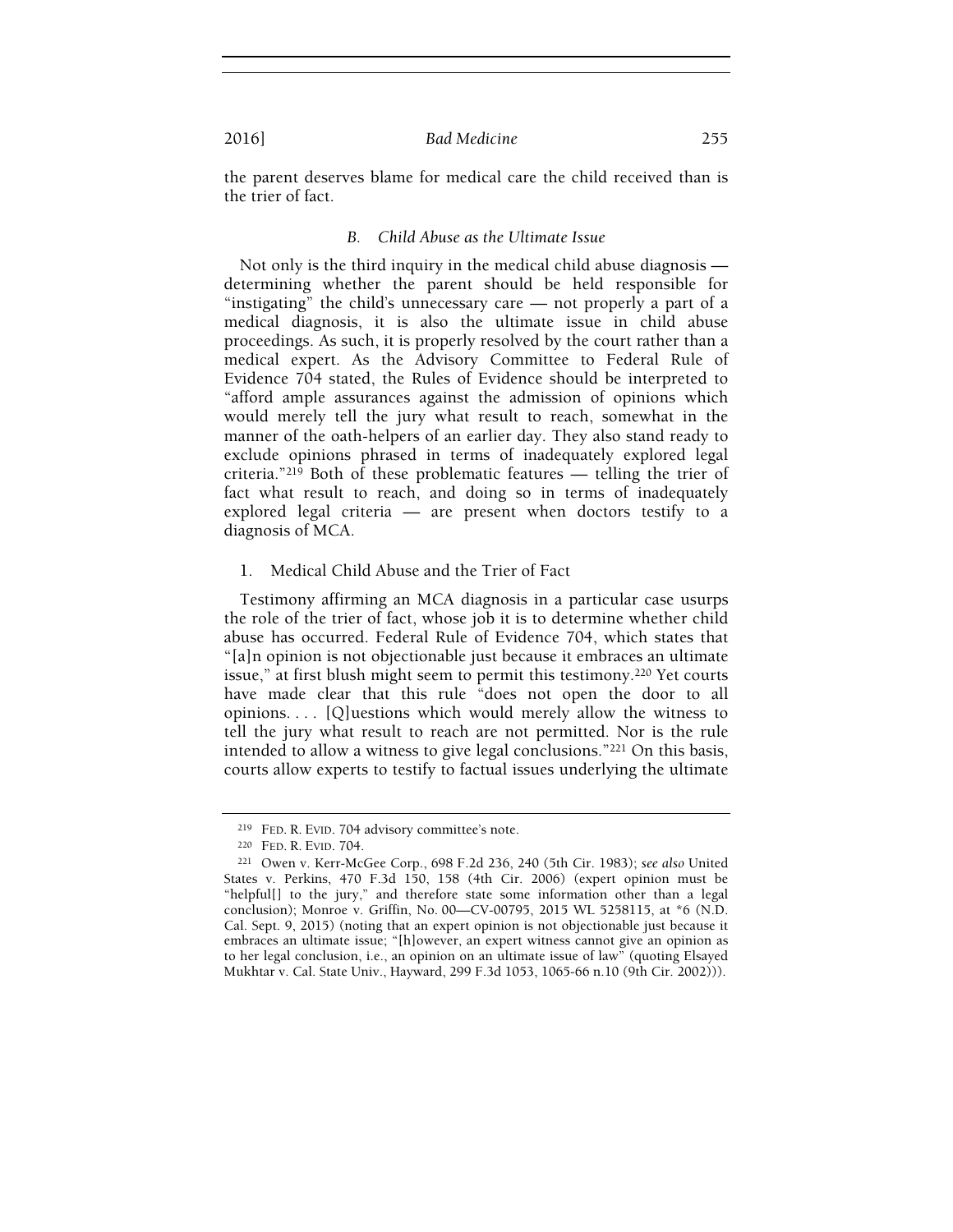the parent deserves blame for medical care the child received than is the trier of fact.

### *B. Child Abuse as the Ultimate Issue*

Not only is the third inquiry in the medical child abuse diagnosis — determining whether the parent should be held responsible for "instigating" the child's unnecessary care — not properly a part of a medical diagnosis, it is also the ultimate issue in child abuse proceedings. As such, it is properly resolved by the court rather than a medical expert. As the Advisory Committee to Federal Rule of Evidence 704 stated, the Rules of Evidence should be interpreted to "afford ample assurances against the admission of opinions which would merely tell the jury what result to reach, somewhat in the manner of the oath-helpers of an earlier day. They also stand ready to exclude opinions phrased in terms of inadequately explored legal criteria."[219] Both of these problematic features — telling the trier of fact what result to reach, and doing so in terms of inadequately explored legal criteria — are present when doctors testify to a diagnosis of MCA.

#### 1. Medical Child Abuse and the Trier of Fact

Testimony affirming an MCA diagnosis in a particular case usurps the role of the trier of fact, whose job it is to determine whether child abuse has occurred. Federal Rule of Evidence 704, which states that "[a]n opinion is not objectionable just because it embraces an ultimate issue," at first blush might seem to permit this testimony.[220] Yet courts have made clear that this rule "does not open the door to all opinions. . . . [Q]uestions which would merely allow the witness to tell the jury what result to reach are not permitted. Nor is the rule intended to allow a witness to give legal conclusions."[221] On this basis, courts allow experts to testify to factual issues underlying the ultimate

---

[219] FED. R. EVID. 704 advisory committee's note.

[220] FED. R. EVID. 704.

[221] Owen v. Kerr-McGee Corp., 698 F.2d 236, 240 (5th Cir. 1983); *see also* United States v. Perkins, 470 F.3d 150, 158 (4th Cir. 2006) (expert opinion must be "helpful[] to the jury," and therefore state some information other than a legal conclusion); Monroe v. Griffin, No. 00—CV-00795, 2015 WL 5258115, at *6 (N.D. Cal. Sept. 9, 2015) (noting that an expert opinion is not objectionable just because it embraces an ultimate issue; "[h]owever, an expert witness cannot give an opinion as to her legal conclusion, i.e., an opinion on an ultimate issue of law" (quoting Elsayed Mukhtar v. Cal. State Univ., Hayward, 299 F.3d 1053, 1065-66 n.10 (9th Cir. 2002))).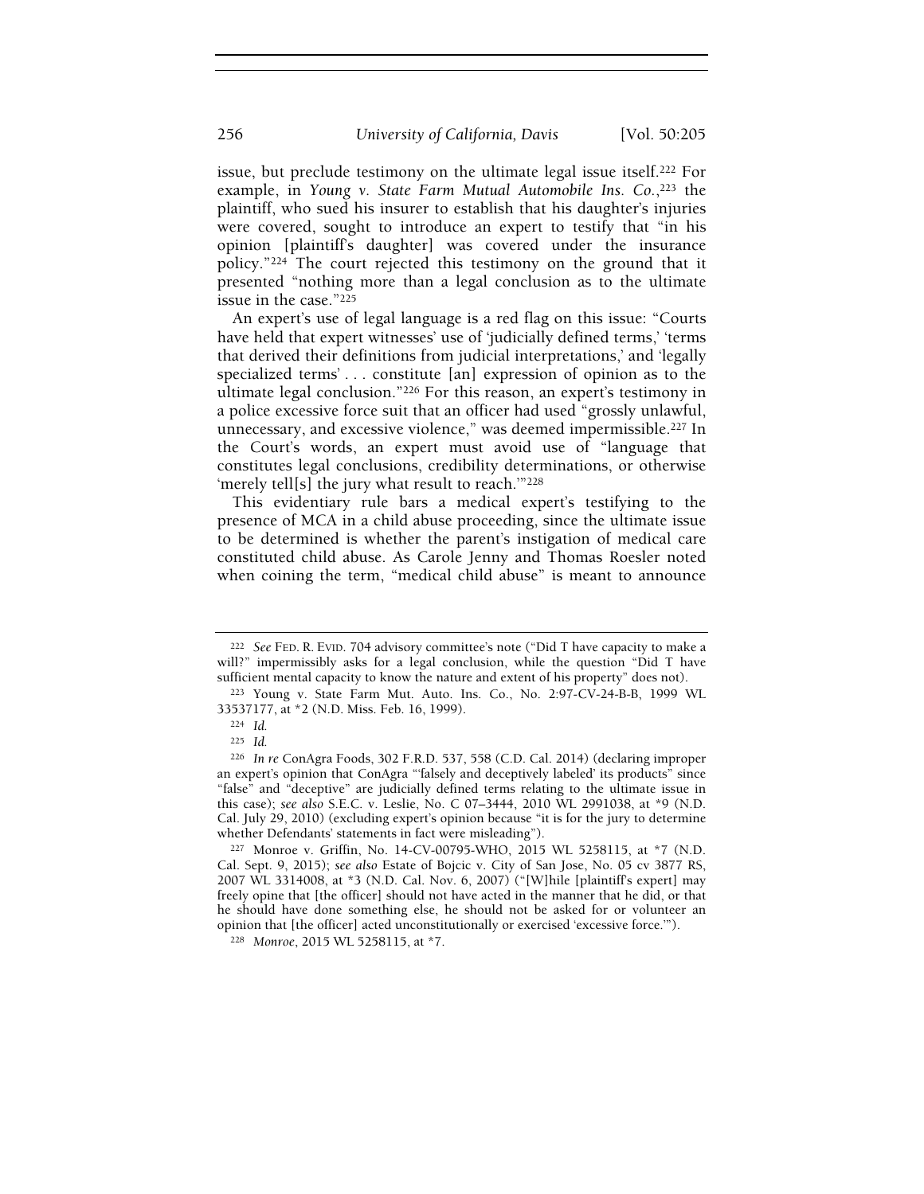issue, but preclude testimony on the ultimate legal issue itself.[222] For example, in *Young v. State Farm Mutual Automobile Ins. Co.*,[223] the plaintiff, who sued his insurer to establish that his daughter's injuries were covered, sought to introduce an expert to testify that "in his opinion [plaintiff's daughter] was covered under the insurance policy."[224] The court rejected this testimony on the ground that it presented "nothing more than a legal conclusion as to the ultimate issue in the case."[225]

An expert's use of legal language is a red flag on this issue: "Courts have held that expert witnesses' use of 'judicially defined terms,' 'terms that derived their definitions from judicial interpretations,' and 'legally specialized terms' . . . constitute [an] expression of opinion as to the ultimate legal conclusion."[226] For this reason, an expert's testimony in a police excessive force suit that an officer had used "grossly unlawful, unnecessary, and excessive violence," was deemed impermissible.[227] In the Court's words, an expert must avoid use of "language that constitutes legal conclusions, credibility determinations, or otherwise 'merely tell[s] the jury what result to reach.'"[228]

This evidentiary rule bars a medical expert's testifying to the presence of MCA in a child abuse proceeding, since the ultimate issue to be determined is whether the parent's instigation of medical care constituted child abuse. As Carole Jenny and Thomas Roesler noted when coining the term, "medical child abuse" is meant to announce

---

[222] *See* FED. R. EVID. 704 advisory committee's note ("Did T have capacity to make a will?" impermissibly asks for a legal conclusion, while the question "Did T have sufficient mental capacity to know the nature and extent of his property" does not).

[223] Young v. State Farm Mut. Auto. Ins. Co., No. 2:97-CV-24-B-B, 1999 WL 33537177, at *2 (N.D. Miss. Feb. 16, 1999).

[224] *Id.*

[225] *Id.*

[226] *In re* ConAgra Foods, 302 F.R.D. 537, 558 (C.D. Cal. 2014) (declaring improper an expert's opinion that ConAgra "'falsely and deceptively labeled' its products" since "false" and "deceptive" are judicially defined terms relating to the ultimate issue in this case); *see also* S.E.C. v. Leslie, No. C 07–3444, 2010 WL 2991038, at *9 (N.D. Cal. July 29, 2010) (excluding expert's opinion because "it is for the jury to determine whether Defendants' statements in fact were misleading").

[227] Monroe v. Griffin, No. 14-CV-00795-WHO, 2015 WL 5258115, at *7 (N.D. Cal. Sept. 9, 2015); *see also* Estate of Bojcic v. City of San Jose, No. 05 cv 3877 RS, 2007 WL 3314008, at *3 (N.D. Cal. Nov. 6, 2007) ("[W]hile [plaintiff's expert] may freely opine that [the officer] should not have acted in the manner that he did, or that he should have done something else, he should not be asked for or volunteer an opinion that [the officer] acted unconstitutionally or exercised 'excessive force.'").

[228] *Monroe*, 2015 WL 5258115, at *7.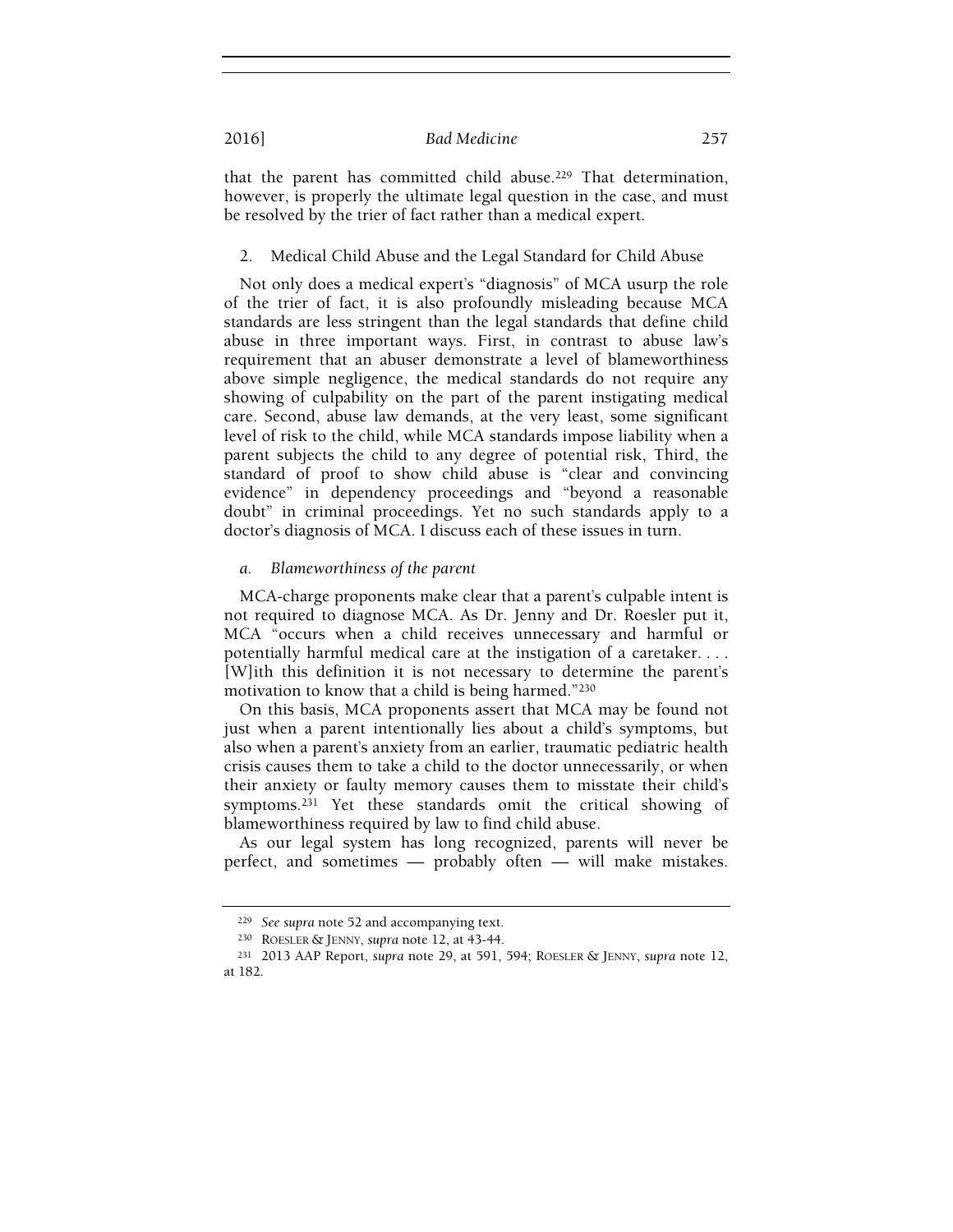that the parent has committed child abuse.[229] That determination, however, is properly the ultimate legal question in the case, and must be resolved by the trier of fact rather than a medical expert.

### 2. Medical Child Abuse and the Legal Standard for Child Abuse

Not only does a medical expert's "diagnosis" of MCA usurp the role of the trier of fact, it is also profoundly misleading because MCA standards are less stringent than the legal standards that define child abuse in three important ways. First, in contrast to abuse law's requirement that an abuser demonstrate a level of blameworthiness above simple negligence, the medical standards do not require any showing of culpability on the part of the parent instigating medical care. Second, abuse law demands, at the very least, some significant level of risk to the child, while MCA standards impose liability when a parent subjects the child to any degree of potential risk, Third, the standard of proof to show child abuse is "clear and convincing evidence" in dependency proceedings and "beyond a reasonable doubt" in criminal proceedings. Yet no such standards apply to a doctor's diagnosis of MCA. I discuss each of these issues in turn.

#### *a. Blameworthiness of the parent*

MCA-charge proponents make clear that a parent's culpable intent is not required to diagnose MCA. As Dr. Jenny and Dr. Roesler put it, MCA "occurs when a child receives unnecessary and harmful or potentially harmful medical care at the instigation of a caretaker. . . . [W]ith this definition it is not necessary to determine the parent's motivation to know that a child is being harmed."[230]

On this basis, MCA proponents assert that MCA may be found not just when a parent intentionally lies about a child's symptoms, but also when a parent's anxiety from an earlier, traumatic pediatric health crisis causes them to take a child to the doctor unnecessarily, or when their anxiety or faulty memory causes them to misstate their child's symptoms.[231] Yet these standards omit the critical showing of blameworthiness required by law to find child abuse.

As our legal system has long recognized, parents will never be perfect, and sometimes — probably often — will make mistakes.

---

[229] *See supra* note 52 and accompanying text.

[230] ROESLER & JENNY, *supra* note 12, at 43-44.

[231] 2013 AAP Report, *supra* note 29, at 591, 594; ROESLER & JENNY, *supra* note 12, at 182.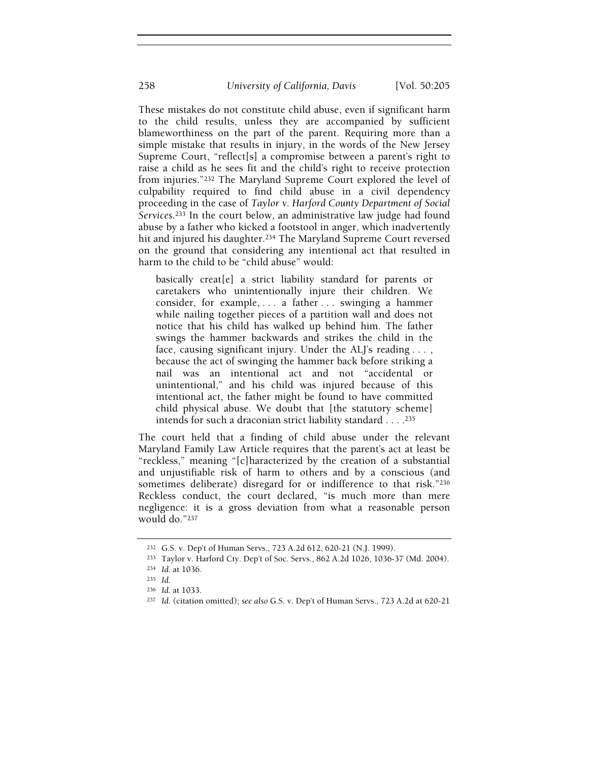These mistakes do not constitute child abuse, even if significant harm to the child results, unless they are accompanied by sufficient blameworthiness on the part of the parent. Requiring more than a simple mistake that results in injury, in the words of the New Jersey Supreme Court, "reflect[s] a compromise between a parent's right to raise a child as he sees fit and the child's right to receive protection from injuries."[232] The Maryland Supreme Court explored the level of culpability required to find child abuse in a civil dependency proceeding in the case of *Taylor v. Harford County Department of Social Services*.[233] In the court below, an administrative law judge had found abuse by a father who kicked a footstool in anger, which inadvertently hit and injured his daughter.[234] The Maryland Supreme Court reversed on the ground that considering any intentional act that resulted in harm to the child to be "child abuse" would:

> basically creat[e] a strict liability standard for parents or caretakers who unintentionally injure their children. We consider, for example, . . . a father . . . swinging a hammer while nailing together pieces of a partition wall and does not notice that his child has walked up behind him. The father swings the hammer backwards and strikes the child in the face, causing significant injury. Under the ALJ's reading . . . , because the act of swinging the hammer back before striking a nail was an intentional act and not "accidental or unintentional," and his child was injured because of this intentional act, the father might be found to have committed child physical abuse. We doubt that [the statutory scheme] intends for such a draconian strict liability standard . . . .[235]

The court held that a finding of child abuse under the relevant Maryland Family Law Article requires that the parent's act at least be "reckless," meaning "[c]haracterized by the creation of a substantial and unjustifiable risk of harm to others and by a conscious (and sometimes deliberate) disregard for or indifference to that risk."[236] Reckless conduct, the court declared, "is much more than mere negligence: it is a gross deviation from what a reasonable person would do."[237]

---

[232] G.S. v. Dep't of Human Servs., 723 A.2d 612, 620-21 (N.J. 1999).

[233] Taylor v. Harford Cty. Dep't of Soc. Servs., 862 A.2d 1026, 1036-37 (Md. 2004).

[234] *Id.* at 1036.

[235] *Id.*

[236] *Id.* at 1033.

[237] *Id.* (citation omitted); *see also* G.S. v. Dep't of Human Servs., 723 A.2d at 620-21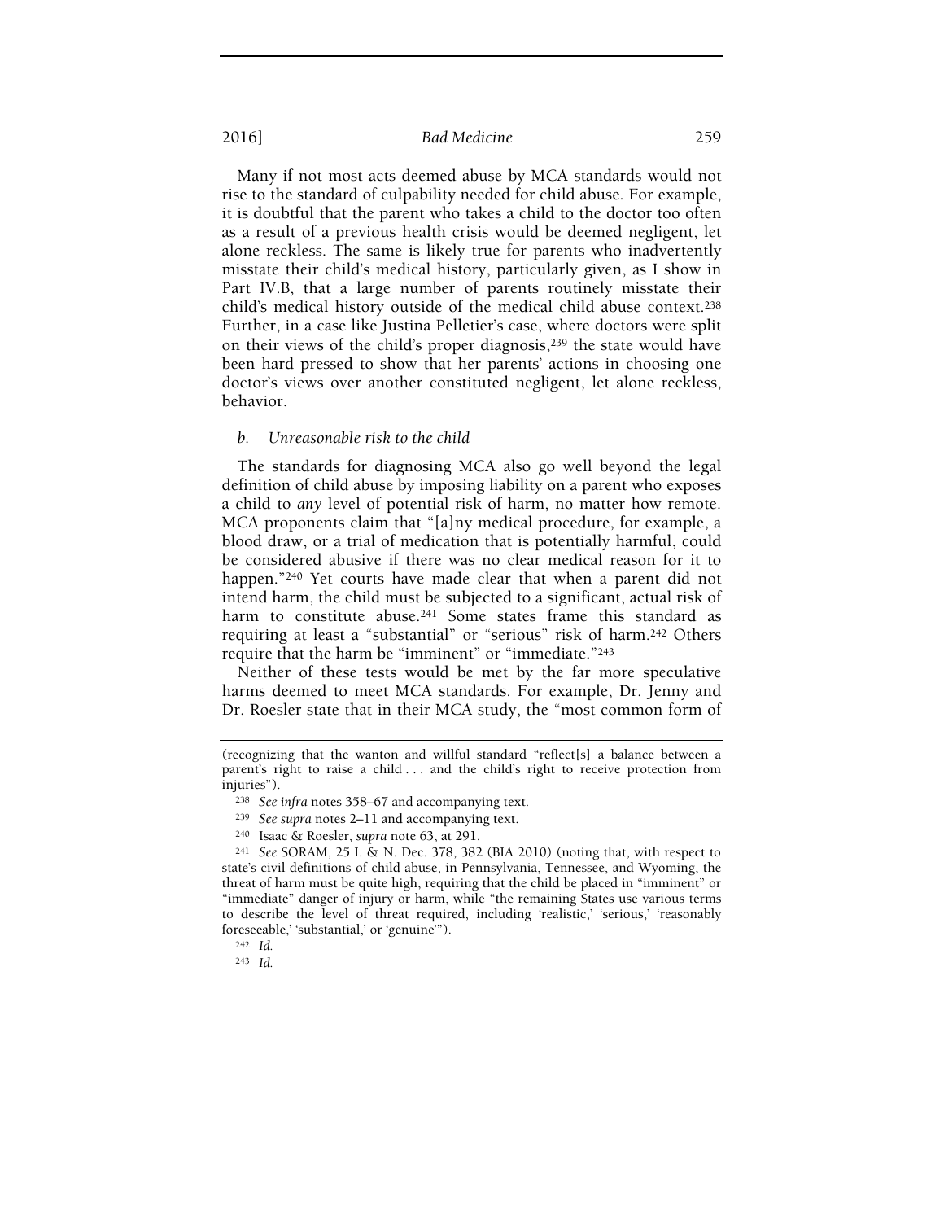Many if not most acts deemed abuse by MCA standards would not rise to the standard of culpability needed for child abuse. For example, it is doubtful that the parent who takes a child to the doctor too often as a result of a previous health crisis would be deemed negligent, let alone reckless. The same is likely true for parents who inadvertently misstate their child's medical history, particularly given, as I show in Part IV.B, that a large number of parents routinely misstate their child's medical history outside of the medical child abuse context.[238] Further, in a case like Justina Pelletier's case, where doctors were split on their views of the child's proper diagnosis,[239] the state would have been hard pressed to show that her parents' actions in choosing one doctor's views over another constituted negligent, let alone reckless, behavior.

#### *b. Unreasonable risk to the child*

The standards for diagnosing MCA also go well beyond the legal definition of child abuse by imposing liability on a parent who exposes a child to *any* level of potential risk of harm, no matter how remote. MCA proponents claim that "[a]ny medical procedure, for example, a blood draw, or a trial of medication that is potentially harmful, could be considered abusive if there was no clear medical reason for it to happen."[240] Yet courts have made clear that when a parent did not intend harm, the child must be subjected to a significant, actual risk of harm to constitute abuse.[241] Some states frame this standard as requiring at least a "substantial" or "serious" risk of harm.[242] Others require that the harm be "imminent" or "immediate."[243]

Neither of these tests would be met by the far more speculative harms deemed to meet MCA standards. For example, Dr. Jenny and Dr. Roesler state that in their MCA study, the "most common form of

---

(recognizing that the wanton and willful standard "reflect[s] a balance between a parent's right to raise a child . . . and the child's right to receive protection from injuries").

[238] *See infra* notes 358–67 and accompanying text.

[239] *See supra* notes 2–11 and accompanying text.

[240] Isaac & Roesler, *supra* note 63, at 291.

[241] *See* SORAM, 25 I. & N. Dec. 378, 382 (BIA 2010) (noting that, with respect to state's civil definitions of child abuse, in Pennsylvania, Tennessee, and Wyoming, the threat of harm must be quite high, requiring that the child be placed in "imminent" or "immediate" danger of injury or harm, while "the remaining States use various terms to describe the level of threat required, including 'realistic,' 'serious,' 'reasonably foreseeable,' 'substantial,' or 'genuine'").

[242] *Id.*

[243] *Id.*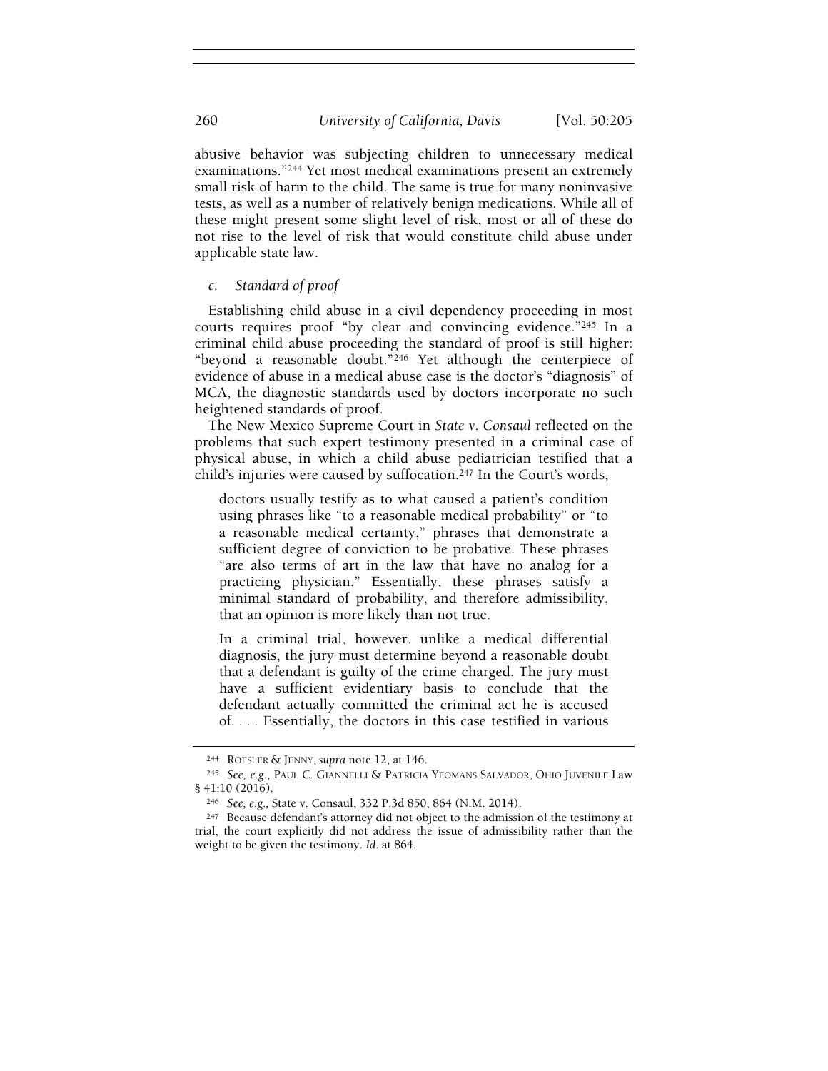abusive behavior was subjecting children to unnecessary medical examinations."[244] Yet most medical examinations present an extremely small risk of harm to the child. The same is true for many noninvasive tests, as well as a number of relatively benign medications. While all of these might present some slight level of risk, most or all of these do not rise to the level of risk that would constitute child abuse under applicable state law.

*c. Standard of proof*

Establishing child abuse in a civil dependency proceeding in most courts requires proof "by clear and convincing evidence."[245] In a criminal child abuse proceeding the standard of proof is still higher: "beyond a reasonable doubt."[246] Yet although the centerpiece of evidence of abuse in a medical abuse case is the doctor's "diagnosis" of MCA, the diagnostic standards used by doctors incorporate no such heightened standards of proof.

The New Mexico Supreme Court in *State v. Consaul* reflected on the problems that such expert testimony presented in a criminal case of physical abuse, in which a child abuse pediatrician testified that a child's injuries were caused by suffocation.[247] In the Court's words,

> doctors usually testify as to what caused a patient's condition using phrases like "to a reasonable medical probability" or "to a reasonable medical certainty," phrases that demonstrate a sufficient degree of conviction to be probative. These phrases "are also terms of art in the law that have no analog for a practicing physician." Essentially, these phrases satisfy a minimal standard of probability, and therefore admissibility, that an opinion is more likely than not true.
>
> In a criminal trial, however, unlike a medical differential diagnosis, the jury must determine beyond a reasonable doubt that a defendant is guilty of the crime charged. The jury must have a sufficient evidentiary basis to conclude that the defendant actually committed the criminal act he is accused of. . . . Essentially, the doctors in this case testified in various

---

[244] ROESLER & JENNY, *supra* note 12, at 146.

[245] *See, e.g.*, PAUL C. GIANNELLI & PATRICIA YEOMANS SALVADOR, OHIO JUVENILE LAW § 41:10 (2016).

[246] *See, e.g.*, State v. Consaul, 332 P.3d 850, 864 (N.M. 2014).

[247] Because defendant's attorney did not object to the admission of the testimony at trial, the court explicitly did not address the issue of admissibility rather than the weight to be given the testimony. *Id.* at 864.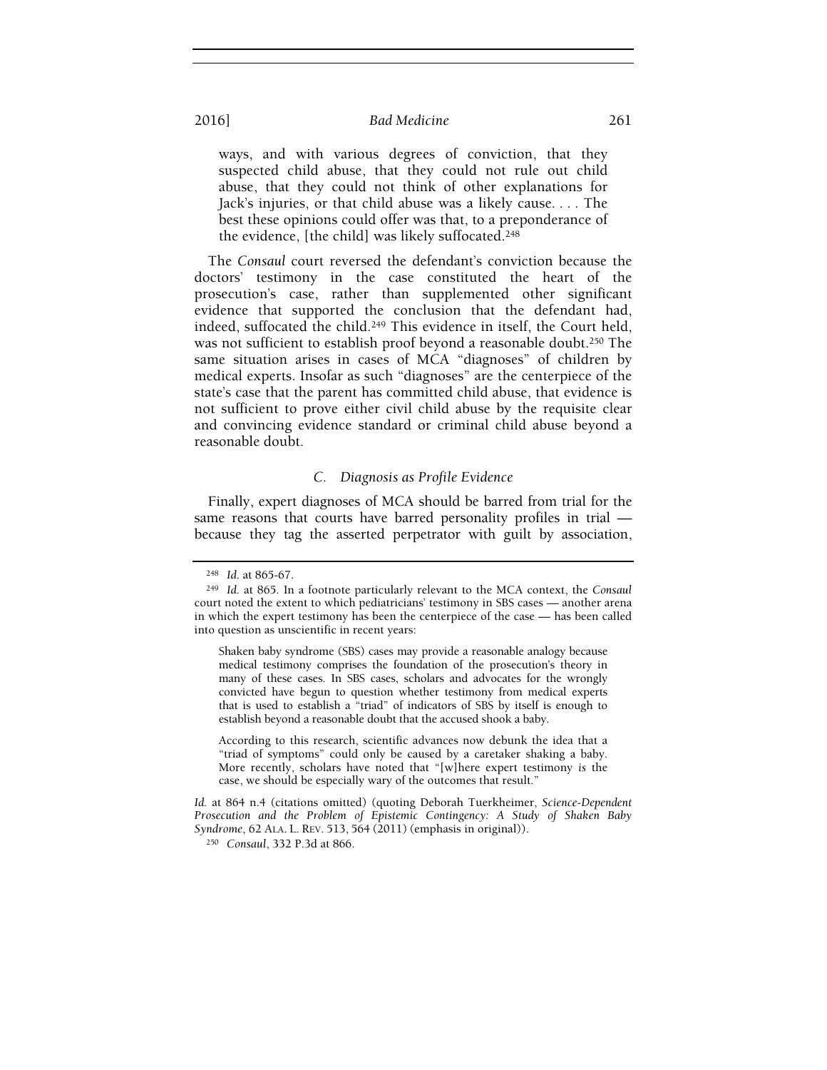> ways, and with various degrees of conviction, that they suspected child abuse, that they could not rule out child abuse, that they could not think of other explanations for Jack's injuries, or that child abuse was a likely cause. . . . The best these opinions could offer was that, to a preponderance of the evidence, [the child] was likely suffocated.[248]

The *Consaul* court reversed the defendant's conviction because the doctors' testimony in the case constituted the heart of the prosecution's case, rather than supplemented other significant evidence that supported the conclusion that the defendant had, indeed, suffocated the child.[249] This evidence in itself, the Court held, was not sufficient to establish proof beyond a reasonable doubt.[250] The same situation arises in cases of MCA "diagnoses" of children by medical experts. Insofar as such "diagnoses" are the centerpiece of the state's case that the parent has committed child abuse, that evidence is not sufficient to prove either civil child abuse by the requisite clear and convincing evidence standard or criminal child abuse beyond a reasonable doubt.

### *C. Diagnosis as Profile Evidence*

Finally, expert diagnoses of MCA should be barred from trial for the same reasons that courts have barred personality profiles in trial — because they tag the asserted perpetrator with guilt by association,

---

[248] *Id.* at 865-67.

[249] *Id.* at 865. In a footnote particularly relevant to the MCA context, the *Consaul* court noted the extent to which pediatricians' testimony in SBS cases — another arena in which the expert testimony has been the centerpiece of the case — has been called into question as unscientific in recent years:

> Shaken baby syndrome (SBS) cases may provide a reasonable analogy because medical testimony comprises the foundation of the prosecution's theory in many of these cases. In SBS cases, scholars and advocates for the wrongly convicted have begun to question whether testimony from medical experts that is used to establish a "triad" of indicators of SBS by itself is enough to establish beyond a reasonable doubt that the accused shook a baby.
>
> According to this research, scientific advances now debunk the idea that a "triad of symptoms" could only be caused by a caretaker shaking a baby. More recently, scholars have noted that "[w]here expert testimony *is* the case, we should be especially wary of the outcomes that result."

*Id.* at 864 n.4 (citations omitted) (quoting Deborah Tuerkheimer, *Science-Dependent Prosecution and the Problem of Epistemic Contingency: A Study of Shaken Baby Syndrome*, 62 ALA. L. REV. 513, 564 (2011) (emphasis in original)).

[250] *Consaul*, 332 P.3d at 866.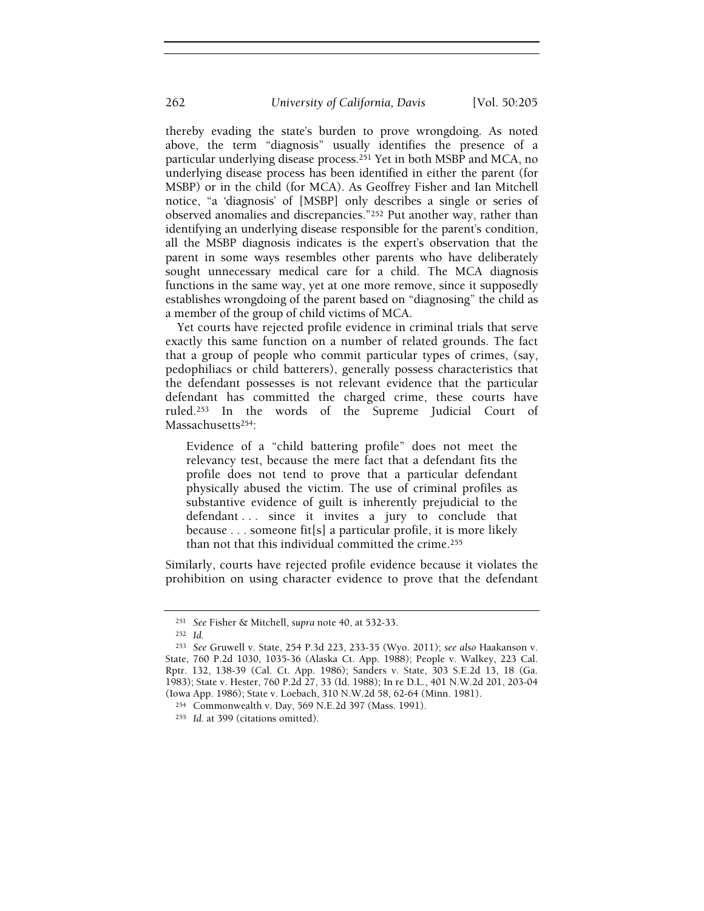thereby evading the state's burden to prove wrongdoing. As noted above, the term "diagnosis" usually identifies the presence of a particular underlying disease process.[251] Yet in both MSBP and MCA, no underlying disease process has been identified in either the parent (for MSBP) or in the child (for MCA). As Geoffrey Fisher and Ian Mitchell notice, "a 'diagnosis' of [MSBP] only describes a single or series of observed anomalies and discrepancies."[252] Put another way, rather than identifying an underlying disease responsible for the parent's condition, all the MSBP diagnosis indicates is the expert's observation that the parent in some ways resembles other parents who have deliberately sought unnecessary medical care for a child. The MCA diagnosis functions in the same way, yet at one more remove, since it supposedly establishes wrongdoing of the parent based on "diagnosing" the child as a member of the group of child victims of MCA.

Yet courts have rejected profile evidence in criminal trials that serve exactly this same function on a number of related grounds. The fact that a group of people who commit particular types of crimes, (say, pedophiliacs or child batterers), generally possess characteristics that the defendant possesses is not relevant evidence that the particular defendant has committed the charged crime, these courts have ruled.[253] In the words of the Supreme Judicial Court of Massachusetts[254]:

> Evidence of a "child battering profile" does not meet the relevancy test, because the mere fact that a defendant fits the profile does not tend to prove that a particular defendant physically abused the victim. The use of criminal profiles as substantive evidence of guilt is inherently prejudicial to the defendant . . . since it invites a jury to conclude that because . . . someone fit[s] a particular profile, it is more likely than not that this individual committed the crime.[255]

Similarly, courts have rejected profile evidence because it violates the prohibition on using character evidence to prove that the defendant

---

[251] *See* Fisher & Mitchell, *supra* note 40, at 532-33.

[252] *Id.*

[253] *See* Gruwell v. State, 254 P.3d 223, 233-35 (Wyo. 2011); *see also* Haakanson v. State, 760 P.2d 1030, 1035-36 (Alaska Ct. App. 1988); People v. Walkey, 223 Cal. Rptr. 132, 138-39 (Cal. Ct. App. 1986); Sanders v. State, 303 S.E.2d 13, 18 (Ga. 1983); State v. Hester, 760 P.2d 27, 33 (Id. 1988); In re D.L., 401 N.W.2d 201, 203-04 (Iowa App. 1986); State v. Loebach, 310 N.W.2d 58, 62-64 (Minn. 1981).

[254] Commonwealth v. Day, 569 N.E.2d 397 (Mass. 1991).

[255] *Id.* at 399 (citations omitted).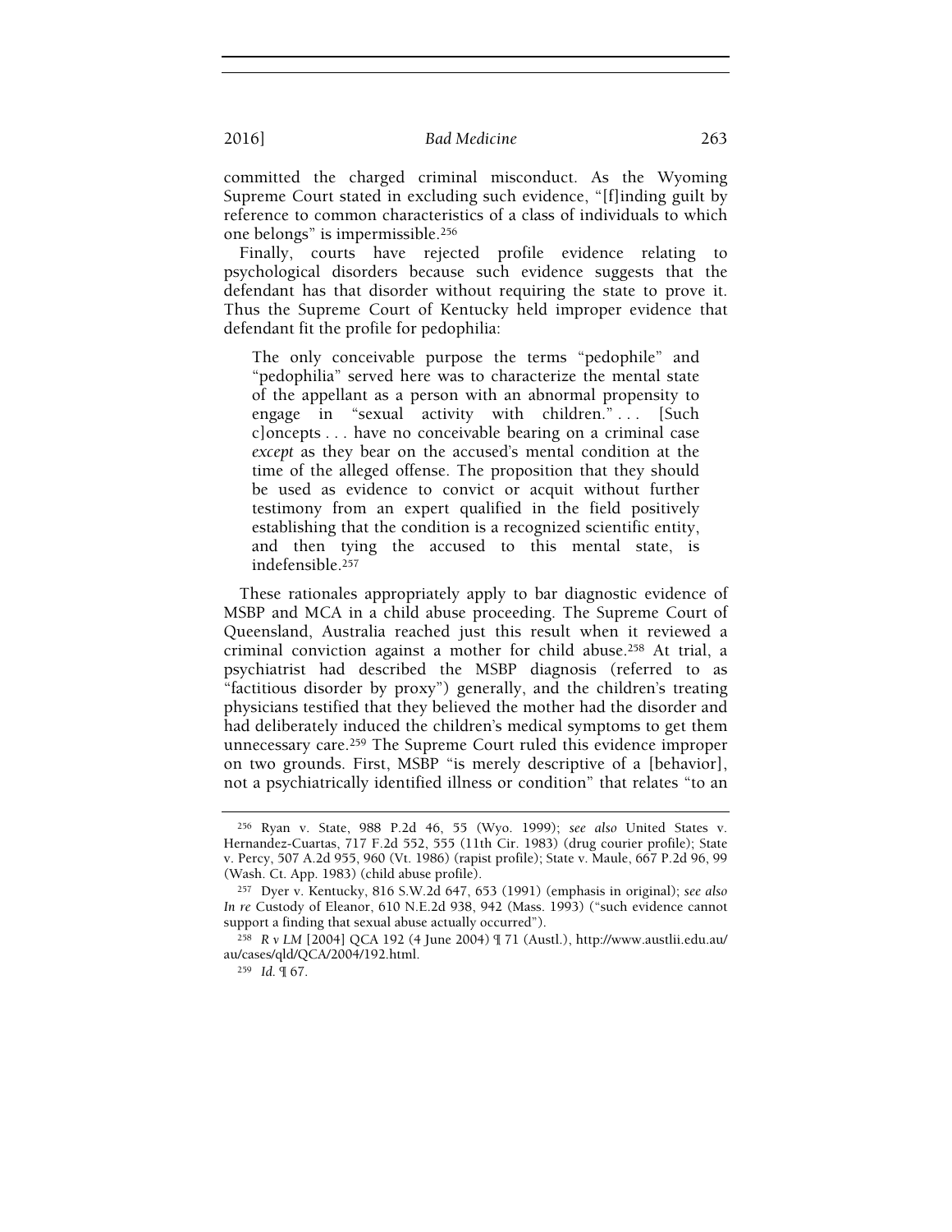committed the charged criminal misconduct. As the Wyoming Supreme Court stated in excluding such evidence, "[f]inding guilt by reference to common characteristics of a class of individuals to which one belongs" is impermissible.[256]

Finally, courts have rejected profile evidence relating to psychological disorders because such evidence suggests that the defendant has that disorder without requiring the state to prove it. Thus the Supreme Court of Kentucky held improper evidence that defendant fit the profile for pedophilia:

> The only conceivable purpose the terms "pedophile" and "pedophilia" served here was to characterize the mental state of the appellant as a person with an abnormal propensity to engage in "sexual activity with children." . . . [Such c]oncepts . . . have no conceivable bearing on a criminal case *except* as they bear on the accused's mental condition at the time of the alleged offense. The proposition that they should be used as evidence to convict or acquit without further testimony from an expert qualified in the field positively establishing that the condition is a recognized scientific entity, and then tying the accused to this mental state, is indefensible.[257]

These rationales appropriately apply to bar diagnostic evidence of MSBP and MCA in a child abuse proceeding. The Supreme Court of Queensland, Australia reached just this result when it reviewed a criminal conviction against a mother for child abuse.[258] At trial, a psychiatrist had described the MSBP diagnosis (referred to as "factitious disorder by proxy") generally, and the children's treating physicians testified that they believed the mother had the disorder and had deliberately induced the children's medical symptoms to get them unnecessary care.[259] The Supreme Court ruled this evidence improper on two grounds. First, MSBP "is merely descriptive of a [behavior], not a psychiatrically identified illness or condition" that relates "to an

---

[256] Ryan v. State, 988 P.2d 46, 55 (Wyo. 1999); *see also* United States v. Hernandez-Cuartas, 717 F.2d 552, 555 (11th Cir. 1983) (drug courier profile); State v. Percy, 507 A.2d 955, 960 (Vt. 1986) (rapist profile); State v. Maule, 667 P.2d 96, 99 (Wash. Ct. App. 1983) (child abuse profile).

[257] Dyer v. Kentucky, 816 S.W.2d 647, 653 (1991) (emphasis in original); *see also* *In re* Custody of Eleanor, 610 N.E.2d 938, 942 (Mass. 1993) ("such evidence cannot support a finding that sexual abuse actually occurred").

[258] *R v LM* [2004] QCA 192 (4 June 2004) ¶ 71 (Austl.), http://www.austlii.edu.au/au/cases/qld/QCA/2004/192.html.

[259] *Id.* ¶ 67.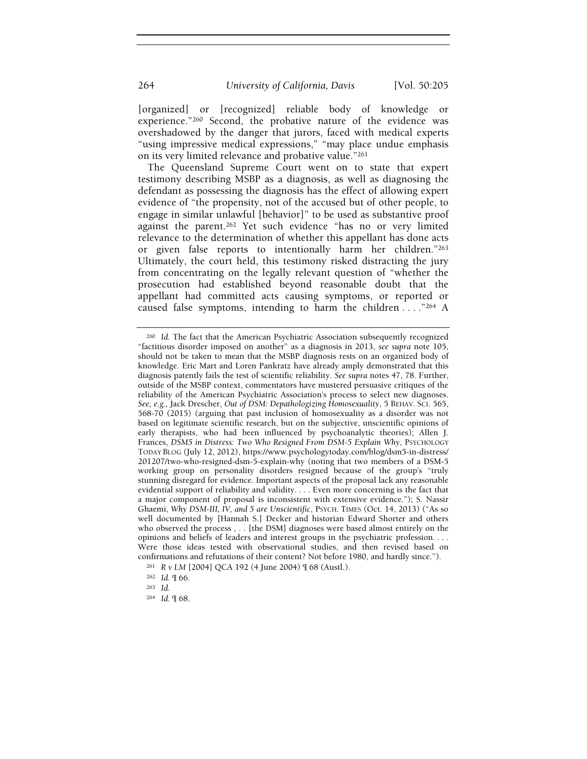[organized] or [recognized] reliable body of knowledge or experience."[260] Second, the probative nature of the evidence was overshadowed by the danger that jurors, faced with medical experts "using impressive medical expressions," "may place undue emphasis on its very limited relevance and probative value."[261]

The Queensland Supreme Court went on to state that expert testimony describing MSBP as a diagnosis, as well as diagnosing the defendant as possessing the diagnosis has the effect of allowing expert evidence of "the propensity, not of the accused but of other people, to engage in similar unlawful [behavior]" to be used as substantive proof against the parent.[262] Yet such evidence "has no or very limited relevance to the determination of whether this appellant has done acts or given false reports to intentionally harm her children."[263] Ultimately, the court held, this testimony risked distracting the jury from concentrating on the legally relevant question of "whether the prosecution had established beyond reasonable doubt that the appellant had committed acts causing symptoms, or reported or caused false symptoms, intending to harm the children . . . ."[264] A

---

[260] *Id.* The fact that the American Psychiatric Association subsequently recognized "factitious disorder imposed on another" as a diagnosis in 2013, *see supra* note 105, should not be taken to mean that the MSBP diagnosis rests on an organized body of knowledge. Eric Mart and Loren Pankratz have already amply demonstrated that this diagnosis patently fails the test of scientific reliability. *See supra* notes 47, 78. Further, outside of the MSBP context, commentators have mustered persuasive critiques of the reliability of the American Psychiatric Association's process to select new diagnoses. *See, e.g.*, Jack Drescher, *Out of DSM: Depathologizing Homosexuality*, 5 BEHAV. SCI. 565, 568-70 (2015) (arguing that past inclusion of homosexuality as a disorder was not based on legitimate scientific research, but on the subjective, unscientific opinions of early therapists, who had been influenced by psychoanalytic theories); Allen J. Frances, *DSM5 in Distress: Two Who Resigned From DSM-5 Explain Why*, PSYCHOLOGY TODAY BLOG (July 12, 2012), https://www.psychologytoday.com/blog/dsm5-in-distress/201207/two-who-resigned-dsm-5-explain-why (noting that two members of a DSM-5 working group on personality disorders resigned because of the group's "truly stunning disregard for evidence. Important aspects of the proposal lack any reasonable evidential support of reliability and validity. . . . Even more concerning is the fact that a major component of proposal is inconsistent with extensive evidence."); S. Nassir Ghaemi, *Why DSM-III, IV, and 5 are Unscientific*, PSYCH. TIMES (Oct. 14, 2013) ("As so well documented by [Hannah S.] Decker and historian Edward Shorter and others who observed the process , . . [the DSM] diagnoses were based almost entirely on the opinions and beliefs of leaders and interest groups in the psychiatric profession. . . . Were those ideas tested with observational studies, and then revised based on confirmations and refutations of their content? Not before 1980, and hardly since.").

[261] *R v LM* [2004] QCA 192 (4 June 2004) ¶ 68 (Austl.).

[262] *Id.* ¶ 66.

[263] *Id.*

[264] *Id.* ¶ 68.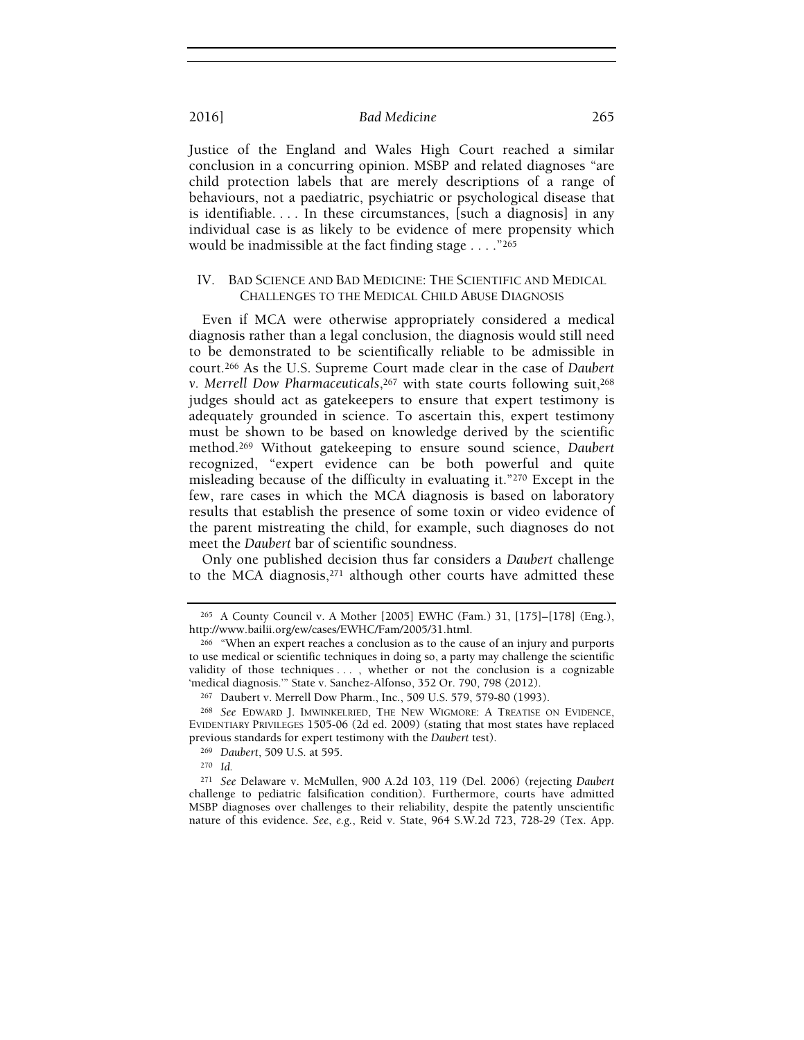Justice of the England and Wales High Court reached a similar conclusion in a concurring opinion. MSBP and related diagnoses "are child protection labels that are merely descriptions of a range of behaviours, not a paediatric, psychiatric or psychological disease that is identifiable. . . . In these circumstances, [such a diagnosis] in any individual case is as likely to be evidence of mere propensity which would be inadmissible at the fact finding stage . . . ."[265]

## IV. Bad Science and Bad Medicine: The Scientific and Medical Challenges to the Medical Child Abuse Diagnosis

Even if MCA were otherwise appropriately considered a medical diagnosis rather than a legal conclusion, the diagnosis would still need to be demonstrated to be scientifically reliable to be admissible in court.[266] As the U.S. Supreme Court made clear in the case of *Daubert v. Merrell Dow Pharmaceuticals*,[267] with state courts following suit,[268] judges should act as gatekeepers to ensure that expert testimony is adequately grounded in science. To ascertain this, expert testimony must be shown to be based on knowledge derived by the scientific method.[269] Without gatekeeping to ensure sound science, *Daubert* recognized, "expert evidence can be both powerful and quite misleading because of the difficulty in evaluating it."[270] Except in the few, rare cases in which the MCA diagnosis is based on laboratory results that establish the presence of some toxin or video evidence of the parent mistreating the child, for example, such diagnoses do not meet the *Daubert* bar of scientific soundness.

Only one published decision thus far considers a *Daubert* challenge to the MCA diagnosis,[271] although other courts have admitted these

---

[265] A County Council v. A Mother [2005] EWHC (Fam.) 31, [175]–[178] (Eng.), http://www.bailii.org/ew/cases/EWHC/Fam/2005/31.html.

[266] "When an expert reaches a conclusion as to the cause of an injury and purports to use medical or scientific techniques in doing so, a party may challenge the scientific validity of those techniques . . . , whether or not the conclusion is a cognizable 'medical diagnosis.'" State v. Sanchez-Alfonso, 352 Or. 790, 798 (2012).

[267] Daubert v. Merrell Dow Pharm., Inc., 509 U.S. 579, 579-80 (1993).

[268] *See* Edward J. Imwinkelried, The New Wigmore: A Treatise on Evidence, Evidentiary Privileges 1505-06 (2d ed. 2009) (stating that most states have replaced previous standards for expert testimony with the *Daubert* test).

[269] *Daubert*, 509 U.S. at 595.

[270] *Id.*

[271] *See* Delaware v. McMullen, 900 A.2d 103, 119 (Del. 2006) (rejecting *Daubert* challenge to pediatric falsification condition). Furthermore, courts have admitted MSBP diagnoses over challenges to their reliability, despite the patently unscientific nature of this evidence. *See, e.g.*, Reid v. State, 964 S.W.2d 723, 728-29 (Tex. App.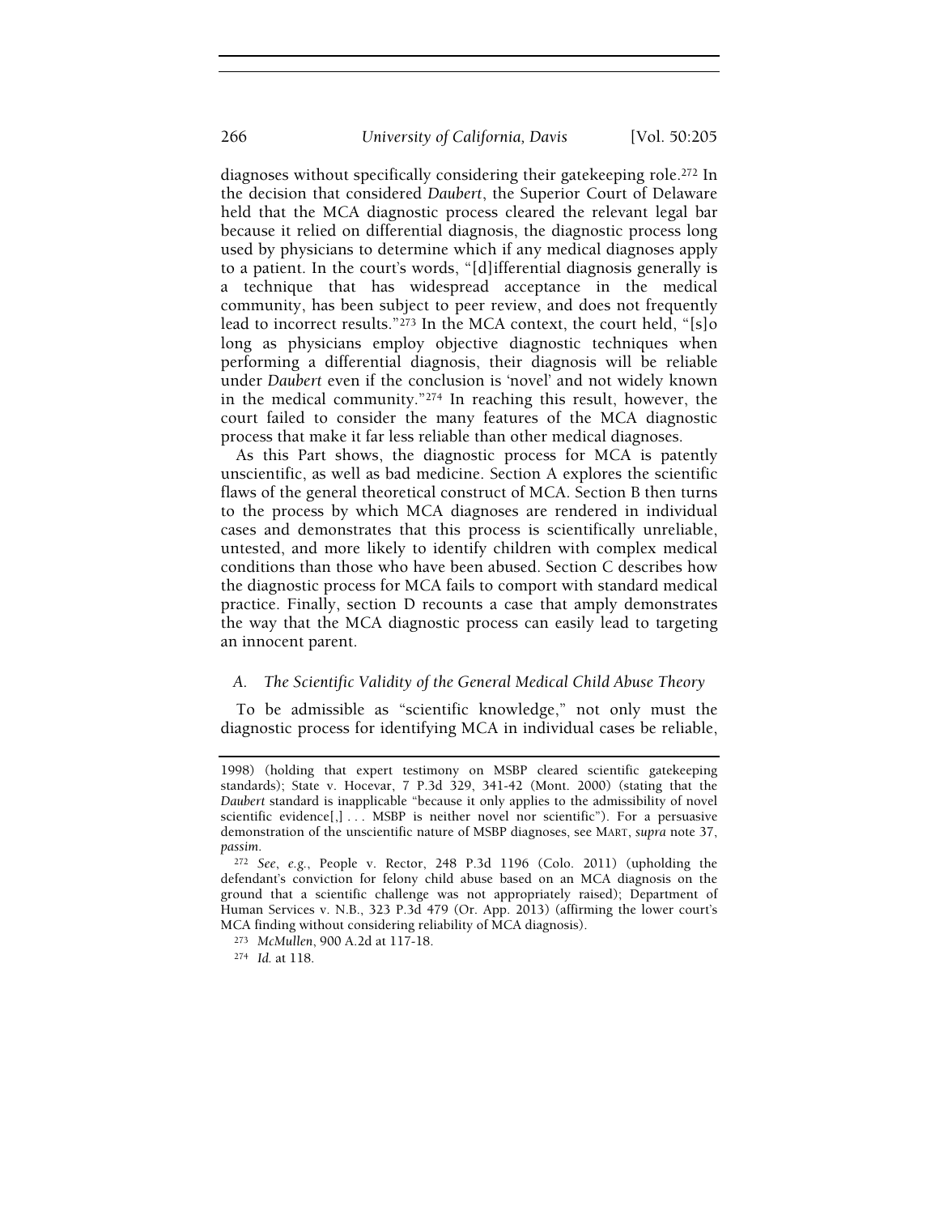diagnoses without specifically considering their gatekeeping role.[272] In the decision that considered *Daubert*, the Superior Court of Delaware held that the MCA diagnostic process cleared the relevant legal bar because it relied on differential diagnosis, the diagnostic process long used by physicians to determine which if any medical diagnoses apply to a patient. In the court's words, "[d]ifferential diagnosis generally is a technique that has widespread acceptance in the medical community, has been subject to peer review, and does not frequently lead to incorrect results."[273] In the MCA context, the court held, "[s]o long as physicians employ objective diagnostic techniques when performing a differential diagnosis, their diagnosis will be reliable under *Daubert* even if the conclusion is 'novel' and not widely known in the medical community."[274] In reaching this result, however, the court failed to consider the many features of the MCA diagnostic process that make it far less reliable than other medical diagnoses.

As this Part shows, the diagnostic process for MCA is patently unscientific, as well as bad medicine. Section A explores the scientific flaws of the general theoretical construct of MCA. Section B then turns to the process by which MCA diagnoses are rendered in individual cases and demonstrates that this process is scientifically unreliable, untested, and more likely to identify children with complex medical conditions than those who have been abused. Section C describes how the diagnostic process for MCA fails to comport with standard medical practice. Finally, section D recounts a case that amply demonstrates the way that the MCA diagnostic process can easily lead to targeting an innocent parent.

### A. *The Scientific Validity of the General Medical Child Abuse Theory*

To be admissible as "scientific knowledge," not only must the diagnostic process for identifying MCA in individual cases be reliable,

---

1998) (holding that expert testimony on MSBP cleared scientific gatekeeping standards); State v. Hocevar, 7 P.3d 329, 341-42 (Mont. 2000) (stating that the *Daubert* standard is inapplicable "because it only applies to the admissibility of novel scientific evidence[,] . . . MSBP is neither novel nor scientific"). For a persuasive demonstration of the unscientific nature of MSBP diagnoses, see MART, *supra* note 37, *passim*.

[272] *See, e.g.*, People v. Rector, 248 P.3d 1196 (Colo. 2011) (upholding the defendant's conviction for felony child abuse based on an MCA diagnosis on the ground that a scientific challenge was not appropriately raised); Department of Human Services v. N.B., 323 P.3d 479 (Or. App. 2013) (affirming the lower court's MCA finding without considering reliability of MCA diagnosis).

[273] *McMullen*, 900 A.2d at 117-18.

[274] *Id.* at 118.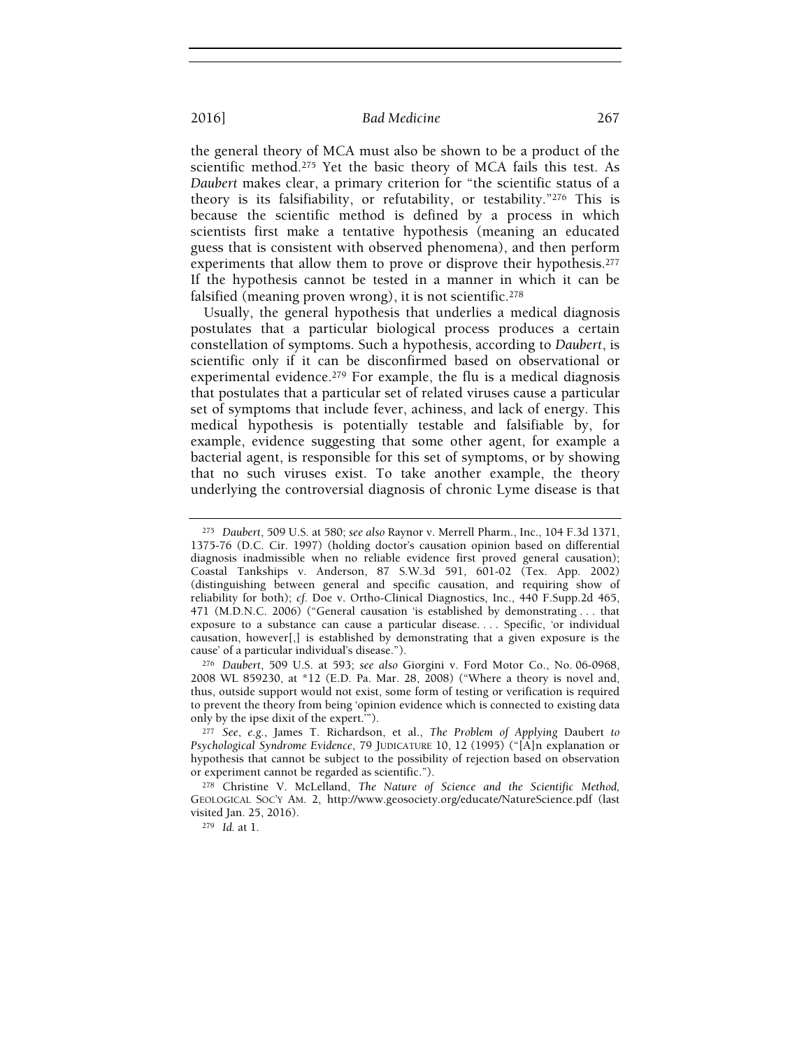the general theory of MCA must also be shown to be a product of the scientific method.[275] Yet the basic theory of MCA fails this test. As *Daubert* makes clear, a primary criterion for "the scientific status of a theory is its falsifiability, or refutability, or testability."[276] This is because the scientific method is defined by a process in which scientists first make a tentative hypothesis (meaning an educated guess that is consistent with observed phenomena), and then perform experiments that allow them to prove or disprove their hypothesis.[277] If the hypothesis cannot be tested in a manner in which it can be falsified (meaning proven wrong), it is not scientific.[278]

Usually, the general hypothesis that underlies a medical diagnosis postulates that a particular biological process produces a certain constellation of symptoms. Such a hypothesis, according to *Daubert*, is scientific only if it can be disconfirmed based on observational or experimental evidence.[279] For example, the flu is a medical diagnosis that postulates that a particular set of related viruses cause a particular set of symptoms that include fever, achiness, and lack of energy. This medical hypothesis is potentially testable and falsifiable by, for example, evidence suggesting that some other agent, for example a bacterial agent, is responsible for this set of symptoms, or by showing that no such viruses exist. To take another example, the theory underlying the controversial diagnosis of chronic Lyme disease is that

---

[275] *Daubert*, 509 U.S. at 580; *see also* Raynor v. Merrell Pharm., Inc., 104 F.3d 1371, 1375-76 (D.C. Cir. 1997) (holding doctor's causation opinion based on differential diagnosis inadmissible when no reliable evidence first proved general causation); Coastal Tankships v. Anderson, 87 S.W.3d 591, 601-02 (Tex. App. 2002) (distinguishing between general and specific causation, and requiring show of reliability for both); *cf.* Doe v. Ortho-Clinical Diagnostics, Inc., 440 F.Supp.2d 465, 471 (M.D.N.C. 2006) ("General causation 'is established by demonstrating . . . that exposure to a substance can cause a particular disease. . . . Specific, 'or individual causation, however[,] is established by demonstrating that a given exposure is the cause' of a particular individual's disease.").

[276] *Daubert*, 509 U.S. at 593; *see also* Giorgini v. Ford Motor Co., No. 06-0968, 2008 WL 859230, at *12 (E.D. Pa. Mar. 28, 2008) ("Where a theory is novel and, thus, outside support would not exist, some form of testing or verification is required to prevent the theory from being 'opinion evidence which is connected to existing data only by the ipse dixit of the expert.'").

[277] *See, e.g.*, James T. Richardson, et al., *The Problem of Applying* Daubert *to Psychological Syndrome Evidence*, 79 JUDICATURE 10, 12 (1995) ("[A]n explanation or hypothesis that cannot be subject to the possibility of rejection based on observation or experiment cannot be regarded as scientific.").

[278] Christine V. McLelland, *The Nature of Science and the Scientific Method,* GEOLOGICAL SOC'Y AM. 2, http://www.geosociety.org/educate/NatureScience.pdf (last visited Jan. 25, 2016).

[279] *Id.* at 1.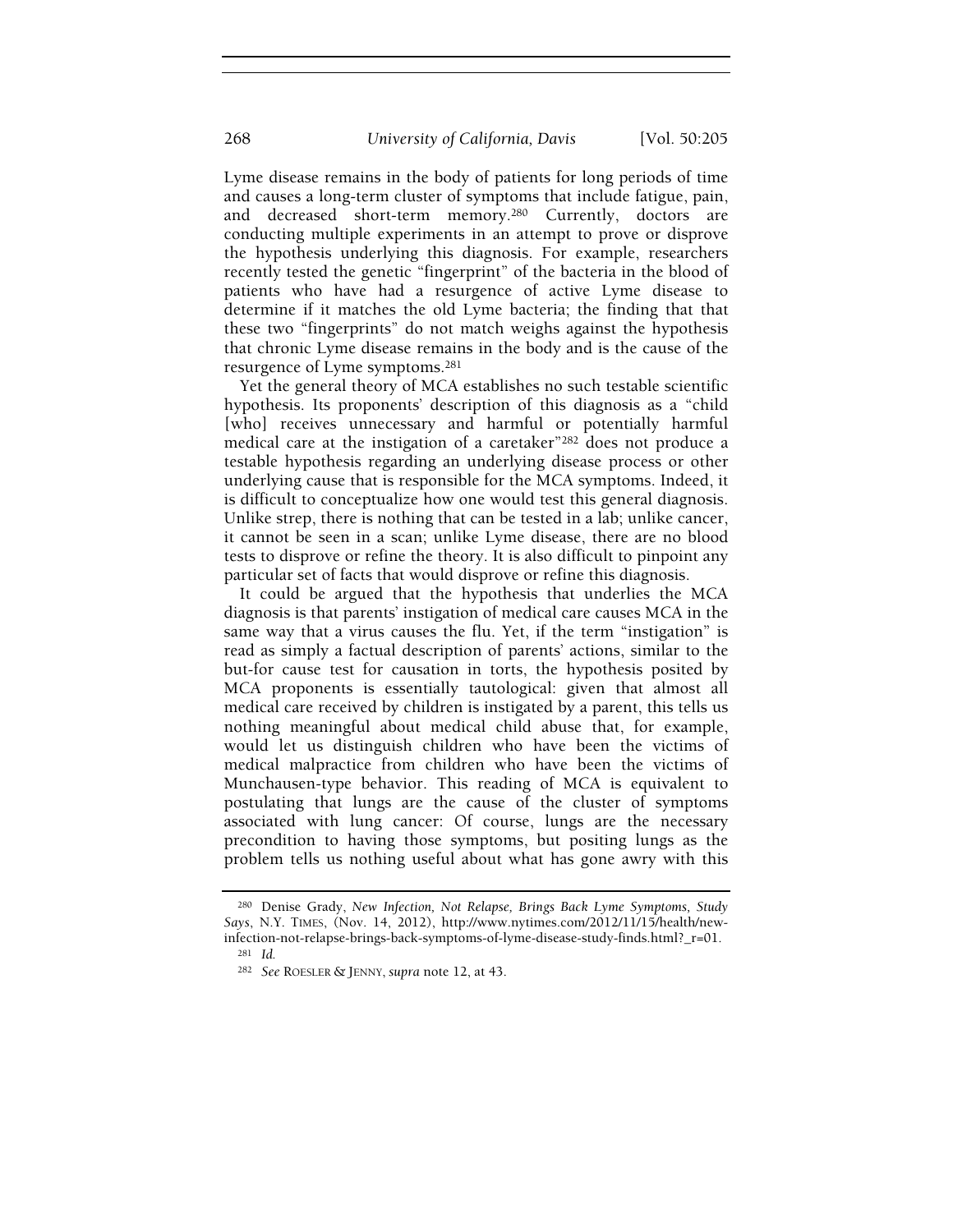Lyme disease remains in the body of patients for long periods of time and causes a long-term cluster of symptoms that include fatigue, pain, and decreased short-term memory.[280] Currently, doctors are conducting multiple experiments in an attempt to prove or disprove the hypothesis underlying this diagnosis. For example, researchers recently tested the genetic "fingerprint" of the bacteria in the blood of patients who have had a resurgence of active Lyme disease to determine if it matches the old Lyme bacteria; the finding that that these two "fingerprints" do not match weighs against the hypothesis that chronic Lyme disease remains in the body and is the cause of the resurgence of Lyme symptoms.[281]

Yet the general theory of MCA establishes no such testable scientific hypothesis. Its proponents' description of this diagnosis as a "child [who] receives unnecessary and harmful or potentially harmful medical care at the instigation of a caretaker"[282] does not produce a testable hypothesis regarding an underlying disease process or other underlying cause that is responsible for the MCA symptoms. Indeed, it is difficult to conceptualize how one would test this general diagnosis. Unlike strep, there is nothing that can be tested in a lab; unlike cancer, it cannot be seen in a scan; unlike Lyme disease, there are no blood tests to disprove or refine the theory. It is also difficult to pinpoint any particular set of facts that would disprove or refine this diagnosis.

It could be argued that the hypothesis that underlies the MCA diagnosis is that parents' instigation of medical care causes MCA in the same way that a virus causes the flu. Yet, if the term "instigation" is read as simply a factual description of parents' actions, similar to the but-for cause test for causation in torts, the hypothesis posited by MCA proponents is essentially tautological: given that almost all medical care received by children is instigated by a parent, this tells us nothing meaningful about medical child abuse that, for example, would let us distinguish children who have been the victims of medical malpractice from children who have been the victims of Munchausen-type behavior. This reading of MCA is equivalent to postulating that lungs are the cause of the cluster of symptoms associated with lung cancer: Of course, lungs are the necessary precondition to having those symptoms, but positing lungs as the problem tells us nothing useful about what has gone awry with this

---

[280] Denise Grady, *New Infection, Not Relapse, Brings Back Lyme Symptoms, Study Says*, N.Y. TIMES, (Nov. 14, 2012), http://www.nytimes.com/2012/11/15/health/new-infection-not-relapse-brings-back-symptoms-of-lyme-disease-study-finds.html?_r=01.

[281] *Id.*

[282] *See* ROESLER & JENNY, *supra* note 12, at 43.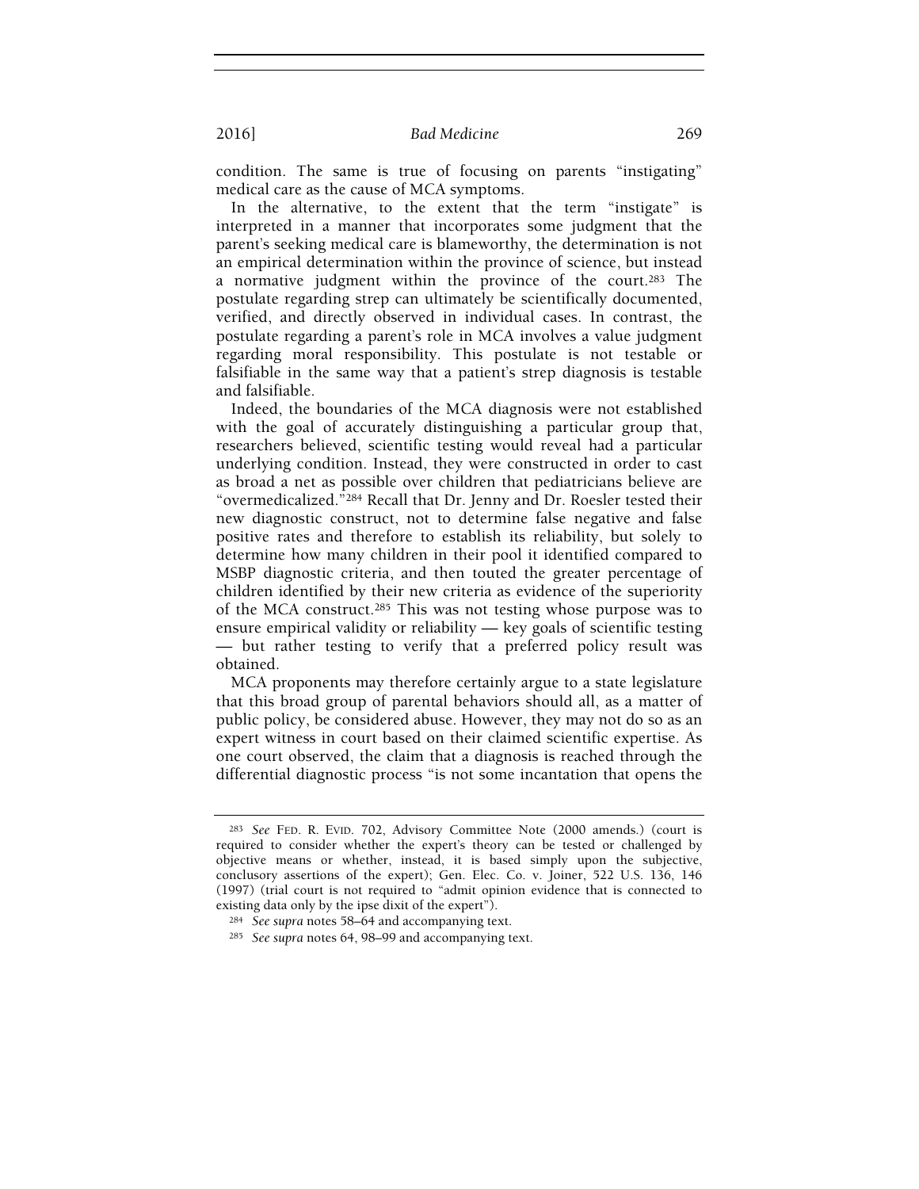condition. The same is true of focusing on parents "instigating" medical care as the cause of MCA symptoms.

In the alternative, to the extent that the term "instigate" is interpreted in a manner that incorporates some judgment that the parent's seeking medical care is blameworthy, the determination is not an empirical determination within the province of science, but instead a normative judgment within the province of the court.[283] The postulate regarding strep can ultimately be scientifically documented, verified, and directly observed in individual cases. In contrast, the postulate regarding a parent's role in MCA involves a value judgment regarding moral responsibility. This postulate is not testable or falsifiable in the same way that a patient's strep diagnosis is testable and falsifiable.

Indeed, the boundaries of the MCA diagnosis were not established with the goal of accurately distinguishing a particular group that, researchers believed, scientific testing would reveal had a particular underlying condition. Instead, they were constructed in order to cast as broad a net as possible over children that pediatricians believe are "overmedicalized."[284] Recall that Dr. Jenny and Dr. Roesler tested their new diagnostic construct, not to determine false negative and false positive rates and therefore to establish its reliability, but solely to determine how many children in their pool it identified compared to MSBP diagnostic criteria, and then touted the greater percentage of children identified by their new criteria as evidence of the superiority of the MCA construct.[285] This was not testing whose purpose was to ensure empirical validity or reliability — key goals of scientific testing — but rather testing to verify that a preferred policy result was obtained.

MCA proponents may therefore certainly argue to a state legislature that this broad group of parental behaviors should all, as a matter of public policy, be considered abuse. However, they may not do so as an expert witness in court based on their claimed scientific expertise. As one court observed, the claim that a diagnosis is reached through the differential diagnostic process "is not some incantation that opens the

---

[283] *See* FED. R. EVID. 702, Advisory Committee Note (2000 amends.) (court is required to consider whether the expert's theory can be tested or challenged by objective means or whether, instead, it is based simply upon the subjective, conclusory assertions of the expert); Gen. Elec. Co. v. Joiner, 522 U.S. 136, 146 (1997) (trial court is not required to "admit opinion evidence that is connected to existing data only by the ipse dixit of the expert").

[284] *See supra* notes 58–64 and accompanying text.

[285] *See supra* notes 64, 98–99 and accompanying text.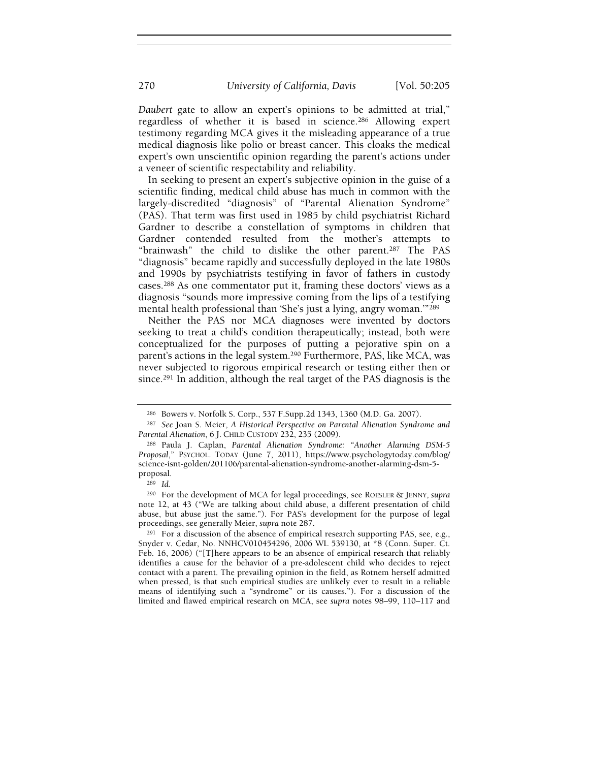*Daubert* gate to allow an expert's opinions to be admitted at trial," regardless of whether it is based in science.[286] Allowing expert testimony regarding MCA gives it the misleading appearance of a true medical diagnosis like polio or breast cancer. This cloaks the medical expert's own unscientific opinion regarding the parent's actions under a veneer of scientific respectability and reliability.

In seeking to present an expert's subjective opinion in the guise of a scientific finding, medical child abuse has much in common with the largely-discredited "diagnosis" of "Parental Alienation Syndrome" (PAS). That term was first used in 1985 by child psychiatrist Richard Gardner to describe a constellation of symptoms in children that Gardner contended resulted from the mother's attempts to "brainwash" the child to dislike the other parent.[287] The PAS "diagnosis" became rapidly and successfully deployed in the late 1980s and 1990s by psychiatrists testifying in favor of fathers in custody cases.[288] As one commentator put it, framing these doctors' views as a diagnosis "sounds more impressive coming from the lips of a testifying mental health professional than 'She's just a lying, angry woman.'"[289]

Neither the PAS nor MCA diagnoses were invented by doctors seeking to treat a child's condition therapeutically; instead, both were conceptualized for the purposes of putting a pejorative spin on a parent's actions in the legal system.[290] Furthermore, PAS, like MCA, was never subjected to rigorous empirical research or testing either then or since.[291] In addition, although the real target of the PAS diagnosis is the

---

[286] Bowers v. Norfolk S. Corp., 537 F.Supp.2d 1343, 1360 (M.D. Ga. 2007).

[287] *See* Joan S. Meier, *A Historical Perspective on Parental Alienation Syndrome and Parental Alienation*, 6 J. CHILD CUSTODY 232, 235 (2009).

[288] Paula J. Caplan, *Parental Alienation Syndrome: "Another Alarming DSM-5 Proposal*," PSYCHOL. TODAY (June 7, 2011), https://www.psychologytoday.com/blog/science-isnt-golden/201106/parental-alienation-syndrome-another-alarming-dsm-5-proposal.

[289] *Id.*

[290] For the development of MCA for legal proceedings, see ROESLER & JENNY, *supra* note 12, at 43 ("We are talking about child abuse, a different presentation of child abuse, but abuse just the same."). For PAS's development for the purpose of legal proceedings, see generally Meier, *supra* note 287.

[291] For a discussion of the absence of empirical research supporting PAS, see, e.g., Snyder v. Cedar, No. NNHCV010454296, 2006 WL 539130, at *8 (Conn. Super. Ct. Feb. 16, 2006) ("[T]here appears to be an absence of empirical research that reliably identifies a cause for the behavior of a pre-adolescent child who decides to reject contact with a parent. The prevailing opinion in the field, as Rotnem herself admitted when pressed, is that such empirical studies are unlikely ever to result in a reliable means of identifying such a "syndrome" or its causes."). For a discussion of the limited and flawed empirical research on MCA, see *supra* notes 98–99, 110–117 and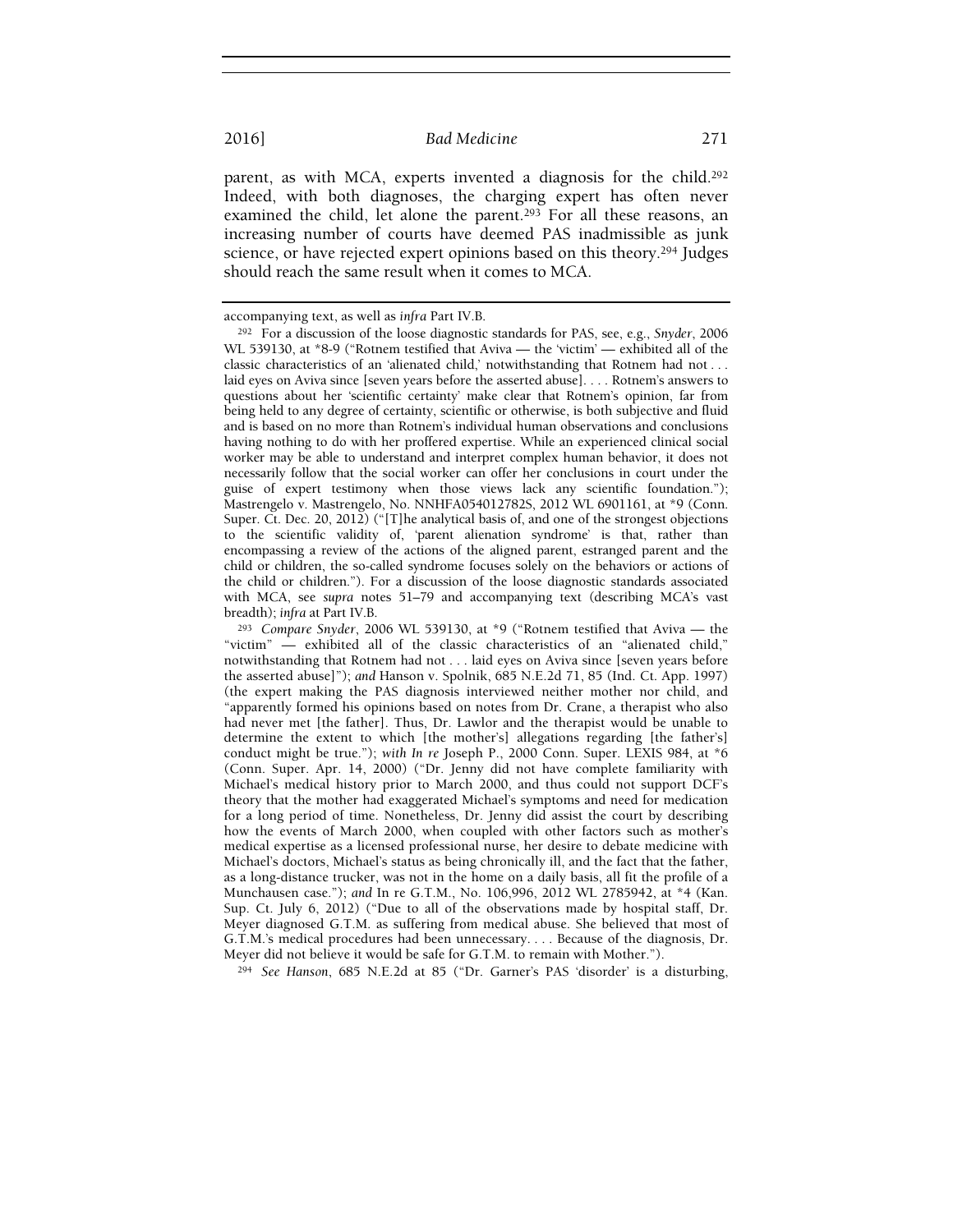parent, as with MCA, experts invented a diagnosis for the child.[292] Indeed, with both diagnoses, the charging expert has often never examined the child, let alone the parent.[293] For all these reasons, an increasing number of courts have deemed PAS inadmissible as junk science, or have rejected expert opinions based on this theory.[294] Judges should reach the same result when it comes to MCA.

---

accompanying text, as well as *infra* Part IV.B.

[292] For a discussion of the loose diagnostic standards for PAS, see, e.g., *Snyder*, 2006 WL 539130, at *8-9 ("Rotnem testified that Aviva — the 'victim' — exhibited all of the classic characteristics of an 'alienated child,' notwithstanding that Rotnem had not . . . laid eyes on Aviva since [seven years before the asserted abuse]. . . . Rotnem's answers to questions about her 'scientific certainty' make clear that Rotnem's opinion, far from being held to any degree of certainty, scientific or otherwise, is both subjective and fluid and is based on no more than Rotnem's individual human observations and conclusions having nothing to do with her proffered expertise. While an experienced clinical social worker may be able to understand and interpret complex human behavior, it does not necessarily follow that the social worker can offer her conclusions in court under the guise of expert testimony when those views lack any scientific foundation."); Mastrengelo v. Mastrengelo, No. NNHFA054012782S, 2012 WL 6901161, at *9 (Conn. Super. Ct. Dec. 20, 2012) ("[T]he analytical basis of, and one of the strongest objections to the scientific validity of, 'parent alienation syndrome' is that, rather than encompassing a review of the actions of the aligned parent, estranged parent and the child or children, the so-called syndrome focuses solely on the behaviors or actions of the child or children."). For a discussion of the loose diagnostic standards associated with MCA, see *supra* notes 51–79 and accompanying text (describing MCA's vast breadth); *infra* at Part IV.B.

[293] *Compare Snyder*, 2006 WL 539130, at *9 ("Rotnem testified that Aviva — the "victim" — exhibited all of the classic characteristics of an "alienated child," notwithstanding that Rotnem had not . . . laid eyes on Aviva since [seven years before the asserted abuse]"); *and* Hanson v. Spolnik, 685 N.E.2d 71, 85 (Ind. Ct. App. 1997) (the expert making the PAS diagnosis interviewed neither mother nor child, and "apparently formed his opinions based on notes from Dr. Crane, a therapist who also had never met [the father]. Thus, Dr. Lawlor and the therapist would be unable to determine the extent to which [the mother's] allegations regarding [the father's] conduct might be true."); *with In re* Joseph P., 2000 Conn. Super. LEXIS 984, at *6 (Conn. Super. Apr. 14, 2000) ("Dr. Jenny did not have complete familiarity with Michael's medical history prior to March 2000, and thus could not support DCF's theory that the mother had exaggerated Michael's symptoms and need for medication for a long period of time. Nonetheless, Dr. Jenny did assist the court by describing how the events of March 2000, when coupled with other factors such as mother's medical expertise as a licensed professional nurse, her desire to debate medicine with Michael's doctors, Michael's status as being chronically ill, and the fact that the father, as a long-distance trucker, was not in the home on a daily basis, all fit the profile of a Munchausen case."); *and* In re G.T.M., No. 106,996, 2012 WL 2785942, at *4 (Kan. Sup. Ct. July 6, 2012) ("Due to all of the observations made by hospital staff, Dr. Meyer diagnosed G.T.M. as suffering from medical abuse. She believed that most of G.T.M.'s medical procedures had been unnecessary. . . . Because of the diagnosis, Dr. Meyer did not believe it would be safe for G.T.M. to remain with Mother.").

[294] *See Hanson*, 685 N.E.2d at 85 ("Dr. Garner's PAS 'disorder' is a disturbing,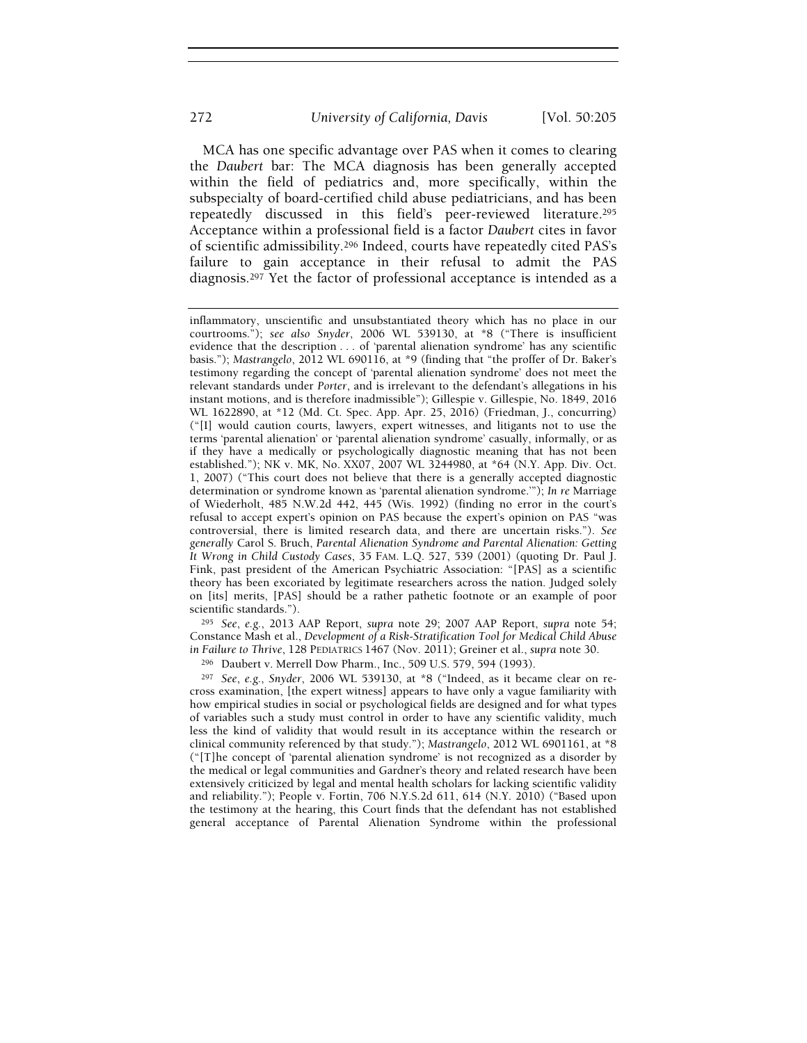MCA has one specific advantage over PAS when it comes to clearing the *Daubert* bar: The MCA diagnosis has been generally accepted within the field of pediatrics and, more specifically, within the subspecialty of board-certified child abuse pediatricians, and has been repeatedly discussed in this field's peer-reviewed literature.[295] Acceptance within a professional field is a factor *Daubert* cites in favor of scientific admissibility.[296] Indeed, courts have repeatedly cited PAS's failure to gain acceptance in their refusal to admit the PAS diagnosis.[297] Yet the factor of professional acceptance is intended as a

---

inflammatory, unscientific and unsubstantiated theory which has no place in our courtrooms."); *see also Snyder*, 2006 WL 539130, at *8 ("There is insufficient evidence that the description . . . of 'parental alienation syndrome' has any scientific basis."); *Mastrangelo*, 2012 WL 690116, at *9 (finding that "the proffer of Dr. Baker's testimony regarding the concept of 'parental alienation syndrome' does not meet the relevant standards under *Porter*, and is irrelevant to the defendant's allegations in his instant motions, and is therefore inadmissible"); Gillespie v. Gillespie, No. 1849, 2016 WL 1622890, at *12 (Md. Ct. Spec. App. Apr. 25, 2016) (Friedman, J., concurring) ("[I] would caution courts, lawyers, expert witnesses, and litigants not to use the terms 'parental alienation' or 'parental alienation syndrome' casually, informally, or as if they have a medically or psychologically diagnostic meaning that has not been established."); NK v. MK, No. XX07, 2007 WL 3244980, at *64 (N.Y. App. Div. Oct. 1, 2007) ("This court does not believe that there is a generally accepted diagnostic determination or syndrome known as 'parental alienation syndrome.'"); *In re* Marriage of Wiederholt, 485 N.W.2d 442, 445 (Wis. 1992) (finding no error in the court's refusal to accept expert's opinion on PAS because the expert's opinion on PAS "was controversial, there is limited research data, and there are uncertain risks."). *See generally* Carol S. Bruch, *Parental Alienation Syndrome and Parental Alienation: Getting It Wrong in Child Custody Cases*, 35 FAM. L.Q. 527, 539 (2001) (quoting Dr. Paul J. Fink, past president of the American Psychiatric Association: "[PAS] as a scientific theory has been excoriated by legitimate researchers across the nation. Judged solely on [its] merits, [PAS] should be a rather pathetic footnote or an example of poor scientific standards.").

[295] *See, e.g.*, 2013 AAP Report, *supra* note 29; 2007 AAP Report, *supra* note 54; Constance Mash et al., *Development of a Risk-Stratification Tool for Medical Child Abuse in Failure to Thrive*, 128 PEDIATRICS 1467 (Nov. 2011); Greiner et al., *supra* note 30.

[296] Daubert v. Merrell Dow Pharm., Inc., 509 U.S. 579, 594 (1993).

[297] *See, e.g.*, *Snyder*, 2006 WL 539130, at *8 ("Indeed, as it became clear on re-cross examination, [the expert witness] appears to have only a vague familiarity with how empirical studies in social or psychological fields are designed and for what types of variables such a study must control in order to have any scientific validity, much less the kind of validity that would result in its acceptance within the research or clinical community referenced by that study."); *Mastrangelo*, 2012 WL 6901161, at *8 ("[T]he concept of 'parental alienation syndrome' is not recognized as a disorder by the medical or legal communities and Gardner's theory and related research have been extensively criticized by legal and mental health scholars for lacking scientific validity and reliability."); People v. Fortin, 706 N.Y.S.2d 611, 614 (N.Y. 2010) ("Based upon the testimony at the hearing, this Court finds that the defendant has not established general acceptance of Parental Alienation Syndrome within the professional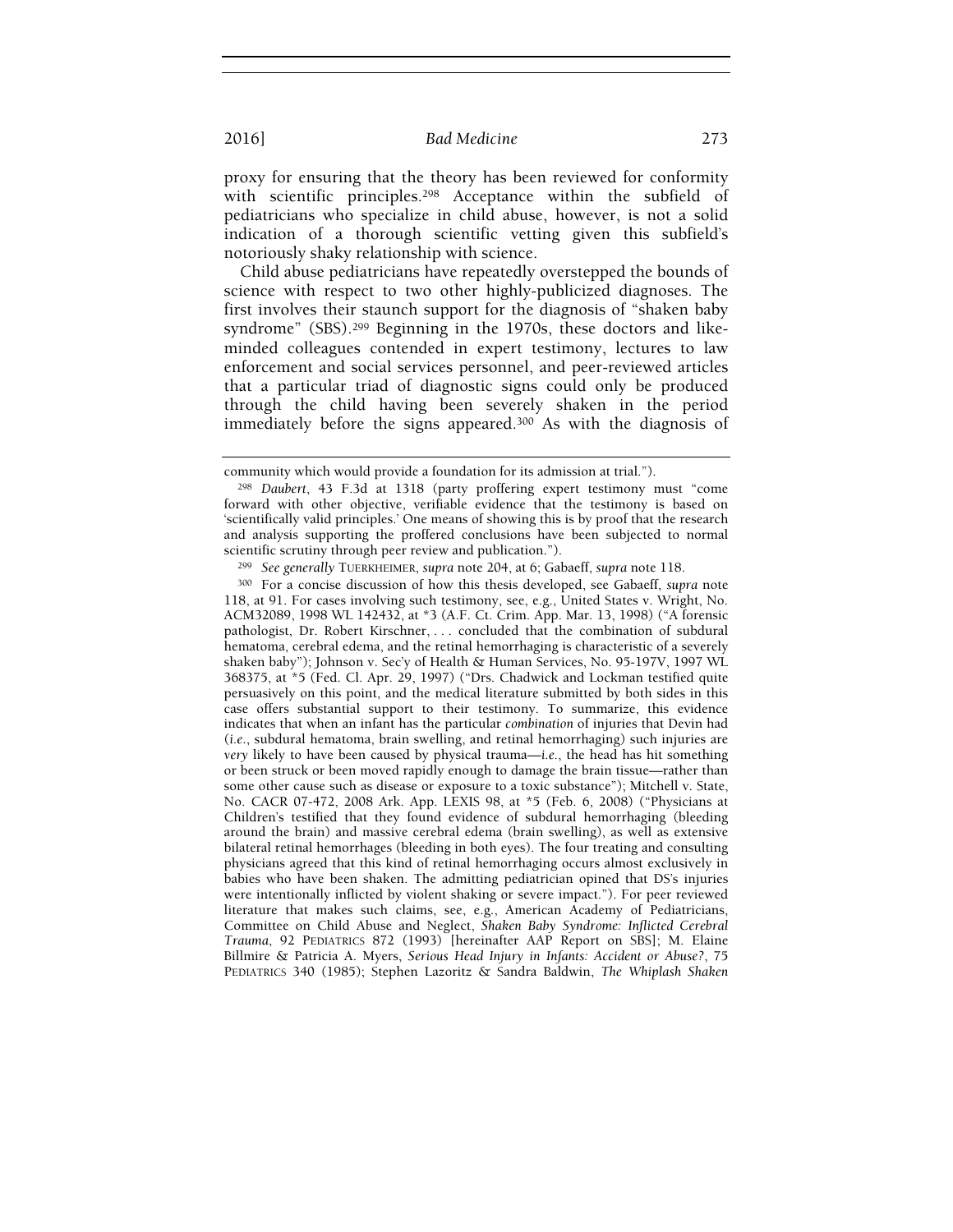proxy for ensuring that the theory has been reviewed for conformity with scientific principles.[298] Acceptance within the subfield of pediatricians who specialize in child abuse, however, is not a solid indication of a thorough scientific vetting given this subfield's notoriously shaky relationship with science.

Child abuse pediatricians have repeatedly overstepped the bounds of science with respect to two other highly-publicized diagnoses. The first involves their staunch support for the diagnosis of "shaken baby syndrome" (SBS).[299] Beginning in the 1970s, these doctors and like-minded colleagues contended in expert testimony, lectures to law enforcement and social services personnel, and peer-reviewed articles that a particular triad of diagnostic signs could only be produced through the child having been severely shaken in the period immediately before the signs appeared.[300] As with the diagnosis of

---

community which would provide a foundation for its admission at trial.").

[298] *Daubert*, 43 F.3d at 1318 (party proffering expert testimony must "come forward with other objective, verifiable evidence that the testimony is based on 'scientifically valid principles.' One means of showing this is by proof that the research and analysis supporting the proffered conclusions have been subjected to normal scientific scrutiny through peer review and publication.").

[299] *See generally* TUERKHEIMER, *supra* note 204, at 6; Gabaeff, *supra* note 118.

[300] For a concise discussion of how this thesis developed, see Gabaeff, *supra* note 118, at 91. For cases involving such testimony, see, e.g., United States v. Wright, No. ACM32089, 1998 WL 142432, at *3 (A.F. Ct. Crim. App. Mar. 13, 1998) ("A forensic pathologist, Dr. Robert Kirschner, . . . concluded that the combination of subdural hematoma, cerebral edema, and the retinal hemorrhaging is characteristic of a severely shaken baby"); Johnson v. Sec'y of Health & Human Services, No. 95-197V, 1997 WL 368375, at *5 (Fed. Cl. Apr. 29, 1997) ("Drs. Chadwick and Lockman testified quite persuasively on this point, and the medical literature submitted by both sides in this case offers substantial support to their testimony. To summarize, this evidence indicates that when an infant has the particular *combination* of injuries that Devin had (*i.e.*, subdural hematoma, brain swelling, and retinal hemorrhaging) such injuries are *very* likely to have been caused by physical trauma—*i.e.*, the head has hit something or been struck or been moved rapidly enough to damage the brain tissue—rather than some other cause such as disease or exposure to a toxic substance"); Mitchell v. State, No. CACR 07-472, 2008 Ark. App. LEXIS 98, at *5 (Feb. 6, 2008) ("Physicians at Children's testified that they found evidence of subdural hemorrhaging (bleeding around the brain) and massive cerebral edema (brain swelling), as well as extensive bilateral retinal hemorrhages (bleeding in both eyes). The four treating and consulting physicians agreed that this kind of retinal hemorrhaging occurs almost exclusively in babies who have been shaken. The admitting pediatrician opined that DS's injuries were intentionally inflicted by violent shaking or severe impact."). For peer reviewed literature that makes such claims, see, e.g., American Academy of Pediatricians, Committee on Child Abuse and Neglect, *Shaken Baby Syndrome: Inflicted Cerebral Trauma*, 92 PEDIATRICS 872 (1993) [hereinafter AAP Report on SBS]; M. Elaine Billmire & Patricia A. Myers, *Serious Head Injury in Infants: Accident or Abuse?*, 75 PEDIATRICS 340 (1985); Stephen Lazoritz & Sandra Baldwin, *The Whiplash Shaken*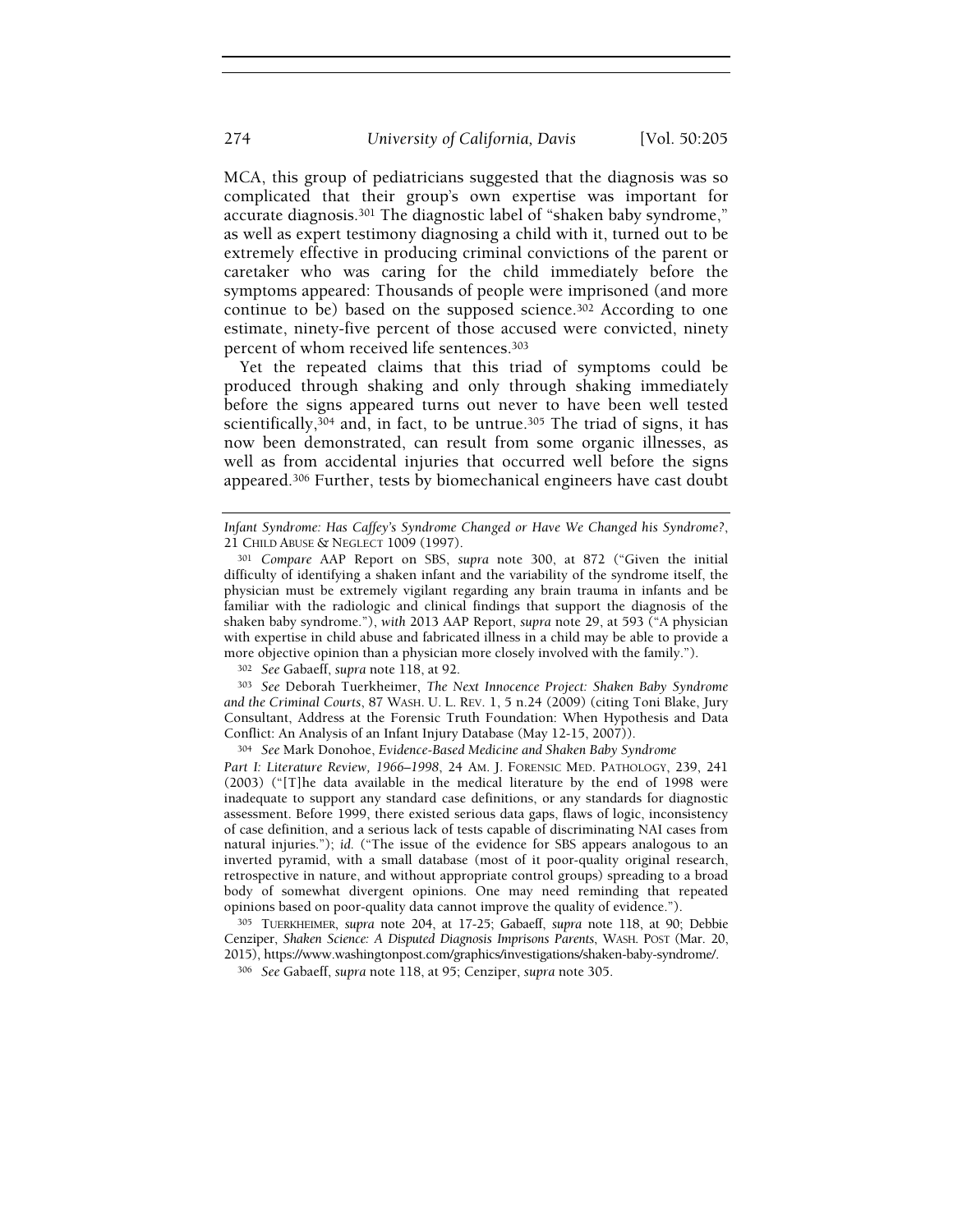MCA, this group of pediatricians suggested that the diagnosis was so complicated that their group's own expertise was important for accurate diagnosis.[301] The diagnostic label of "shaken baby syndrome," as well as expert testimony diagnosing a child with it, turned out to be extremely effective in producing criminal convictions of the parent or caretaker who was caring for the child immediately before the symptoms appeared: Thousands of people were imprisoned (and more continue to be) based on the supposed science.[302] According to one estimate, ninety-five percent of those accused were convicted, ninety percent of whom received life sentences.[303]

Yet the repeated claims that this triad of symptoms could be produced through shaking and only through shaking immediately before the signs appeared turns out never to have been well tested scientifically,[304] and, in fact, to be untrue.[305] The triad of signs, it has now been demonstrated, can result from some organic illnesses, as well as from accidental injuries that occurred well before the signs appeared.[306] Further, tests by biomechanical engineers have cast doubt

---

*Infant Syndrome: Has Caffey's Syndrome Changed or Have We Changed his Syndrome?*, 21 CHILD ABUSE & NEGLECT 1009 (1997).

[301] *Compare* AAP Report on SBS, *supra* note 300, at 872 ("Given the initial difficulty of identifying a shaken infant and the variability of the syndrome itself, the physician must be extremely vigilant regarding any brain trauma in infants and be familiar with the radiologic and clinical findings that support the diagnosis of the shaken baby syndrome."), *with* 2013 AAP Report, *supra* note 29, at 593 ("A physician with expertise in child abuse and fabricated illness in a child may be able to provide a more objective opinion than a physician more closely involved with the family.").

[302] *See* Gabaeff, *supra* note 118, at 92.

[303] *See* Deborah Tuerkheimer, *The Next Innocence Project: Shaken Baby Syndrome and the Criminal Courts*, 87 WASH. U. L. REV. 1, 5 n.24 (2009) (citing Toni Blake, Jury Consultant, Address at the Forensic Truth Foundation: When Hypothesis and Data Conflict: An Analysis of an Infant Injury Database (May 12-15, 2007)).

[304] *See* Mark Donohoe, *Evidence-Based Medicine and Shaken Baby Syndrome Part I: Literature Review, 1966–1998*, 24 AM. J. FORENSIC MED. PATHOLOGY, 239, 241 (2003) ("[T]he data available in the medical literature by the end of 1998 were inadequate to support any standard case definitions, or any standards for diagnostic assessment. Before 1999, there existed serious data gaps, flaws of logic, inconsistency of case definition, and a serious lack of tests capable of discriminating NAI cases from natural injuries."); *id.* ("The issue of the evidence for SBS appears analogous to an inverted pyramid, with a small database (most of it poor-quality original research, retrospective in nature, and without appropriate control groups) spreading to a broad body of somewhat divergent opinions. One may need reminding that repeated opinions based on poor-quality data cannot improve the quality of evidence.").

[305] TUERKHEIMER, *supra* note 204, at 17-25; Gabaeff, *supra* note 118, at 90; Debbie Cenziper, *Shaken Science: A Disputed Diagnosis Imprisons Parents*, WASH. POST (Mar. 20, 2015), https://www.washingtonpost.com/graphics/investigations/shaken-baby-syndrome/.

[306] *See* Gabaeff, *supra* note 118, at 95; Cenziper, *supra* note 305.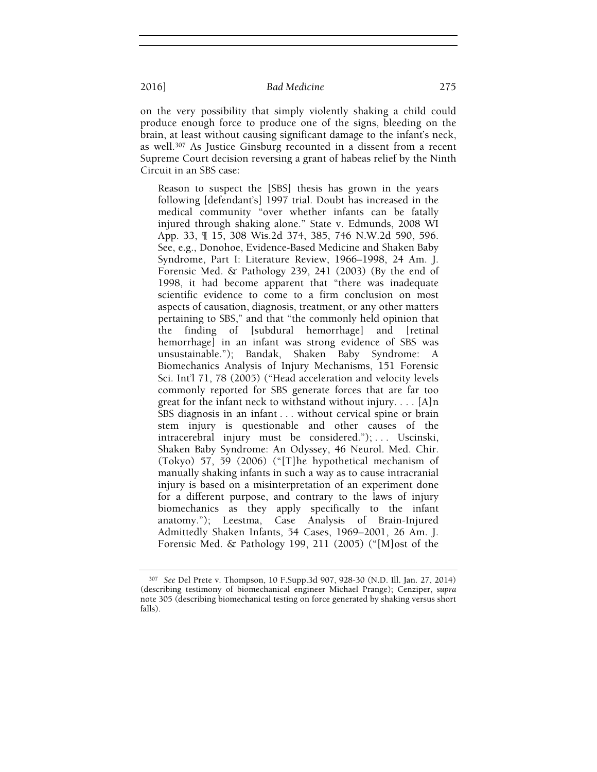on the very possibility that simply violently shaking a child could produce enough force to produce one of the signs, bleeding on the brain, at least without causing significant damage to the infant's neck, as well.[307] As Justice Ginsburg recounted in a dissent from a recent Supreme Court decision reversing a grant of habeas relief by the Ninth Circuit in an SBS case:

> Reason to suspect the [SBS] thesis has grown in the years following [defendant's] 1997 trial. Doubt has increased in the medical community "over whether infants can be fatally injured through shaking alone." State v. Edmunds, 2008 WI App. 33, ¶ 15, 308 Wis.2d 374, 385, 746 N.W.2d 590, 596. See, e.g., Donohoe, Evidence-Based Medicine and Shaken Baby Syndrome, Part I: Literature Review, 1966–1998, 24 Am. J. Forensic Med. & Pathology 239, 241 (2003) (By the end of 1998, it had become apparent that "there was inadequate scientific evidence to come to a firm conclusion on most aspects of causation, diagnosis, treatment, or any other matters pertaining to SBS," and that "the commonly held opinion that the finding of [subdural hemorrhage] and [retinal hemorrhage] in an infant was strong evidence of SBS was unsustainable."); Bandak, Shaken Baby Syndrome: A Biomechanics Analysis of Injury Mechanisms, 151 Forensic Sci. Int'l 71, 78 (2005) ("Head acceleration and velocity levels commonly reported for SBS generate forces that are far too great for the infant neck to withstand without injury. . . . [A]n SBS diagnosis in an infant . . . without cervical spine or brain stem injury is questionable and other causes of the intracerebral injury must be considered."); . . . Uscinski, Shaken Baby Syndrome: An Odyssey, 46 Neurol. Med. Chir. (Tokyo) 57, 59 (2006) ("[T]he hypothetical mechanism of manually shaking infants in such a way as to cause intracranial injury is based on a misinterpretation of an experiment done for a different purpose, and contrary to the laws of injury biomechanics as they apply specifically to the infant anatomy."); Leestma, Case Analysis of Brain-Injured Admittedly Shaken Infants, 54 Cases, 1969–2001, 26 Am. J. Forensic Med. & Pathology 199, 211 (2005) ("[M]ost of the

---

[307] *See* Del Prete v. Thompson, 10 F.Supp.3d 907, 928-30 (N.D. Ill. Jan. 27, 2014) (describing testimony of biomechanical engineer Michael Prange); Cenziper, *supra* note 305 (describing biomechanical testing on force generated by shaking versus short falls).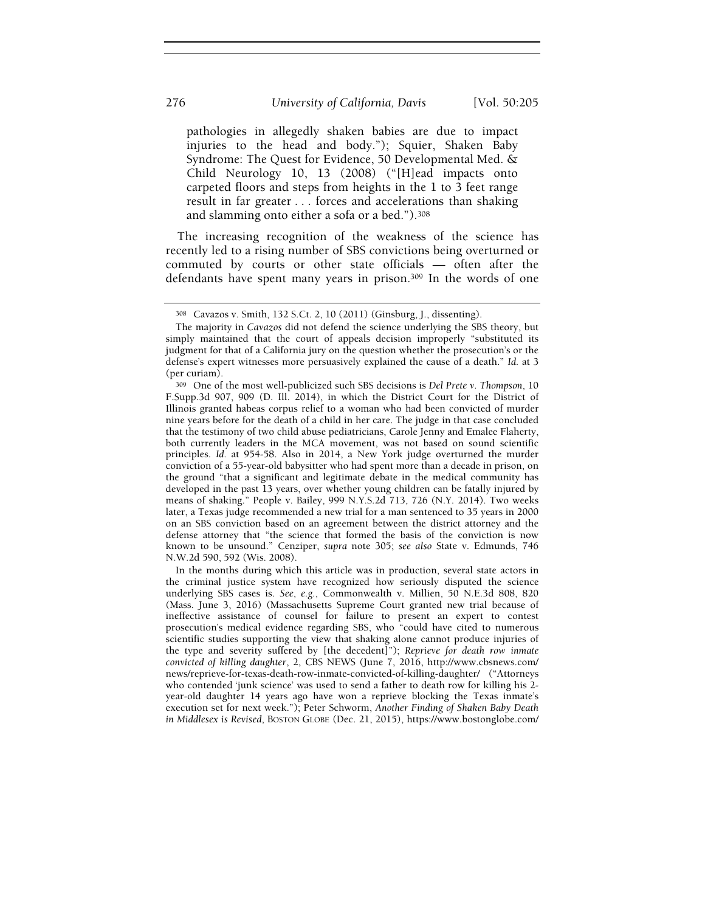pathologies in allegedly shaken babies are due to impact injuries to the head and body."); Squier, Shaken Baby Syndrome: The Quest for Evidence, 50 Developmental Med. & Child Neurology 10, 13 (2008) ("[H]ead impacts onto carpeted floors and steps from heights in the 1 to 3 feet range result in far greater . . . forces and accelerations than shaking and slamming onto either a sofa or a bed.").[308]

The increasing recognition of the weakness of the science has recently led to a rising number of SBS convictions being overturned or commuted by courts or other state officials — often after the defendants have spent many years in prison.[309] In the words of one

---

[308] Cavazos v. Smith, 132 S.Ct. 2, 10 (2011) (Ginsburg, J., dissenting).

The majority in *Cavazos* did not defend the science underlying the SBS theory, but simply maintained that the court of appeals decision improperly "substituted its judgment for that of a California jury on the question whether the prosecution's or the defense's expert witnesses more persuasively explained the cause of a death." *Id.* at 3 (per curiam).

[309] One of the most well-publicized such SBS decisions is *Del Prete v. Thompson*, 10 F.Supp.3d 907, 909 (D. Ill. 2014), in which the District Court for the District of Illinois granted habeas corpus relief to a woman who had been convicted of murder nine years before for the death of a child in her care. The judge in that case concluded that the testimony of two child abuse pediatricians, Carole Jenny and Emalee Flaherty, both currently leaders in the MCA movement, was not based on sound scientific principles. *Id.* at 954-58. Also in 2014, a New York judge overturned the murder conviction of a 55-year-old babysitter who had spent more than a decade in prison, on the ground "that a significant and legitimate debate in the medical community has developed in the past 13 years, over whether young children can be fatally injured by means of shaking." People v. Bailey, 999 N.Y.S.2d 713, 726 (N.Y. 2014). Two weeks later, a Texas judge recommended a new trial for a man sentenced to 35 years in 2000 on an SBS conviction based on an agreement between the district attorney and the defense attorney that "the science that formed the basis of the conviction is now known to be unsound." Cenziper, *supra* note 305; *see also* State v. Edmunds, 746 N.W.2d 590, 592 (Wis. 2008).

In the months during which this article was in production, several state actors in the criminal justice system have recognized how seriously disputed the science underlying SBS cases is. *See, e.g.*, Commonwealth v. Millien, 50 N.E.3d 808, 820 (Mass. June 3, 2016) (Massachusetts Supreme Court granted new trial because of ineffective assistance of counsel for failure to present an expert to contest prosecution's medical evidence regarding SBS, who "could have cited to numerous scientific studies supporting the view that shaking alone cannot produce injuries of the type and severity suffered by [the decedent]"); *Reprieve for death row inmate convicted of killing daughter*, 2, CBS NEWS (June 7, 2016, http://www.cbsnews.com/news/reprieve-for-texas-death-row-inmate-convicted-of-killing-daughter/ ("Attorneys who contended 'junk science' was used to send a father to death row for killing his 2-year-old daughter 14 years ago have won a reprieve blocking the Texas inmate's execution set for next week."); Peter Schworm, *Another Finding of Shaken Baby Death in Middlesex is Revised*, BOSTON GLOBE (Dec. 21, 2015), https://www.bostonglobe.com/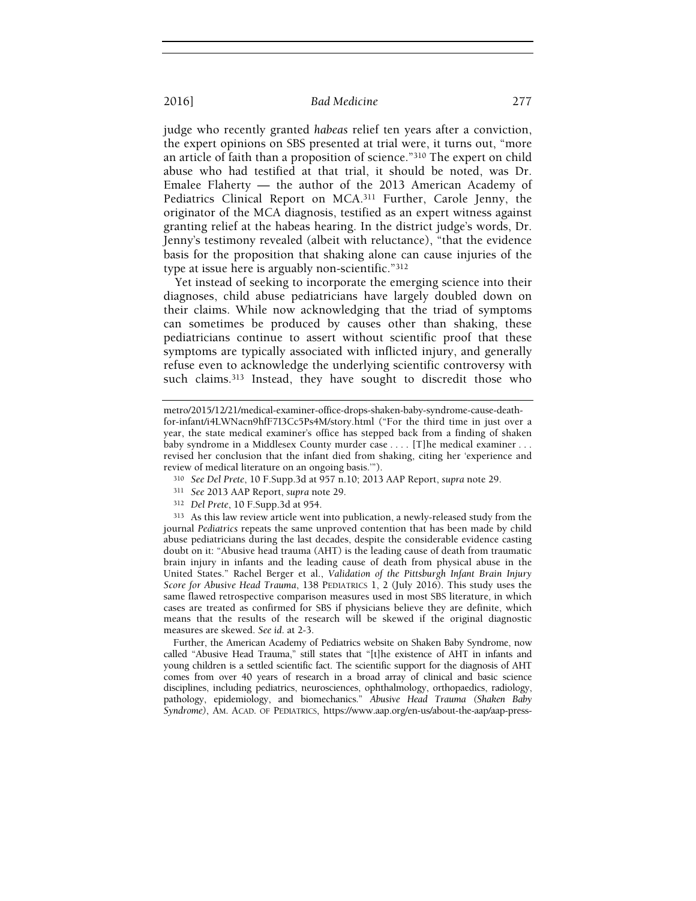judge who recently granted *habeas* relief ten years after a conviction, the expert opinions on SBS presented at trial were, it turns out, "more an article of faith than a proposition of science."[310] The expert on child abuse who had testified at that trial, it should be noted, was Dr. Emalee Flaherty — the author of the 2013 American Academy of Pediatrics Clinical Report on MCA.[311] Further, Carole Jenny, the originator of the MCA diagnosis, testified as an expert witness against granting relief at the habeas hearing. In the district judge's words, Dr. Jenny's testimony revealed (albeit with reluctance), "that the evidence basis for the proposition that shaking alone can cause injuries of the type at issue here is arguably non-scientific."[312]

Yet instead of seeking to incorporate the emerging science into their diagnoses, child abuse pediatricians have largely doubled down on their claims. While now acknowledging that the triad of symptoms can sometimes be produced by causes other than shaking, these pediatricians continue to assert without scientific proof that these symptoms are typically associated with inflicted injury, and generally refuse even to acknowledge the underlying scientific controversy with such claims.[313] Instead, they have sought to discredit those who

---

metro/2015/12/21/medical-examiner-office-drops-shaken-baby-syndrome-cause-death-for-infant/i4LWNacn9hfF7I3Cc5Ps4M/story.html ("For the third time in just over a year, the state medical examiner's office has stepped back from a finding of shaken baby syndrome in a Middlesex County murder case . . . . [T]he medical examiner . . . revised her conclusion that the infant died from shaking, citing her 'experience and review of medical literature on an ongoing basis.'").

[310] *See Del Prete*, 10 F.Supp.3d at 957 n.10; 2013 AAP Report, *supra* note 29.

[311] *See* 2013 AAP Report, *supra* note 29.

[312] *Del Prete*, 10 F.Supp.3d at 954.

[313] As this law review article went into publication, a newly-released study from the journal *Pediatrics* repeats the same unproved contention that has been made by child abuse pediatricians during the last decades, despite the considerable evidence casting doubt on it: "Abusive head trauma (AHT) is the leading cause of death from traumatic brain injury in infants and the leading cause of death from physical abuse in the United States." Rachel Berger et al., *Validation of the Pittsburgh Infant Brain Injury Score for Abusive Head Trauma*, 138 PEDIATRICS 1, 2 (July 2016). This study uses the same flawed retrospective comparison measures used in most SBS literature, in which cases are treated as confirmed for SBS if physicians believe they are definite, which means that the results of the research will be skewed if the original diagnostic measures are skewed. *See id.* at 2-3.

Further, the American Academy of Pediatrics website on Shaken Baby Syndrome, now called "Abusive Head Trauma," still states that "[t]he existence of AHT in infants and young children is a settled scientific fact. The scientific support for the diagnosis of AHT comes from over 40 years of research in a broad array of clinical and basic science disciplines, including pediatrics, neurosciences, ophthalmology, orthopaedics, radiology, pathology, epidemiology, and biomechanics." *Abusive Head Trauma (Shaken Baby Syndrome)*, AM. ACAD. OF PEDIATRICS, https://www.aap.org/en-us/about-the-aap/aap-press-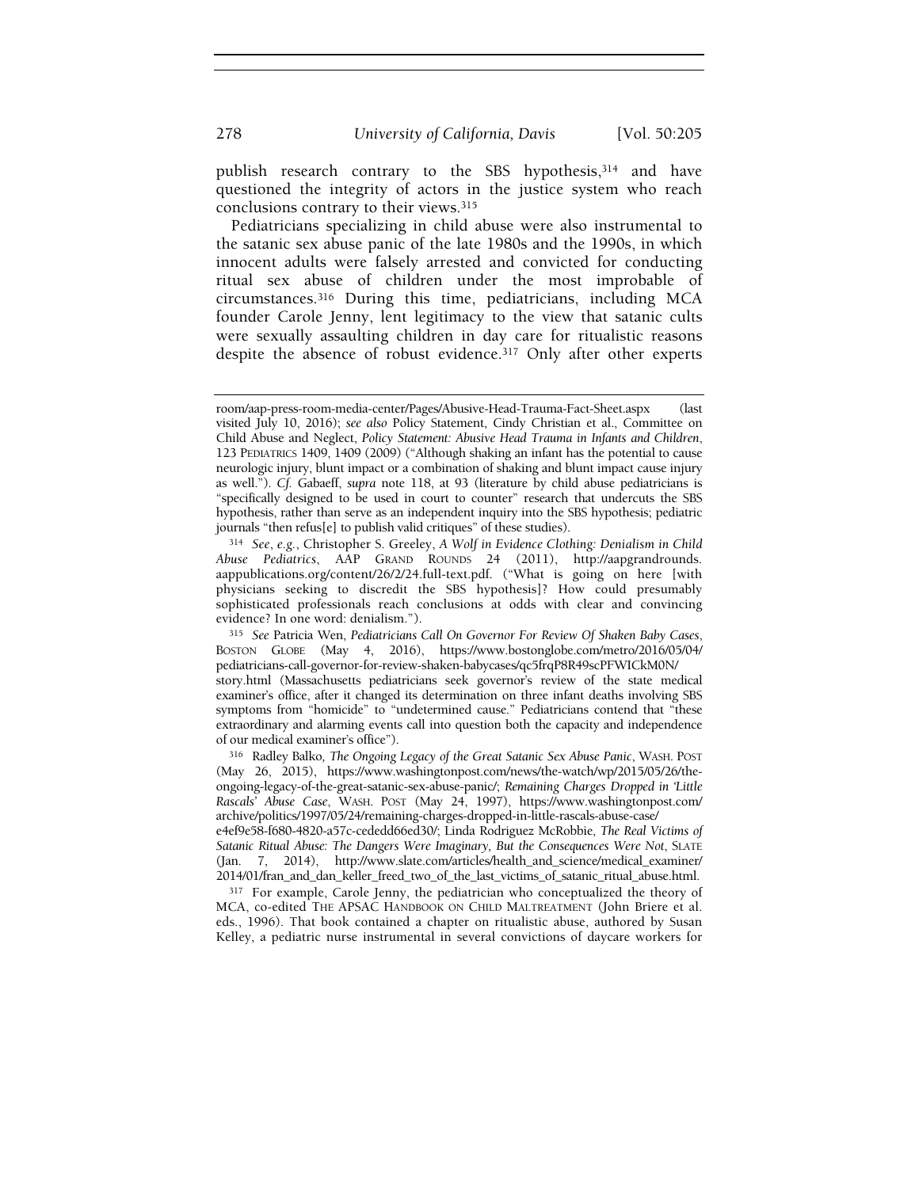publish research contrary to the SBS hypothesis,[314] and have questioned the integrity of actors in the justice system who reach conclusions contrary to their views.[315]

Pediatricians specializing in child abuse were also instrumental to the satanic sex abuse panic of the late 1980s and the 1990s, in which innocent adults were falsely arrested and convicted for conducting ritual sex abuse of children under the most improbable of circumstances.[316] During this time, pediatricians, including MCA founder Carole Jenny, lent legitimacy to the view that satanic cults were sexually assaulting children in day care for ritualistic reasons despite the absence of robust evidence.[317] Only after other experts

---

room/aap-press-room-media-center/Pages/Abusive-Head-Trauma-Fact-Sheet.aspx (last visited July 10, 2016); *see also* Policy Statement, Cindy Christian et al., Committee on Child Abuse and Neglect, *Policy Statement: Abusive Head Trauma in Infants and Children*, 123 PEDIATRICS 1409, 1409 (2009) ("Although shaking an infant has the potential to cause neurologic injury, blunt impact or a combination of shaking and blunt impact cause injury as well."). *Cf.* Gabaeff, *supra* note 118, at 93 (literature by child abuse pediatricians is "specifically designed to be used in court to counter" research that undercuts the SBS hypothesis, rather than serve as an independent inquiry into the SBS hypothesis; pediatric journals "then refus[e] to publish valid critiques" of these studies).

[314] *See, e.g.*, Christopher S. Greeley, *A Wolf in Evidence Clothing: Denialism in Child Abuse Pediatrics*, AAP GRAND ROUNDS 24 (2011), http://aapgrandrounds.aappublications.org/content/26/2/24.full-text.pdf. ("What is going on here [with physicians seeking to discredit the SBS hypothesis]? How could presumably sophisticated professionals reach conclusions at odds with clear and convincing evidence? In one word: denialism.").

[315] *See* Patricia Wen, *Pediatricians Call On Governor For Review Of Shaken Baby Cases*, BOSTON GLOBE (May 4, 2016), https://www.bostonglobe.com/metro/2016/05/04/pediatricians-call-governor-for-review-shaken-babycases/qc5frqP8R49scPFWICkM0N/story.html (Massachusetts pediatricians seek governor's review of the state medical examiner's office, after it changed its determination on three infant deaths involving SBS symptoms from "homicide" to "undetermined cause." Pediatricians contend that "these extraordinary and alarming events call into question both the capacity and independence of our medical examiner's office").

[316] Radley Balko, *The Ongoing Legacy of the Great Satanic Sex Abuse Panic*, WASH. POST (May 26, 2015), https://www.washingtonpost.com/news/the-watch/wp/2015/05/26/the-ongoing-legacy-of-the-great-satanic-sex-abuse-panic/; *Remaining Charges Dropped in 'Little Rascals' Abuse Case*, WASH. POST (May 24, 1997), https://www.washingtonpost.com/archive/politics/1997/05/24/remaining-charges-dropped-in-little-rascals-abuse-case/e4ef9e58-f680-4820-a57c-cededd66ed30/; Linda Rodriguez McRobbie, *The Real Victims of Satanic Ritual Abuse: The Dangers Were Imaginary, But the Consequences Were Not*, SLATE (Jan. 7, 2014), http://www.slate.com/articles/health_and_science/medical_examiner/2014/01/fran_and_dan_keller_freed_two_of_the_last_victims_of_satanic_ritual_abuse.html.

[317] For example, Carole Jenny, the pediatrician who conceptualized the theory of MCA, co-edited THE APSAC HANDBOOK ON CHILD MALTREATMENT (John Briere et al. eds., 1996). That book contained a chapter on ritualistic abuse, authored by Susan Kelley, a pediatric nurse instrumental in several convictions of daycare workers for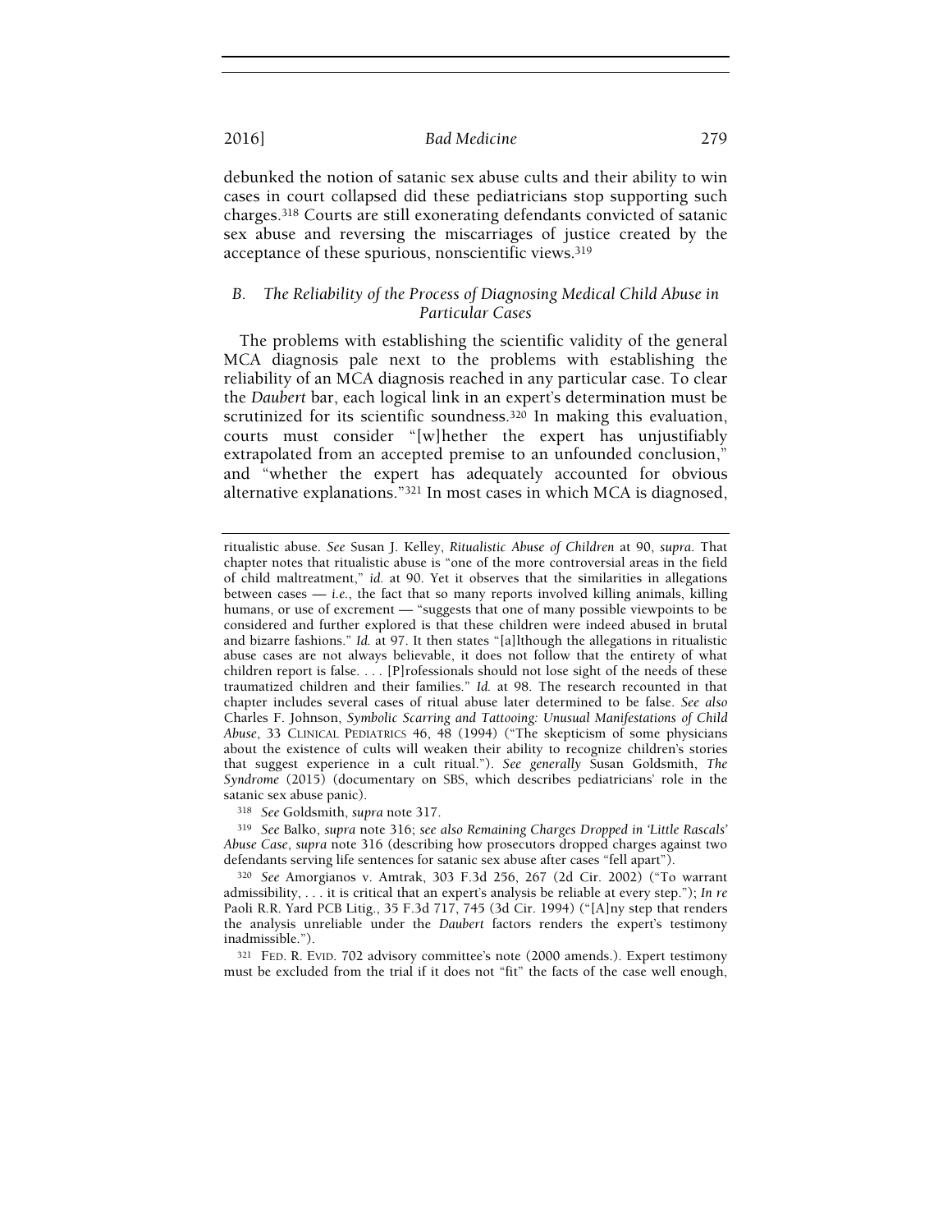debunked the notion of satanic sex abuse cults and their ability to win cases in court collapsed did these pediatricians stop supporting such charges.[318] Courts are still exonerating defendants convicted of satanic sex abuse and reversing the miscarriages of justice created by the acceptance of these spurious, nonscientific views.[319]

### *B. The Reliability of the Process of Diagnosing Medical Child Abuse in Particular Cases*

The problems with establishing the scientific validity of the general MCA diagnosis pale next to the problems with establishing the reliability of an MCA diagnosis reached in any particular case. To clear the *Daubert* bar, each logical link in an expert's determination must be scrutinized for its scientific soundness.[320] In making this evaluation, courts must consider "[w]hether the expert has unjustifiably extrapolated from an accepted premise to an unfounded conclusion," and "whether the expert has adequately accounted for obvious alternative explanations."[321] In most cases in which MCA is diagnosed,

---

ritualistic abuse. *See* Susan J. Kelley, *Ritualistic Abuse of Children* at 90, *supra*. That chapter notes that ritualistic abuse is "one of the more controversial areas in the field of child maltreatment," *id.* at 90. Yet it observes that the similarities in allegations between cases — *i.e.*, the fact that so many reports involved killing animals, killing humans, or use of excrement — "suggests that one of many possible viewpoints to be considered and further explored is that these children were indeed abused in brutal and bizarre fashions." *Id.* at 97. It then states "[a]lthough the allegations in ritualistic abuse cases are not always believable, it does not follow that the entirety of what children report is false. . . . [P]rofessionals should not lose sight of the needs of these traumatized children and their families." *Id.* at 98. The research recounted in that chapter includes several cases of ritual abuse later determined to be false. *See also* Charles F. Johnson, *Symbolic Scarring and Tattooing: Unusual Manifestations of Child Abuse*, 33 CLINICAL PEDIATRICS 46, 48 (1994) ("The skepticism of some physicians about the existence of cults will weaken their ability to recognize children's stories that suggest experience in a cult ritual."). *See generally* Susan Goldsmith, *The Syndrome* (2015) (documentary on SBS, which describes pediatricians' role in the satanic sex abuse panic).

[318] *See* Goldsmith, *supra* note 317.

[319] *See* Balko, *supra* note 316; *see also Remaining Charges Dropped in 'Little Rascals' Abuse Case*, *supra* note 316 (describing how prosecutors dropped charges against two defendants serving life sentences for satanic sex abuse after cases "fell apart").

[320] *See* Amorgianos v. Amtrak, 303 F.3d 256, 267 (2d Cir. 2002) ("To warrant admissibility, . . . it is critical that an expert's analysis be reliable at every step."); *In re* Paoli R.R. Yard PCB Litig., 35 F.3d 717, 745 (3d Cir. 1994) ("[A]ny step that renders the analysis unreliable under the *Daubert* factors renders the expert's testimony inadmissible.").

[321] FED. R. EVID. 702 advisory committee's note (2000 amends.). Expert testimony must be excluded from the trial if it does not "fit" the facts of the case well enough,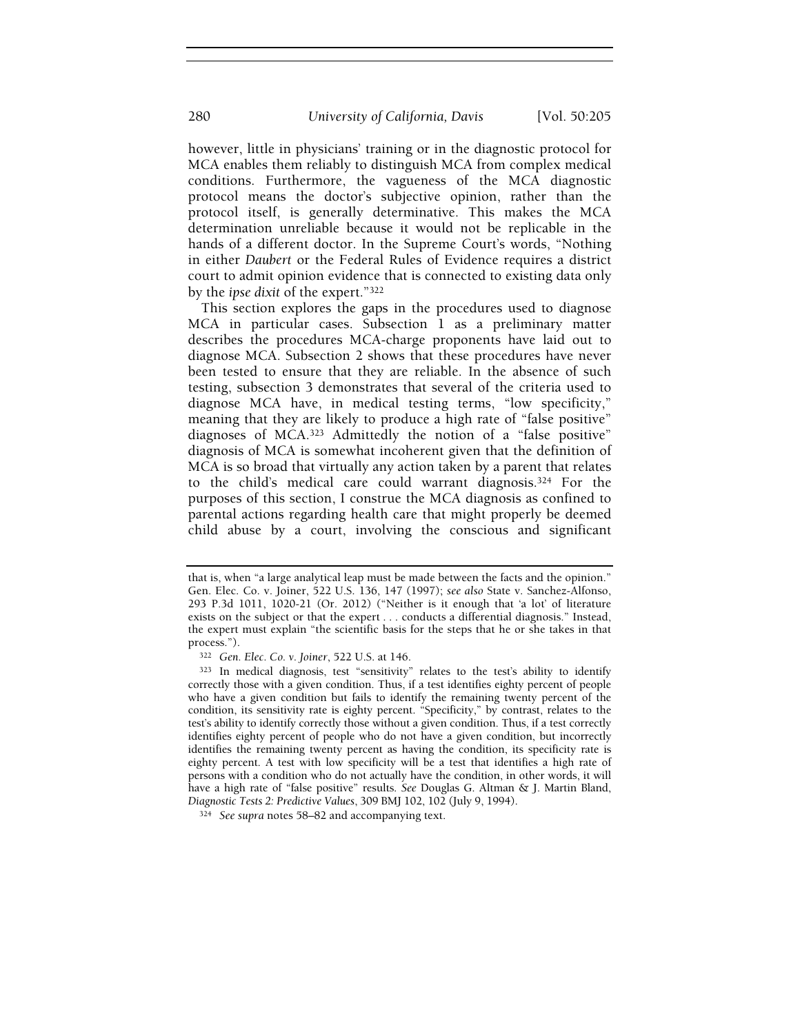however, little in physicians' training or in the diagnostic protocol for MCA enables them reliably to distinguish MCA from complex medical conditions. Furthermore, the vagueness of the MCA diagnostic protocol means the doctor's subjective opinion, rather than the protocol itself, is generally determinative. This makes the MCA determination unreliable because it would not be replicable in the hands of a different doctor. In the Supreme Court's words, "Nothing in either *Daubert* or the Federal Rules of Evidence requires a district court to admit opinion evidence that is connected to existing data only by the *ipse dixit* of the expert."[322]

This section explores the gaps in the procedures used to diagnose MCA in particular cases. Subsection 1 as a preliminary matter describes the procedures MCA-charge proponents have laid out to diagnose MCA. Subsection 2 shows that these procedures have never been tested to ensure that they are reliable. In the absence of such testing, subsection 3 demonstrates that several of the criteria used to diagnose MCA have, in medical testing terms, "low specificity," meaning that they are likely to produce a high rate of "false positive" diagnoses of MCA.[323] Admittedly the notion of a "false positive" diagnosis of MCA is somewhat incoherent given that the definition of MCA is so broad that virtually any action taken by a parent that relates to the child's medical care could warrant diagnosis.[324] For the purposes of this section, I construe the MCA diagnosis as confined to parental actions regarding health care that might properly be deemed child abuse by a court, involving the conscious and significant

---

that is, when "a large analytical leap must be made between the facts and the opinion." Gen. Elec. Co. v. Joiner, 522 U.S. 136, 147 (1997); *see also* State v. Sanchez-Alfonso, 293 P.3d 1011, 1020-21 (Or. 2012) ("Neither is it enough that 'a lot' of literature exists on the subject or that the expert . . . conducts a differential diagnosis." Instead, the expert must explain "the scientific basis for the steps that he or she takes in that process.").

[322] *Gen. Elec. Co. v. Joiner*, 522 U.S. at 146.

[323] In medical diagnosis, test "sensitivity" relates to the test's ability to identify correctly those with a given condition. Thus, if a test identifies eighty percent of people who have a given condition but fails to identify the remaining twenty percent of the condition, its sensitivity rate is eighty percent. "Specificity," by contrast, relates to the test's ability to identify correctly those without a given condition. Thus, if a test correctly identifies eighty percent of people who do not have a given condition, but incorrectly identifies the remaining twenty percent as having the condition, its specificity rate is eighty percent. A test with low specificity will be a test that identifies a high rate of persons with a condition who do not actually have the condition, in other words, it will have a high rate of "false positive" results. *See* Douglas G. Altman & J. Martin Bland, *Diagnostic Tests 2: Predictive Values*, 309 BMJ 102, 102 (July 9, 1994).

[324] *See supra* notes 58–82 and accompanying text.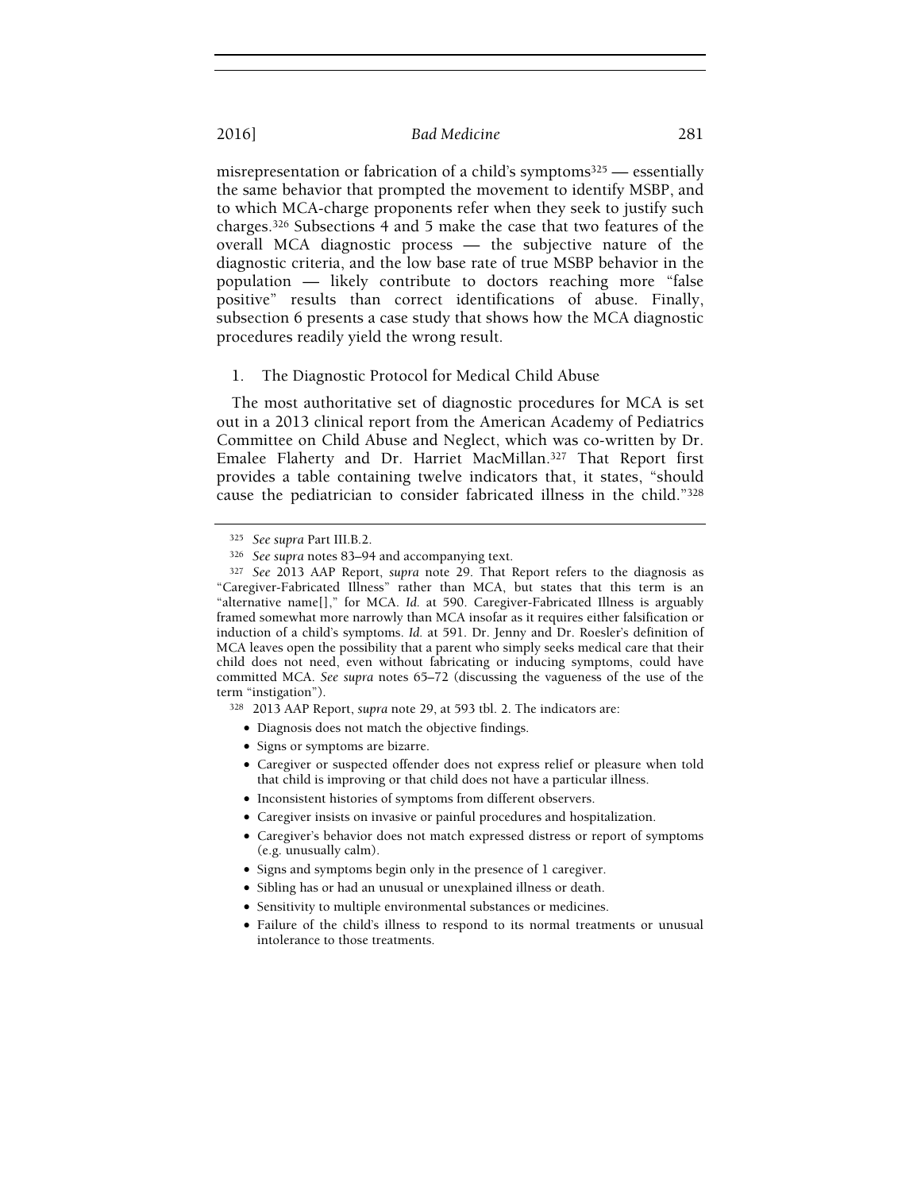misrepresentation or fabrication of a child's symptoms[325] — essentially the same behavior that prompted the movement to identify MSBP, and to which MCA-charge proponents refer when they seek to justify such charges.[326] Subsections 4 and 5 make the case that two features of the overall MCA diagnostic process — the subjective nature of the diagnostic criteria, and the low base rate of true MSBP behavior in the population — likely contribute to doctors reaching more "false positive" results than correct identifications of abuse. Finally, subsection 6 presents a case study that shows how the MCA diagnostic procedures readily yield the wrong result.

### 1. The Diagnostic Protocol for Medical Child Abuse

The most authoritative set of diagnostic procedures for MCA is set out in a 2013 clinical report from the American Academy of Pediatrics Committee on Child Abuse and Neglect, which was co-written by Dr. Emalee Flaherty and Dr. Harriet MacMillan.[327] That Report first provides a table containing twelve indicators that, it states, "should cause the pediatrician to consider fabricated illness in the child."[328]

---

[325] *See supra* Part III.B.2.

[326] *See supra* notes 83–94 and accompanying text.

[327] *See* 2013 AAP Report, *supra* note 29. That Report refers to the diagnosis as "Caregiver-Fabricated Illness" rather than MCA, but states that this term is an "alternative name[]," for MCA. *Id.* at 590. Caregiver-Fabricated Illness is arguably framed somewhat more narrowly than MCA insofar as it requires either falsification or induction of a child's symptoms. *Id.* at 591. Dr. Jenny and Dr. Roesler's definition of MCA leaves open the possibility that a parent who simply seeks medical care that their child does not need, even without fabricating or inducing symptoms, could have committed MCA. *See supra* notes 65–72 (discussing the vagueness of the use of the term "instigation").

[328] 2013 AAP Report, *supra* note 29, at 593 tbl. 2. The indicators are:

- Diagnosis does not match the objective findings.
- Signs or symptoms are bizarre.
- Caregiver or suspected offender does not express relief or pleasure when told that child is improving or that child does not have a particular illness.
- Inconsistent histories of symptoms from different observers.
- Caregiver insists on invasive or painful procedures and hospitalization.
- Caregiver's behavior does not match expressed distress or report of symptoms (e.g. unusually calm).
- Signs and symptoms begin only in the presence of 1 caregiver.
- Sibling has or had an unusual or unexplained illness or death.
- Sensitivity to multiple environmental substances or medicines.
- Failure of the child's illness to respond to its normal treatments or unusual intolerance to those treatments.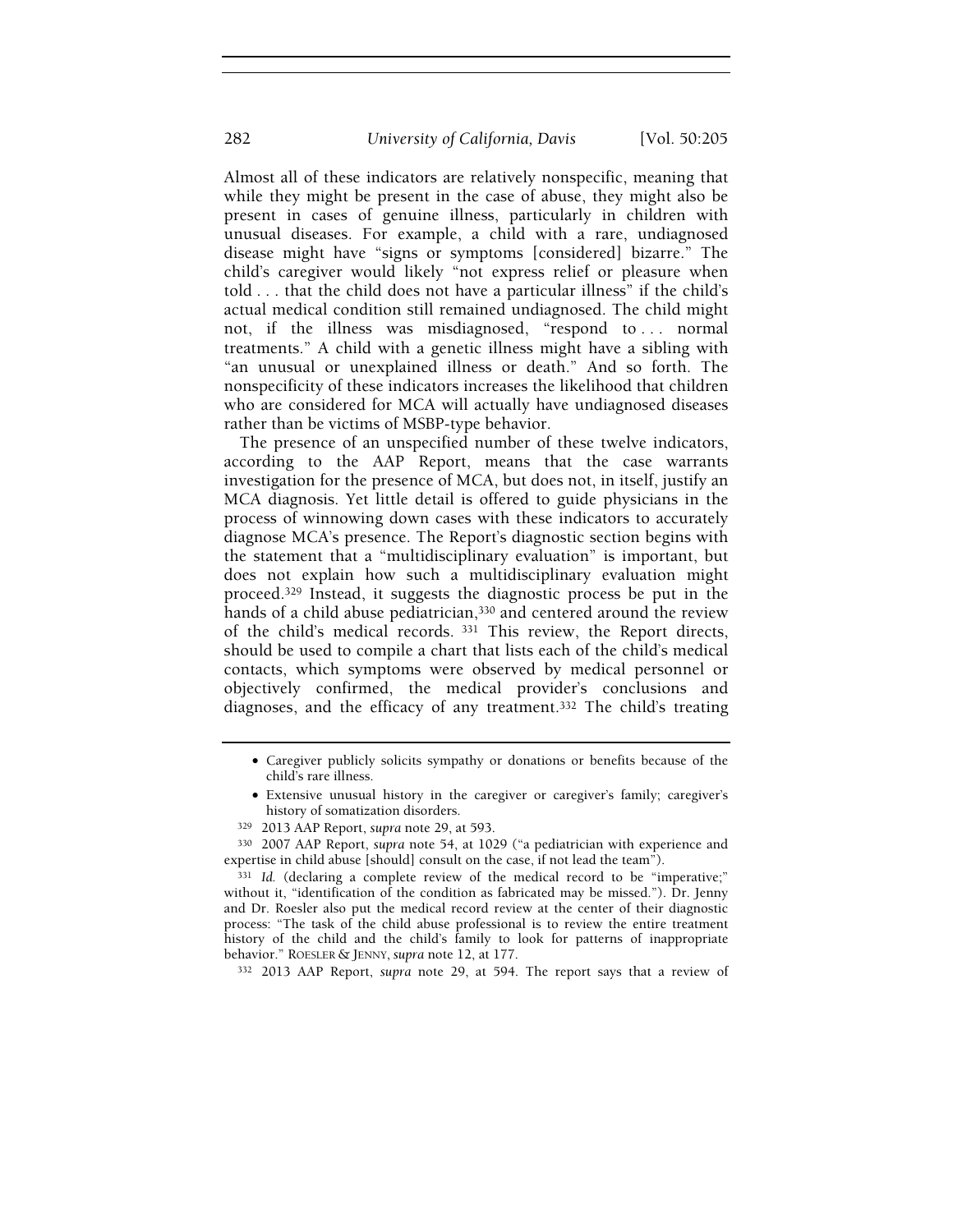Almost all of these indicators are relatively nonspecific, meaning that while they might be present in the case of abuse, they might also be present in cases of genuine illness, particularly in children with unusual diseases. For example, a child with a rare, undiagnosed disease might have "signs or symptoms [considered] bizarre." The child's caregiver would likely "not express relief or pleasure when told . . . that the child does not have a particular illness" if the child's actual medical condition still remained undiagnosed. The child might not, if the illness was misdiagnosed, "respond to . . . normal treatments." A child with a genetic illness might have a sibling with "an unusual or unexplained illness or death." And so forth. The nonspecificity of these indicators increases the likelihood that children who are considered for MCA will actually have undiagnosed diseases rather than be victims of MSBP-type behavior.

The presence of an unspecified number of these twelve indicators, according to the AAP Report, means that the case warrants investigation for the presence of MCA, but does not, in itself, justify an MCA diagnosis. Yet little detail is offered to guide physicians in the process of winnowing down cases with these indicators to accurately diagnose MCA's presence. The Report's diagnostic section begins with the statement that a "multidisciplinary evaluation" is important, but does not explain how such a multidisciplinary evaluation might proceed.[329] Instead, it suggests the diagnostic process be put in the hands of a child abuse pediatrician,[330] and centered around the review of the child's medical records.[331] This review, the Report directs, should be used to compile a chart that lists each of the child's medical contacts, which symptoms were observed by medical personnel or objectively confirmed, the medical provider's conclusions and diagnoses, and the efficacy of any treatment.[332] The child's treating

- Caregiver publicly solicits sympathy or donations or benefits because of the child's rare illness.
- Extensive unusual history in the caregiver or caregiver's family; caregiver's history of somatization disorders.

[329] 2013 AAP Report, *supra* note 29, at 593.

[330] 2007 AAP Report, *supra* note 54, at 1029 ("a pediatrician with experience and expertise in child abuse [should] consult on the case, if not lead the team").

[331] *Id.* (declaring a complete review of the medical record to be "imperative;" without it, "identification of the condition as fabricated may be missed."). Dr. Jenny and Dr. Roesler also put the medical record review at the center of their diagnostic process: "The task of the child abuse professional is to review the entire treatment history of the child and the child's family to look for patterns of inappropriate behavior." ROESLER & JENNY, *supra* note 12, at 177.

[332] 2013 AAP Report, *supra* note 29, at 594. The report says that a review of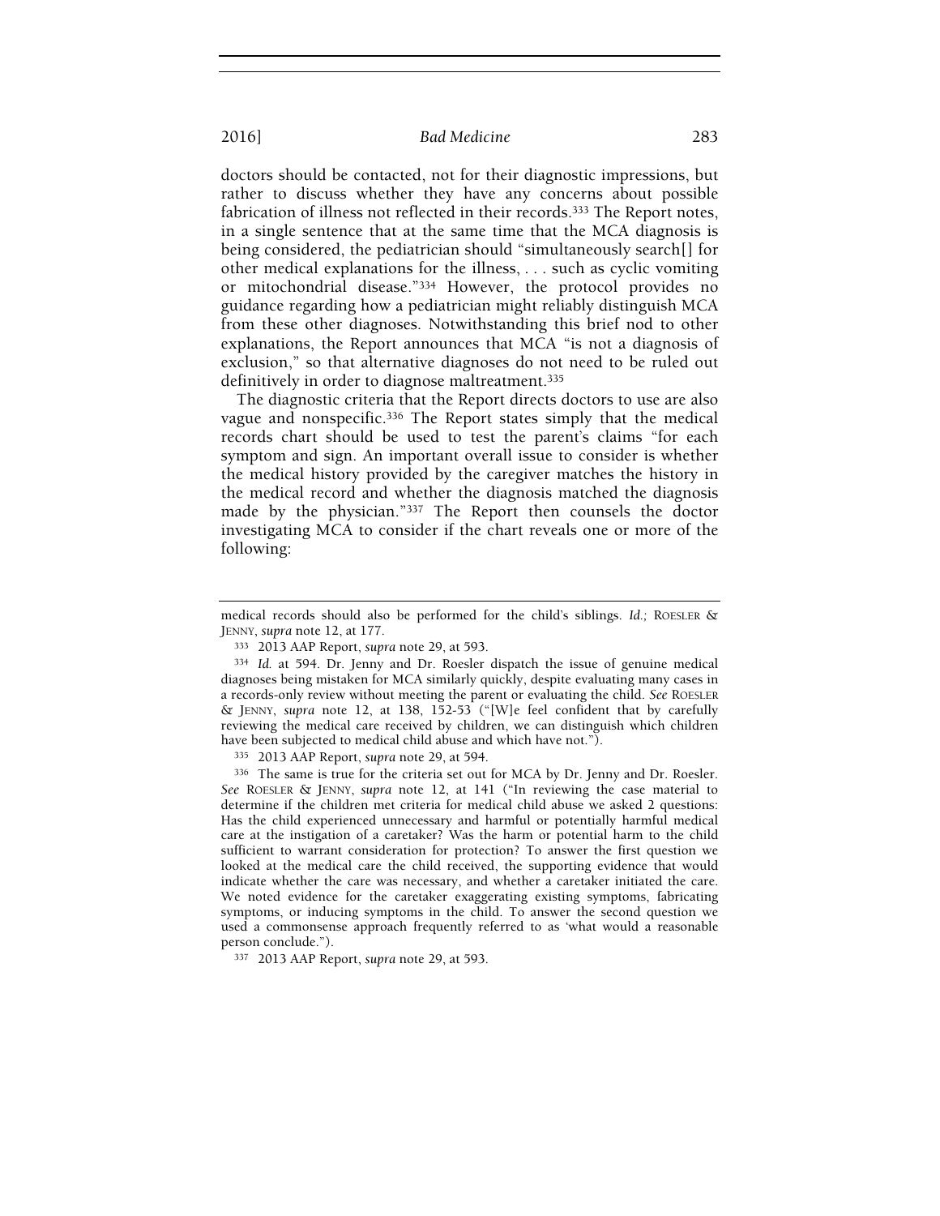doctors should be contacted, not for their diagnostic impressions, but rather to discuss whether they have any concerns about possible fabrication of illness not reflected in their records.[333] The Report notes, in a single sentence that at the same time that the MCA diagnosis is being considered, the pediatrician should "simultaneously search[] for other medical explanations for the illness, . . . such as cyclic vomiting or mitochondrial disease."[334] However, the protocol provides no guidance regarding how a pediatrician might reliably distinguish MCA from these other diagnoses. Notwithstanding this brief nod to other explanations, the Report announces that MCA "is not a diagnosis of exclusion," so that alternative diagnoses do not need to be ruled out definitively in order to diagnose maltreatment.[335]

The diagnostic criteria that the Report directs doctors to use are also vague and nonspecific.[336] The Report states simply that the medical records chart should be used to test the parent's claims "for each symptom and sign. An important overall issue to consider is whether the medical history provided by the caregiver matches the history in the medical record and whether the diagnosis matched the diagnosis made by the physician."[337] The Report then counsels the doctor investigating MCA to consider if the chart reveals one or more of the following:

---

medical records should also be performed for the child's siblings. *Id.*; ROESLER & JENNY, *supra* note 12, at 177.

[333] 2013 AAP Report, *supra* note 29, at 593.

[334] *Id.* at 594. Dr. Jenny and Dr. Roesler dispatch the issue of genuine medical diagnoses being mistaken for MCA similarly quickly, despite evaluating many cases in a records-only review without meeting the parent or evaluating the child. *See* ROESLER & JENNY, *supra* note 12, at 138, 152-53 ("[W]e feel confident that by carefully reviewing the medical care received by children, we can distinguish which children have been subjected to medical child abuse and which have not.").

[335] 2013 AAP Report, *supra* note 29, at 594.

[336] The same is true for the criteria set out for MCA by Dr. Jenny and Dr. Roesler. *See* ROESLER & JENNY, *supra* note 12, at 141 ("In reviewing the case material to determine if the children met criteria for medical child abuse we asked 2 questions: Has the child experienced unnecessary and harmful or potentially harmful medical care at the instigation of a caretaker? Was the harm or potential harm to the child sufficient to warrant consideration for protection? To answer the first question we looked at the medical care the child received, the supporting evidence that would indicate whether the care was necessary, and whether a caretaker initiated the care. We noted evidence for the caretaker exaggerating existing symptoms, fabricating symptoms, or inducing symptoms in the child. To answer the second question we used a commonsense approach frequently referred to as 'what would a reasonable person conclude.").

[337] 2013 AAP Report, *supra* note 29, at 593.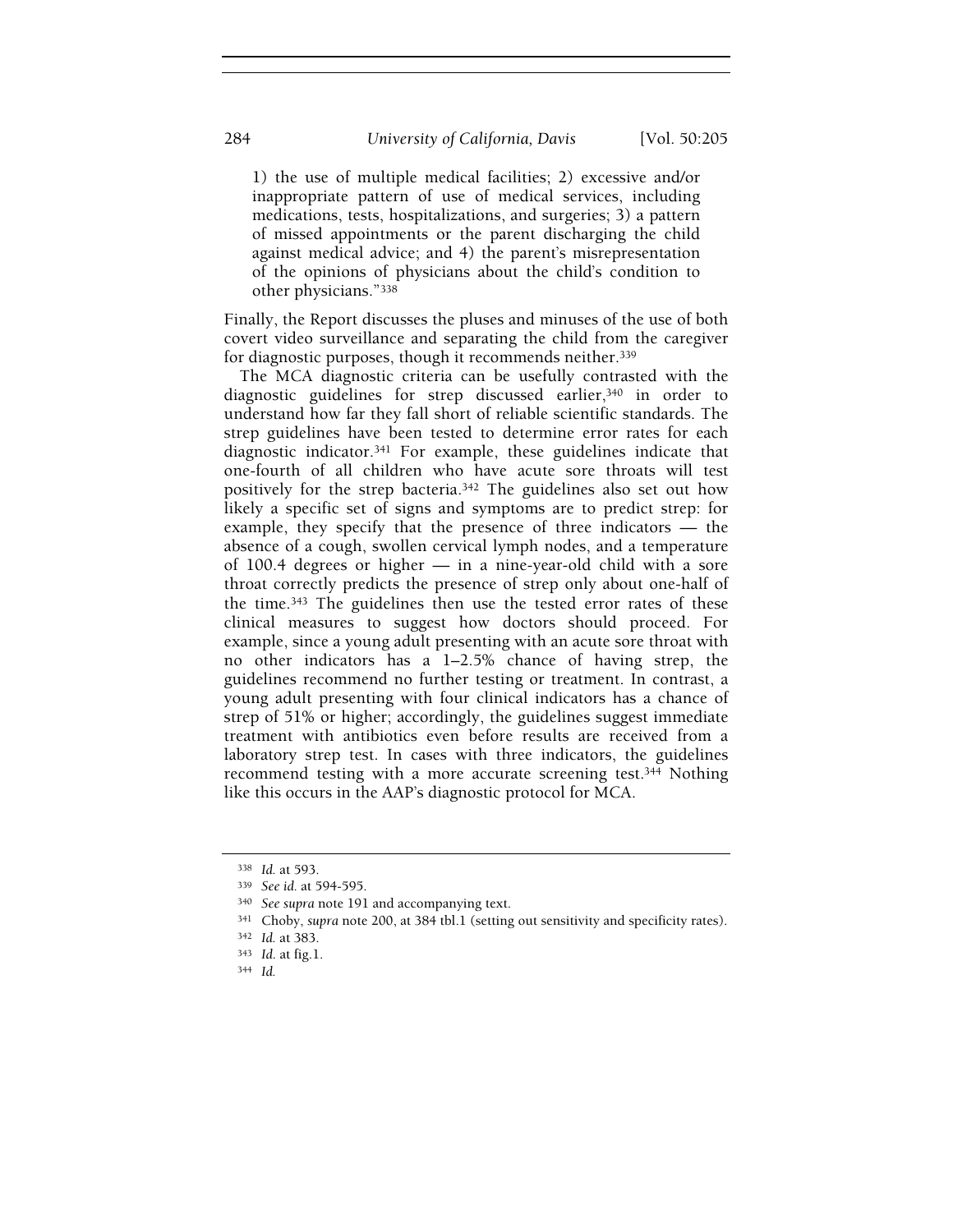1) the use of multiple medical facilities; 2) excessive and/or inappropriate pattern of use of medical services, including medications, tests, hospitalizations, and surgeries; 3) a pattern of missed appointments or the parent discharging the child against medical advice; and 4) the parent's misrepresentation of the opinions of physicians about the child's condition to other physicians."[338]

Finally, the Report discusses the pluses and minuses of the use of both covert video surveillance and separating the child from the caregiver for diagnostic purposes, though it recommends neither.[339]

The MCA diagnostic criteria can be usefully contrasted with the diagnostic guidelines for strep discussed earlier,[340] in order to understand how far they fall short of reliable scientific standards. The strep guidelines have been tested to determine error rates for each diagnostic indicator.[341] For example, these guidelines indicate that one-fourth of all children who have acute sore throats will test positively for the strep bacteria.[342] The guidelines also set out how likely a specific set of signs and symptoms are to predict strep: for example, they specify that the presence of three indicators — the absence of a cough, swollen cervical lymph nodes, and a temperature of 100.4 degrees or higher — in a nine-year-old child with a sore throat correctly predicts the presence of strep only about one-half of the time.[343] The guidelines then use the tested error rates of these clinical measures to suggest how doctors should proceed. For example, since a young adult presenting with an acute sore throat with no other indicators has a 1–2.5% chance of having strep, the guidelines recommend no further testing or treatment. In contrast, a young adult presenting with four clinical indicators has a chance of strep of 51% or higher; accordingly, the guidelines suggest immediate treatment with antibiotics even before results are received from a laboratory strep test. In cases with three indicators, the guidelines recommend testing with a more accurate screening test.[344] Nothing like this occurs in the AAP's diagnostic protocol for MCA.

---

[338] *Id.* at 593.

[339] *See id.* at 594-595.

[340] *See supra* note 191 and accompanying text.

[341] Choby, *supra* note 200, at 384 tbl.1 (setting out sensitivity and specificity rates).

[342] *Id.* at 383.

[343] *Id.* at fig.1.

[344] *Id.*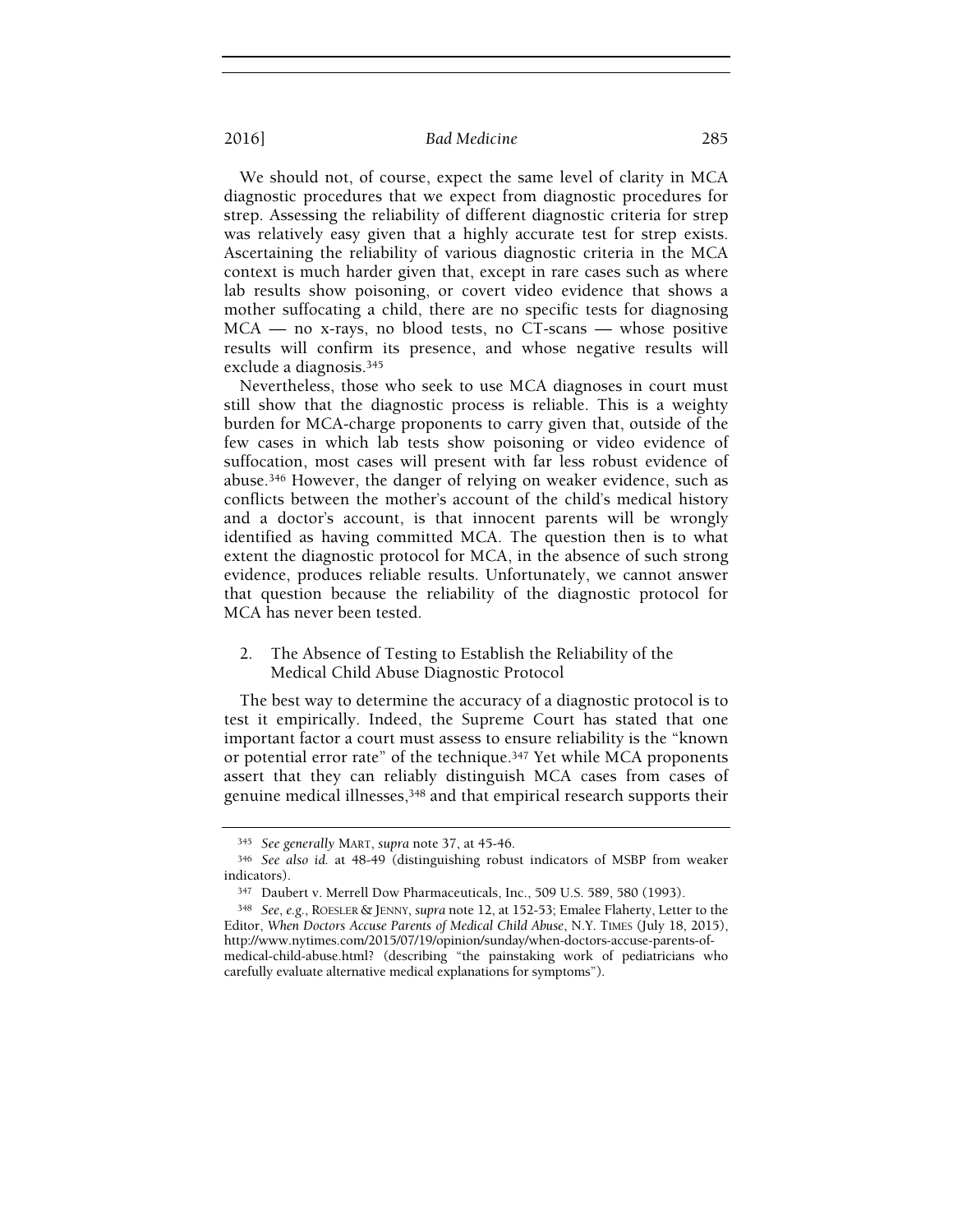We should not, of course, expect the same level of clarity in MCA diagnostic procedures that we expect from diagnostic procedures for strep. Assessing the reliability of different diagnostic criteria for strep was relatively easy given that a highly accurate test for strep exists. Ascertaining the reliability of various diagnostic criteria in the MCA context is much harder given that, except in rare cases such as where lab results show poisoning, or covert video evidence that shows a mother suffocating a child, there are no specific tests for diagnosing MCA — no x-rays, no blood tests, no CT-scans — whose positive results will confirm its presence, and whose negative results will exclude a diagnosis.[345]

Nevertheless, those who seek to use MCA diagnoses in court must still show that the diagnostic process is reliable. This is a weighty burden for MCA-charge proponents to carry given that, outside of the few cases in which lab tests show poisoning or video evidence of suffocation, most cases will present with far less robust evidence of abuse.[346] However, the danger of relying on weaker evidence, such as conflicts between the mother's account of the child's medical history and a doctor's account, is that innocent parents will be wrongly identified as having committed MCA. The question then is to what extent the diagnostic protocol for MCA, in the absence of such strong evidence, produces reliable results. Unfortunately, we cannot answer that question because the reliability of the diagnostic protocol for MCA has never been tested.

### 2. The Absence of Testing to Establish the Reliability of the Medical Child Abuse Diagnostic Protocol

The best way to determine the accuracy of a diagnostic protocol is to test it empirically. Indeed, the Supreme Court has stated that one important factor a court must assess to ensure reliability is the "known or potential error rate" of the technique.[347] Yet while MCA proponents assert that they can reliably distinguish MCA cases from cases of genuine medical illnesses,[348] and that empirical research supports their

---

[345] *See generally* MART, *supra* note 37, at 45-46.

[346] *See also id.* at 48-49 (distinguishing robust indicators of MSBP from weaker indicators).

[347] Daubert v. Merrell Dow Pharmaceuticals, Inc., 509 U.S. 589, 580 (1993).

[348] *See, e.g.*, ROESLER & JENNY, *supra* note 12, at 152-53; Emalee Flaherty, Letter to the Editor, *When Doctors Accuse Parents of Medical Child Abuse*, N.Y. TIMES (July 18, 2015), http://www.nytimes.com/2015/07/19/opinion/sunday/when-doctors-accuse-parents-of-medical-child-abuse.html? (describing "the painstaking work of pediatricians who carefully evaluate alternative medical explanations for symptoms").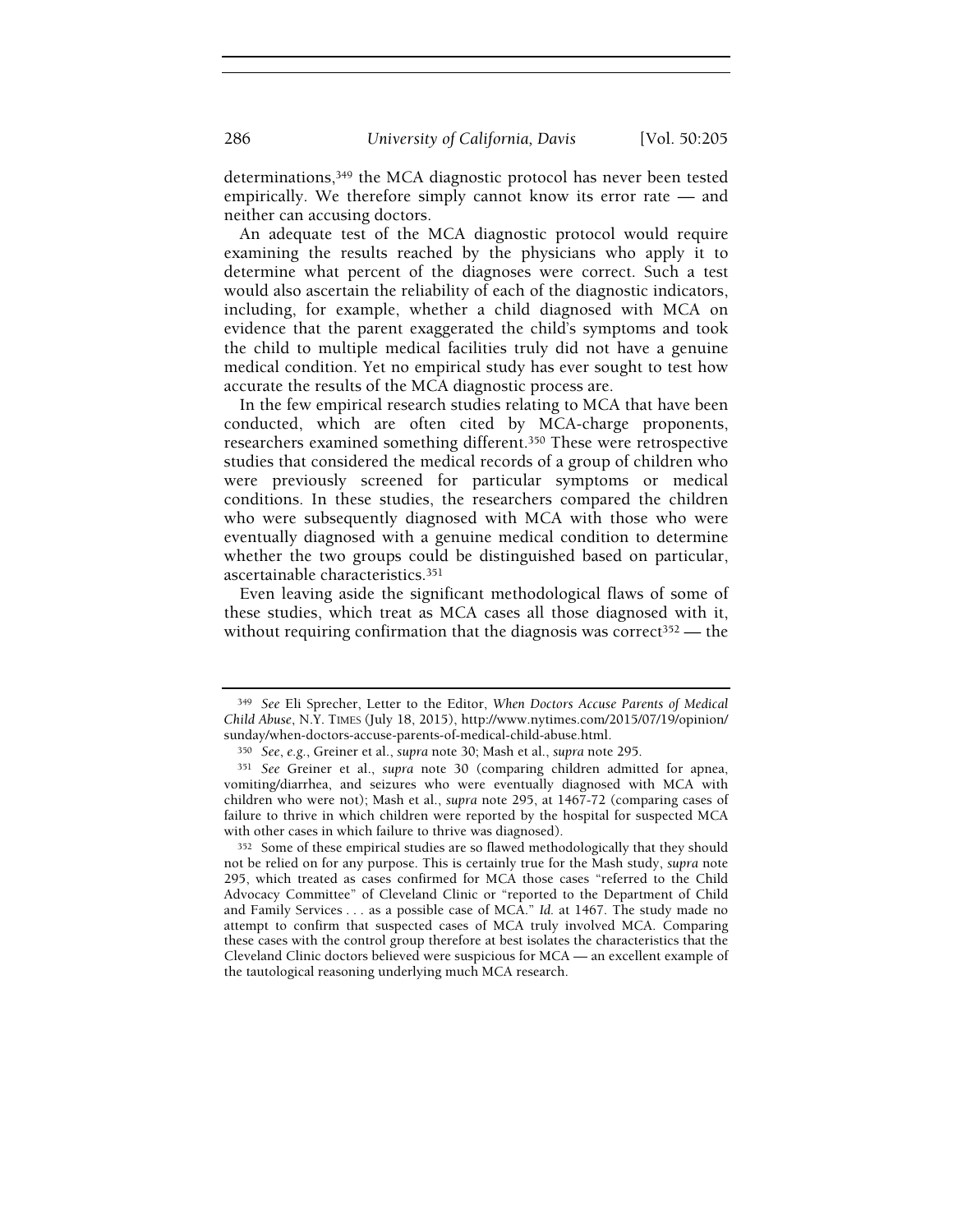determinations,[349] the MCA diagnostic protocol has never been tested empirically. We therefore simply cannot know its error rate — and neither can accusing doctors.

An adequate test of the MCA diagnostic protocol would require examining the results reached by the physicians who apply it to determine what percent of the diagnoses were correct. Such a test would also ascertain the reliability of each of the diagnostic indicators, including, for example, whether a child diagnosed with MCA on evidence that the parent exaggerated the child's symptoms and took the child to multiple medical facilities truly did not have a genuine medical condition. Yet no empirical study has ever sought to test how accurate the results of the MCA diagnostic process are.

In the few empirical research studies relating to MCA that have been conducted, which are often cited by MCA-charge proponents, researchers examined something different.[350] These were retrospective studies that considered the medical records of a group of children who were previously screened for particular symptoms or medical conditions. In these studies, the researchers compared the children who were subsequently diagnosed with MCA with those who were eventually diagnosed with a genuine medical condition to determine whether the two groups could be distinguished based on particular, ascertainable characteristics.[351]

Even leaving aside the significant methodological flaws of some of these studies, which treat as MCA cases all those diagnosed with it, without requiring confirmation that the diagnosis was correct[352] — the

---

[349] *See* Eli Sprecher, Letter to the Editor, *When Doctors Accuse Parents of Medical Child Abuse*, N.Y. TIMES (July 18, 2015), http://www.nytimes.com/2015/07/19/opinion/sunday/when-doctors-accuse-parents-of-medical-child-abuse.html.

[350] *See, e.g.*, Greiner et al., *supra* note 30; Mash et al., *supra* note 295.

[351] *See* Greiner et al., *supra* note 30 (comparing children admitted for apnea, vomiting/diarrhea, and seizures who were eventually diagnosed with MCA with children who were not); Mash et al., *supra* note 295, at 1467-72 (comparing cases of failure to thrive in which children were reported by the hospital for suspected MCA with other cases in which failure to thrive was diagnosed).

[352] Some of these empirical studies are so flawed methodologically that they should not be relied on for any purpose. This is certainly true for the Mash study, *supra* note 295, which treated as cases confirmed for MCA those cases "referred to the Child Advocacy Committee" of Cleveland Clinic or "reported to the Department of Child and Family Services . . . as a possible case of MCA." *Id.* at 1467. The study made no attempt to confirm that suspected cases of MCA truly involved MCA. Comparing these cases with the control group therefore at best isolates the characteristics that the Cleveland Clinic doctors believed were suspicious for MCA — an excellent example of the tautological reasoning underlying much MCA research.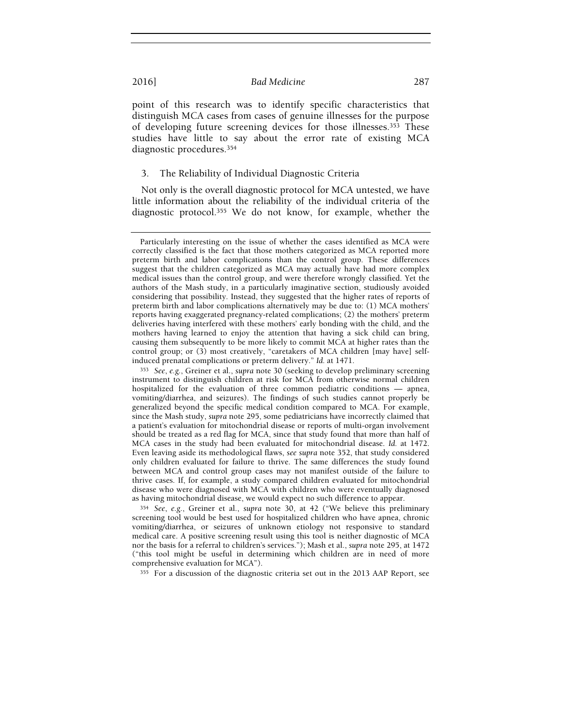point of this research was to identify specific characteristics that distinguish MCA cases from cases of genuine illnesses for the purpose of developing future screening devices for those illnesses.[353] These studies have little to say about the error rate of existing MCA diagnostic procedures.[354]

### 3. The Reliability of Individual Diagnostic Criteria

Not only is the overall diagnostic protocol for MCA untested, we have little information about the reliability of the individual criteria of the diagnostic protocol.[355] We do not know, for example, whether the

---

Particularly interesting on the issue of whether the cases identified as MCA were correctly classified is the fact that those mothers categorized as MCA reported more preterm birth and labor complications than the control group. These differences suggest that the children categorized as MCA may actually have had more complex medical issues than the control group, and were therefore wrongly classified. Yet the authors of the Mash study, in a particularly imaginative section, studiously avoided considering that possibility. Instead, they suggested that the higher rates of reports of preterm birth and labor complications alternatively may be due to: (1) MCA mothers' reports having exaggerated pregnancy-related complications; (2) the mothers' preterm deliveries having interfered with these mothers' early bonding with the child, and the mothers having learned to enjoy the attention that having a sick child can bring, causing them subsequently to be more likely to commit MCA at higher rates than the control group; or (3) most creatively, "caretakers of MCA children [may have] self-induced prenatal complications or preterm delivery." *Id.* at 1471.

[353] *See, e.g.*, Greiner et al., *supra* note 30 (seeking to develop preliminary screening instrument to distinguish children at risk for MCA from otherwise normal children hospitalized for the evaluation of three common pediatric conditions — apnea, vomiting/diarrhea, and seizures). The findings of such studies cannot properly be generalized beyond the specific medical condition compared to MCA. For example, since the Mash study, *supra* note 295, some pediatricians have incorrectly claimed that a patient's evaluation for mitochondrial disease or reports of multi-organ involvement should be treated as a red flag for MCA, since that study found that more than half of MCA cases in the study had been evaluated for mitochondrial disease. *Id.* at 1472. Even leaving aside its methodological flaws, *see supra* note 352, that study considered only children evaluated for failure to thrive. The same differences the study found between MCA and control group cases may not manifest outside of the failure to thrive cases. If, for example, a study compared children evaluated for mitochondrial disease who were diagnosed with MCA with children who were eventually diagnosed as having mitochondrial disease, we would expect no such difference to appear.

[354] *See, e.g.*, Greiner et al., *supra* note 30, at 42 ("We believe this preliminary screening tool would be best used for hospitalized children who have apnea, chronic vomiting/diarrhea, or seizures of unknown etiology not responsive to standard medical care. A positive screening result using this tool is neither diagnostic of MCA nor the basis for a referral to children's services."); Mash et al., *supra* note 295, at 1472 ("this tool might be useful in determining which children are in need of more comprehensive evaluation for MCA").

[355] For a discussion of the diagnostic criteria set out in the 2013 AAP Report, see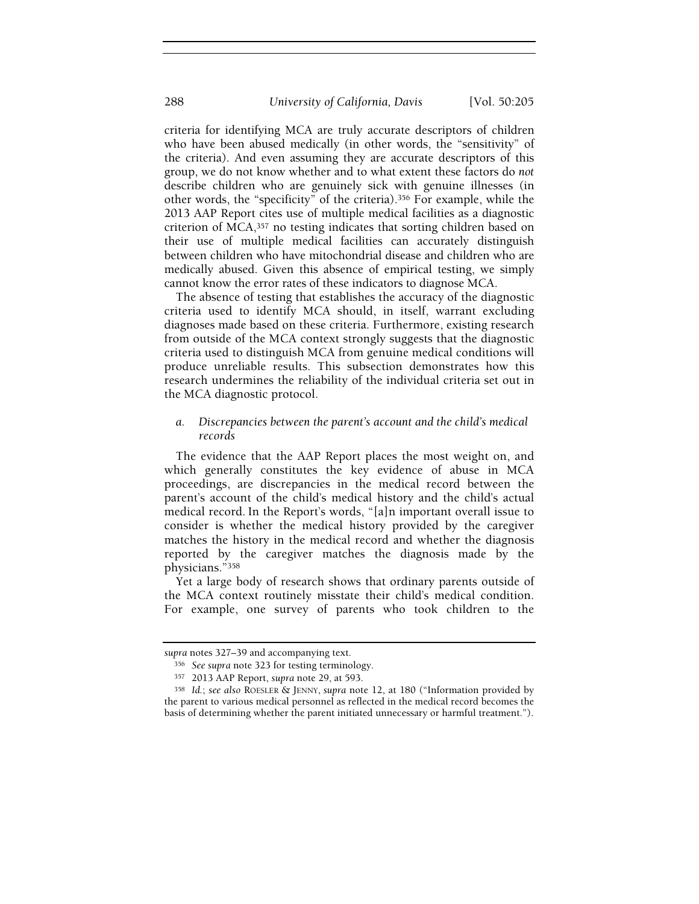criteria for identifying MCA are truly accurate descriptors of children who have been abused medically (in other words, the "sensitivity" of the criteria). And even assuming they are accurate descriptors of this group, we do not know whether and to what extent these factors do *not* describe children who are genuinely sick with genuine illnesses (in other words, the "specificity" of the criteria).[356] For example, while the 2013 AAP Report cites use of multiple medical facilities as a diagnostic criterion of MCA,[357] no testing indicates that sorting children based on their use of multiple medical facilities can accurately distinguish between children who have mitochondrial disease and children who are medically abused. Given this absence of empirical testing, we simply cannot know the error rates of these indicators to diagnose MCA.

The absence of testing that establishes the accuracy of the diagnostic criteria used to identify MCA should, in itself, warrant excluding diagnoses made based on these criteria. Furthermore, existing research from outside of the MCA context strongly suggests that the diagnostic criteria used to distinguish MCA from genuine medical conditions will produce unreliable results. This subsection demonstrates how this research undermines the reliability of the individual criteria set out in the MCA diagnostic protocol.

#### *a. Discrepancies between the parent's account and the child's medical records*

The evidence that the AAP Report places the most weight on, and which generally constitutes the key evidence of abuse in MCA proceedings, are discrepancies in the medical record between the parent's account of the child's medical history and the child's actual medical record. In the Report's words, "[a]n important overall issue to consider is whether the medical history provided by the caregiver matches the history in the medical record and whether the diagnosis reported by the caregiver matches the diagnosis made by the physicians."[358]

Yet a large body of research shows that ordinary parents outside of the MCA context routinely misstate their child's medical condition. For example, one survey of parents who took children to the

---

*supra* notes 327–39 and accompanying text.

[356] *See supra* note 323 for testing terminology.

[357] 2013 AAP Report, *supra* note 29, at 593.

[358] *Id.*; *see also* ROESLER & JENNY, *supra* note 12, at 180 ("Information provided by the parent to various medical personnel as reflected in the medical record becomes the basis of determining whether the parent initiated unnecessary or harmful treatment.").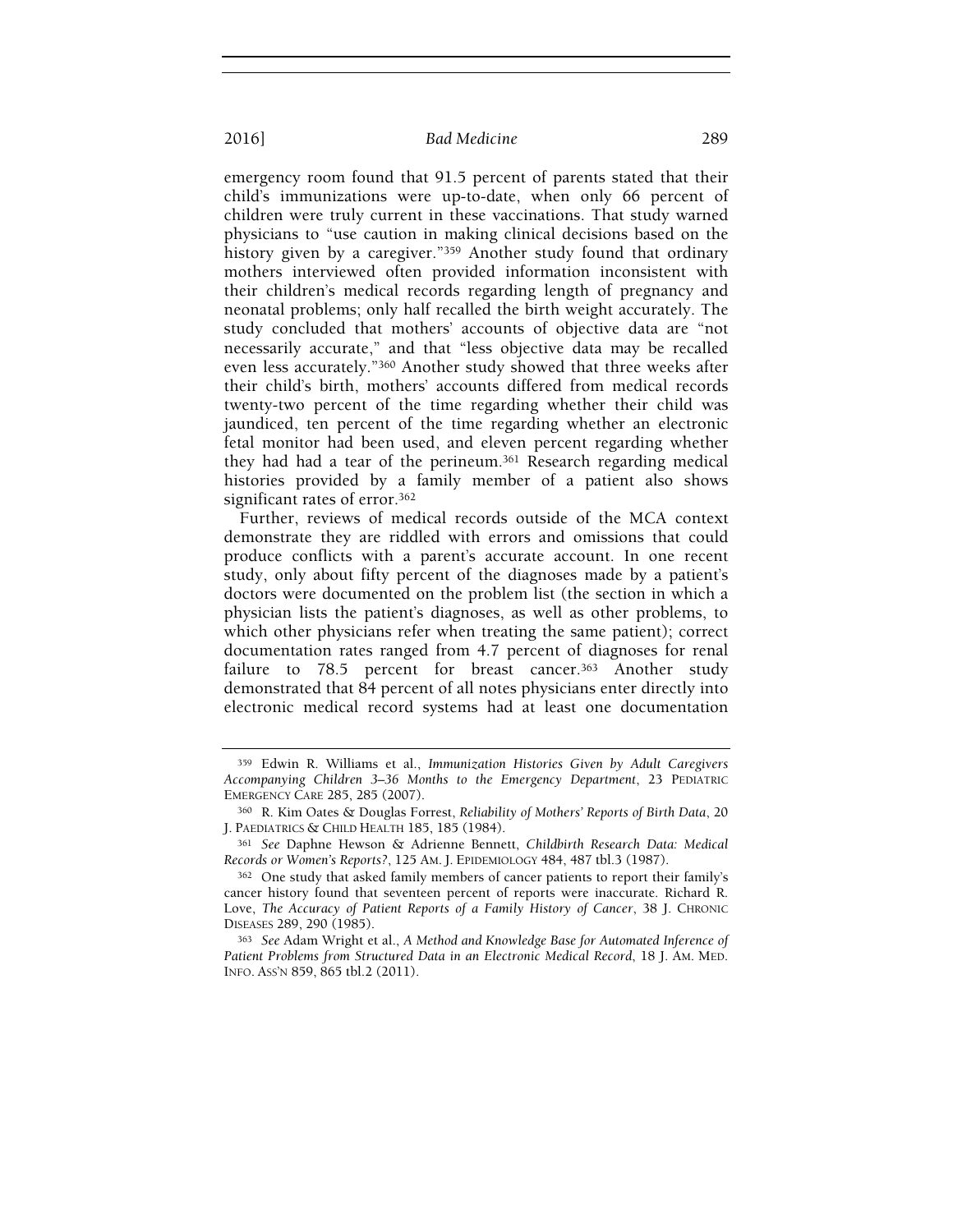emergency room found that 91.5 percent of parents stated that their child's immunizations were up-to-date, when only 66 percent of children were truly current in these vaccinations. That study warned physicians to "use caution in making clinical decisions based on the history given by a caregiver."[359] Another study found that ordinary mothers interviewed often provided information inconsistent with their children's medical records regarding length of pregnancy and neonatal problems; only half recalled the birth weight accurately. The study concluded that mothers' accounts of objective data are "not necessarily accurate," and that "less objective data may be recalled even less accurately."[360] Another study showed that three weeks after their child's birth, mothers' accounts differed from medical records twenty-two percent of the time regarding whether their child was jaundiced, ten percent of the time regarding whether an electronic fetal monitor had been used, and eleven percent regarding whether they had had a tear of the perineum.[361] Research regarding medical histories provided by a family member of a patient also shows significant rates of error.[362]

Further, reviews of medical records outside of the MCA context demonstrate they are riddled with errors and omissions that could produce conflicts with a parent's accurate account. In one recent study, only about fifty percent of the diagnoses made by a patient's doctors were documented on the problem list (the section in which a physician lists the patient's diagnoses, as well as other problems, to which other physicians refer when treating the same patient); correct documentation rates ranged from 4.7 percent of diagnoses for renal failure to 78.5 percent for breast cancer.[363] Another study demonstrated that 84 percent of all notes physicians enter directly into electronic medical record systems had at least one documentation

---

[359] Edwin R. Williams et al., *Immunization Histories Given by Adult Caregivers Accompanying Children 3–36 Months to the Emergency Department*, 23 PEDIATRIC EMERGENCY CARE 285, 285 (2007).

[360] R. Kim Oates & Douglas Forrest, *Reliability of Mothers' Reports of Birth Data*, 20 J. PAEDIATRICS & CHILD HEALTH 185, 185 (1984).

[361] *See* Daphne Hewson & Adrienne Bennett, *Childbirth Research Data: Medical Records or Women's Reports?*, 125 AM. J. EPIDEMIOLOGY 484, 487 tbl.3 (1987).

[362] One study that asked family members of cancer patients to report their family's cancer history found that seventeen percent of reports were inaccurate. Richard R. Love, *The Accuracy of Patient Reports of a Family History of Cancer*, 38 J. CHRONIC DISEASES 289, 290 (1985).

[363] *See* Adam Wright et al., *A Method and Knowledge Base for Automated Inference of Patient Problems from Structured Data in an Electronic Medical Record*, 18 J. AM. MED. INFO. ASS'N 859, 865 tbl.2 (2011).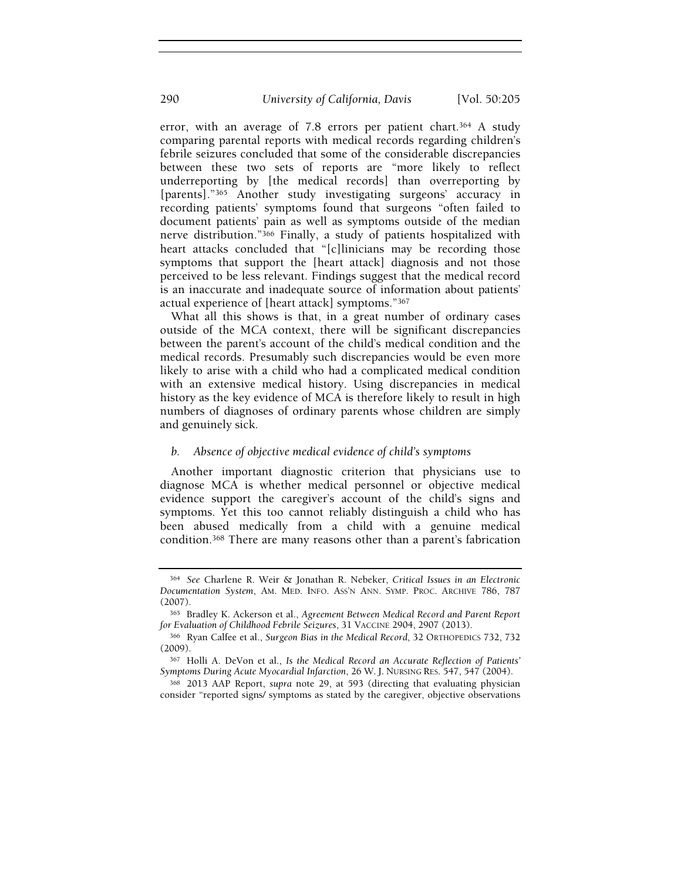error, with an average of 7.8 errors per patient chart.[364] A study comparing parental reports with medical records regarding children's febrile seizures concluded that some of the considerable discrepancies between these two sets of reports are "more likely to reflect underreporting by [the medical records] than overreporting by [parents]."[365] Another study investigating surgeons' accuracy in recording patients' symptoms found that surgeons "often failed to document patients' pain as well as symptoms outside of the median nerve distribution."[366] Finally, a study of patients hospitalized with heart attacks concluded that "[c]linicians may be recording those symptoms that support the [heart attack] diagnosis and not those perceived to be less relevant. Findings suggest that the medical record is an inaccurate and inadequate source of information about patients' actual experience of [heart attack] symptoms."[367]

What all this shows is that, in a great number of ordinary cases outside of the MCA context, there will be significant discrepancies between the parent's account of the child's medical condition and the medical records. Presumably such discrepancies would be even more likely to arise with a child who had a complicated medical condition with an extensive medical history. Using discrepancies in medical history as the key evidence of MCA is therefore likely to result in high numbers of diagnoses of ordinary parents whose children are simply and genuinely sick.

#### *b. Absence of objective medical evidence of child's symptoms*

Another important diagnostic criterion that physicians use to diagnose MCA is whether medical personnel or objective medical evidence support the caregiver's account of the child's signs and symptoms. Yet this too cannot reliably distinguish a child who has been abused medically from a child with a genuine medical condition.[368] There are many reasons other than a parent's fabrication

---

[364] *See* Charlene R. Weir & Jonathan R. Nebeker, *Critical Issues in an Electronic Documentation System*, AM. MED. INFO. ASS'N ANN. SYMP. PROC. ARCHIVE 786, 787 (2007).

[365] Bradley K. Ackerson et al., *Agreement Between Medical Record and Parent Report for Evaluation of Childhood Febrile Seizures*, 31 VACCINE 2904, 2907 (2013).

[366] Ryan Calfee et al., *Surgeon Bias in the Medical Record*, 32 ORTHOPEDICS 732, 732 (2009).

[367] Holli A. DeVon et al., *Is the Medical Record an Accurate Reflection of Patients' Symptoms During Acute Myocardial Infarction*, 26 W. J. NURSING RES. 547, 547 (2004).

[368] 2013 AAP Report, *supra* note 29, at 593 (directing that evaluating physician consider "reported signs/ symptoms as stated by the caregiver, objective observations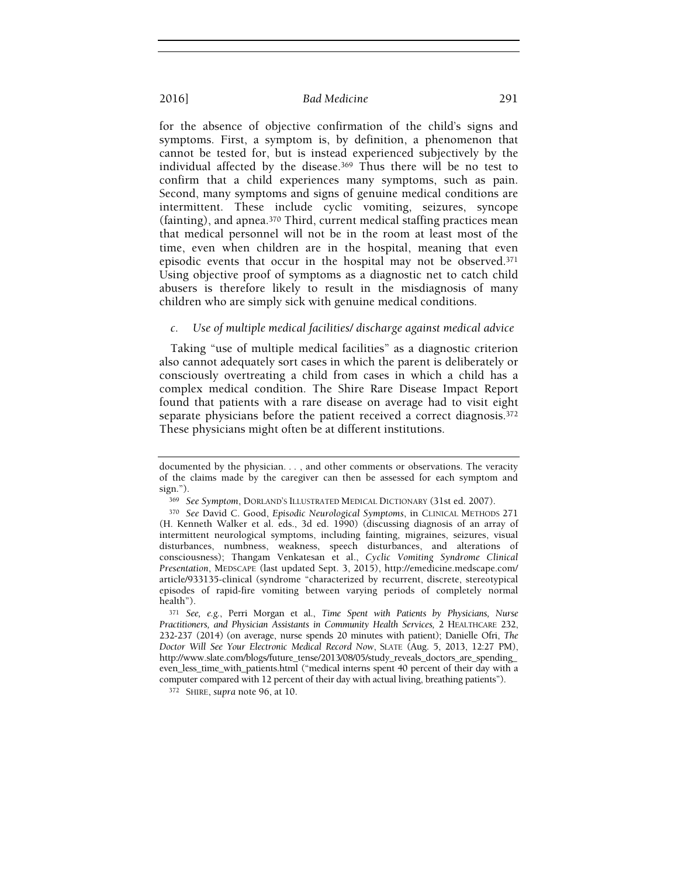for the absence of objective confirmation of the child's signs and symptoms. First, a symptom is, by definition, a phenomenon that cannot be tested for, but is instead experienced subjectively by the individual affected by the disease.[369] Thus there will be no test to confirm that a child experiences many symptoms, such as pain. Second, many symptoms and signs of genuine medical conditions are intermittent. These include cyclic vomiting, seizures, syncope (fainting), and apnea.[370] Third, current medical staffing practices mean that medical personnel will not be in the room at least most of the time, even when children are in the hospital, meaning that even episodic events that occur in the hospital may not be observed.[371] Using objective proof of symptoms as a diagnostic net to catch child abusers is therefore likely to result in the misdiagnosis of many children who are simply sick with genuine medical conditions.

#### *c. Use of multiple medical facilities/ discharge against medical advice*

Taking "use of multiple medical facilities" as a diagnostic criterion also cannot adequately sort cases in which the parent is deliberately or consciously overtreating a child from cases in which a child has a complex medical condition. The Shire Rare Disease Impact Report found that patients with a rare disease on average had to visit eight separate physicians before the patient received a correct diagnosis.[372] These physicians might often be at different institutions.

---

documented by the physician. . . , and other comments or observations. The veracity of the claims made by the caregiver can then be assessed for each symptom and sign.").

[369] *See Symptom*, DORLAND'S ILLUSTRATED MEDICAL DICTIONARY (31st ed. 2007).

[370] *See* David C. Good, *Episodic Neurological Symptoms*, in CLINICAL METHODS 271 (H. Kenneth Walker et al. eds., 3d ed. 1990) (discussing diagnosis of an array of intermittent neurological symptoms, including fainting, migraines, seizures, visual disturbances, numbness, weakness, speech disturbances, and alterations of consciousness); Thangam Venkatesan et al., *Cyclic Vomiting Syndrome Clinical Presentation*, MEDSCAPE (last updated Sept. 3, 2015), http://emedicine.medscape.com/article/933135-clinical (syndrome "characterized by recurrent, discrete, stereotypical episodes of rapid-fire vomiting between varying periods of completely normal health").

[371] *See, e.g.*, Perri Morgan et al., *Time Spent with Patients by Physicians, Nurse Practitioners, and Physician Assistants in Community Health Services,* 2 HEALTHCARE 232, 232-237 (2014) (on average, nurse spends 20 minutes with patient); Danielle Ofri, *The Doctor Will See Your Electronic Medical Record Now*, SLATE (Aug. 5, 2013, 12:27 PM), http://www.slate.com/blogs/future_tense/2013/08/05/study_reveals_doctors_are_spending_even_less_time_with_patients.html ("medical interns spent 40 percent of their day with a computer compared with 12 percent of their day with actual living, breathing patients").

[372] SHIRE, *supra* note 96, at 10.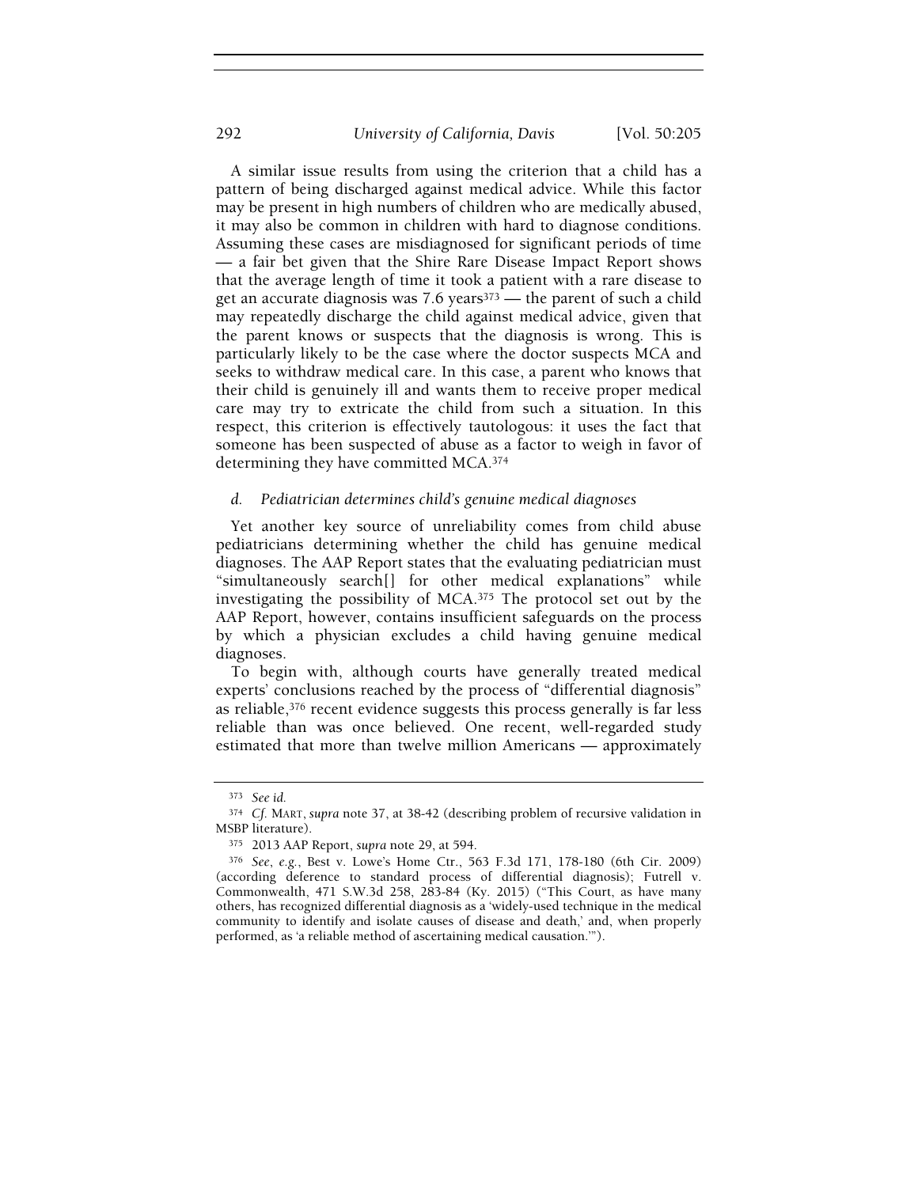A similar issue results from using the criterion that a child has a pattern of being discharged against medical advice. While this factor may be present in high numbers of children who are medically abused, it may also be common in children with hard to diagnose conditions. Assuming these cases are misdiagnosed for significant periods of time — a fair bet given that the Shire Rare Disease Impact Report shows that the average length of time it took a patient with a rare disease to get an accurate diagnosis was 7.6 years[373] — the parent of such a child may repeatedly discharge the child against medical advice, given that the parent knows or suspects that the diagnosis is wrong. This is particularly likely to be the case where the doctor suspects MCA and seeks to withdraw medical care. In this case, a parent who knows that their child is genuinely ill and wants them to receive proper medical care may try to extricate the child from such a situation. In this respect, this criterion is effectively tautologous: it uses the fact that someone has been suspected of abuse as a factor to weigh in favor of determining they have committed MCA.[374]

#### *d. Pediatrician determines child's genuine medical diagnoses*

Yet another key source of unreliability comes from child abuse pediatricians determining whether the child has genuine medical diagnoses. The AAP Report states that the evaluating pediatrician must "simultaneously search[] for other medical explanations" while investigating the possibility of MCA.[375] The protocol set out by the AAP Report, however, contains insufficient safeguards on the process by which a physician excludes a child having genuine medical diagnoses.

To begin with, although courts have generally treated medical experts' conclusions reached by the process of "differential diagnosis" as reliable,[376] recent evidence suggests this process generally is far less reliable than was once believed. One recent, well-regarded study estimated that more than twelve million Americans — approximately

---

[373] *See id.*

[374] *Cf.* MART, *supra* note 37, at 38-42 (describing problem of recursive validation in MSBP literature).

[375] 2013 AAP Report, *supra* note 29, at 594.

[376] *See, e.g.*, Best v. Lowe's Home Ctr., 563 F.3d 171, 178-180 (6th Cir. 2009) (according deference to standard process of differential diagnosis); Futrell v. Commonwealth, 471 S.W.3d 258, 283-84 (Ky. 2015) ("This Court, as have many others, has recognized differential diagnosis as a 'widely-used technique in the medical community to identify and isolate causes of disease and death,' and, when properly performed, as 'a reliable method of ascertaining medical causation.'").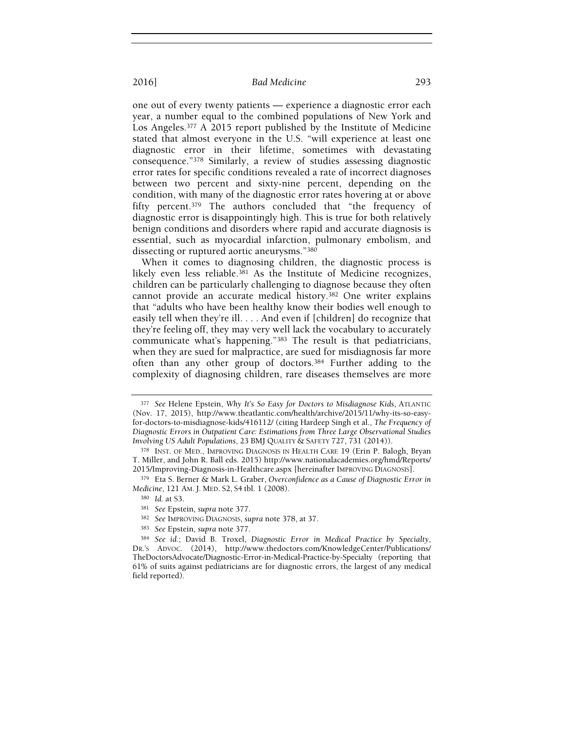one out of every twenty patients — experience a diagnostic error each year, a number equal to the combined populations of New York and Los Angeles.[377] A 2015 report published by the Institute of Medicine stated that almost everyone in the U.S. "will experience at least one diagnostic error in their lifetime, sometimes with devastating consequence."[378] Similarly, a review of studies assessing diagnostic error rates for specific conditions revealed a rate of incorrect diagnoses between two percent and sixty-nine percent, depending on the condition, with many of the diagnostic error rates hovering at or above fifty percent.[379] The authors concluded that "the frequency of diagnostic error is disappointingly high. This is true for both relatively benign conditions and disorders where rapid and accurate diagnosis is essential, such as myocardial infarction, pulmonary embolism, and dissecting or ruptured aortic aneurysms."[380]

When it comes to diagnosing children, the diagnostic process is likely even less reliable.[381] As the Institute of Medicine recognizes, children can be particularly challenging to diagnose because they often cannot provide an accurate medical history.[382] One writer explains that "adults who have been healthy know their bodies well enough to easily tell when they're ill. . . . And even if [children] do recognize that they're feeling off, they may very well lack the vocabulary to accurately communicate what's happening."[383] The result is that pediatricians, when they are sued for malpractice, are sued for misdiagnosis far more often than any other group of doctors.[384] Further adding to the complexity of diagnosing children, rare diseases themselves are more

---

[377] *See* Helene Epstein, *Why It's So Easy for Doctors to Misdiagnose Kids*, ATLANTIC (Nov. 17, 2015), http://www.theatlantic.com/health/archive/2015/11/why-its-so-easy-for-doctors-to-misdiagnose-kids/416112/ (citing Hardeep Singh et al., *The Frequency of Diagnostic Errors in Outpatient Care: Estimations from Three Large Observational Studies Involving US Adult Populations*, 23 BMJ QUALITY & SAFETY 727, 731 (2014)).

[378] INST. OF MED., IMPROVING DIAGNOSIS IN HEALTH CARE 19 (Erin P. Balogh, Bryan T. Miller, and John R. Ball eds. 2015) http://www.nationalacademies.org/hmd/Reports/2015/Improving-Diagnosis-in-Healthcare.aspx [hereinafter IMPROVING DIAGNOSIS].

[379] Eta S. Berner & Mark L. Graber, *Overconfidence as a Cause of Diagnostic Error in Medicine*, 121 AM. J. MED. S2, S4 tbl. 1 (2008).

[380] *Id.* at S3.

[381] *See* Epstein, *supra* note 377.

[382] *See* IMPROVING DIAGNOSIS, *supra* note 378, at 37.

[383] *See* Epstein, *supra* note 377.

[384] *See id.*; David B. Troxel, *Diagnostic Error in Medical Practice by Specialty*, DR.'S ADVOC. (2014), http://www.thedoctors.com/KnowledgeCenter/Publications/TheDoctorsAdvocate/Diagnostic-Error-in-Medical-Practice-by-Specialty (reporting that 61% of suits against pediatricians are for diagnostic errors, the largest of any medical field reported).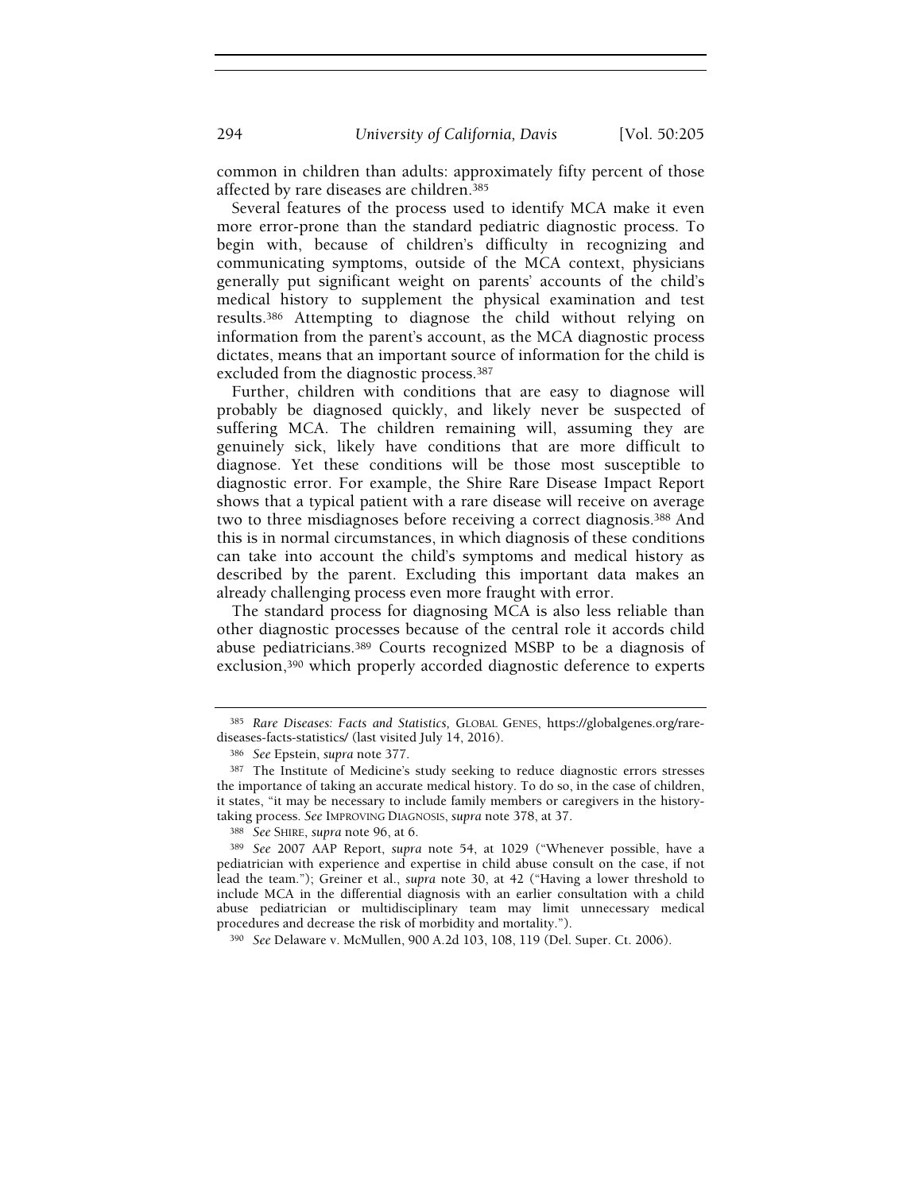common in children than adults: approximately fifty percent of those affected by rare diseases are children.[385]

Several features of the process used to identify MCA make it even more error-prone than the standard pediatric diagnostic process. To begin with, because of children's difficulty in recognizing and communicating symptoms, outside of the MCA context, physicians generally put significant weight on parents' accounts of the child's medical history to supplement the physical examination and test results.[386] Attempting to diagnose the child without relying on information from the parent's account, as the MCA diagnostic process dictates, means that an important source of information for the child is excluded from the diagnostic process.[387]

Further, children with conditions that are easy to diagnose will probably be diagnosed quickly, and likely never be suspected of suffering MCA. The children remaining will, assuming they are genuinely sick, likely have conditions that are more difficult to diagnose. Yet these conditions will be those most susceptible to diagnostic error. For example, the Shire Rare Disease Impact Report shows that a typical patient with a rare disease will receive on average two to three misdiagnoses before receiving a correct diagnosis.[388] And this is in normal circumstances, in which diagnosis of these conditions can take into account the child's symptoms and medical history as described by the parent. Excluding this important data makes an already challenging process even more fraught with error.

The standard process for diagnosing MCA is also less reliable than other diagnostic processes because of the central role it accords child abuse pediatricians.[389] Courts recognized MSBP to be a diagnosis of exclusion,[390] which properly accorded diagnostic deference to experts

---

[385] *Rare Diseases: Facts and Statistics,* GLOBAL GENES, https://globalgenes.org/rare-diseases-facts-statistics/ (last visited July 14, 2016).

[386] *See* Epstein, *supra* note 377.

[387] The Institute of Medicine's study seeking to reduce diagnostic errors stresses the importance of taking an accurate medical history. To do so, in the case of children, it states, "it may be necessary to include family members or caregivers in the history-taking process. *See* IMPROVING DIAGNOSIS, *supra* note 378, at 37.

[388] *See* SHIRE, *supra* note 96, at 6.

[389] *See* 2007 AAP Report, *supra* note 54, at 1029 ("Whenever possible, have a pediatrician with experience and expertise in child abuse consult on the case, if not lead the team."); Greiner et al., *supra* note 30, at 42 ("Having a lower threshold to include MCA in the differential diagnosis with an earlier consultation with a child abuse pediatrician or multidisciplinary team may limit unnecessary medical procedures and decrease the risk of morbidity and mortality.").

[390] *See* Delaware v. McMullen, 900 A.2d 103, 108, 119 (Del. Super. Ct. 2006).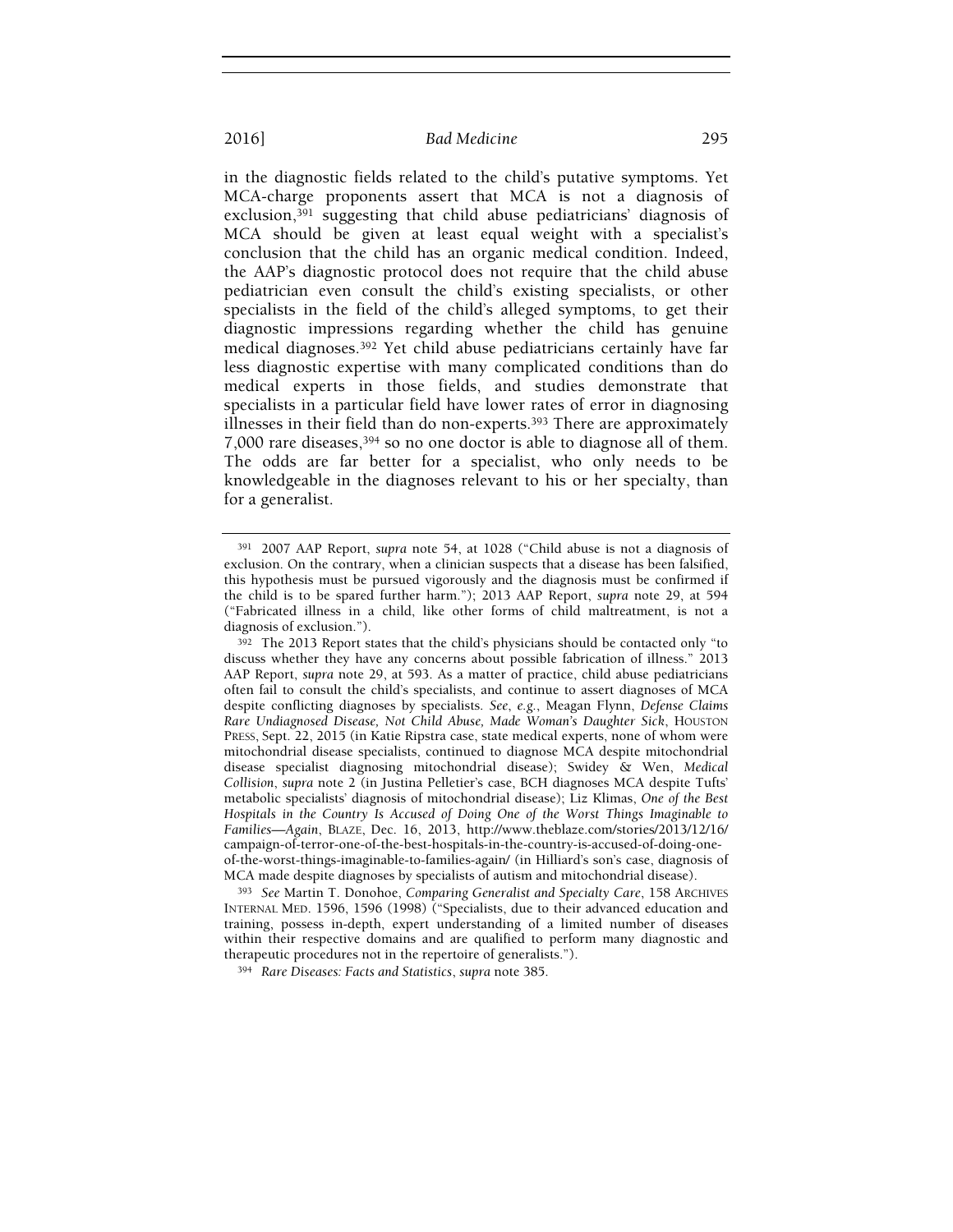in the diagnostic fields related to the child's putative symptoms. Yet MCA-charge proponents assert that MCA is not a diagnosis of exclusion,[391] suggesting that child abuse pediatricians' diagnosis of MCA should be given at least equal weight with a specialist's conclusion that the child has an organic medical condition. Indeed, the AAP's diagnostic protocol does not require that the child abuse pediatrician even consult the child's existing specialists, or other specialists in the field of the child's alleged symptoms, to get their diagnostic impressions regarding whether the child has genuine medical diagnoses.[392] Yet child abuse pediatricians certainly have far less diagnostic expertise with many complicated conditions than do medical experts in those fields, and studies demonstrate that specialists in a particular field have lower rates of error in diagnosing illnesses in their field than do non-experts.[393] There are approximately 7,000 rare diseases,[394] so no one doctor is able to diagnose all of them. The odds are far better for a specialist, who only needs to be knowledgeable in the diagnoses relevant to his or her specialty, than for a generalist.

---

[391] 2007 AAP Report, *supra* note 54, at 1028 ("Child abuse is not a diagnosis of exclusion. On the contrary, when a clinician suspects that a disease has been falsified, this hypothesis must be pursued vigorously and the diagnosis must be confirmed if the child is to be spared further harm."); 2013 AAP Report, *supra* note 29, at 594 ("Fabricated illness in a child, like other forms of child maltreatment, is not a diagnosis of exclusion.").

[392] The 2013 Report states that the child's physicians should be contacted only "to discuss whether they have any concerns about possible fabrication of illness." 2013 AAP Report, *supra* note 29, at 593. As a matter of practice, child abuse pediatricians often fail to consult the child's specialists, and continue to assert diagnoses of MCA despite conflicting diagnoses by specialists. *See, e.g.*, Meagan Flynn, *Defense Claims Rare Undiagnosed Disease, Not Child Abuse, Made Woman's Daughter Sick*, HOUSTON PRESS, Sept. 22, 2015 (in Katie Ripstra case, state medical experts, none of whom were mitochondrial disease specialists, continued to diagnose MCA despite mitochondrial disease specialist diagnosing mitochondrial disease); Swidey & Wen, *Medical Collision*, *supra* note 2 (in Justina Pelletier's case, BCH diagnoses MCA despite Tufts' metabolic specialists' diagnosis of mitochondrial disease); Liz Klimas, *One of the Best Hospitals in the Country Is Accused of Doing One of the Worst Things Imaginable to Families—Again*, BLAZE, Dec. 16, 2013, http://www.theblaze.com/stories/2013/12/16/campaign-of-terror-one-of-the-best-hospitals-in-the-country-is-accused-of-doing-one-of-the-worst-things-imaginable-to-families-again/ (in Hilliard's son's case, diagnosis of MCA made despite diagnoses by specialists of autism and mitochondrial disease).

[393] *See* Martin T. Donohoe, *Comparing Generalist and Specialty Care*, 158 ARCHIVES INTERNAL MED. 1596, 1596 (1998) ("Specialists, due to their advanced education and training, possess in-depth, expert understanding of a limited number of diseases within their respective domains and are qualified to perform many diagnostic and therapeutic procedures not in the repertoire of generalists.").

[394] *Rare Diseases: Facts and Statistics*, *supra* note 385.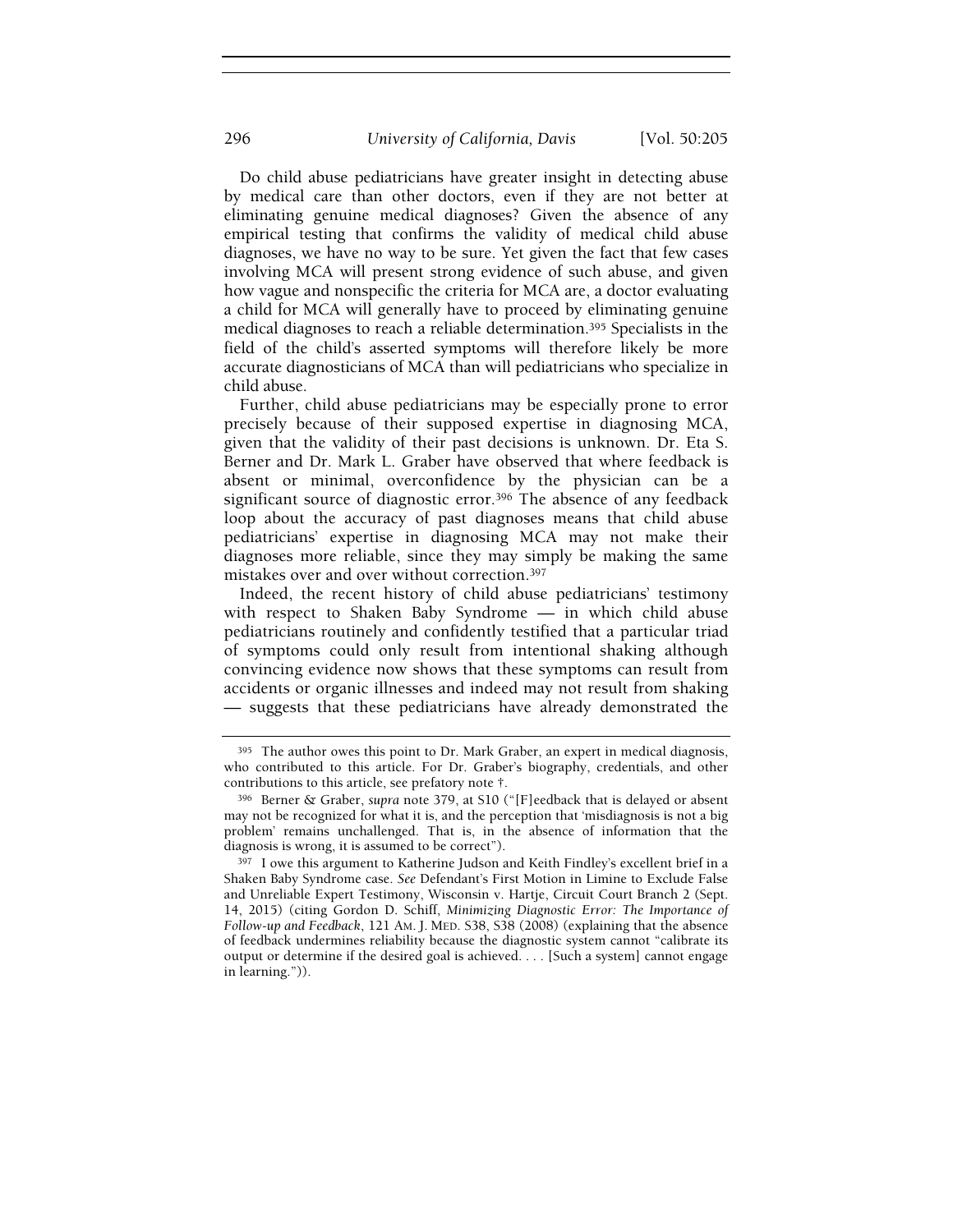Do child abuse pediatricians have greater insight in detecting abuse by medical care than other doctors, even if they are not better at eliminating genuine medical diagnoses? Given the absence of any empirical testing that confirms the validity of medical child abuse diagnoses, we have no way to be sure. Yet given the fact that few cases involving MCA will present strong evidence of such abuse, and given how vague and nonspecific the criteria for MCA are, a doctor evaluating a child for MCA will generally have to proceed by eliminating genuine medical diagnoses to reach a reliable determination.[395] Specialists in the field of the child's asserted symptoms will therefore likely be more accurate diagnosticians of MCA than will pediatricians who specialize in child abuse.

Further, child abuse pediatricians may be especially prone to error precisely because of their supposed expertise in diagnosing MCA, given that the validity of their past decisions is unknown. Dr. Eta S. Berner and Dr. Mark L. Graber have observed that where feedback is absent or minimal, overconfidence by the physician can be a significant source of diagnostic error.[396] The absence of any feedback loop about the accuracy of past diagnoses means that child abuse pediatricians' expertise in diagnosing MCA may not make their diagnoses more reliable, since they may simply be making the same mistakes over and over without correction.[397]

Indeed, the recent history of child abuse pediatricians' testimony with respect to Shaken Baby Syndrome — in which child abuse pediatricians routinely and confidently testified that a particular triad of symptoms could only result from intentional shaking although convincing evidence now shows that these symptoms can result from accidents or organic illnesses and indeed may not result from shaking — suggests that these pediatricians have already demonstrated the

---

[395] The author owes this point to Dr. Mark Graber, an expert in medical diagnosis, who contributed to this article. For Dr. Graber's biography, credentials, and other contributions to this article, see prefatory note †.

[396] Berner & Graber, *supra* note 379, at S10 ("[F]eedback that is delayed or absent may not be recognized for what it is, and the perception that 'misdiagnosis is not a big problem' remains unchallenged. That is, in the absence of information that the diagnosis is wrong, it is assumed to be correct").

[397] I owe this argument to Katherine Judson and Keith Findley's excellent brief in a Shaken Baby Syndrome case. *See* Defendant's First Motion in Limine to Exclude False and Unreliable Expert Testimony, Wisconsin v. Hartje, Circuit Court Branch 2 (Sept. 14, 2015) (citing Gordon D. Schiff, *Minimizing Diagnostic Error: The Importance of Follow-up and Feedback*, 121 AM. J. MED. S38, S38 (2008) (explaining that the absence of feedback undermines reliability because the diagnostic system cannot "calibrate its output or determine if the desired goal is achieved. . . . [Such a system] cannot engage in learning.")).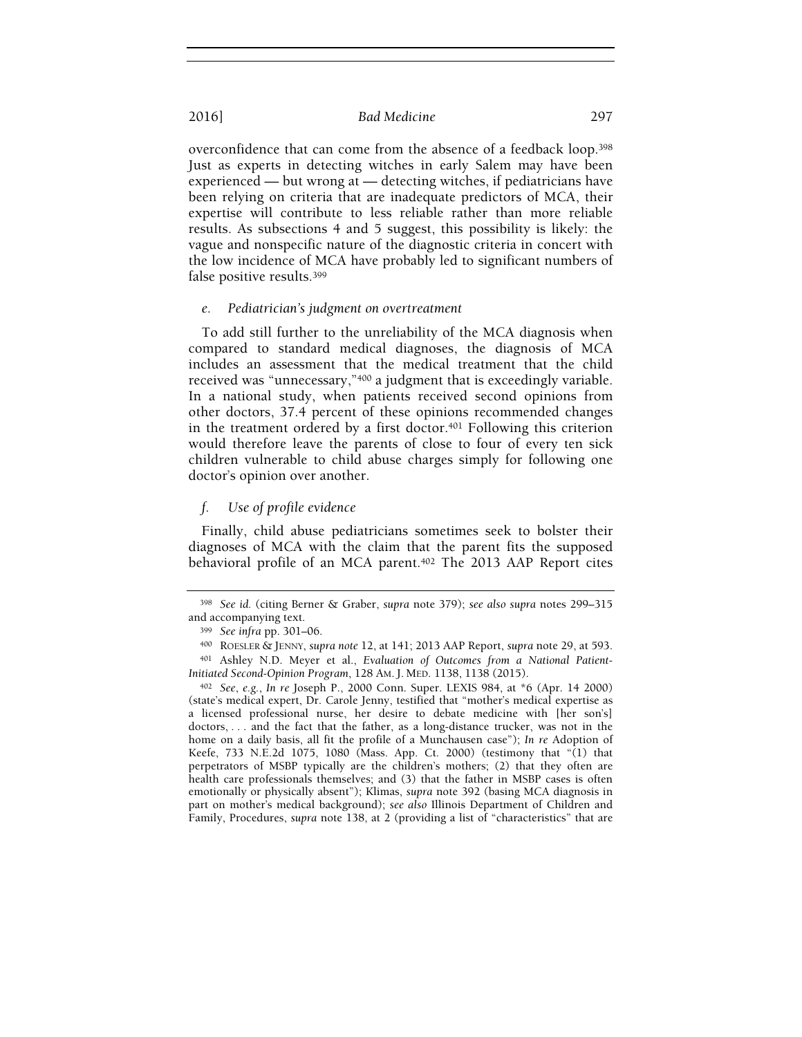overconfidence that can come from the absence of a feedback loop.[398] Just as experts in detecting witches in early Salem may have been experienced — but wrong at — detecting witches, if pediatricians have been relying on criteria that are inadequate predictors of MCA, their expertise will contribute to less reliable rather than more reliable results. As subsections 4 and 5 suggest, this possibility is likely: the vague and nonspecific nature of the diagnostic criteria in concert with the low incidence of MCA have probably led to significant numbers of false positive results.[399]

#### *e. Pediatrician's judgment on overtreatment*

To add still further to the unreliability of the MCA diagnosis when compared to standard medical diagnoses, the diagnosis of MCA includes an assessment that the medical treatment that the child received was "unnecessary,"[400] a judgment that is exceedingly variable. In a national study, when patients received second opinions from other doctors, 37.4 percent of these opinions recommended changes in the treatment ordered by a first doctor.[401] Following this criterion would therefore leave the parents of close to four of every ten sick children vulnerable to child abuse charges simply for following one doctor's opinion over another.

#### *f. Use of profile evidence*

Finally, child abuse pediatricians sometimes seek to bolster their diagnoses of MCA with the claim that the parent fits the supposed behavioral profile of an MCA parent.[402] The 2013 AAP Report cites

---

[398] *See id.* (citing Berner & Graber, *supra* note 379); *see also supra* notes 299–315 and accompanying text.

[399] *See infra* pp. 301–06.

[400] ROESLER & JENNY, *supra note* 12, at 141; 2013 AAP Report, *supra* note 29, at 593.

[401] Ashley N.D. Meyer et al., *Evaluation of Outcomes from a National Patient-Initiated Second-Opinion Program*, 128 AM. J. MED. 1138, 1138 (2015).

[402] *See, e.g.*, *In re* Joseph P., 2000 Conn. Super. LEXIS 984, at \*6 (Apr. 14 2000) (state's medical expert, Dr. Carole Jenny, testified that "mother's medical expertise as a licensed professional nurse, her desire to debate medicine with [her son's] doctors, . . . and the fact that the father, as a long-distance trucker, was not in the home on a daily basis, all fit the profile of a Munchausen case"); *In re* Adoption of Keefe, 733 N.E.2d 1075, 1080 (Mass. App. Ct. 2000) (testimony that "(1) that perpetrators of MSBP typically are the children's mothers; (2) that they often are health care professionals themselves; and (3) that the father in MSBP cases is often emotionally or physically absent"); Klimas, *supra* note 392 (basing MCA diagnosis in part on mother's medical background); *see also* Illinois Department of Children and Family, Procedures, *supra* note 138, at 2 (providing a list of "characteristics" that are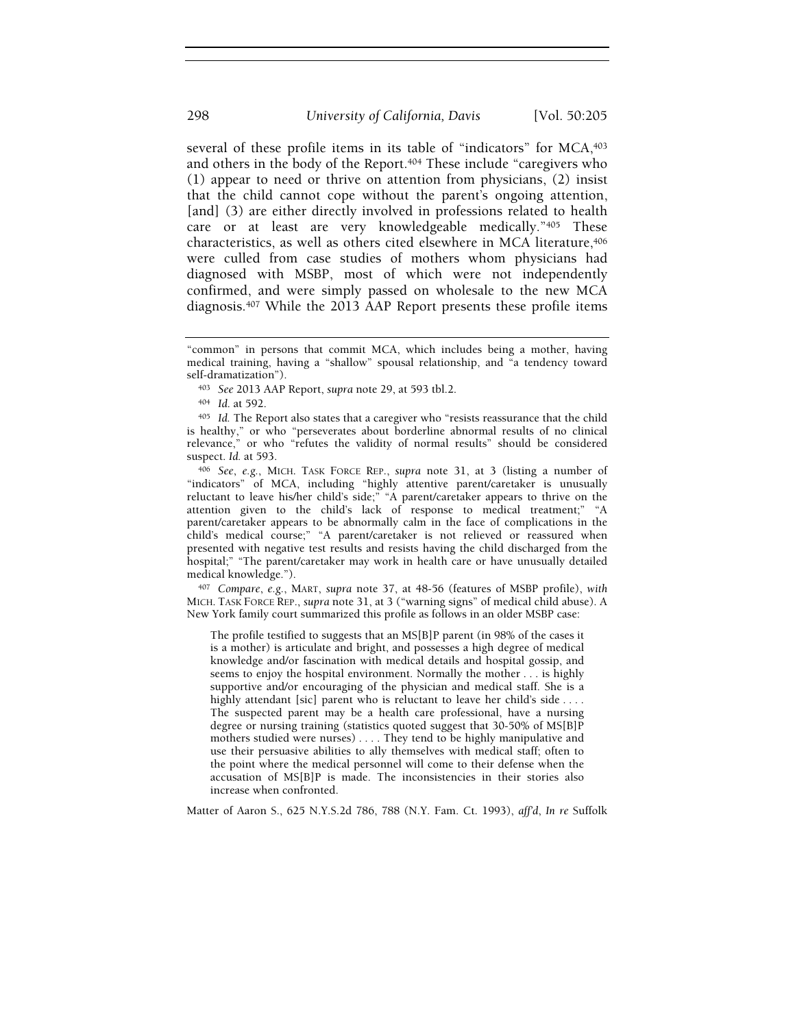several of these profile items in its table of "indicators" for MCA,[403] and others in the body of the Report.[404] These include "caregivers who (1) appear to need or thrive on attention from physicians, (2) insist that the child cannot cope without the parent's ongoing attention, [and] (3) are either directly involved in professions related to health care or at least are very knowledgeable medically."[405] These characteristics, as well as others cited elsewhere in MCA literature,[406] were culled from case studies of mothers whom physicians had diagnosed with MSBP, most of which were not independently confirmed, and were simply passed on wholesale to the new MCA diagnosis.[407] While the 2013 AAP Report presents these profile items

---

"common" in persons that commit MCA, which includes being a mother, having medical training, having a "shallow" spousal relationship, and "a tendency toward self-dramatization").

[403] *See* 2013 AAP Report, *supra* note 29, at 593 tbl.2.

[404] *Id.* at 592.

[405] *Id.* The Report also states that a caregiver who "resists reassurance that the child is healthy," or who "perseverates about borderline abnormal results of no clinical relevance," or who "refutes the validity of normal results" should be considered suspect. *Id.* at 593.

[406] *See, e.g.*, MICH. TASK FORCE REP., *supra* note 31, at 3 (listing a number of "indicators" of MCA, including "highly attentive parent/caretaker is unusually reluctant to leave his/her child's side;" "A parent/caretaker appears to thrive on the attention given to the child's lack of response to medical treatment;" "A parent/caretaker appears to be abnormally calm in the face of complications in the child's medical course;" "A parent/caretaker is not relieved or reassured when presented with negative test results and resists having the child discharged from the hospital;" "The parent/caretaker may work in health care or have unusually detailed medical knowledge.").

[407] *Compare, e.g.*, MART, *supra* note 37, at 48-56 (features of MSBP profile), *with* MICH. TASK FORCE REP., *supra* note 31, at 3 ("warning signs" of medical child abuse). A New York family court summarized this profile as follows in an older MSBP case:

> The profile testified to suggests that an MS[B]P parent (in 98% of the cases it is a mother) is articulate and bright, and possesses a high degree of medical knowledge and/or fascination with medical details and hospital gossip, and seems to enjoy the hospital environment. Normally the mother . . . is highly supportive and/or encouraging of the physician and medical staff. She is a highly attendant [sic] parent who is reluctant to leave her child's side . . . . The suspected parent may be a health care professional, have a nursing degree or nursing training (statistics quoted suggest that 30-50% of MS[B]P mothers studied were nurses) . . . . They tend to be highly manipulative and use their persuasive abilities to ally themselves with medical staff; often to the point where the medical personnel will come to their defense when the accusation of MS[B]P is made. The inconsistencies in their stories also increase when confronted.

Matter of Aaron S., 625 N.Y.S.2d 786, 788 (N.Y. Fam. Ct. 1993), *aff'd*, *In re* Suffolk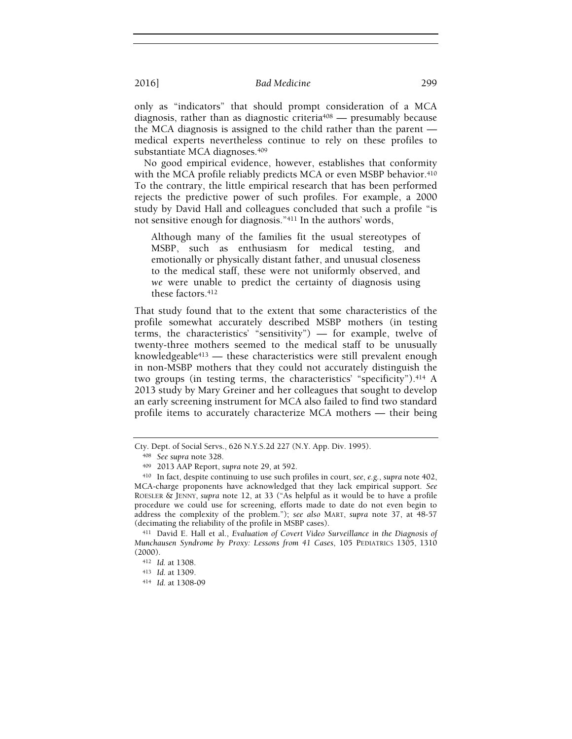only as "indicators" that should prompt consideration of a MCA diagnosis, rather than as diagnostic criteria[408] — presumably because the MCA diagnosis is assigned to the child rather than the parent — medical experts nevertheless continue to rely on these profiles to substantiate MCA diagnoses.[409]

No good empirical evidence, however, establishes that conformity with the MCA profile reliably predicts MCA or even MSBP behavior.[410] To the contrary, the little empirical research that has been performed rejects the predictive power of such profiles. For example, a 2000 study by David Hall and colleagues concluded that such a profile "is not sensitive enough for diagnosis."[411] In the authors' words,

> Although many of the families fit the usual stereotypes of MSBP, such as enthusiasm for medical testing, and emotionally or physically distant father, and unusual closeness to the medical staff, these were not uniformly observed, and *we* were unable to predict the certainty of diagnosis using these factors.[412]

That study found that to the extent that some characteristics of the profile somewhat accurately described MSBP mothers (in testing terms, the characteristics' "sensitivity") — for example, twelve of twenty-three mothers seemed to the medical staff to be unusually knowledgeable[413] — these characteristics were still prevalent enough in non-MSBP mothers that they could not accurately distinguish the two groups (in testing terms, the characteristics' "specificity").[414] A 2013 study by Mary Greiner and her colleagues that sought to develop an early screening instrument for MCA also failed to find two standard profile items to accurately characterize MCA mothers — their being

---

Cty. Dept. of Social Servs., 626 N.Y.S.2d 227 (N.Y. App. Div. 1995).

[408] *See supra* note 328.

[409] 2013 AAP Report, *supra* note 29, at 592.

[410] In fact, despite continuing to use such profiles in court, *see, e.g.*, *supra* note 402, MCA-charge proponents have acknowledged that they lack empirical support. *See* ROESLER & JENNY, *supra* note 12, at 33 ("As helpful as it would be to have a profile procedure we could use for screening, efforts made to date do not even begin to address the complexity of the problem."); *see also* MART, *supra* note 37, at 48-57 (decimating the reliability of the profile in MSBP cases).

[411] David E. Hall et al., *Evaluation of Covert Video Surveillance in the Diagnosis of Munchausen Syndrome by Proxy: Lessons from 41 Cases*, 105 PEDIATRICS 1305, 1310 (2000).

[412] *Id.* at 1308.

[413] *Id.* at 1309.

[414] *Id.* at 1308-09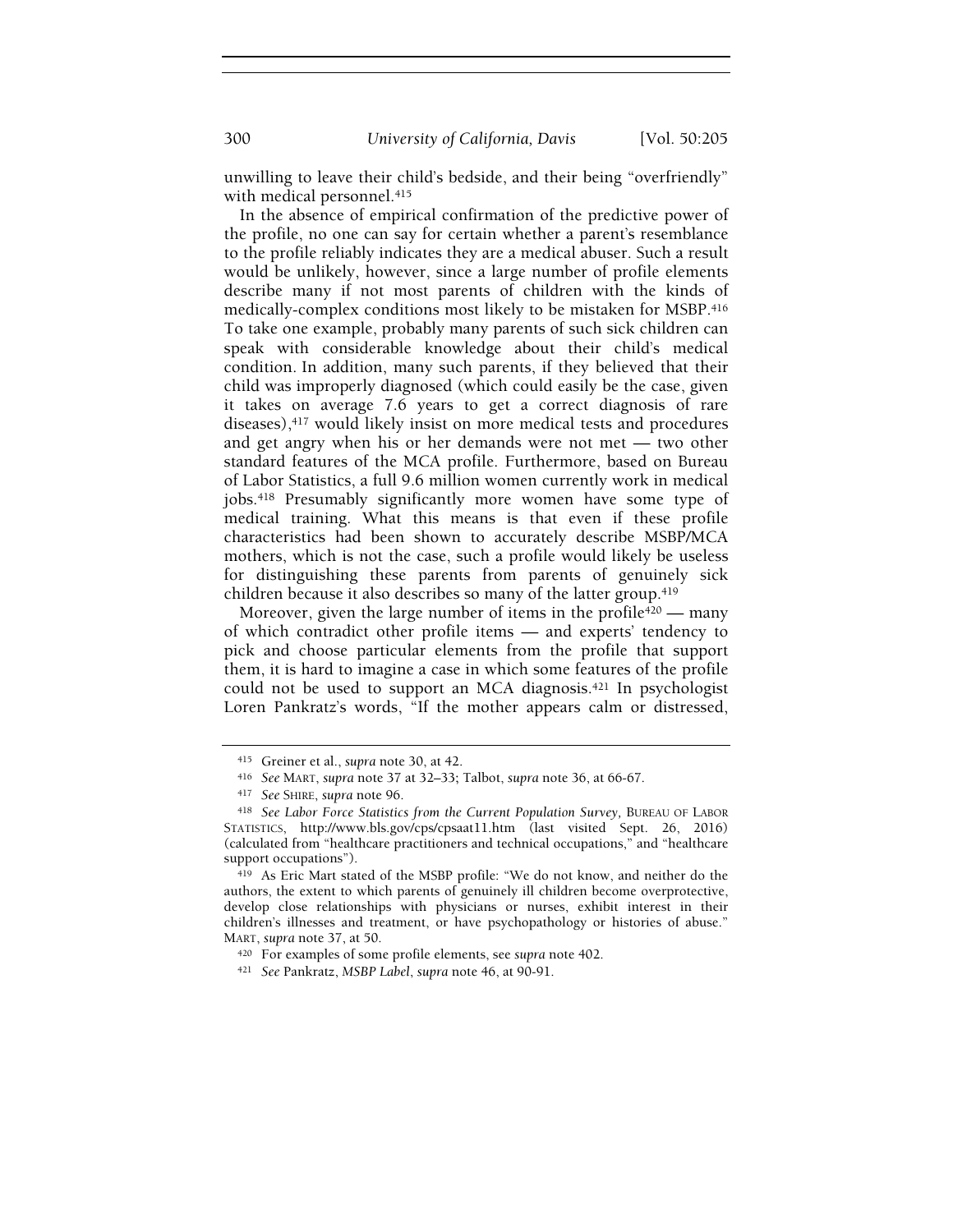unwilling to leave their child's bedside, and their being "overfriendly" with medical personnel.[415]

In the absence of empirical confirmation of the predictive power of the profile, no one can say for certain whether a parent's resemblance to the profile reliably indicates they are a medical abuser. Such a result would be unlikely, however, since a large number of profile elements describe many if not most parents of children with the kinds of medically-complex conditions most likely to be mistaken for MSBP.[416] To take one example, probably many parents of such sick children can speak with considerable knowledge about their child's medical condition. In addition, many such parents, if they believed that their child was improperly diagnosed (which could easily be the case, given it takes on average 7.6 years to get a correct diagnosis of rare diseases),[417] would likely insist on more medical tests and procedures and get angry when his or her demands were not met — two other standard features of the MCA profile. Furthermore, based on Bureau of Labor Statistics, a full 9.6 million women currently work in medical jobs.[418] Presumably significantly more women have some type of medical training. What this means is that even if these profile characteristics had been shown to accurately describe MSBP/MCA mothers, which is not the case, such a profile would likely be useless for distinguishing these parents from parents of genuinely sick children because it also describes so many of the latter group.[419]

Moreover, given the large number of items in the profile[420] — many of which contradict other profile items — and experts' tendency to pick and choose particular elements from the profile that support them, it is hard to imagine a case in which some features of the profile could not be used to support an MCA diagnosis.[421] In psychologist Loren Pankratz's words, "If the mother appears calm or distressed,

---

[415] Greiner et al., *supra* note 30, at 42.

[416] *See* MART, *supra* note 37 at 32–33; Talbot, *supra* note 36, at 66-67.

[417] *See* SHIRE, *supra* note 96.

[418] *See Labor Force Statistics from the Current Population Survey*, BUREAU OF LABOR STATISTICS, http://www.bls.gov/cps/cpsaat11.htm (last visited Sept. 26, 2016) (calculated from "healthcare practitioners and technical occupations," and "healthcare support occupations").

[419] As Eric Mart stated of the MSBP profile: "We do not know, and neither do the authors, the extent to which parents of genuinely ill children become overprotective, develop close relationships with physicians or nurses, exhibit interest in their children's illnesses and treatment, or have psychopathology or histories of abuse." MART, *supra* note 37, at 50.

[420] For examples of some profile elements, see *supra* note 402.

[421] *See* Pankratz, *MSBP Label*, *supra* note 46, at 90-91.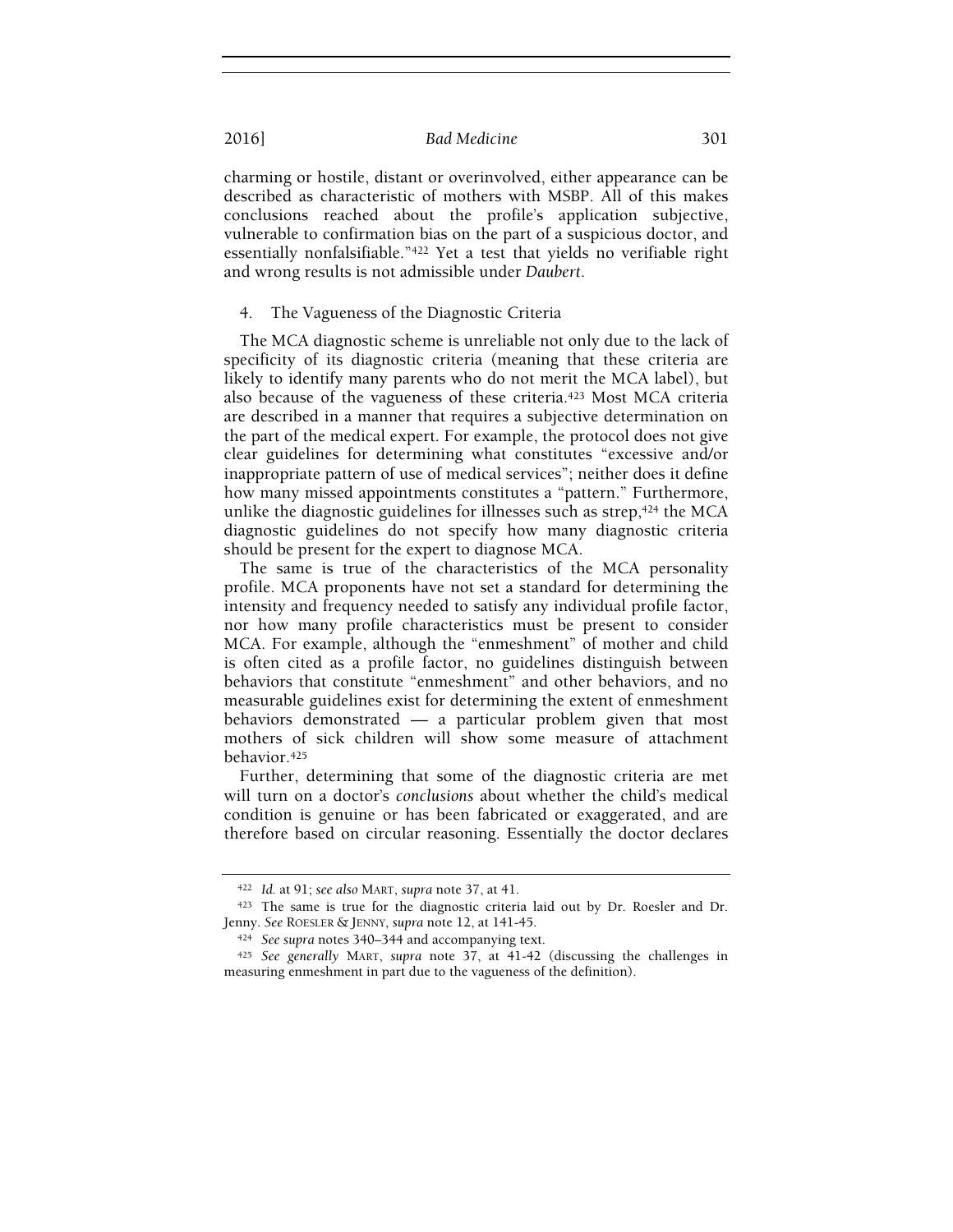charming or hostile, distant or overinvolved, either appearance can be described as characteristic of mothers with MSBP. All of this makes conclusions reached about the profile's application subjective, vulnerable to confirmation bias on the part of a suspicious doctor, and essentially nonfalsifiable."[422] Yet a test that yields no verifiable right and wrong results is not admissible under *Daubert*.

### 4. The Vagueness of the Diagnostic Criteria

The MCA diagnostic scheme is unreliable not only due to the lack of specificity of its diagnostic criteria (meaning that these criteria are likely to identify many parents who do not merit the MCA label), but also because of the vagueness of these criteria.[423] Most MCA criteria are described in a manner that requires a subjective determination on the part of the medical expert. For example, the protocol does not give clear guidelines for determining what constitutes "excessive and/or inappropriate pattern of use of medical services"; neither does it define how many missed appointments constitutes a "pattern." Furthermore, unlike the diagnostic guidelines for illnesses such as strep,[424] the MCA diagnostic guidelines do not specify how many diagnostic criteria should be present for the expert to diagnose MCA.

The same is true of the characteristics of the MCA personality profile. MCA proponents have not set a standard for determining the intensity and frequency needed to satisfy any individual profile factor, nor how many profile characteristics must be present to consider MCA. For example, although the "enmeshment" of mother and child is often cited as a profile factor, no guidelines distinguish between behaviors that constitute "enmeshment" and other behaviors, and no measurable guidelines exist for determining the extent of enmeshment behaviors demonstrated — a particular problem given that most mothers of sick children will show some measure of attachment behavior.[425]

Further, determining that some of the diagnostic criteria are met will turn on a doctor's *conclusions* about whether the child's medical condition is genuine or has been fabricated or exaggerated, and are therefore based on circular reasoning. Essentially the doctor declares

---

[422] *Id.* at 91; *see also* MART, *supra* note 37, at 41.

[423] The same is true for the diagnostic criteria laid out by Dr. Roesler and Dr. Jenny. *See* ROESLER & JENNY, *supra* note 12, at 141-45.

[424] *See supra* notes 340–344 and accompanying text.

[425] *See generally* MART, *supra* note 37, at 41-42 (discussing the challenges in measuring enmeshment in part due to the vagueness of the definition).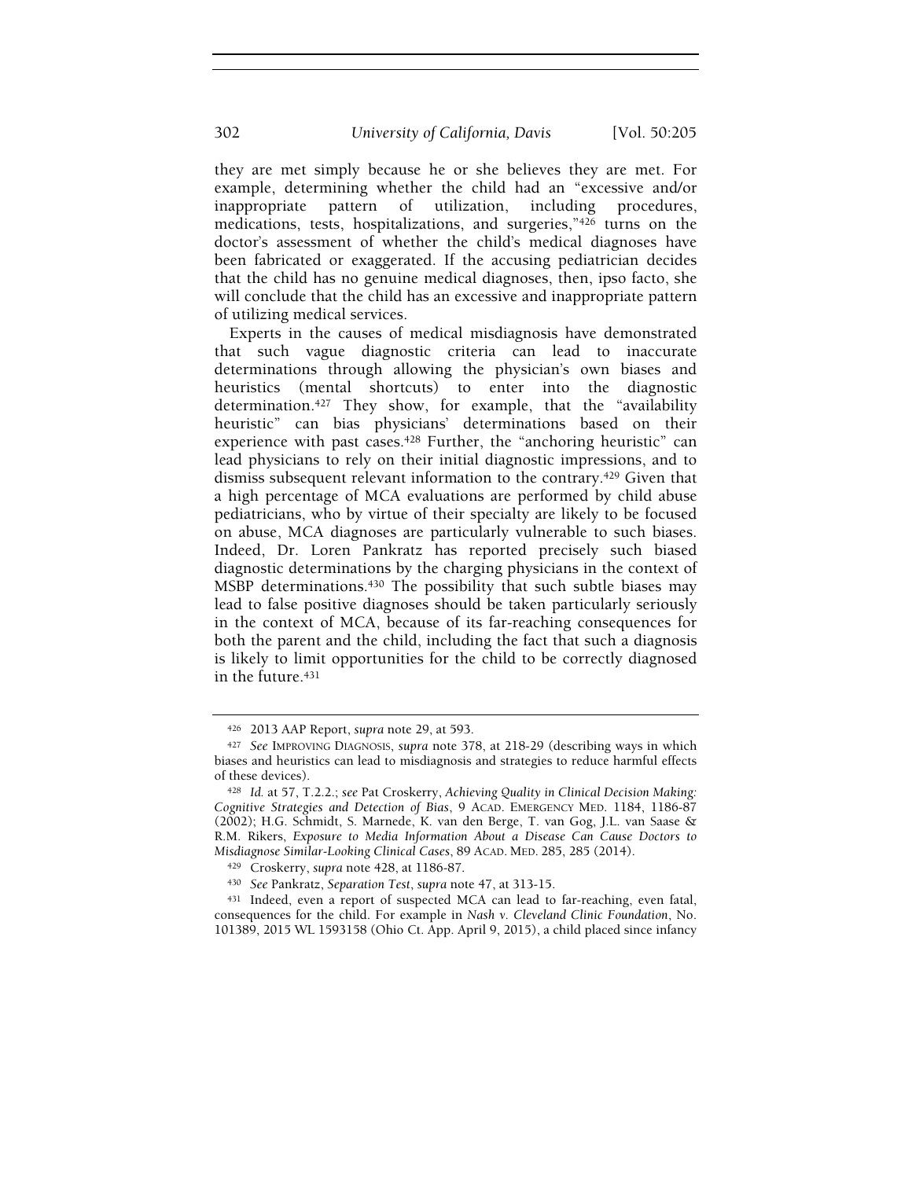they are met simply because he or she believes they are met. For example, determining whether the child had an "excessive and/or inappropriate pattern of utilization, including procedures, medications, tests, hospitalizations, and surgeries,"[426] turns on the doctor's assessment of whether the child's medical diagnoses have been fabricated or exaggerated. If the accusing pediatrician decides that the child has no genuine medical diagnoses, then, ipso facto, she will conclude that the child has an excessive and inappropriate pattern of utilizing medical services.

Experts in the causes of medical misdiagnosis have demonstrated that such vague diagnostic criteria can lead to inaccurate determinations through allowing the physician's own biases and heuristics (mental shortcuts) to enter into the diagnostic determination.[427] They show, for example, that the "availability heuristic" can bias physicians' determinations based on their experience with past cases.[428] Further, the "anchoring heuristic" can lead physicians to rely on their initial diagnostic impressions, and to dismiss subsequent relevant information to the contrary.[429] Given that a high percentage of MCA evaluations are performed by child abuse pediatricians, who by virtue of their specialty are likely to be focused on abuse, MCA diagnoses are particularly vulnerable to such biases. Indeed, Dr. Loren Pankratz has reported precisely such biased diagnostic determinations by the charging physicians in the context of MSBP determinations.[430] The possibility that such subtle biases may lead to false positive diagnoses should be taken particularly seriously in the context of MCA, because of its far-reaching consequences for both the parent and the child, including the fact that such a diagnosis is likely to limit opportunities for the child to be correctly diagnosed in the future.[431]

---

[426] 2013 AAP Report, *supra* note 29, at 593.

[427] *See* IMPROVING DIAGNOSIS, *supra* note 378, at 218-29 (describing ways in which biases and heuristics can lead to misdiagnosis and strategies to reduce harmful effects of these devices).

[428] *Id.* at 57, T.2.2.; *see* Pat Croskerry, *Achieving Quality in Clinical Decision Making: Cognitive Strategies and Detection of Bias*, 9 ACAD. EMERGENCY MED. 1184, 1186-87 (2002); H.G. Schmidt, S. Marnede, K. van den Berge, T. van Gog, J.L. van Saase & R.M. Rikers, *Exposure to Media Information About a Disease Can Cause Doctors to Misdiagnose Similar-Looking Clinical Cases*, 89 ACAD. MED. 285, 285 (2014).

[429] Croskerry, *supra* note 428, at 1186-87.

[430] *See* Pankratz, *Separation Test*, *supra* note 47, at 313-15.

[431] Indeed, even a report of suspected MCA can lead to far-reaching, even fatal, consequences for the child. For example in *Nash v. Cleveland Clinic Foundation*, No. 101389, 2015 WL 1593158 (Ohio Ct. App. April 9, 2015), a child placed since infancy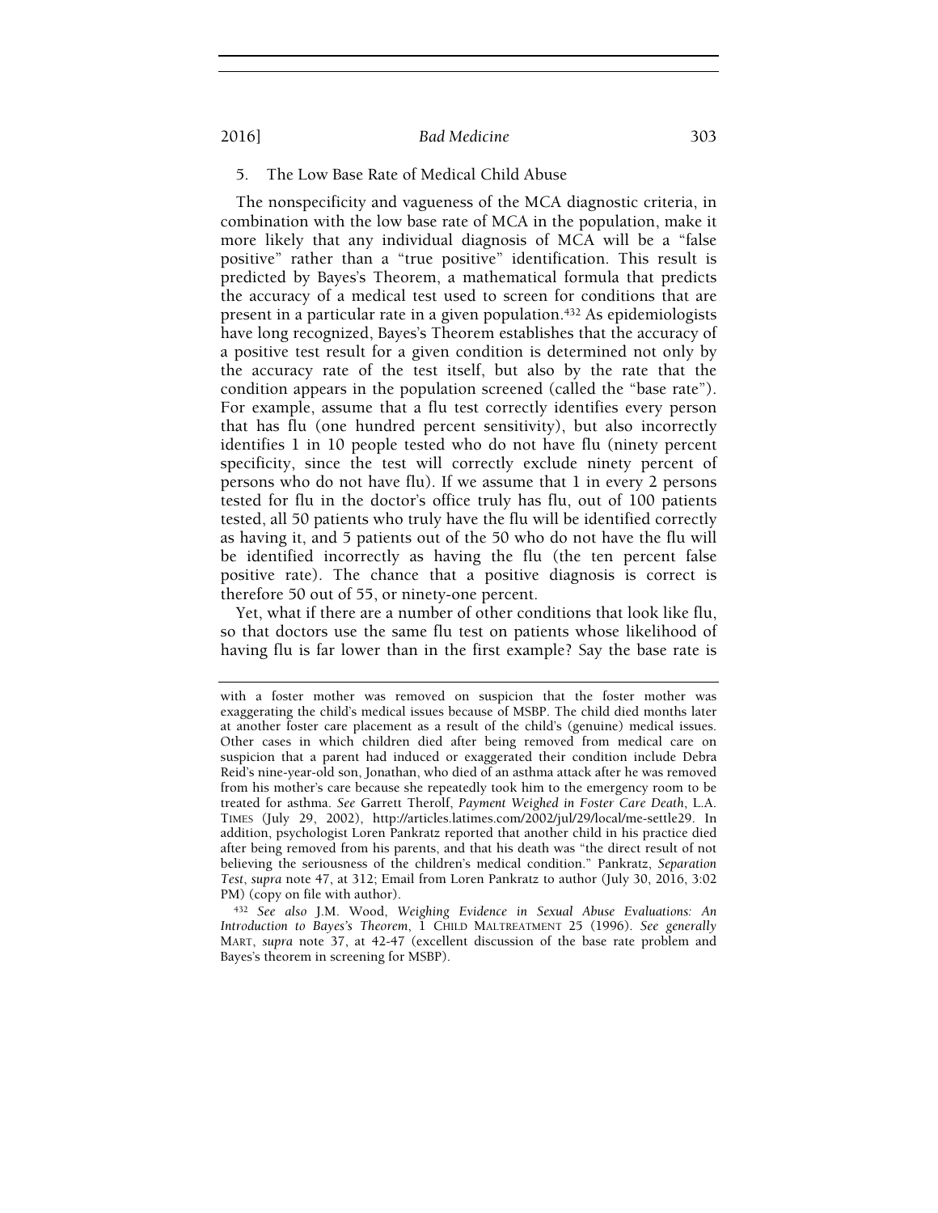### 5. The Low Base Rate of Medical Child Abuse

The nonspecificity and vagueness of the MCA diagnostic criteria, in combination with the low base rate of MCA in the population, make it more likely that any individual diagnosis of MCA will be a "false positive" rather than a "true positive" identification. This result is predicted by Bayes's Theorem, a mathematical formula that predicts the accuracy of a medical test used to screen for conditions that are present in a particular rate in a given population.[432] As epidemiologists have long recognized, Bayes's Theorem establishes that the accuracy of a positive test result for a given condition is determined not only by the accuracy rate of the test itself, but also by the rate that the condition appears in the population screened (called the "base rate"). For example, assume that a flu test correctly identifies every person that has flu (one hundred percent sensitivity), but also incorrectly identifies 1 in 10 people tested who do not have flu (ninety percent specificity, since the test will correctly exclude ninety percent of persons who do not have flu). If we assume that 1 in every 2 persons tested for flu in the doctor's office truly has flu, out of 100 patients tested, all 50 patients who truly have the flu will be identified correctly as having it, and 5 patients out of the 50 who do not have the flu will be identified incorrectly as having the flu (the ten percent false positive rate). The chance that a positive diagnosis is correct is therefore 50 out of 55, or ninety-one percent.

Yet, what if there are a number of other conditions that look like flu, so that doctors use the same flu test on patients whose likelihood of having flu is far lower than in the first example? Say the base rate is

---

with a foster mother was removed on suspicion that the foster mother was exaggerating the child's medical issues because of MSBP. The child died months later at another foster care placement as a result of the child's (genuine) medical issues. Other cases in which children died after being removed from medical care on suspicion that a parent had induced or exaggerated their condition include Debra Reid's nine-year-old son, Jonathan, who died of an asthma attack after he was removed from his mother's care because she repeatedly took him to the emergency room to be treated for asthma. *See* Garrett Therolf, *Payment Weighed in Foster Care Death*, L.A. TIMES (July 29, 2002), http://articles.latimes.com/2002/jul/29/local/me-settle29. In addition, psychologist Loren Pankratz reported that another child in his practice died after being removed from his parents, and that his death was "the direct result of not believing the seriousness of the children's medical condition." Pankratz, *Separation Test*, *supra* note 47, at 312; Email from Loren Pankratz to author (July 30, 2016, 3:02 PM) (copy on file with author).

[432] *See also* J.M. Wood, *Weighing Evidence in Sexual Abuse Evaluations: An Introduction to Bayes's Theorem*, 1 CHILD MALTREATMENT 25 (1996). *See generally* MART, *supra* note 37, at 42-47 (excellent discussion of the base rate problem and Bayes's theorem in screening for MSBP).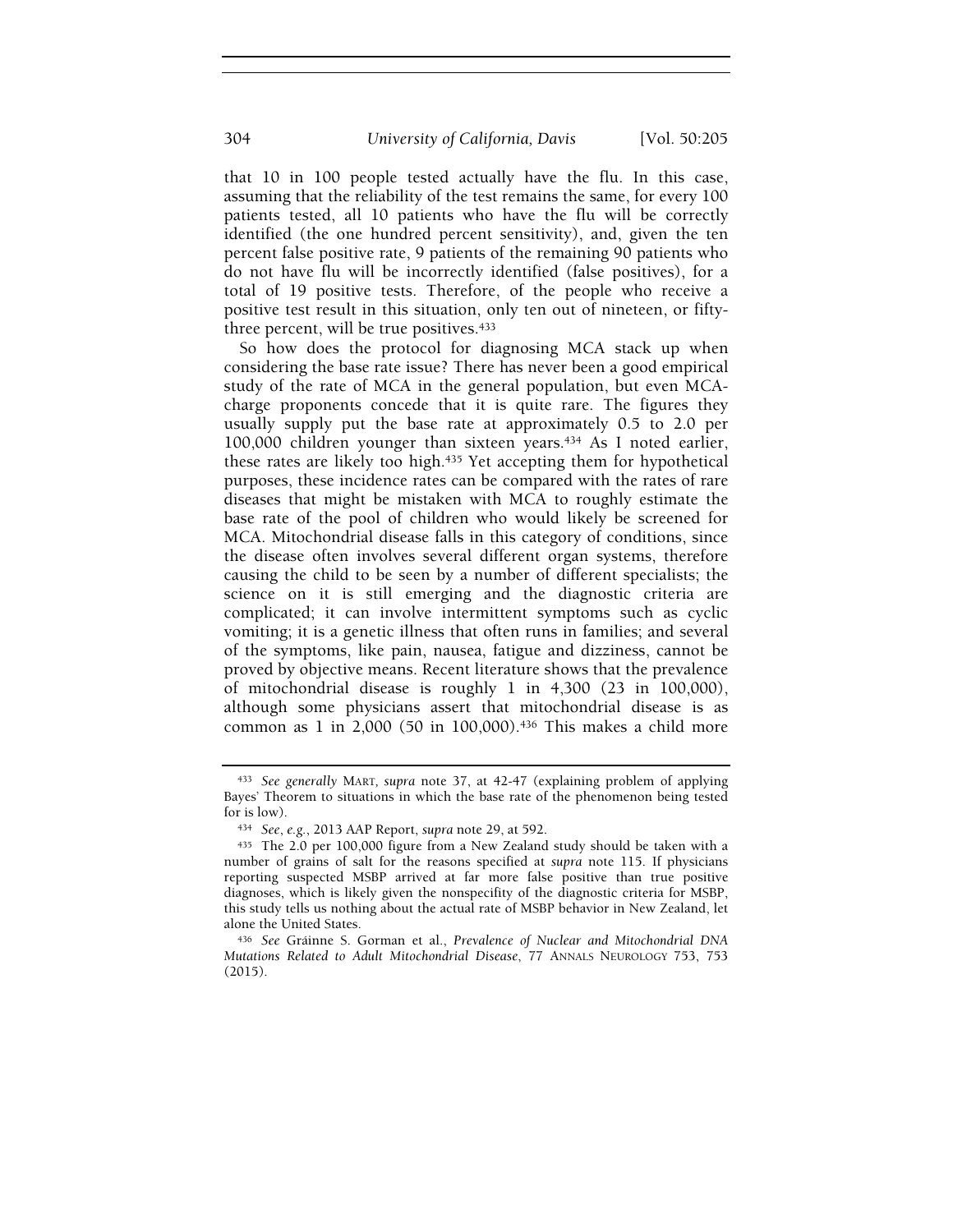that 10 in 100 people tested actually have the flu. In this case, assuming that the reliability of the test remains the same, for every 100 patients tested, all 10 patients who have the flu will be correctly identified (the one hundred percent sensitivity), and, given the ten percent false positive rate, 9 patients of the remaining 90 patients who do not have flu will be incorrectly identified (false positives), for a total of 19 positive tests. Therefore, of the people who receive a positive test result in this situation, only ten out of nineteen, or fifty-three percent, will be true positives.[433]

So how does the protocol for diagnosing MCA stack up when considering the base rate issue? There has never been a good empirical study of the rate of MCA in the general population, but even MCA-charge proponents concede that it is quite rare. The figures they usually supply put the base rate at approximately 0.5 to 2.0 per 100,000 children younger than sixteen years.[434] As I noted earlier, these rates are likely too high.[435] Yet accepting them for hypothetical purposes, these incidence rates can be compared with the rates of rare diseases that might be mistaken with MCA to roughly estimate the base rate of the pool of children who would likely be screened for MCA. Mitochondrial disease falls in this category of conditions, since the disease often involves several different organ systems, therefore causing the child to be seen by a number of different specialists; the science on it is still emerging and the diagnostic criteria are complicated; it can involve intermittent symptoms such as cyclic vomiting; it is a genetic illness that often runs in families; and several of the symptoms, like pain, nausea, fatigue and dizziness, cannot be proved by objective means. Recent literature shows that the prevalence of mitochondrial disease is roughly 1 in 4,300 (23 in 100,000), although some physicians assert that mitochondrial disease is as common as 1 in 2,000 (50 in 100,000).[436] This makes a child more

---

[433] *See generally* MART, *supra* note 37, at 42-47 (explaining problem of applying Bayes' Theorem to situations in which the base rate of the phenomenon being tested for is low).

[434] *See, e.g.*, 2013 AAP Report, *supra* note 29, at 592.

[435] The 2.0 per 100,000 figure from a New Zealand study should be taken with a number of grains of salt for the reasons specified at *supra* note 115. If physicians reporting suspected MSBP arrived at far more false positive than true positive diagnoses, which is likely given the nonspecifity of the diagnostic criteria for MSBP, this study tells us nothing about the actual rate of MSBP behavior in New Zealand, let alone the United States.

[436] *See* Gráinne S. Gorman et al., *Prevalence of Nuclear and Mitochondrial DNA Mutations Related to Adult Mitochondrial Disease*, 77 ANNALS NEUROLOGY 753, 753 (2015).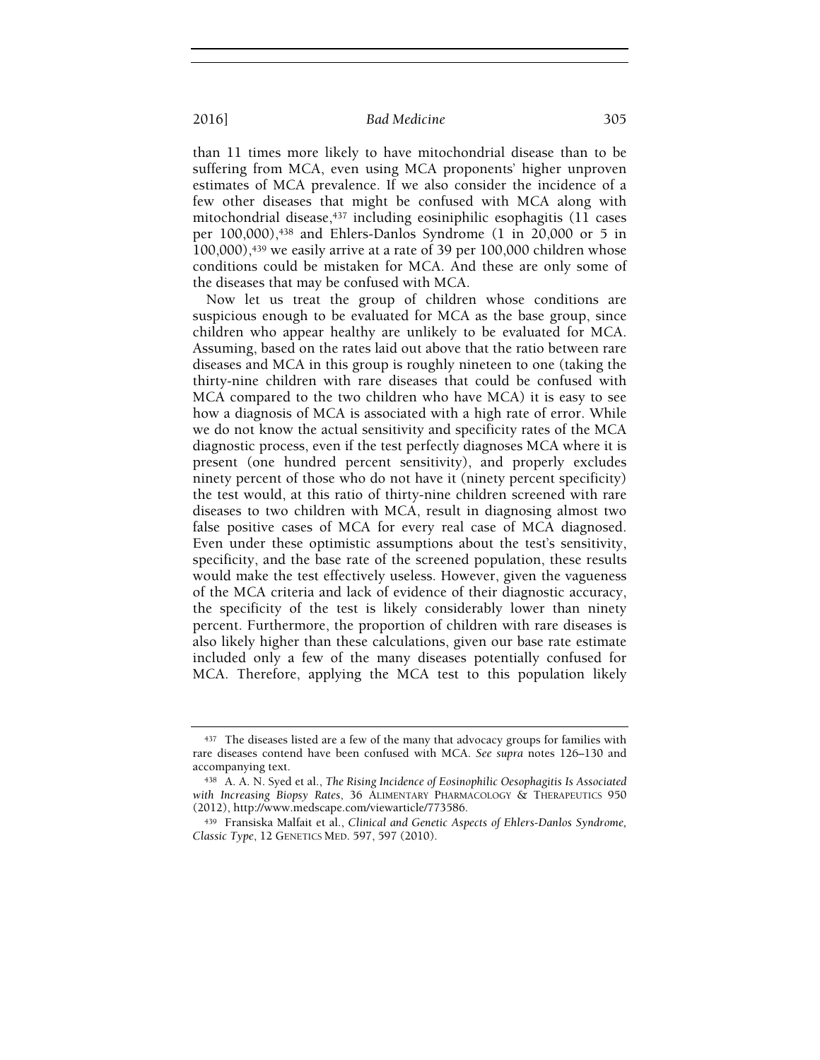than 11 times more likely to have mitochondrial disease than to be suffering from MCA, even using MCA proponents' higher unproven estimates of MCA prevalence. If we also consider the incidence of a few other diseases that might be confused with MCA along with mitochondrial disease,[437] including eosiniphilic esophagitis (11 cases per 100,000),[438] and Ehlers-Danlos Syndrome (1 in 20,000 or 5 in 100,000),[439] we easily arrive at a rate of 39 per 100,000 children whose conditions could be mistaken for MCA. And these are only some of the diseases that may be confused with MCA.

Now let us treat the group of children whose conditions are suspicious enough to be evaluated for MCA as the base group, since children who appear healthy are unlikely to be evaluated for MCA. Assuming, based on the rates laid out above that the ratio between rare diseases and MCA in this group is roughly nineteen to one (taking the thirty-nine children with rare diseases that could be confused with MCA compared to the two children who have MCA) it is easy to see how a diagnosis of MCA is associated with a high rate of error. While we do not know the actual sensitivity and specificity rates of the MCA diagnostic process, even if the test perfectly diagnoses MCA where it is present (one hundred percent sensitivity), and properly excludes ninety percent of those who do not have it (ninety percent specificity) the test would, at this ratio of thirty-nine children screened with rare diseases to two children with MCA, result in diagnosing almost two false positive cases of MCA for every real case of MCA diagnosed. Even under these optimistic assumptions about the test's sensitivity, specificity, and the base rate of the screened population, these results would make the test effectively useless. However, given the vagueness of the MCA criteria and lack of evidence of their diagnostic accuracy, the specificity of the test is likely considerably lower than ninety percent. Furthermore, the proportion of children with rare diseases is also likely higher than these calculations, given our base rate estimate included only a few of the many diseases potentially confused for MCA. Therefore, applying the MCA test to this population likely

---

[437] The diseases listed are a few of the many that advocacy groups for families with rare diseases contend have been confused with MCA. *See supra* notes 126–130 and accompanying text.

[438] A. A. N. Syed et al., *The Rising Incidence of Eosinophilic Oesophagitis Is Associated with Increasing Biopsy Rates*, 36 ALIMENTARY PHARMACOLOGY & THERAPEUTICS 950 (2012), http://www.medscape.com/viewarticle/773586.

[439] Fransiska Malfait et al., *Clinical and Genetic Aspects of Ehlers-Danlos Syndrome, Classic Type*, 12 GENETICS MED. 597, 597 (2010).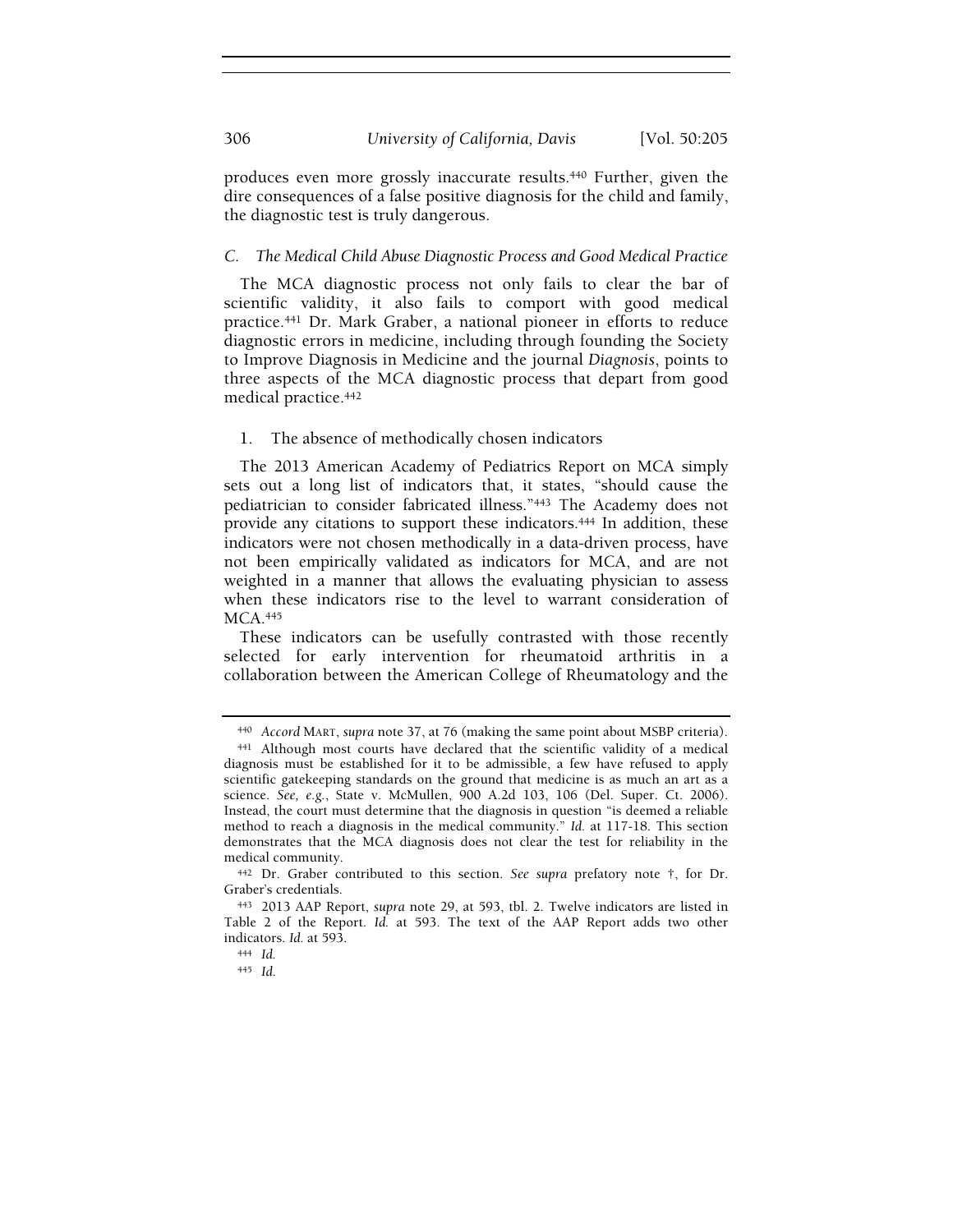produces even more grossly inaccurate results.[440] Further, given the dire consequences of a false positive diagnosis for the child and family, the diagnostic test is truly dangerous.

### *C. The Medical Child Abuse Diagnostic Process and Good Medical Practice*

The MCA diagnostic process not only fails to clear the bar of scientific validity, it also fails to comport with good medical practice.[441] Dr. Mark Graber, a national pioneer in efforts to reduce diagnostic errors in medicine, including through founding the Society to Improve Diagnosis in Medicine and the journal *Diagnosis*, points to three aspects of the MCA diagnostic process that depart from good medical practice.[442]

#### 1. The absence of methodically chosen indicators

The 2013 American Academy of Pediatrics Report on MCA simply sets out a long list of indicators that, it states, "should cause the pediatrician to consider fabricated illness."[443] The Academy does not provide any citations to support these indicators.[444] In addition, these indicators were not chosen methodically in a data-driven process, have not been empirically validated as indicators for MCA, and are not weighted in a manner that allows the evaluating physician to assess when these indicators rise to the level to warrant consideration of MCA.[445]

These indicators can be usefully contrasted with those recently selected for early intervention for rheumatoid arthritis in a collaboration between the American College of Rheumatology and the

---

[440] *Accord* MART, *supra* note 37, at 76 (making the same point about MSBP criteria).

[441] Although most courts have declared that the scientific validity of a medical diagnosis must be established for it to be admissible, a few have refused to apply scientific gatekeeping standards on the ground that medicine is as much an art as a science. *See, e.g.*, State v. McMullen, 900 A.2d 103, 106 (Del. Super. Ct. 2006). Instead, the court must determine that the diagnosis in question "is deemed a reliable method to reach a diagnosis in the medical community." *Id.* at 117-18. This section demonstrates that the MCA diagnosis does not clear the test for reliability in the medical community.

[442] Dr. Graber contributed to this section. *See supra* prefatory note †, for Dr. Graber's credentials.

[443] 2013 AAP Report, *supra* note 29, at 593, tbl. 2. Twelve indicators are listed in Table 2 of the Report. *Id.* at 593. The text of the AAP Report adds two other indicators. *Id.* at 593.

[444] *Id.*

[445] *Id.*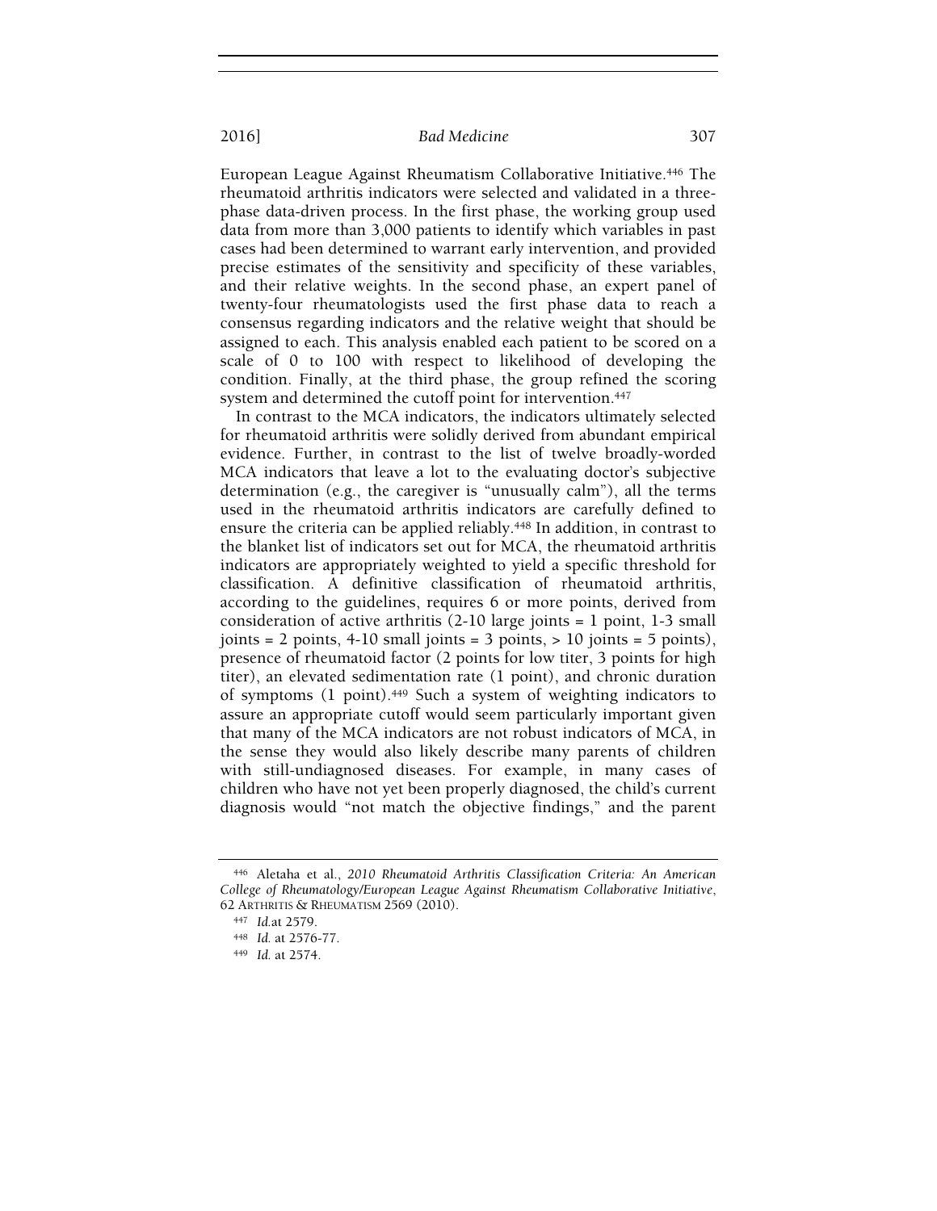European League Against Rheumatism Collaborative Initiative.[446] The rheumatoid arthritis indicators were selected and validated in a three-phase data-driven process. In the first phase, the working group used data from more than 3,000 patients to identify which variables in past cases had been determined to warrant early intervention, and provided precise estimates of the sensitivity and specificity of these variables, and their relative weights. In the second phase, an expert panel of twenty-four rheumatologists used the first phase data to reach a consensus regarding indicators and the relative weight that should be assigned to each. This analysis enabled each patient to be scored on a scale of 0 to 100 with respect to likelihood of developing the condition. Finally, at the third phase, the group refined the scoring system and determined the cutoff point for intervention.[447]

In contrast to the MCA indicators, the indicators ultimately selected for rheumatoid arthritis were solidly derived from abundant empirical evidence. Further, in contrast to the list of twelve broadly-worded MCA indicators that leave a lot to the evaluating doctor's subjective determination (e.g., the caregiver is "unusually calm"), all the terms used in the rheumatoid arthritis indicators are carefully defined to ensure the criteria can be applied reliably.[448] In addition, in contrast to the blanket list of indicators set out for MCA, the rheumatoid arthritis indicators are appropriately weighted to yield a specific threshold for classification. A definitive classification of rheumatoid arthritis, according to the guidelines, requires 6 or more points, derived from consideration of active arthritis (2-10 large joints = 1 point, 1-3 small joints = 2 points, 4-10 small joints = 3 points, > 10 joints = 5 points), presence of rheumatoid factor (2 points for low titer, 3 points for high titer), an elevated sedimentation rate (1 point), and chronic duration of symptoms (1 point).[449] Such a system of weighting indicators to assure an appropriate cutoff would seem particularly important given that many of the MCA indicators are not robust indicators of MCA, in the sense they would also likely describe many parents of children with still-undiagnosed diseases. For example, in many cases of children who have not yet been properly diagnosed, the child's current diagnosis would "not match the objective findings," and the parent

---

[446] Aletaha et al., *2010 Rheumatoid Arthritis Classification Criteria: An American College of Rheumatology/European League Against Rheumatism Collaborative Initiative*, 62 ARTHRITIS & RHEUMATISM 2569 (2010).

[447] *Id.*at 2579.

[448] *Id.* at 2576-77.

[449] *Id.* at 2574.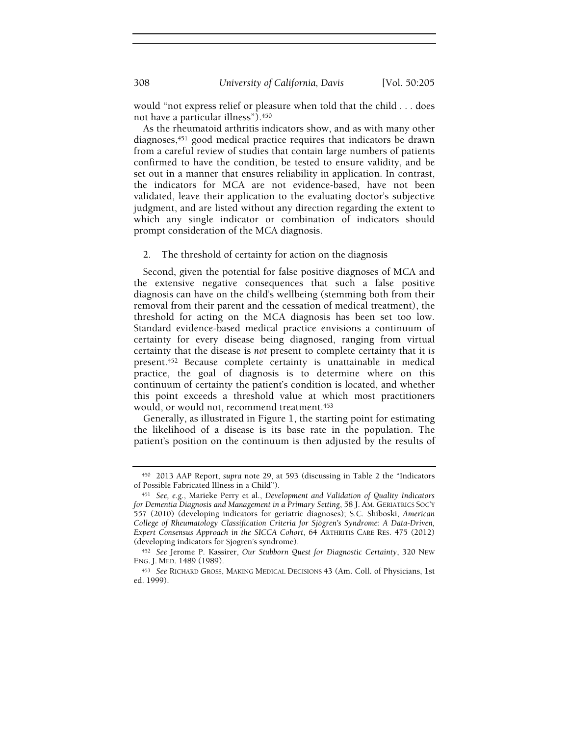would "not express relief or pleasure when told that the child . . . does not have a particular illness").[450]

As the rheumatoid arthritis indicators show, and as with many other diagnoses,[451] good medical practice requires that indicators be drawn from a careful review of studies that contain large numbers of patients confirmed to have the condition, be tested to ensure validity, and be set out in a manner that ensures reliability in application. In contrast, the indicators for MCA are not evidence-based, have not been validated, leave their application to the evaluating doctor's subjective judgment, and are listed without any direction regarding the extent to which any single indicator or combination of indicators should prompt consideration of the MCA diagnosis.

### 2. The threshold of certainty for action on the diagnosis

Second, given the potential for false positive diagnoses of MCA and the extensive negative consequences that such a false positive diagnosis can have on the child's wellbeing (stemming both from their removal from their parent and the cessation of medical treatment), the threshold for acting on the MCA diagnosis has been set too low. Standard evidence-based medical practice envisions a continuum of certainty for every disease being diagnosed, ranging from virtual certainty that the disease is *not* present to complete certainty that it *is* present.[452] Because complete certainty is unattainable in medical practice, the goal of diagnosis is to determine where on this continuum of certainty the patient's condition is located, and whether this point exceeds a threshold value at which most practitioners would, or would not, recommend treatment.[453]

Generally, as illustrated in Figure 1, the starting point for estimating the likelihood of a disease is its base rate in the population. The patient's position on the continuum is then adjusted by the results of

---

[450] 2013 AAP Report, *supra* note 29, at 593 (discussing in Table 2 the "Indicators of Possible Fabricated Illness in a Child").

[451] *See, e.g.*, Marieke Perry et al., *Development and Validation of Quality Indicators for Dementia Diagnosis and Management in a Primary Setting*, 58 J. AM. GERIATRICS SOC'Y 557 (2010) (developing indicators for geriatric diagnoses); S.C. Shiboski, *American College of Rheumatology Classification Criteria for Sjögren's Syndrome: A Data-Driven, Expert Consensus Approach in the SICCA Cohort*, 64 ARTHRITIS CARE RES. 475 (2012) (developing indicators for Sjogren's syndrome).

[452] *See* Jerome P. Kassirer, *Our Stubborn Quest for Diagnostic Certainty*, 320 NEW ENG. J. MED. 1489 (1989).

[453] *See* RICHARD GROSS, MAKING MEDICAL DECISIONS 43 (Am. Coll. of Physicians, 1st ed. 1999).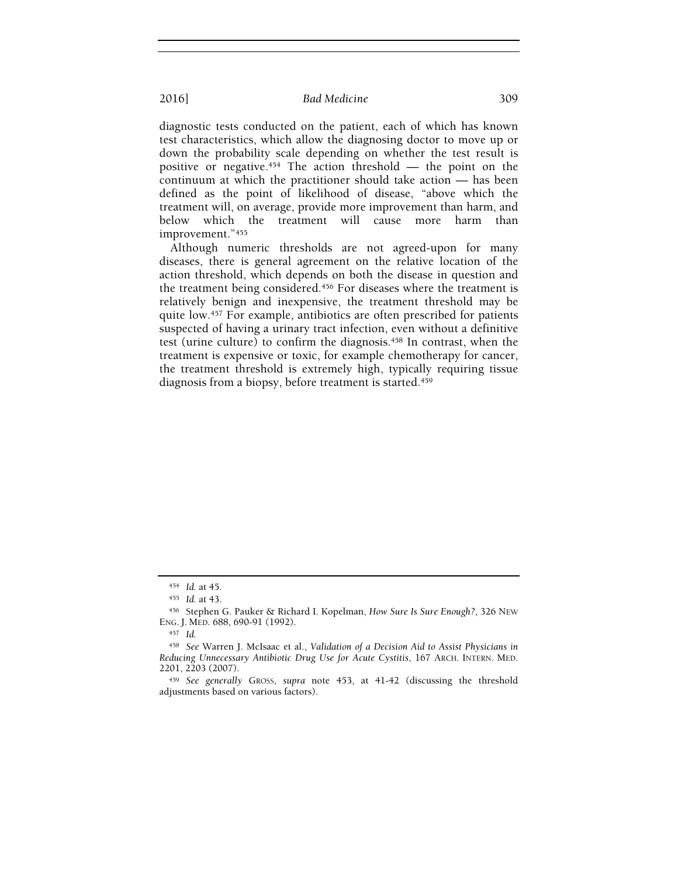diagnostic tests conducted on the patient, each of which has known test characteristics, which allow the diagnosing doctor to move up or down the probability scale depending on whether the test result is positive or negative.[454] The action threshold — the point on the continuum at which the practitioner should take action — has been defined as the point of likelihood of disease, "above which the treatment will, on average, provide more improvement than harm, and below which the treatment will cause more harm than improvement."[455]

Although numeric thresholds are not agreed-upon for many diseases, there is general agreement on the relative location of the action threshold, which depends on both the disease in question and the treatment being considered.[456] For diseases where the treatment is relatively benign and inexpensive, the treatment threshold may be quite low.[457] For example, antibiotics are often prescribed for patients suspected of having a urinary tract infection, even without a definitive test (urine culture) to confirm the diagnosis.[458] In contrast, when the treatment is expensive or toxic, for example chemotherapy for cancer, the treatment threshold is extremely high, typically requiring tissue diagnosis from a biopsy, before treatment is started.[459]

---

[454] *Id.* at 45.

[455] *Id.* at 43.

[456] Stephen G. Pauker & Richard I. Kopelman, *How Sure Is Sure Enough?*, 326 NEW ENG. J. MED. 688, 690-91 (1992).

[457] *Id.*

[458] *See* Warren J. McIsaac et al., *Validation of a Decision Aid to Assist Physicians in Reducing Unnecessary Antibiotic Drug Use for Acute Cystitis*, 167 ARCH. INTERN. MED. 2201, 2203 (2007).

[459] *See generally* GROSS, *supra* note 453, at 41-42 (discussing the threshold adjustments based on various factors).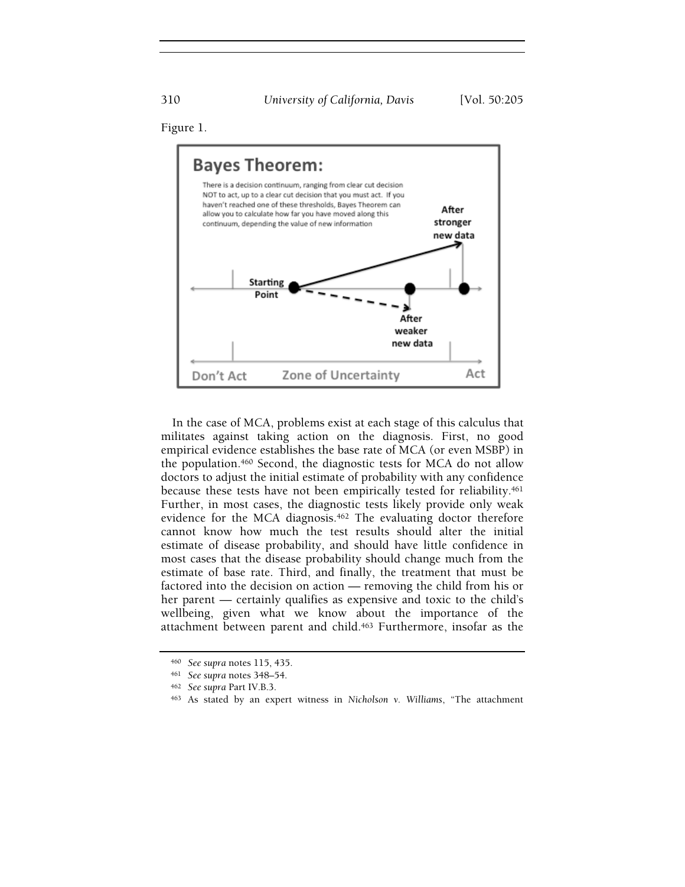Figure 1.

In the case of MCA, problems exist at each stage of this calculus that militates against taking action on the diagnosis. First, no good empirical evidence establishes the base rate of MCA (or even MSBP) in the population.[460] Second, the diagnostic tests for MCA do not allow doctors to adjust the initial estimate of probability with any confidence because these tests have not been empirically tested for reliability.[461] Further, in most cases, the diagnostic tests likely provide only weak evidence for the MCA diagnosis.[462] The evaluating doctor therefore cannot know how much the test results should alter the initial estimate of disease probability, and should have little confidence in most cases that the disease probability should change much from the estimate of base rate. Third, and finally, the treatment that must be factored into the decision on action — removing the child from his or her parent — certainly qualifies as expensive and toxic to the child's wellbeing, given what we know about the importance of the attachment between parent and child.[463] Furthermore, insofar as the

---

[460] *See supra* notes 115, 435.

[461] *See supra* notes 348–54.

[462] *See supra* Part IV.B.3.

[463] As stated by an expert witness in *Nicholson v. Williams*, "The attachment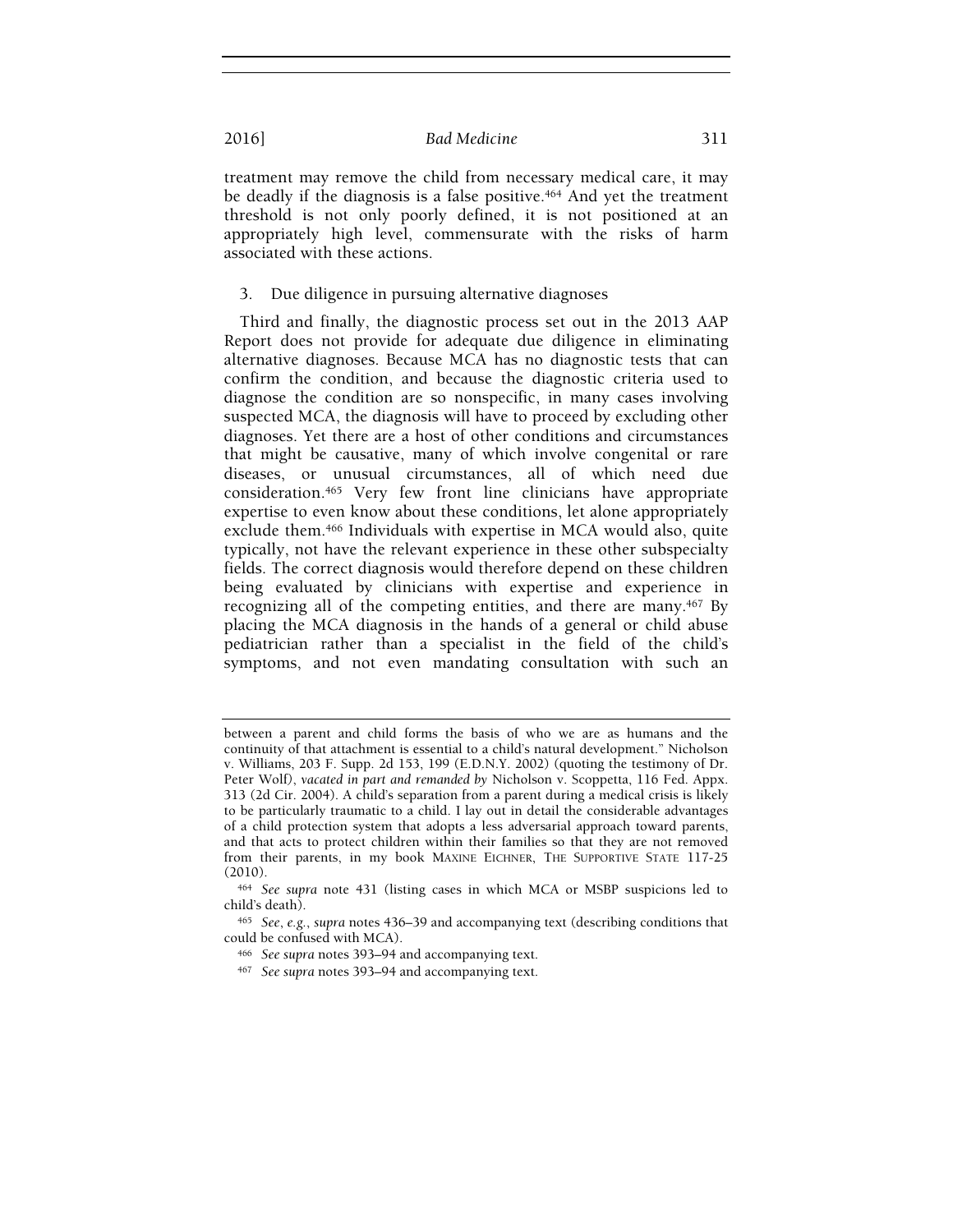treatment may remove the child from necessary medical care, it may be deadly if the diagnosis is a false positive.[464] And yet the treatment threshold is not only poorly defined, it is not positioned at an appropriately high level, commensurate with the risks of harm associated with these actions.

### 3. Due diligence in pursuing alternative diagnoses

Third and finally, the diagnostic process set out in the 2013 AAP Report does not provide for adequate due diligence in eliminating alternative diagnoses. Because MCA has no diagnostic tests that can confirm the condition, and because the diagnostic criteria used to diagnose the condition are so nonspecific, in many cases involving suspected MCA, the diagnosis will have to proceed by excluding other diagnoses. Yet there are a host of other conditions and circumstances that might be causative, many of which involve congenital or rare diseases, or unusual circumstances, all of which need due consideration.[465] Very few front line clinicians have appropriate expertise to even know about these conditions, let alone appropriately exclude them.[466] Individuals with expertise in MCA would also, quite typically, not have the relevant experience in these other subspecialty fields. The correct diagnosis would therefore depend on these children being evaluated by clinicians with expertise and experience in recognizing all of the competing entities, and there are many.[467] By placing the MCA diagnosis in the hands of a general or child abuse pediatrician rather than a specialist in the field of the child's symptoms, and not even mandating consultation with such an

---

between a parent and child forms the basis of who we are as humans and the continuity of that attachment is essential to a child's natural development." Nicholson v. Williams, 203 F. Supp. 2d 153, 199 (E.D.N.Y. 2002) (quoting the testimony of Dr. Peter Wolf), *vacated in part and remanded by* Nicholson v. Scoppetta, 116 Fed. Appx. 313 (2d Cir. 2004). A child's separation from a parent during a medical crisis is likely to be particularly traumatic to a child. I lay out in detail the considerable advantages of a child protection system that adopts a less adversarial approach toward parents, and that acts to protect children within their families so that they are not removed from their parents, in my book MAXINE EICHNER, THE SUPPORTIVE STATE 117-25 (2010).

[464] *See supra* note 431 (listing cases in which MCA or MSBP suspicions led to child's death).

[465] *See, e.g.*, *supra* notes 436–39 and accompanying text (describing conditions that could be confused with MCA).

[466] *See supra* notes 393–94 and accompanying text.

[467] *See supra* notes 393–94 and accompanying text.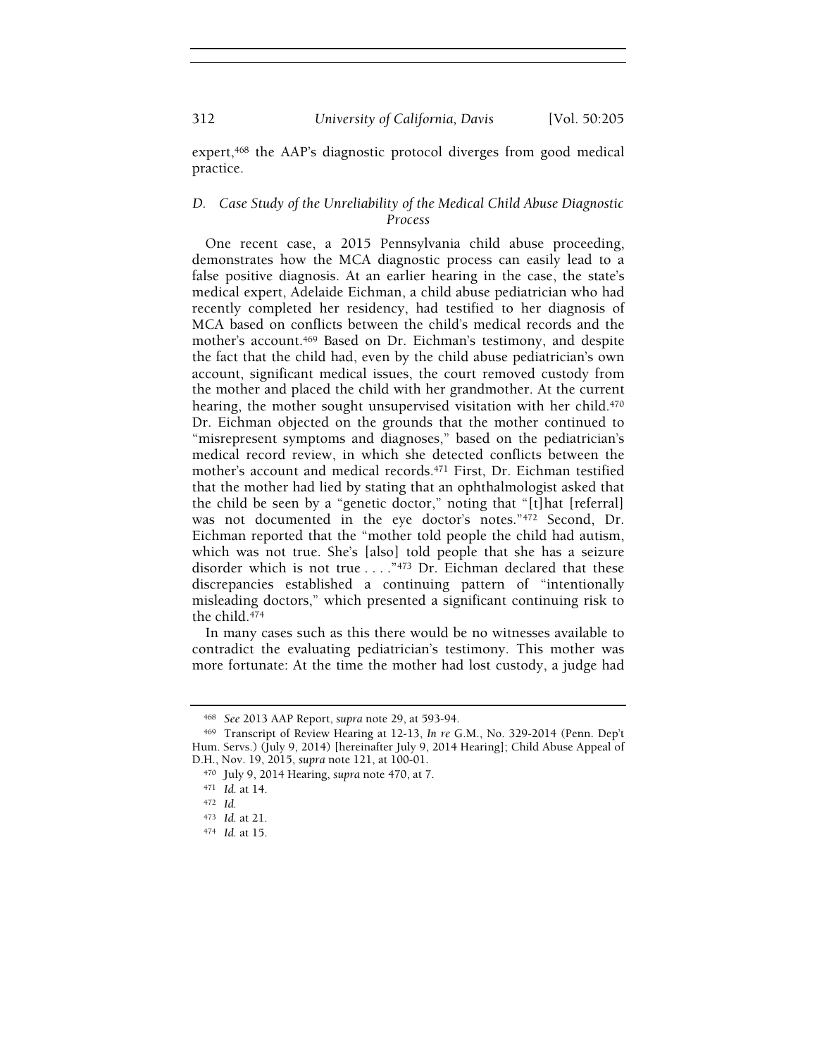expert,[468] the AAP's diagnostic protocol diverges from good medical practice.

### D. Case Study of the Unreliability of the Medical Child Abuse Diagnostic Process

One recent case, a 2015 Pennsylvania child abuse proceeding, demonstrates how the MCA diagnostic process can easily lead to a false positive diagnosis. At an earlier hearing in the case, the state's medical expert, Adelaide Eichman, a child abuse pediatrician who had recently completed her residency, had testified to her diagnosis of MCA based on conflicts between the child's medical records and the mother's account.[469] Based on Dr. Eichman's testimony, and despite the fact that the child had, even by the child abuse pediatrician's own account, significant medical issues, the court removed custody from the mother and placed the child with her grandmother. At the current hearing, the mother sought unsupervised visitation with her child.[470] Dr. Eichman objected on the grounds that the mother continued to "misrepresent symptoms and diagnoses," based on the pediatrician's medical record review, in which she detected conflicts between the mother's account and medical records.[471] First, Dr. Eichman testified that the mother had lied by stating that an ophthalmologist asked that the child be seen by a "genetic doctor," noting that "[t]hat [referral] was not documented in the eye doctor's notes."[472] Second, Dr. Eichman reported that the "mother told people the child had autism, which was not true. She's [also] told people that she has a seizure disorder which is not true . . . ."[473] Dr. Eichman declared that these discrepancies established a continuing pattern of "intentionally misleading doctors," which presented a significant continuing risk to the child.[474]

In many cases such as this there would be no witnesses available to contradict the evaluating pediatrician's testimony. This mother was more fortunate: At the time the mother had lost custody, a judge had

---

[468] *See* 2013 AAP Report, *supra* note 29, at 593-94.

[469] Transcript of Review Hearing at 12-13, *In re* G.M., No. 329-2014 (Penn. Dep't Hum. Servs.) (July 9, 2014) [hereinafter July 9, 2014 Hearing]; Child Abuse Appeal of D.H., Nov. 19, 2015, *supra* note 121, at 100-01.

[470] July 9, 2014 Hearing, *supra* note 470, at 7.

[471] *Id.* at 14.

[472] *Id.*

[473] *Id.* at 21.

[474] *Id.* at 15.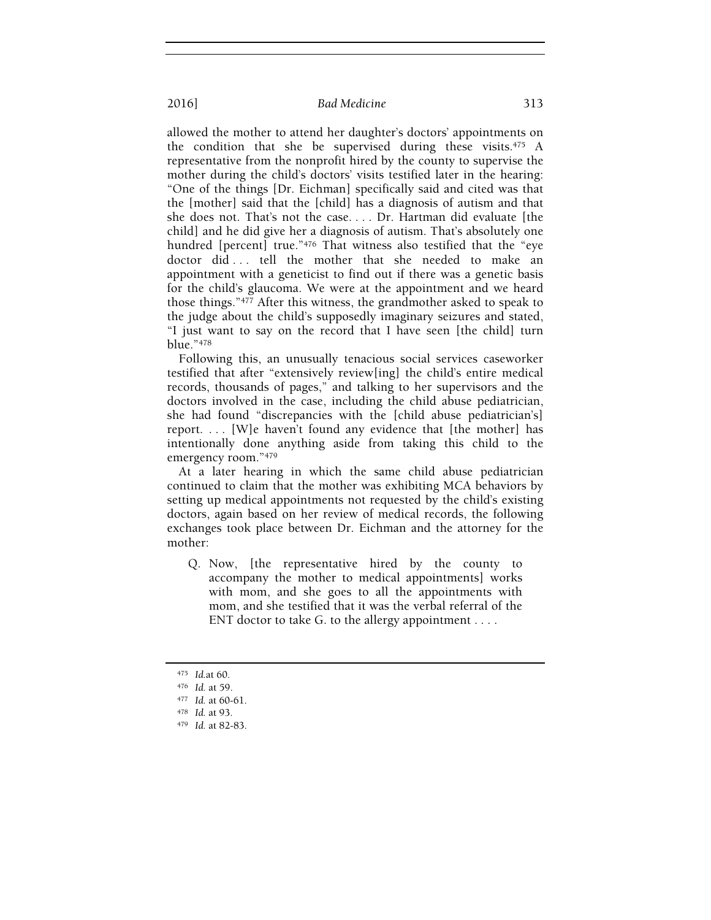allowed the mother to attend her daughter's doctors' appointments on the condition that she be supervised during these visits.[475] A representative from the nonprofit hired by the county to supervise the mother during the child's doctors' visits testified later in the hearing: "One of the things [Dr. Eichman] specifically said and cited was that the [mother] said that the [child] has a diagnosis of autism and that she does not. That's not the case. . . . Dr. Hartman did evaluate [the child] and he did give her a diagnosis of autism. That's absolutely one hundred [percent] true."[476] That witness also testified that the "eye doctor did . . . tell the mother that she needed to make an appointment with a geneticist to find out if there was a genetic basis for the child's glaucoma. We were at the appointment and we heard those things."[477] After this witness, the grandmother asked to speak to the judge about the child's supposedly imaginary seizures and stated, "I just want to say on the record that I have seen [the child] turn blue."[478]

Following this, an unusually tenacious social services caseworker testified that after "extensively review[ing] the child's entire medical records, thousands of pages," and talking to her supervisors and the doctors involved in the case, including the child abuse pediatrician, she had found "discrepancies with the [child abuse pediatrician's] report. . . . [W]e haven't found any evidence that [the mother] has intentionally done anything aside from taking this child to the emergency room."[479]

At a later hearing in which the same child abuse pediatrician continued to claim that the mother was exhibiting MCA behaviors by setting up medical appointments not requested by the child's existing doctors, again based on her review of medical records, the following exchanges took place between Dr. Eichman and the attorney for the mother:

> Q. Now, [the representative hired by the county to accompany the mother to medical appointments] works with mom, and she goes to all the appointments with mom, and she testified that it was the verbal referral of the ENT doctor to take G. to the allergy appointment . . . .

---

[475] *Id.*at 60.

[476] *Id.* at 59.

[477] *Id.* at 60-61.

[478] *Id.* at 93.

[479] *Id.* at 82-83.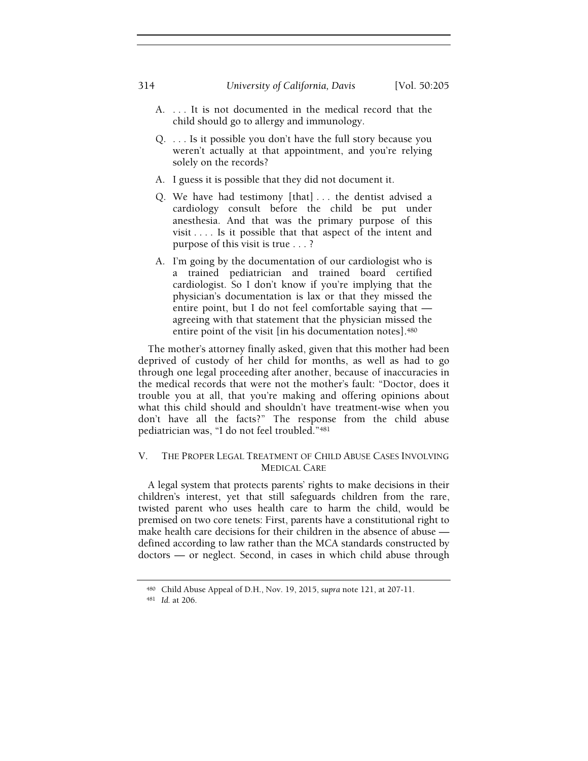> A. . . . It is not documented in the medical record that the child should go to allergy and immunology.
>
> Q. . . . Is it possible you don't have the full story because you weren't actually at that appointment, and you're relying solely on the records?
>
> A. I guess it is possible that they did not document it.
>
> Q. We have had testimony [that] . . . the dentist advised a cardiology consult before the child be put under anesthesia. And that was the primary purpose of this visit . . . . Is it possible that that aspect of the intent and purpose of this visit is true . . . ?
>
> A. I'm going by the documentation of our cardiologist who is a trained pediatrician and trained board certified cardiologist. So I don't know if you're implying that the physician's documentation is lax or that they missed the entire point, but I do not feel comfortable saying that — agreeing with that statement that the physician missed the entire point of the visit [in his documentation notes].[480]

The mother's attorney finally asked, given that this mother had been deprived of custody of her child for months, as well as had to go through one legal proceeding after another, because of inaccuracies in the medical records that were not the mother's fault: "Doctor, does it trouble you at all, that you're making and offering opinions about what this child should and shouldn't have treatment-wise when you don't have all the facts?" The response from the child abuse pediatrician was, "I do not feel troubled."[481]

## V. The Proper Legal Treatment of Child Abuse Cases Involving Medical Care

A legal system that protects parents' rights to make decisions in their children's interest, yet that still safeguards children from the rare, twisted parent who uses health care to harm the child, would be premised on two core tenets: First, parents have a constitutional right to make health care decisions for their children in the absence of abuse — defined according to law rather than the MCA standards constructed by doctors — or neglect. Second, in cases in which child abuse through

---

[480] Child Abuse Appeal of D.H., Nov. 19, 2015, *supra* note 121, at 207-11.

[481] *Id.* at 206.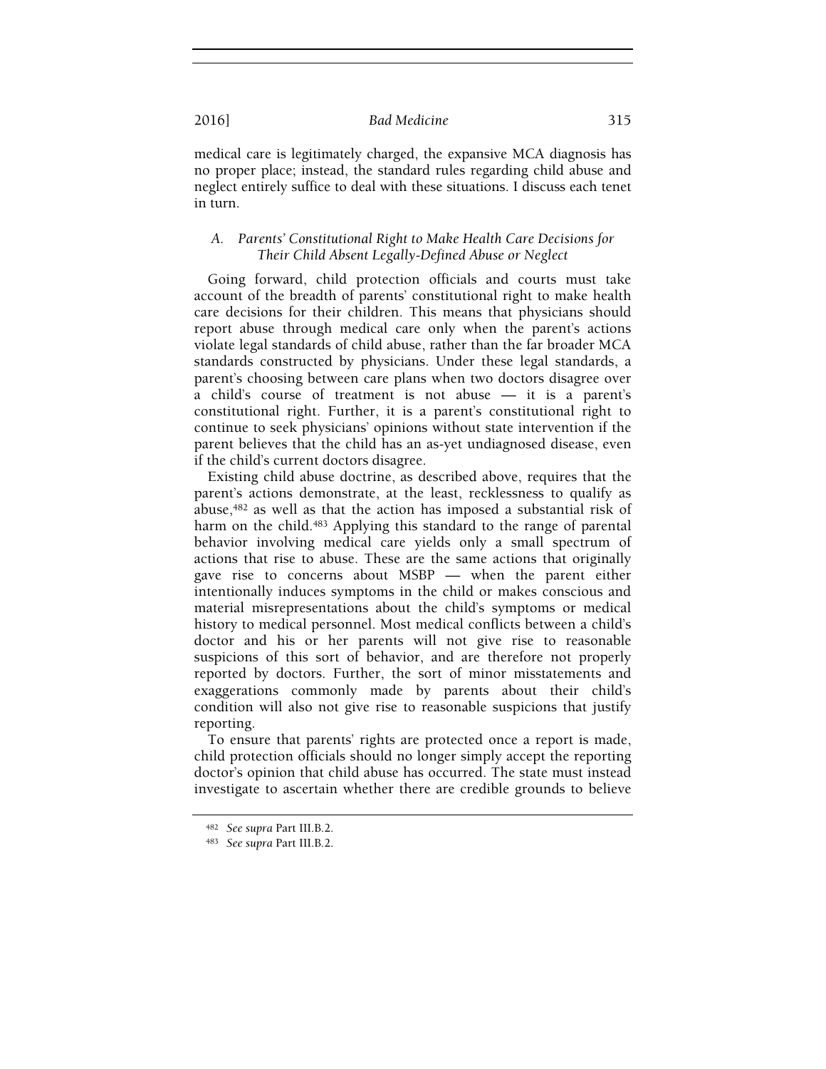medical care is legitimately charged, the expansive MCA diagnosis has no proper place; instead, the standard rules regarding child abuse and neglect entirely suffice to deal with these situations. I discuss each tenet in turn.

### *A. Parents' Constitutional Right to Make Health Care Decisions for Their Child Absent Legally-Defined Abuse or Neglect*

Going forward, child protection officials and courts must take account of the breadth of parents' constitutional right to make health care decisions for their children. This means that physicians should report abuse through medical care only when the parent's actions violate legal standards of child abuse, rather than the far broader MCA standards constructed by physicians. Under these legal standards, a parent's choosing between care plans when two doctors disagree over a child's course of treatment is not abuse — it is a parent's constitutional right. Further, it is a parent's constitutional right to continue to seek physicians' opinions without state intervention if the parent believes that the child has an as-yet undiagnosed disease, even if the child's current doctors disagree.

Existing child abuse doctrine, as described above, requires that the parent's actions demonstrate, at the least, recklessness to qualify as abuse,[482] as well as that the action has imposed a substantial risk of harm on the child.[483] Applying this standard to the range of parental behavior involving medical care yields only a small spectrum of actions that rise to abuse. These are the same actions that originally gave rise to concerns about MSBP — when the parent either intentionally induces symptoms in the child or makes conscious and material misrepresentations about the child's symptoms or medical history to medical personnel. Most medical conflicts between a child's doctor and his or her parents will not give rise to reasonable suspicions of this sort of behavior, and are therefore not properly reported by doctors. Further, the sort of minor misstatements and exaggerations commonly made by parents about their child's condition will also not give rise to reasonable suspicions that justify reporting.

To ensure that parents' rights are protected once a report is made, child protection officials should no longer simply accept the reporting doctor's opinion that child abuse has occurred. The state must instead investigate to ascertain whether there are credible grounds to believe

---

[482] *See supra* Part III.B.2.

[483] *See supra* Part III.B.2.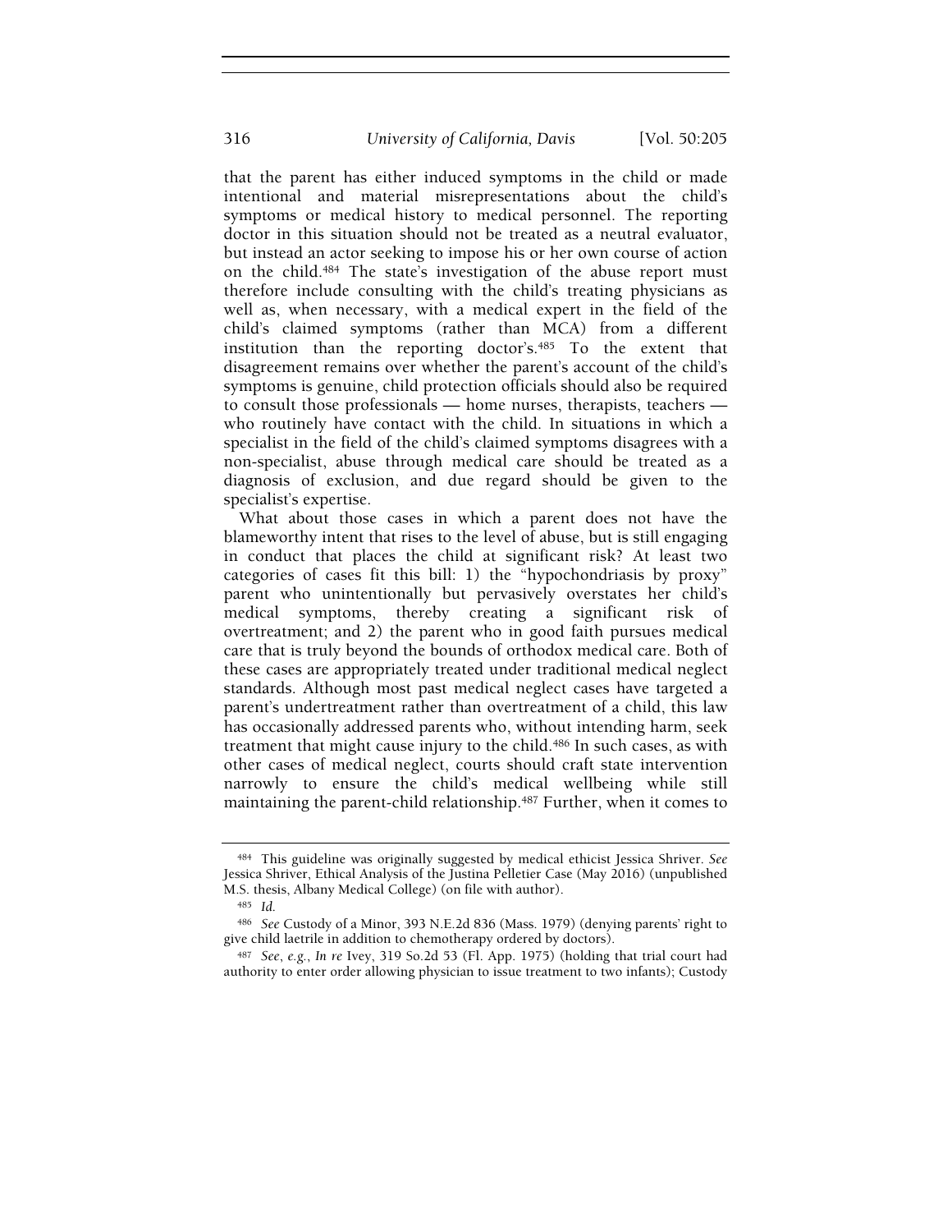that the parent has either induced symptoms in the child or made intentional and material misrepresentations about the child's symptoms or medical history to medical personnel. The reporting doctor in this situation should not be treated as a neutral evaluator, but instead an actor seeking to impose his or her own course of action on the child.[484] The state's investigation of the abuse report must therefore include consulting with the child's treating physicians as well as, when necessary, with a medical expert in the field of the child's claimed symptoms (rather than MCA) from a different institution than the reporting doctor's.[485] To the extent that disagreement remains over whether the parent's account of the child's symptoms is genuine, child protection officials should also be required to consult those professionals — home nurses, therapists, teachers — who routinely have contact with the child. In situations in which a specialist in the field of the child's claimed symptoms disagrees with a non-specialist, abuse through medical care should be treated as a diagnosis of exclusion, and due regard should be given to the specialist's expertise.

What about those cases in which a parent does not have the blameworthy intent that rises to the level of abuse, but is still engaging in conduct that places the child at significant risk? At least two categories of cases fit this bill: 1) the "hypochondriasis by proxy" parent who unintentionally but pervasively overstates her child's medical symptoms, thereby creating a significant risk of overtreatment; and 2) the parent who in good faith pursues medical care that is truly beyond the bounds of orthodox medical care. Both of these cases are appropriately treated under traditional medical neglect standards. Although most past medical neglect cases have targeted a parent's undertreatment rather than overtreatment of a child, this law has occasionally addressed parents who, without intending harm, seek treatment that might cause injury to the child.[486] In such cases, as with other cases of medical neglect, courts should craft state intervention narrowly to ensure the child's medical wellbeing while still maintaining the parent-child relationship.[487] Further, when it comes to

[484] This guideline was originally suggested by medical ethicist Jessica Shriver. *See* Jessica Shriver, Ethical Analysis of the Justina Pelletier Case (May 2016) (unpublished M.S. thesis, Albany Medical College) (on file with author).

[485] *Id.*

[486] *See* Custody of a Minor, 393 N.E.2d 836 (Mass. 1979) (denying parents' right to give child laetrile in addition to chemotherapy ordered by doctors).

[487] *See, e.g.*, *In re* Ivey, 319 So.2d 53 (Fl. App. 1975) (holding that trial court had authority to enter order allowing physician to issue treatment to two infants); Custody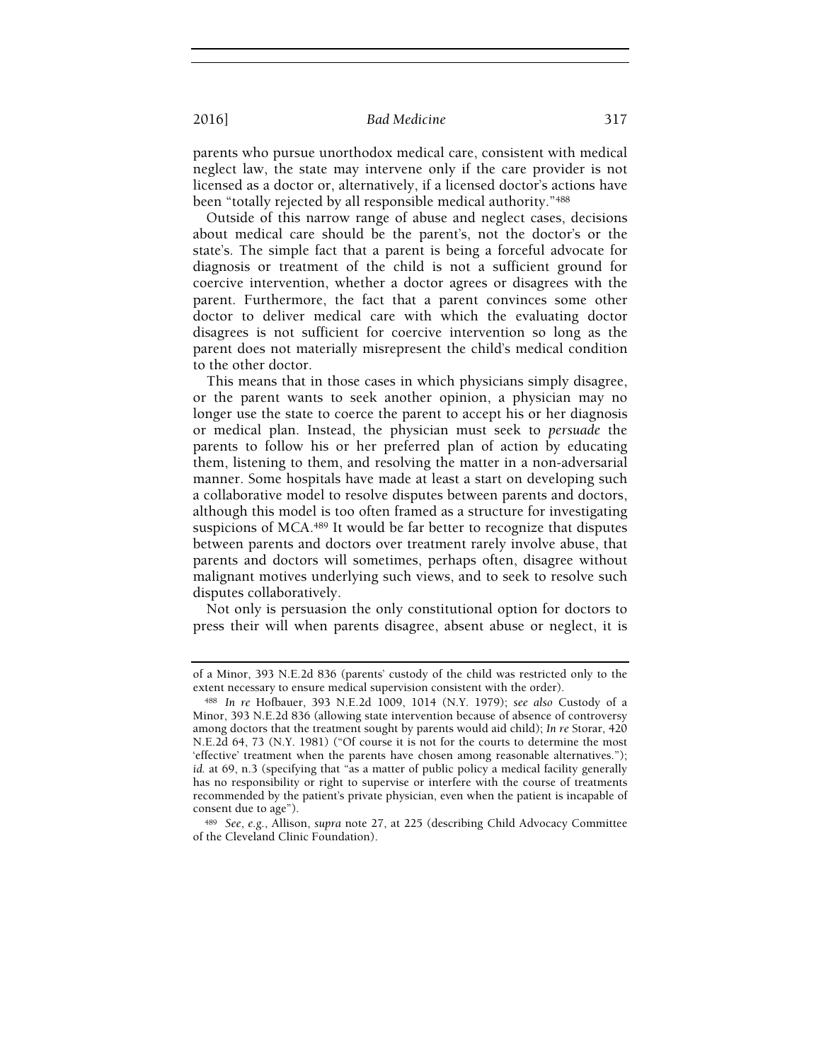parents who pursue unorthodox medical care, consistent with medical neglect law, the state may intervene only if the care provider is not licensed as a doctor or, alternatively, if a licensed doctor's actions have been "totally rejected by all responsible medical authority."[488]

Outside of this narrow range of abuse and neglect cases, decisions about medical care should be the parent's, not the doctor's or the state's. The simple fact that a parent is being a forceful advocate for diagnosis or treatment of the child is not a sufficient ground for coercive intervention, whether a doctor agrees or disagrees with the parent. Furthermore, the fact that a parent convinces some other doctor to deliver medical care with which the evaluating doctor disagrees is not sufficient for coercive intervention so long as the parent does not materially misrepresent the child's medical condition to the other doctor.

This means that in those cases in which physicians simply disagree, or the parent wants to seek another opinion, a physician may no longer use the state to coerce the parent to accept his or her diagnosis or medical plan. Instead, the physician must seek to *persuade* the parents to follow his or her preferred plan of action by educating them, listening to them, and resolving the matter in a non-adversarial manner. Some hospitals have made at least a start on developing such a collaborative model to resolve disputes between parents and doctors, although this model is too often framed as a structure for investigating suspicions of MCA.[489] It would be far better to recognize that disputes between parents and doctors over treatment rarely involve abuse, that parents and doctors will sometimes, perhaps often, disagree without malignant motives underlying such views, and to seek to resolve such disputes collaboratively.

Not only is persuasion the only constitutional option for doctors to press their will when parents disagree, absent abuse or neglect, it is

---

of a Minor, 393 N.E.2d 836 (parents' custody of the child was restricted only to the extent necessary to ensure medical supervision consistent with the order).

[488] *In re* Hofbauer, 393 N.E.2d 1009, 1014 (N.Y. 1979); *see also* Custody of a Minor, 393 N.E.2d 836 (allowing state intervention because of absence of controversy among doctors that the treatment sought by parents would aid child); *In re* Storar, 420 N.E.2d 64, 73 (N.Y. 1981) ("Of course it is not for the courts to determine the most 'effective' treatment when the parents have chosen among reasonable alternatives."); *id.* at 69, n.3 (specifying that "as a matter of public policy a medical facility generally has no responsibility or right to supervise or interfere with the course of treatments recommended by the patient's private physician, even when the patient is incapable of consent due to age").

[489] *See, e.g.*, Allison, *supra* note 27, at 225 (describing Child Advocacy Committee of the Cleveland Clinic Foundation).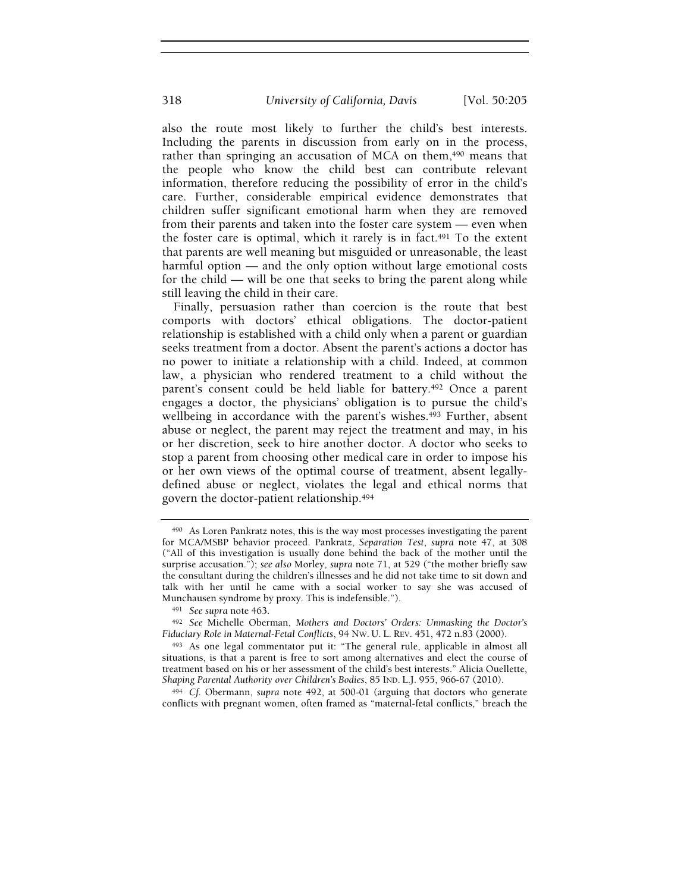also the route most likely to further the child's best interests. Including the parents in discussion from early on in the process, rather than springing an accusation of MCA on them,[490] means that the people who know the child best can contribute relevant information, therefore reducing the possibility of error in the child's care. Further, considerable empirical evidence demonstrates that children suffer significant emotional harm when they are removed from their parents and taken into the foster care system — even when the foster care is optimal, which it rarely is in fact.[491] To the extent that parents are well meaning but misguided or unreasonable, the least harmful option — and the only option without large emotional costs for the child — will be one that seeks to bring the parent along while still leaving the child in their care.

Finally, persuasion rather than coercion is the route that best comports with doctors' ethical obligations. The doctor-patient relationship is established with a child only when a parent or guardian seeks treatment from a doctor. Absent the parent's actions a doctor has no power to initiate a relationship with a child. Indeed, at common law, a physician who rendered treatment to a child without the parent's consent could be held liable for battery.[492] Once a parent engages a doctor, the physicians' obligation is to pursue the child's wellbeing in accordance with the parent's wishes.[493] Further, absent abuse or neglect, the parent may reject the treatment and may, in his or her discretion, seek to hire another doctor. A doctor who seeks to stop a parent from choosing other medical care in order to impose his or her own views of the optimal course of treatment, absent legally-defined abuse or neglect, violates the legal and ethical norms that govern the doctor-patient relationship.[494]

---

[490] As Loren Pankratz notes, this is the way most processes investigating the parent for MCA/MSBP behavior proceed. Pankratz, *Separation Test*, *supra* note 47, at 308 ("All of this investigation is usually done behind the back of the mother until the surprise accusation."); *see also* Morley, *supra* note 71, at 529 ("the mother briefly saw the consultant during the children's illnesses and he did not take time to sit down and talk with her until he came with a social worker to say she was accused of Munchausen syndrome by proxy. This is indefensible.").

[491] *See supra* note 463.

[492] *See* Michelle Oberman, *Mothers and Doctors' Orders: Unmasking the Doctor's Fiduciary Role in Maternal-Fetal Conflicts*, 94 NW. U. L. REV. 451, 472 n.83 (2000).

[493] As one legal commentator put it: "The general rule, applicable in almost all situations, is that a parent is free to sort among alternatives and elect the course of treatment based on his or her assessment of the child's best interests." Alicia Ouellette, *Shaping Parental Authority over Children's Bodies*, 85 IND. L.J. 955, 966-67 (2010).

[494] *Cf.* Obermann, *supra* note 492, at 500-01 (arguing that doctors who generate conflicts with pregnant women, often framed as "maternal-fetal conflicts," breach the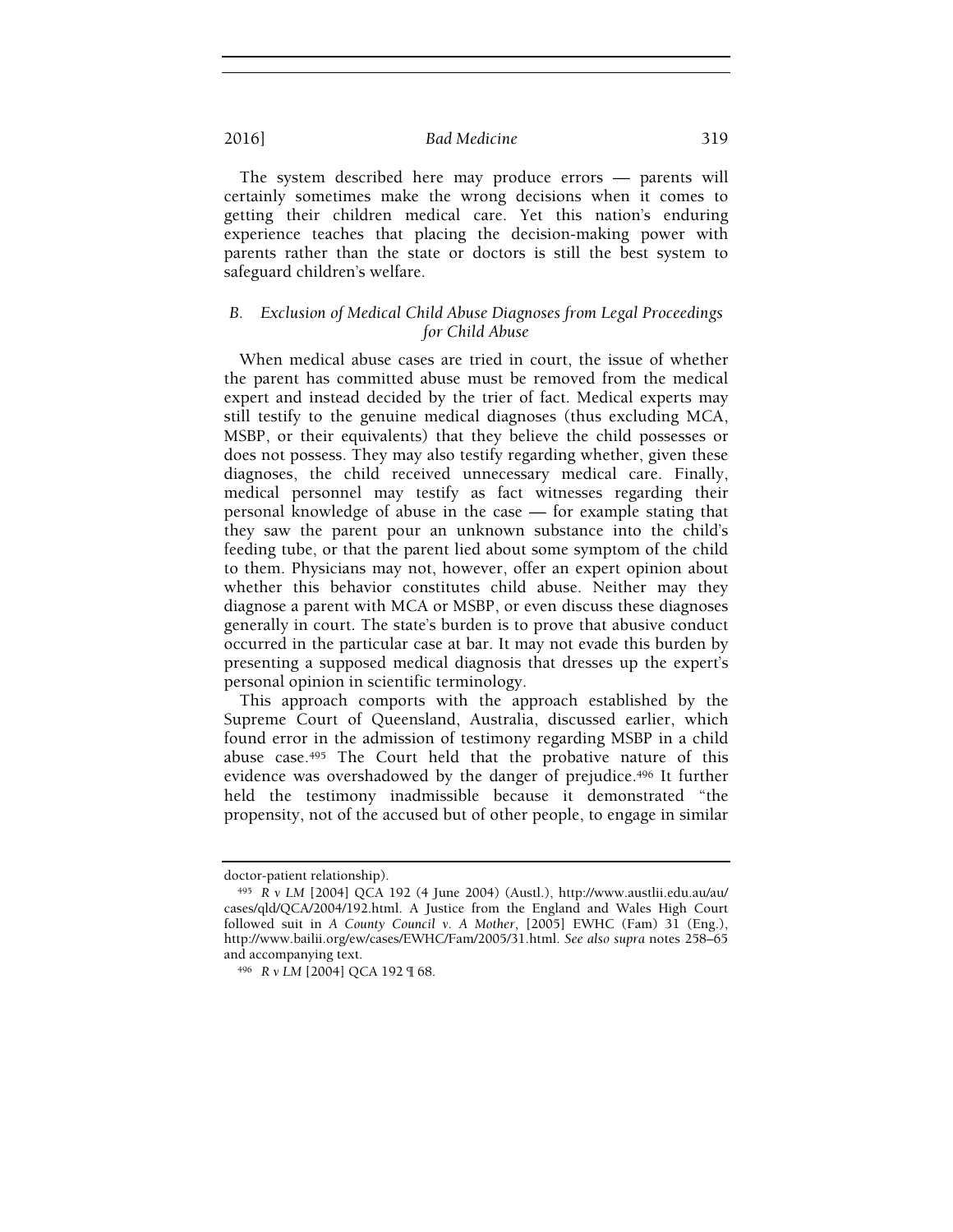The system described here may produce errors — parents will certainly sometimes make the wrong decisions when it comes to getting their children medical care. Yet this nation's enduring experience teaches that placing the decision-making power with parents rather than the state or doctors is still the best system to safeguard children's welfare.

### *B. Exclusion of Medical Child Abuse Diagnoses from Legal Proceedings for Child Abuse*

When medical abuse cases are tried in court, the issue of whether the parent has committed abuse must be removed from the medical expert and instead decided by the trier of fact. Medical experts may still testify to the genuine medical diagnoses (thus excluding MCA, MSBP, or their equivalents) that they believe the child possesses or does not possess. They may also testify regarding whether, given these diagnoses, the child received unnecessary medical care. Finally, medical personnel may testify as fact witnesses regarding their personal knowledge of abuse in the case — for example stating that they saw the parent pour an unknown substance into the child's feeding tube, or that the parent lied about some symptom of the child to them. Physicians may not, however, offer an expert opinion about whether this behavior constitutes child abuse. Neither may they diagnose a parent with MCA or MSBP, or even discuss these diagnoses generally in court. The state's burden is to prove that abusive conduct occurred in the particular case at bar. It may not evade this burden by presenting a supposed medical diagnosis that dresses up the expert's personal opinion in scientific terminology.

This approach comports with the approach established by the Supreme Court of Queensland, Australia, discussed earlier, which found error in the admission of testimony regarding MSBP in a child abuse case.[495] The Court held that the probative nature of this evidence was overshadowed by the danger of prejudice.[496] It further held the testimony inadmissible because it demonstrated "the propensity, not of the accused but of other people, to engage in similar

---

doctor-patient relationship).

[495] *R v LM* [2004] QCA 192 (4 June 2004) (Austl.), http://www.austlii.edu.au/au/cases/qld/QCA/2004/192.html. A Justice from the England and Wales High Court followed suit in *A County Council v. A Mother*, [2005] EWHC (Fam) 31 (Eng.), http://www.bailii.org/ew/cases/EWHC/Fam/2005/31.html. *See also supra* notes 258–65 and accompanying text.

[496] *R v LM* [2004] QCA 192 ¶ 68.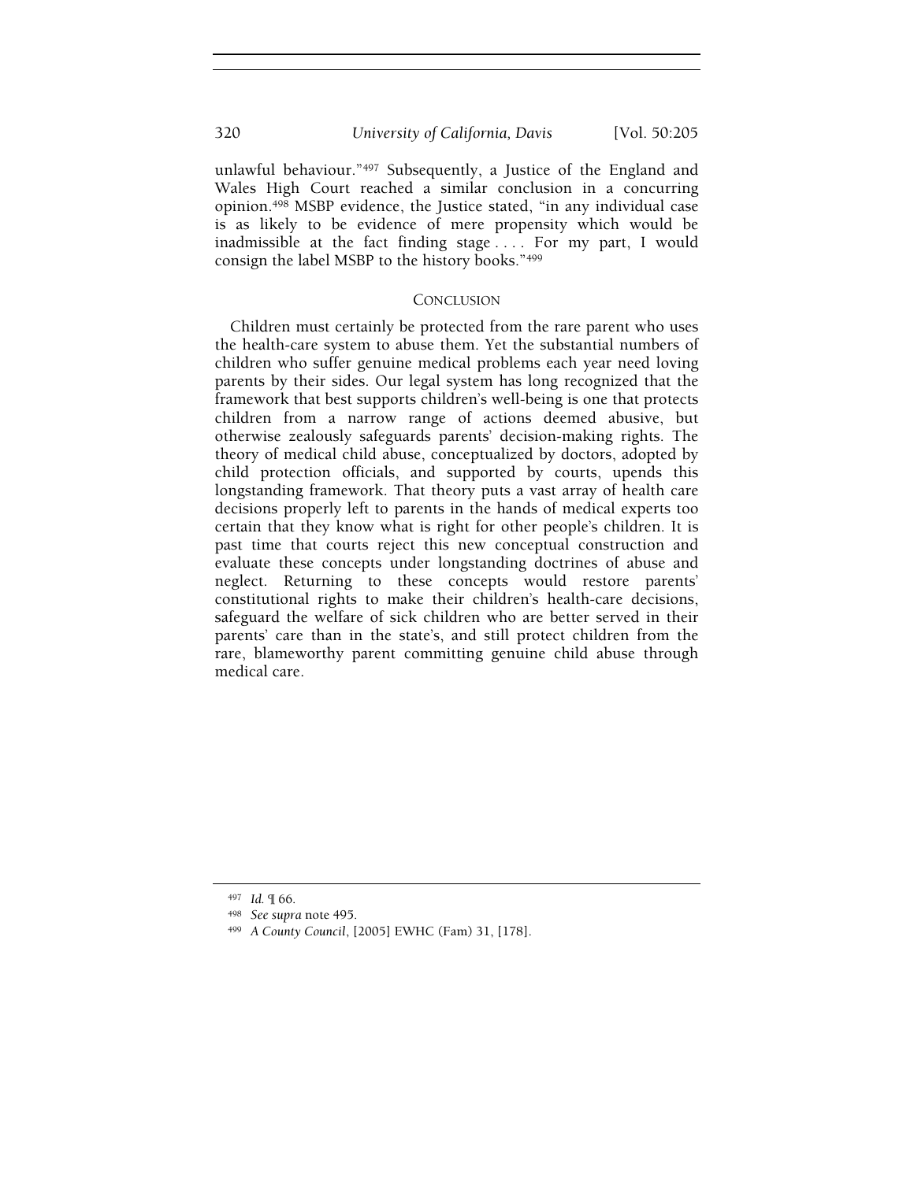unlawful behaviour."[497] Subsequently, a Justice of the England and Wales High Court reached a similar conclusion in a concurring opinion.[498] MSBP evidence, the Justice stated, "in any individual case is as likely to be evidence of mere propensity which would be inadmissible at the fact finding stage . . . . For my part, I would consign the label MSBP to the history books."[499]

## CONCLUSION

Children must certainly be protected from the rare parent who uses the health-care system to abuse them. Yet the substantial numbers of children who suffer genuine medical problems each year need loving parents by their sides. Our legal system has long recognized that the framework that best supports children's well-being is one that protects children from a narrow range of actions deemed abusive, but otherwise zealously safeguards parents' decision-making rights. The theory of medical child abuse, conceptualized by doctors, adopted by child protection officials, and supported by courts, upends this longstanding framework. That theory puts a vast array of health care decisions properly left to parents in the hands of medical experts too certain that they know what is right for other people's children. It is past time that courts reject this new conceptual construction and evaluate these concepts under longstanding doctrines of abuse and neglect. Returning to these concepts would restore parents' constitutional rights to make their children's health-care decisions, safeguard the welfare of sick children who are better served in their parents' care than in the state's, and still protect children from the rare, blameworthy parent committing genuine child abuse through medical care.

---

[497] *Id.* ¶ 66.

[498] *See supra* note 495.

[499] *A County Council*, [2005] EWHC (Fam) 31, [178].